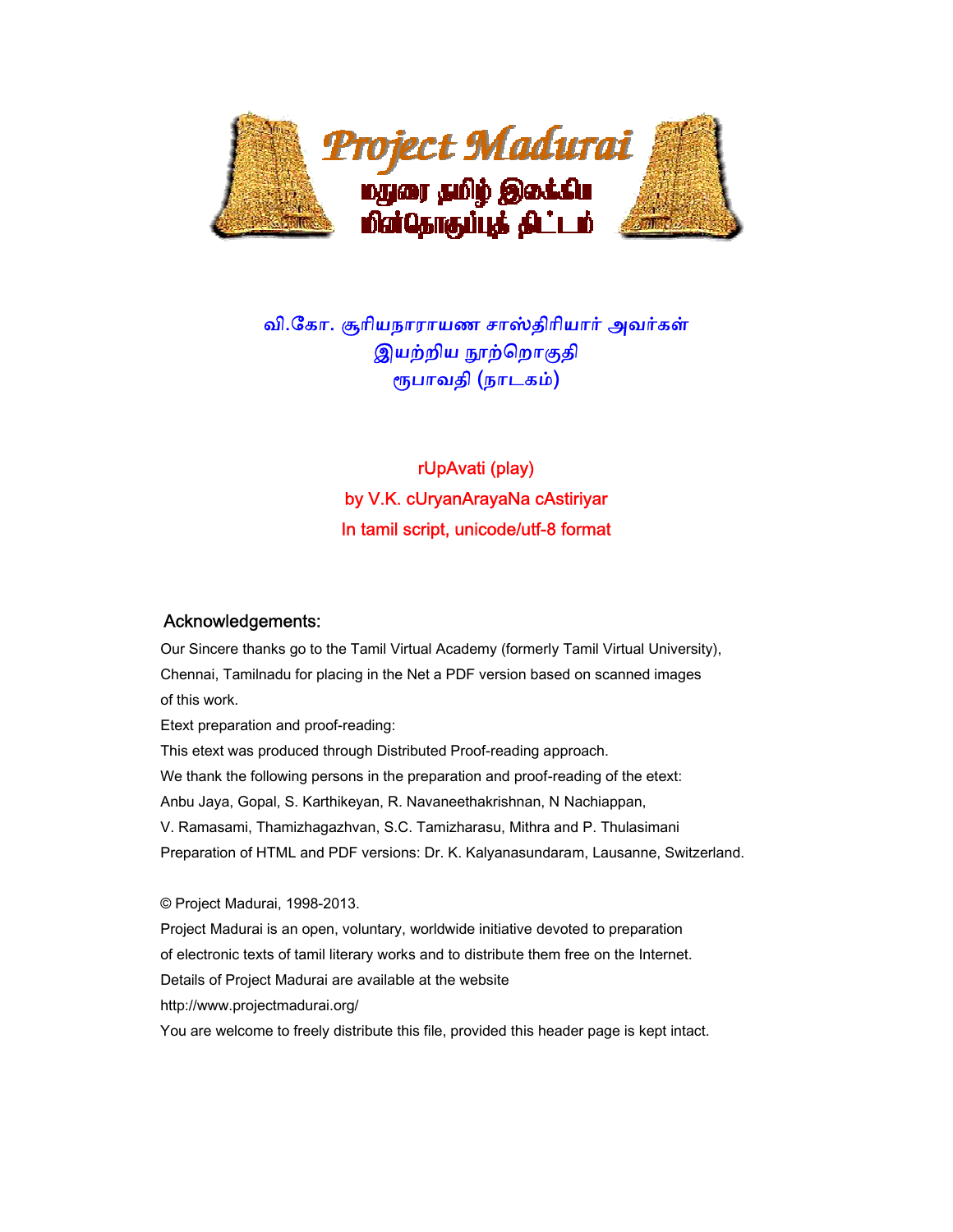# Project Madurai

மதுரை தமிழ் இலக்கிய மின்தொகுப்புத் திட்டம்

வி.கோ. சூரியநாராயண சாஸ்திரியார் அவர்கள்
இயற்றிய நூற்றொகுதி
ரூபாவதி (நாடகம்)

rUpAvati (play)
by V.K. cUryanArayaNa cAstiriyar
In tamil script, unicode/utf-8 format

## Acknowledgements:

Our Sincere thanks go to the Tamil Virtual Academy (formerly Tamil Virtual University), Chennai, Tamilnadu for placing in the Net a PDF version based on scanned images of this work.

Etext preparation and proof-reading:

This etext was produced through Distributed Proof-reading approach.

We thank the following persons in the preparation and proof-reading of the etext:

Anbu Jaya, Gopal, S. Karthikeyan, R. Navaneethakrishnan, N Nachiappan, V. Ramasami, Thamizhagazhvan, S.C. Tamizharasu, Mithra and P. Thulasimani

Preparation of HTML and PDF versions: Dr. K. Kalyanasundaram, Lausanne, Switzerland.

© Project Madurai, 1998-2013.

Project Madurai is an open, voluntary, worldwide initiative devoted to preparation of electronic texts of tamil literary works and to distribute them free on the Internet.

Details of Project Madurai are available at the website

http://www.projectmadurai.org/

You are welcome to freely distribute this file, provided this header page is kept intact.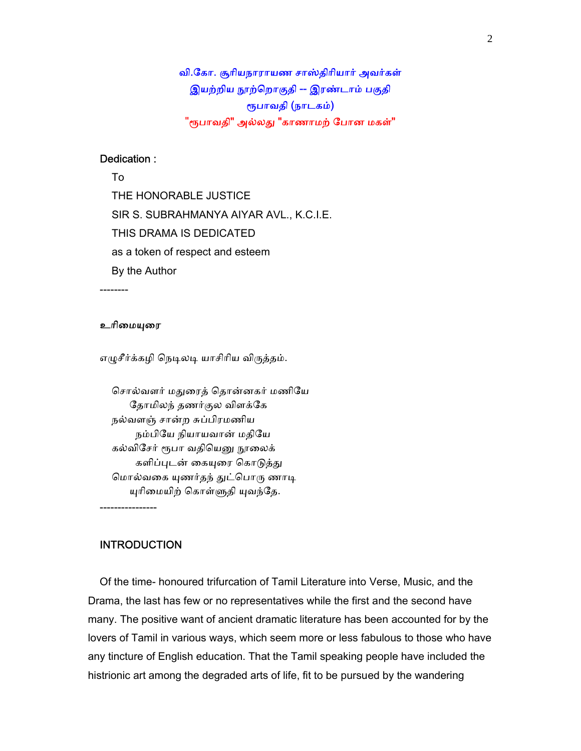வி.கோ. சூரியநாராயண சாஸ்திரியார் அவர்கள்
இயற்றிய நூற்றொகுதி -- இரண்டாம் பகுதி
ரூபாவதி (நாடகம்)
"ரூபாவதி" அல்லது "காணாமற் போன மகள்"

**Dedication :**

To
THE HONORABLE JUSTICE
SIR S. SUBRAHMANYA AIYAR AVL., K.C.I.E.
THIS DRAMA IS DEDICATED
as a token of respect and esteem
By the Author

--------

**உரிமையுரை**

எழுசீர்க்கழி நெடிலடி யாசிரிய விருத்தம்.

சொல்வளர் மதுரைத் தொன்னகர் மணியே
தோமிலந் தணர்குல விளக்கே
நல்வளஞ் சான்ற சுப்பிரமணிய
நம்பியே நியாயவான் மதியே
கல்விசேர் ரூபா வதியெனு நூலைக்
களிப்புடன் கையுரை கொடுத்து
மொல்வகை யுணர்ந்தந் துட்பொரு ணாடி
யுரிமையிற் கொள்ளுதி யுவந்தே.

----------------

**INTRODUCTION**

Of the time- honoured trifurcation of Tamil Literature into Verse, Music, and the Drama, the last has few or no representatives while the first and the second have many. The positive want of ancient dramatic literature has been accounted for by the lovers of Tamil in various ways, which seem more or less fabulous to those who have any tincture of English education. That the Tamil speaking people have included the histrionic art among the degraded arts of life, fit to be pursued by the wandering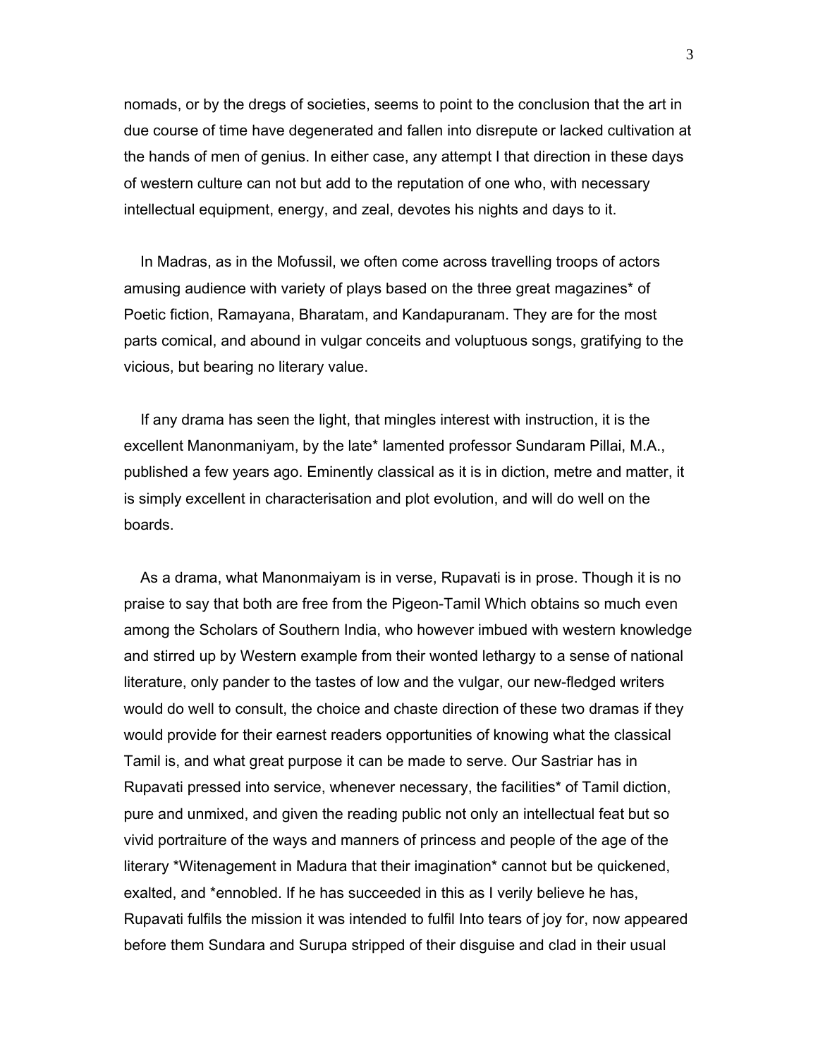nomads, or by the dregs of societies, seems to point to the conclusion that the art in due course of time have degenerated and fallen into disrepute or lacked cultivation at the hands of men of genius. In either case, any attempt I that direction in these days of western culture can not but add to the reputation of one who, with necessary intellectual equipment, energy, and zeal, devotes his nights and days to it.

In Madras, as in the Mofussil, we often come across travelling troops of actors amusing audience with variety of plays based on the three great magazines* of Poetic fiction, Ramayana, Bharatam, and Kandapuranam. They are for the most parts comical, and abound in vulgar conceits and voluptuous songs, gratifying to the vicious, but bearing no literary value.

If any drama has seen the light, that mingles interest with instruction, it is the excellent Manonmaniyam, by the late* lamented professor Sundaram Pillai, M.A., published a few years ago. Eminently classical as it is in diction, metre and matter, it is simply excellent in characterisation and plot evolution, and will do well on the boards.

As a drama, what Manonmaiyam is in verse, Rupavati is in prose. Though it is no praise to say that both are free from the Pigeon-Tamil Which obtains so much even among the Scholars of Southern India, who however imbued with western knowledge and stirred up by Western example from their wonted lethargy to a sense of national literature, only pander to the tastes of low and the vulgar, our new-fledged writers would do well to consult, the choice and chaste direction of these two dramas if they would provide for their earnest readers opportunities of knowing what the classical Tamil is, and what great purpose it can be made to serve. Our Sastriar has in Rupavati pressed into service, whenever necessary, the facilities* of Tamil diction, pure and unmixed, and given the reading public not only an intellectual feat but so vivid portraiture of the ways and manners of princess and people of the age of the literary *Witenagement in Madura that their imagination* cannot but be quickened, exalted, and *ennobled. If he has succeeded in this as I verily believe he has, Rupavati fulfils the mission it was intended to fulfil Into tears of joy for, now appeared before them Sundara and Surupa stripped of their disguise and clad in their usual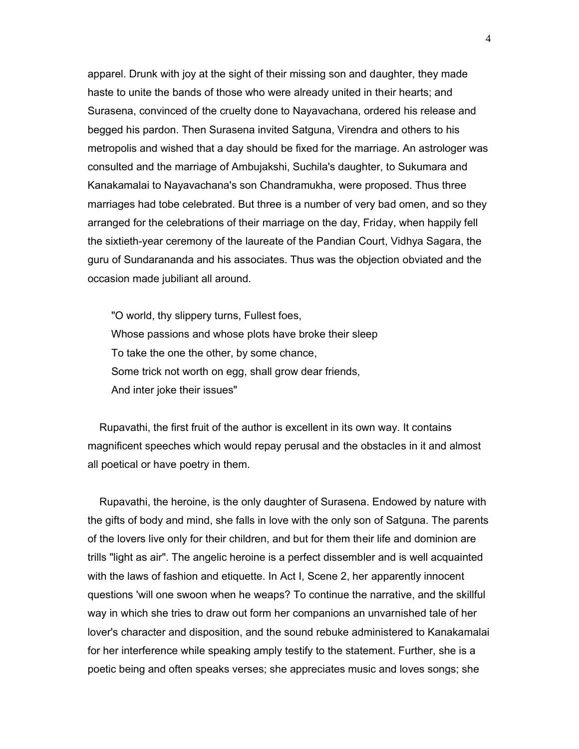apparel. Drunk with joy at the sight of their missing son and daughter, they made haste to unite the bands of those who were already united in their hearts; and Surasena, convinced of the cruelty done to Nayavachana, ordered his release and begged his pardon. Then Surasena invited Satguna, Virendra and others to his metropolis and wished that a day should be fixed for the marriage. An astrologer was consulted and the marriage of Ambujakshi, Suchila's daughter, to Sukumara and Kanakamalai to Nayavachana's son Chandramukha, were proposed. Thus three marriages had tobe celebrated. But three is a number of very bad omen, and so they arranged for the celebrations of their marriage on the day, Friday, when happily fell the sixtieth-year ceremony of the laureate of the Pandian Court, Vidhya Sagara, the guru of Sundarananda and his associates. Thus was the objection obviated and the occasion made jubiliant all around.

> "O world, thy slippery turns, Fullest foes,
> Whose passions and whose plots have broke their sleep
> To take the one the other, by some chance,
> Some trick not worth on egg, shall grow dear friends,
> And inter joke their issues"

Rupavathi, the first fruit of the author is excellent in its own way. It contains magnificent speeches which would repay perusal and the obstacles in it and almost all poetical or have poetry in them.

Rupavathi, the heroine, is the only daughter of Surasena. Endowed by nature with the gifts of body and mind, she falls in love with the only son of Satguna. The parents of the lovers live only for their children, and but for them their life and dominion are trills "light as air". The angelic heroine is a perfect dissembler and is well acquainted with the laws of fashion and etiquette. In Act I, Scene 2, her apparently innocent questions 'will one swoon when he weaps? To continue the narrative, and the skillful way in which she tries to draw out form her companions an unvarnished tale of her lover's character and disposition, and the sound rebuke administered to Kanakamalai for her interference while speaking amply testify to the statement. Further, she is a poetic being and often speaks verses; she appreciates music and loves songs; she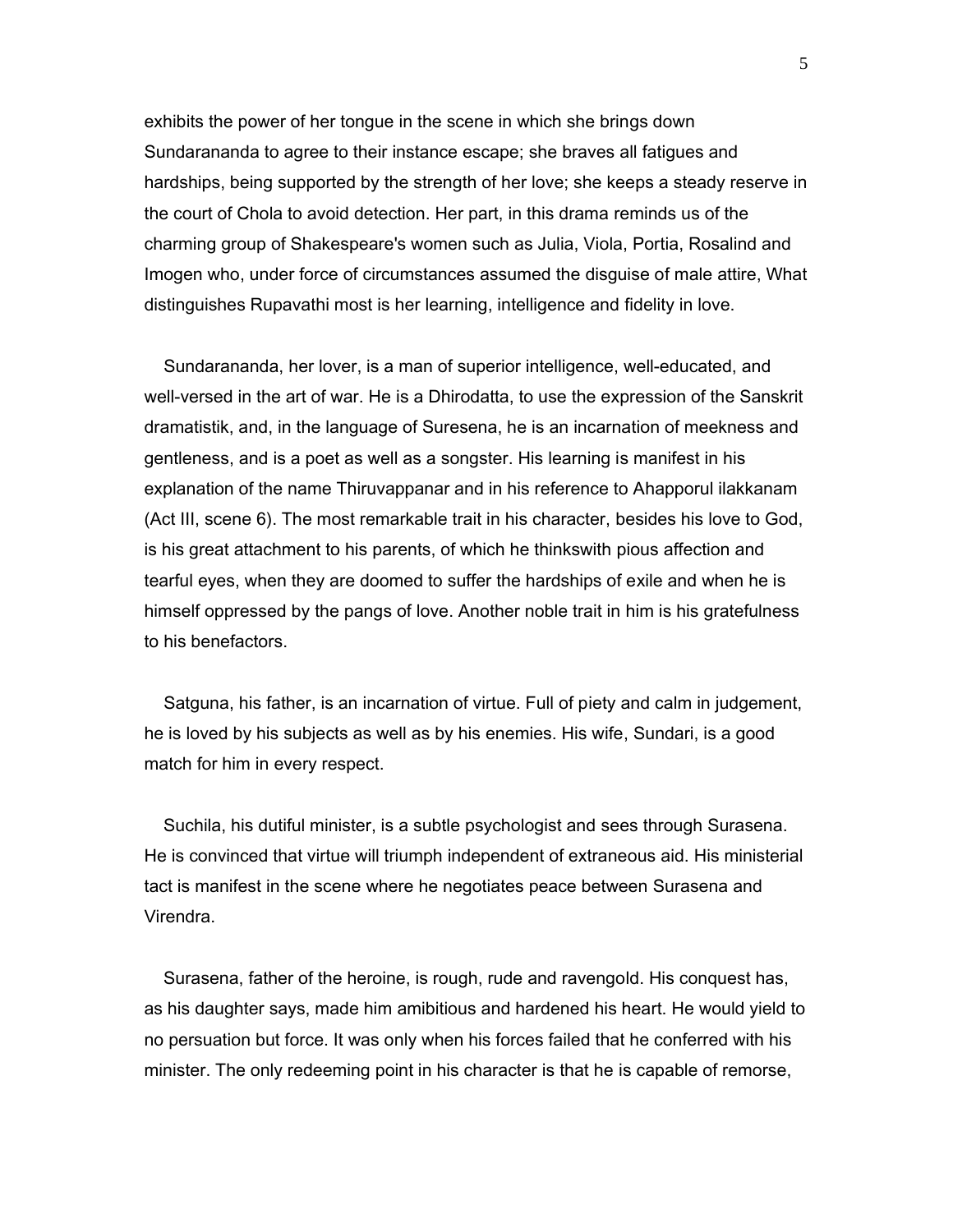exhibits the power of her tongue in the scene in which she brings down Sundarananda to agree to their instance escape; she braves all fatigues and hardships, being supported by the strength of her love; she keeps a steady reserve in the court of Chola to avoid detection. Her part, in this drama reminds us of the charming group of Shakespeare's women such as Julia, Viola, Portia, Rosalind and Imogen who, under force of circumstances assumed the disguise of male attire, What distinguishes Rupavathi most is her learning, intelligence and fidelity in love.

Sundarananda, her lover, is a man of superior intelligence, well-educated, and well-versed in the art of war. He is a Dhirodatta, to use the expression of the Sanskrit dramatistik, and, in the language of Suresena, he is an incarnation of meekness and gentleness, and is a poet as well as a songster. His learning is manifest in his explanation of the name Thiruvappanar and in his reference to Ahapporul ilakkanam (Act III, scene 6). The most remarkable trait in his character, besides his love to God, is his great attachment to his parents, of which he thinkswith pious affection and tearful eyes, when they are doomed to suffer the hardships of exile and when he is himself oppressed by the pangs of love. Another noble trait in him is his gratefulness to his benefactors.

Satguna, his father, is an incarnation of virtue. Full of piety and calm in judgement, he is loved by his subjects as well as by his enemies. His wife, Sundari, is a good match for him in every respect.

Suchila, his dutiful minister, is a subtle psychologist and sees through Surasena. He is convinced that virtue will triumph independent of extraneous aid. His ministerial tact is manifest in the scene where he negotiates peace between Surasena and Virendra.

Surasena, father of the heroine, is rough, rude and ravengold. His conquest has, as his daughter says, made him amibitious and hardened his heart. He would yield to no persuation but force. It was only when his forces failed that he conferred with his minister. The only redeeming point in his character is that he is capable of remorse,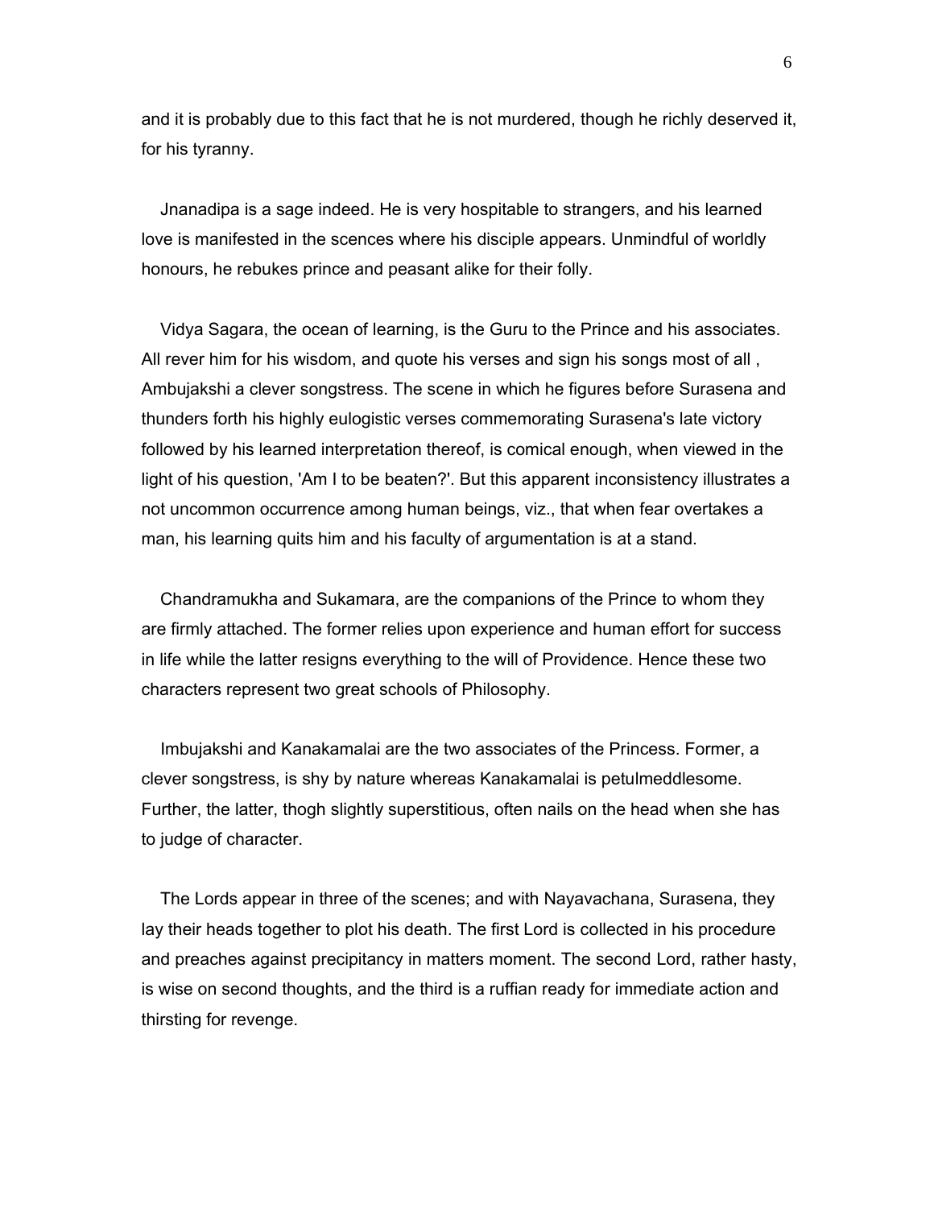and it is probably due to this fact that he is not murdered, though he richly deserved it, for his tyranny.

Jnanadipa is a sage indeed. He is very hospitable to strangers, and his learned love is manifested in the scences where his disciple appears. Unmindful of worldly honours, he rebukes prince and peasant alike for their folly.

Vidya Sagara, the ocean of learning, is the Guru to the Prince and his associates. All rever him for his wisdom, and quote his verses and sign his songs most of all , Ambujakshi a clever songstress. The scene in which he figures before Surasena and thunders forth his highly eulogistic verses commemorating Surasena's late victory followed by his learned interpretation thereof, is comical enough, when viewed in the light of his question, 'Am I to be beaten?'. But this apparent inconsistency illustrates a not uncommon occurrence among human beings, viz., that when fear overtakes a man, his learning quits him and his faculty of argumentation is at a stand.

Chandramukha and Sukamara, are the companions of the Prince to whom they are firmly attached. The former relies upon experience and human effort for success in life while the latter resigns everything to the will of Providence. Hence these two characters represent two great schools of Philosophy.

Imbujakshi and Kanakamalai are the two associates of the Princess. Former, a clever songstress, is shy by nature whereas Kanakamalai is petulmeddlesome. Further, the latter, thogh slightly superstitious, often nails on the head when she has to judge of character.

The Lords appear in three of the scenes; and with Nayavachana, Surasena, they lay their heads together to plot his death. The first Lord is collected in his procedure and preaches against precipitancy in matters moment. The second Lord, rather hasty, is wise on second thoughts, and the third is a ruffian ready for immediate action and thirsting for revenge.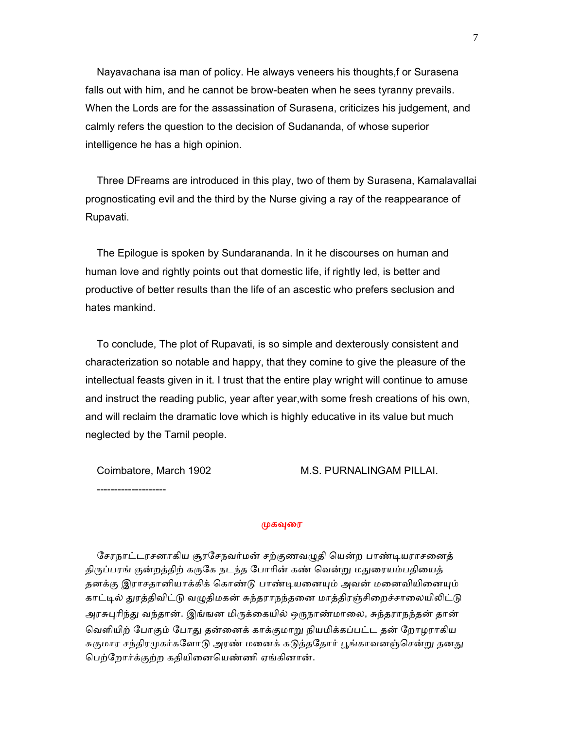Nayavachana isa man of policy. He always veneers his thoughts,f or Surasena falls out with him, and he cannot be brow-beaten when he sees tyranny prevails. When the Lords are for the assassination of Surasena, criticizes his judgement, and calmly refers the question to the decision of Sudananda, of whose superior intelligence he has a high opinion.

Three DFreams are introduced in this play, two of them by Surasena, Kamalavallai prognosticating evil and the third by the Nurse giving a ray of the reappearance of Rupavati.

The Epilogue is spoken by Sundarananda. In it he discourses on human and human love and rightly points out that domestic life, if rightly led, is better and productive of better results than the life of an ascestic who prefers seclusion and hates mankind.

To conclude, The plot of Rupavati, is so simple and dexterously consistent and characterization so notable and happy, that they comine to give the pleasure of the intellectual feasts given in it. I trust that the entire play wright will continue to amuse and instruct the reading public, year after year,with some fresh creations of his own, and will reclaim the dramatic love which is highly educative in its value but much neglected by the Tamil people.

Coimbatore, March 1902 M.S. PURNALINGAM PILLAI.

--------------------

## முகவுரை

சேரநாட்டரசனாகிய சூரசேநவர்மன் சற்குணவழுதி யென்ற பாண்டியராசனைத் திருப்பரங் குன்றத்திற் கருகே நடந்த போரின் கண் வென்று மதுரையம்பதியைத் தனக்கு இராசதானியாக்கிக் கொண்டு பாண்டியனையும் அவன் மனைவியினையும் காட்டில் துரத்திவிட்டு வழுதிமகன் சுந்தராநந்தனை மாத்திரஞ்சிறைச்சாலையிலிட்டு அரசுபுரிந்து வந்தான். இங்ஙன மிருக்கையில் ஒருநாண்மாலை, சுந்தராநந்தன் தான் வெளியிற் போகும் போது தன்னைக் காக்குமாறு நியமிக்கப்பட்ட தன் றோழராகிய சுகுமார சந்திரமுகர்களோடு அரண் மனைக் கடுத்ததோர் பூங்காவனஞ்சென்று தனது பெற்றோர்க்குற்ற கதியினையெண்ணி ஏங்கினான்.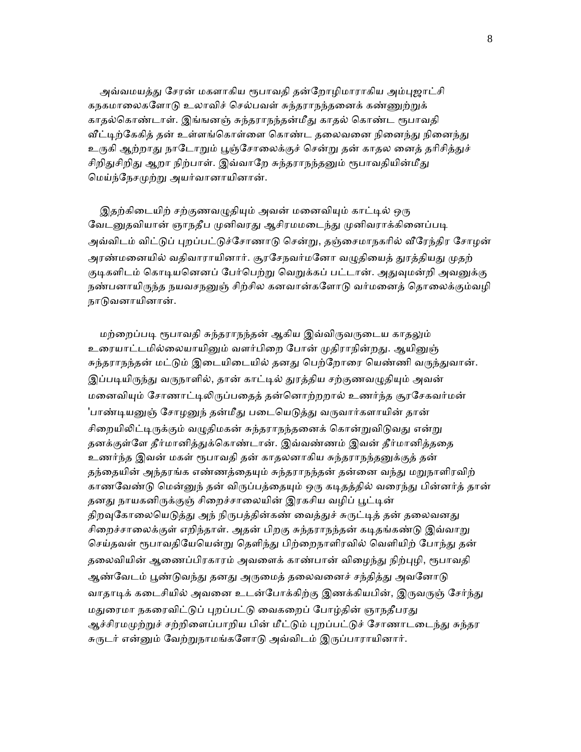அவ்வமயத்து சேரன் மகளாகிய ரூபாவதி தன்றோழிமாராகிய அம்புஜாட்சி கநகமாலைகளோடு உலாவிச் செல்பவள் சுந்தராநந்தனைக் கண்ணுற்றுக் காதல்கொண்டாள். இங்ஙனஞ் சுந்தராநந்தன்மீது காதல் கொண்ட ரூபாவதி வீட்டிற்கேகித் தன் உள்ளங்கொள்ளை கொண்ட தலைவனை நினைந்து நினைந்து உருகி ஆற்றாது நாடோறும் பூஞ்சோலைக்குச் சென்று தன் காதல னைத் தரிசித்துச் சிறிதுசிறிது ஆறா நிற்பாள். இவ்வாறே சுந்தராநந்தனும் ரூபாவதியின்மீது மெய்ந்நேசமுற்று அயர்வானாயினான்.

இதற்கிடையிற் சற்குணவழுதியும் அவன் மனைவியும் காட்டில் ஒரு வேடனுதவியான் ஞாநதீப முனிவரது ஆசிரமமடைந்து முனிவராக்கினைப்படி அவ்விடம் விட்டுப் புறப்பட்டுச்சோணாடு சென்று, தஞ்சைமாநகரில் வீரேந்திர சோழன் அரண்மனையில் வதிவாராயினார். சூரசேநவர்மனோ வழுதியைத் துரத்தியது முதற் குடிகளிடம் கொடியனெனப் பேர்பெற்று வெறுக்கப் பட்டான். அதுவுமன்றி அவனுக்கு நண்பனாயிருந்த நயவசநனுஞ் சிற்சில கனவான்களோடு வர்மனைத் தொலைக்கும்வழி நாடுவனாயினான்.

மற்றைப்படி ரூபாவதி சுந்தராநந்தன் ஆகிய இவ்விருவருடைய காதலும் உரையாட்டமில்லையாயினும் வளர்பிறை போன் முதிராநின்றது. ஆயினுஞ் சுந்தராநந்தன் மட்டும் இடையிடையில் தனது பெற்றோரை யெண்ணி வருந்துவான். இப்படியிருந்து வருநாளில், தான் காட்டில் துரத்திய சற்குணவழுதியும் அவன் மனைவியும் சோணாட்டிலிருப்பதைத் தன்னொற்றரால் உணர்ந்த சூரசேகவர்மன் 'பாண்டியனுஞ் சோழனுந் தன்மீது படையெடுத்து வருவார்களாயின் தான் சிறையிலிட்டிருக்கும் வழுதிமகன் சுந்தராநந்தனைக் கொன்றுவிடுவது என்று தனக்குள்ளே தீர்மானித்துக்கொண்டான். இவ்வண்ணம் இவன் தீர்மானித்ததை உணர்ந்த இவன் மகள் ரூபாவதி தன் காதலனாகிய சுந்தராநந்தனுக்குத் தன் தந்தையின் அந்தரங்க எண்ணத்தையும் சுந்தராநந்தன் தன்னை வந்து மறுநாளிரவிற் காணவேண்டு மென்னுந் தன் விருப்பத்தையும் ஒரு கடிதத்தில் வரைந்து பின்னர்த் தான் தனது நாயகனிருக்குஞ் சிறைச்சாலையின் இரகசிய வழிப் பூட்டின் திறவுகோலையெடுத்து அந் நிருபத்தின்கண் வைத்துச் சுருட்டித் தன் தலைவனது சிறைச்சாலைக்குள் எறிந்தாள். அதன் பிறகு சுந்தராநந்தன் கடிதங்கண்டு இவ்வாறு செய்தவள் ரூபாவதியேயென்று தெளிந்து பிற்றைநாளிரவில் வெளியிற் போந்து தன் தலைவியின் ஆணைப்பிரகாரம் அவளைக் காண்பான் விழைந்து நிற்புழி, ரூபாவதி ஆண்வேடம் பூண்டுவந்து தனது அருமைத் தலைவனைச் சந்தித்து அவனோடு வாதாடிக் கடைசியில் அவனை உடன்போக்கிற்கு இணக்கியபின், இருவருஞ் சேர்ந்து மதுரைமா நகரைவிட்டுப் புறப்பட்டு வைகறைப் போழ்தின் ஞாநதீபரது ஆச்சிரமமுற்றுச் சற்றிளைப்பாறிய பின் மீட்டும் புறப்பட்டுச் சோணாடடைந்து சுந்தர சுருடர் என்னும் வேற்றுநாமங்களோடு அவ்விடம் இருப்பாராயினார்.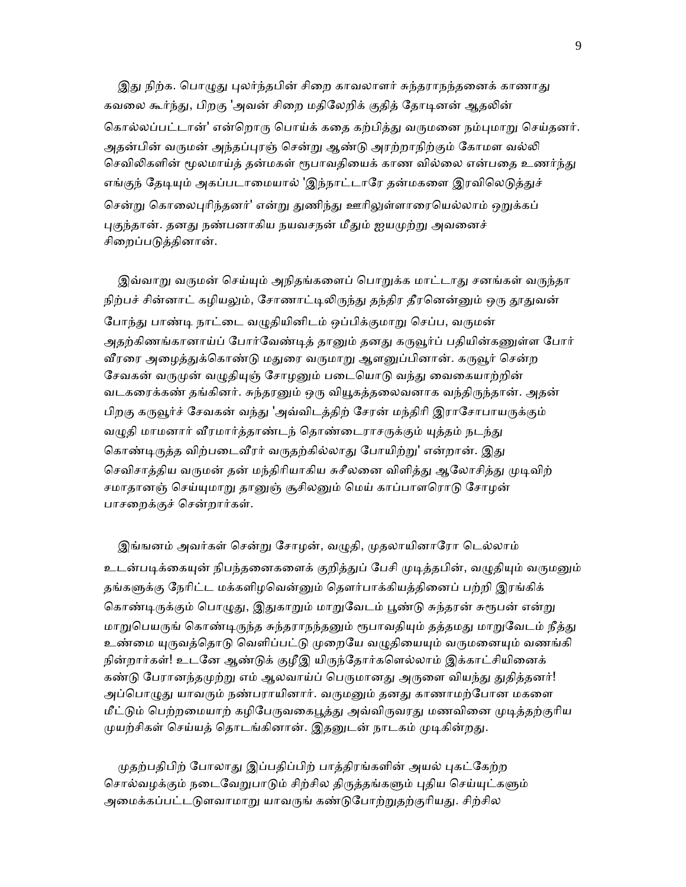இது நிற்க. பொழுது புலர்ந்தபின் சிறை காவலாளர் சுந்தரானந்தனைக் காணாது கவலை கூர்ந்து, பிறகு 'அவன் சிறை மதிலேறிக் குதித் தோடினன் ஆதலின் கொல்லப்பட்டான்' என்றொரு பொய்க் கதை கற்பித்து வருமனை நம்புமாறு செய்தனர். அதன்பின் வருமன் அந்தப்புரஞ் சென்று ஆண்டு அரற்றாநிற்கும் கோமள வல்லி செவிலிகளின் மூலமாய்த் தன்மகள் ரூபாவதியைக் காண வில்லை என்பதை உணர்ந்து எங்குந் தேடியும் அகப்படாமையால் 'இந்நாட்டாரே தன்மகளை இரவிலெடுத்துச் சென்று கொலைபுரிந்தனர்' என்று துணிந்து ஊரிலுள்ளாரையெல்லாம் ஒறுக்கப் புகுந்தான். தனது நண்பனாகிய நயவசநன் மீதும் ஐயமுற்று அவனைச் சிறைப்படுத்தினான்.

இவ்வாறு வருமன் செய்யும் அநிதங்களைப் பொறுக்க மாட்டாது சனங்கள் வருந்தா நிற்பச் சின்னாட் கழியலும், சோணாட்டிலிருந்து தந்திர தீரனென்னும் ஒரு தூதுவன் போந்து பாண்டி நாட்டை வழுதியினிடம் ஒப்பிக்குமாறு செப்ப, வருமன் அதற்கிணங்கானாய்ப் போர்வேண்டித் தானும் தனது கருவூர்ப் பதியின்கணுள்ள போர் வீரரை அழைத்துக்கொண்டு மதுரை வருமாறு ஆளனுப்பினான். கருவூர் சென்ற சேவகன் வருமுன் வழுதியுஞ் சோழனும் படையொடு வந்து வைகையாற்றின் வடகரைக்கண் தங்கினர். சுந்தரனும் ஒரு வியூகத்தலைவனாக வந்திருந்தான். அதன் பிறகு கருவூர்ச் சேவகன் வந்து 'அவ்விடத்திற் சேரன் மந்திரி இராசோபாயருக்கும் வழுதி மாமனார் வீரமார்த்தாண்டந் தொண்டைராசருக்கும் யுத்தம் நடந்து கொண்டிருத்த விற்படைவீரர் வருதற்கில்லாது போயிற்று' என்றான். இது செவிசாத்திய வருமன் தன் மந்திரியாகிய சுசீலனை விளித்து ஆலோசித்து முடிவிற் சமாதானஞ் செய்யுமாறு தானுஞ் சூசிலனும் மெய் காப்பாளரொடு சோழன் பாசறைக்குச் சென்றார்கள்.

இங்ஙனம் அவர்கள் சென்று சோழன், வழுதி, முதலாயினாரோ டெல்லாம் உடன்படிக்கையுன் நிபந்தனைகளைக் குறித்துப் பேசி முடித்தபின், வழுதியும் வருமனும் தங்களுக்கு நேரிட்ட மக்களிழவென்னும் தௌர்பாக்கியத்தினைப் பற்றி இரங்கிக் கொண்டிருக்கும் பொழுது, இதுகாறும் மாறுவேடம் பூண்டு சுந்தரன் சுரூபன் என்று மாறுபெயருங் கொண்டிருந்த சுந்தரானந்தனும் ரூபாவதியும் தத்தமது மாறுவேடம் நீத்து உண்மை யுருவத்தொடு வெளிப்பட்டு முறையே வழுதியையும் வருமனையும் வணங்கி நின்றார்கள்! உடனே ஆண்டுக் குழீஇ யிருந்தோர்களெல்லாம் இக்காட்சியினைக் கண்டு பேரானந்தமுற்று எம் ஆலவாய்ப் பெருமானது அருளை வியந்து துதித்தனர்! அப்பொழுது யாவரும் நண்பராயினார். வருமனும் தனது காணாமற்போன மகளை மீட்டும் பெற்றமையாற் கழிபேருவகைபூத்து அவ்விருவரது மணவினை முடித்தற்குரிய முயற்சிகள் செய்யத் தொடங்கினான். இதனுடன் நாடகம் முடிகின்றது.

முதற்பதிபிற் போலாது இப்பதிப்பிற் பாத்திரங்களின் அயல் புகட்கேற்ற சொல்வழக்கும் நடைவேறுபாடும் சிற்சில திருத்தங்களும் புதிய செய்யுட்களும் அமைக்கப்பட்டுளவாமாறு யாவருங் கண்டுபோற்றுதற்குரியது. சிற்சில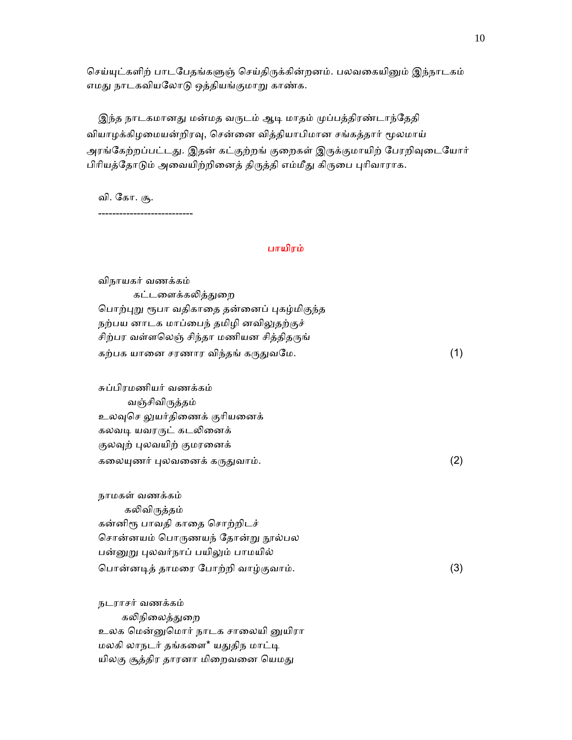செய்யுட்களிற் பாடபேதங்களுஞ் செய்திருக்கின்றனம். பலவகையினும் இந்நாடகம் எமது நாடகவியலோடு ஒத்தியங்குமாறு காண்க.

இந்த நாடகமானது மன்மத வருடம் ஆடி மாதம் முப்பத்திரண்டாந்தேதி வியாழக்கிழமையன்றிரவு, சென்னை வித்தியாபிமான சங்கத்தார் மூலமாய் அரங்கேற்றப்பட்டது. இதன் கட்குற்றங் குறைகள் இருக்குமாயிற் பேரறிவுடையோர் பிரியத்தோடும் அவையிற்றினைத் திருத்தி எம்மீது கிருபை புரிவாராக.

வி. கோ. சூ.

---

## பாயிரம்

விநாயகர் வணக்கம்
கட்டளைக்கலித்துறை

பொற்புறு ரூபா வதிகாதை தன்னைப் புகழ்மிகுந்த
நற்பய னாடக மாப்பைந் தமிழி னவிலுதற்குச்
சிற்பர வள்ளலெஞ் சிந்தா மணியன சித்திதருங்
கற்பக யானை சரணார விந்தங் கருதுவமே. (1)

சுப்பிரமணியர் வணக்கம்
வஞ்சிவிருத்தம்

உலவுசெ லுயர்திணைக் குரியனைக்
கலவடி யவரருட் கடலினைக்
குலவுற் புலவயிற் குமரனைக்
கலையுணர் புலவனைக் கருதுவாம். (2)

நாமகள் வணக்கம்
கலிவிருத்தம்

கன்னிரூ பாவதி காதை சொற்றிடச்
சொன்னயம் பொருணயந் தோன்று நூல்பல
பன்னுறு புலவர்நாப் பயிலும் பாமயில்
பொன்னடித் தாமரை போற்றி வாழ்குவாம். (3)

நடராசர் வணக்கம்
கலிநிலைத்துறை

உலக மென்னுமொர் நாடக சாலையி னுயிரா
மலகி லாநடர் தங்களை* யதுதிந மாட்டி
யிலகு சூத்திர தாரனா மிறைவனை யெமது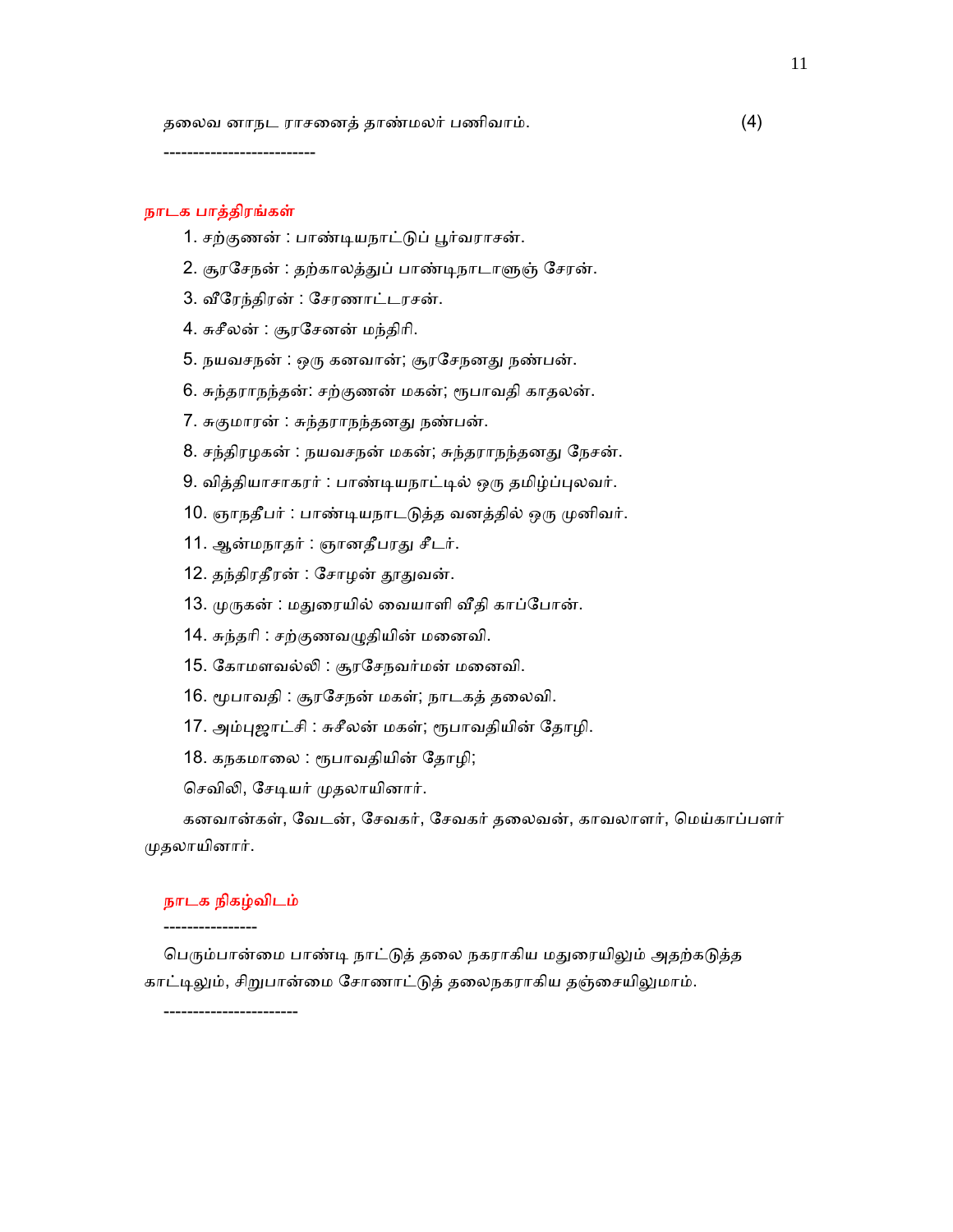தலைவ னாநட ராசனைத் தாண்மலர் பணிவாம். (4)

--------------------------

## நாடக பாத்திரங்கள்

1. சற்குணன் : பாண்டியநாட்டுப் பூர்வராசன்.
2. சூரசேநன் : தற்காலத்துப் பாண்டிநாடாளுஞ் சேரன்.
3. வீரேந்திரன் : சேரணாட்டரசன்.
4. சுசீலன் : சூரசேனன் மந்திரி.
5. நயவசநன் : ஒரு கனவான்; சூரசேநனது நண்பன்.
6. சுந்தராநந்தன்: சற்குணன் மகன்; ரூபாவதி காதலன்.
7. சுகுமாரன் : சுந்தராநந்தனது நண்பன்.
8. சந்திரழகன் : நயவசநன் மகன்; சுந்தராநந்தனது நேசன்.
9. வித்தியாசாகரர் : பாண்டியநாட்டில் ஒரு தமிழ்ப்புலவர்.
10. ஞாநதீபர் : பாண்டியநாடடுத்த வனத்தில் ஒரு முனிவர்.
11. ஆன்மநாதர் : ஞானதீபரது சீடர்.
12. தந்திரதீரன் : சோழன் தூதுவன்.
13. முருகன் : மதுரையில் வையாளி வீதி காப்போன்.
14. சுந்தரி : சற்குணவழுதியின் மனைவி.
15. கோமளவல்லி : சூரசேநவர்மன் மனைவி.
16. ரூபாவதி : சூரசேநன் மகள்; நாடகத் தலைவி.
17. அம்புஜாட்சி : சுசீலன் மகள்; ரூபாவதியின் தோழி.
18. கநகமாலை : ரூபாவதியின் தோழி;

செவிலி, சேடியர் முதலாயினார்.

கனவான்கள், வேடன், சேவகர், சேவகர் தலைவன், காவலாளர், மெய்காப்பளர் முதலாயினார்.

## நாடக நிகழ்விடம்

----------------

பெரும்பான்மை பாண்டி நாட்டுத் தலை நகராகிய மதுரையிலும் அதற்கடுத்த காட்டிலும், சிறுபான்மை சோணாட்டுத் தலைநகராகிய தஞ்சையிலுமாம்.

----------------------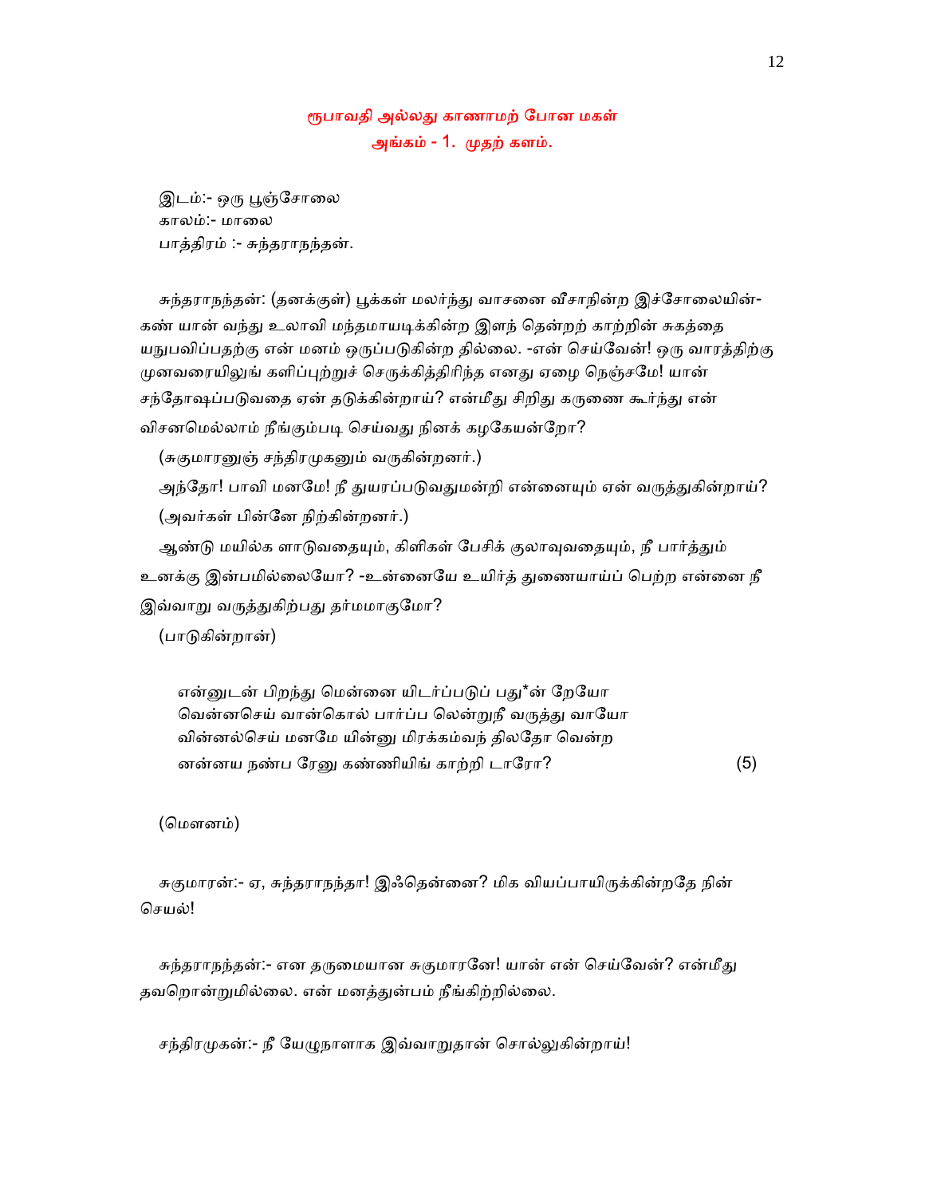## ரூபாவதி அல்லது காணாமற் போன மகள்
### அங்கம் - 1. முதற் களம்.

இடம்:- ஒரு பூஞ்சோலை
காலம்:- மாலை
பாத்திரம் :- சுந்தராநந்தன்.

சுந்தராநந்தன்: (தனக்குள்) பூக்கள் மலர்ந்து வாசனை வீசாநின்ற இச்சோலையின்-கண் யான் வந்து உலாவி மந்தமாயடிக்கின்ற இளந் தென்றற் காற்றின் சுகத்தை யநுபவிப்பதற்கு என் மனம் ஒருப்படுகின்ற தில்லை. -என் செய்வேன்! ஒரு வாரத்திற்கு முனவரையிலுங் களிப்புற்றுச் செருக்கித்திரிந்த எனது ஏழை நெஞ்சமே! யான் சந்தோஷப்படுவதை ஏன் தடுக்கின்றாய்? என்மீது சிறிது கருணை கூர்ந்து என் விசனமெல்லாம் நீங்கும்படி செய்வது நினக் கழகேயன்றோ?

(சுகுமாரனுஞ் சந்திரமுகனும் வருகின்றனர்.)

அந்தோ! பாவி மனமே! நீ துயரப்படுவதுமன்றி என்னையும் ஏன் வருத்துகின்றாய்?

(அவர்கள் பின்னே நிற்கின்றனர்.)

ஆண்டு மயில்க ளாடுவதையும், கிளிகள் பேசிக் குலாவுவதையும், நீ பார்த்தும் உனக்கு இன்பமில்லையோ? -உன்னையே உயிர்த் துணையாய்ப் பெற்ற என்னை நீ இவ்வாறு வருத்துகிற்பது தர்மமாகுமோ?

(பாடுகின்றான்)

என்னுடன் பிறந்து மென்னை யிடர்ப்படுப் பது*ன் றேயோ
வென்னசெய் வான்கொல் பார்ப்ப லென்றுநீ வருத்து வாயோ
வின்னல்செய் மனமே யின்னு மிரக்கம்வந் திலதோ வென்ற
னன்னய நண்ப ரேனு கண்ணியிங் காற்றி டாரோ? (5)

(மௌனம்)

சுகுமாரன்:- ஏ, சுந்தராநந்தா! இஃதென்னை? மிக வியப்பாயிருக்கின்றதே நின் செயல்!

சுந்தராநந்தன்:- என தருமையான சுகுமாரனே! யான் என் செய்வேன்? என்மீது தவறொன்றுமில்லை. என் மனத்துன்பம் நீங்கிற்றில்லை.

சந்திரமுகன்:- நீ யேழுநாளாக இவ்வாறுதான் சொல்லுகின்றாய்!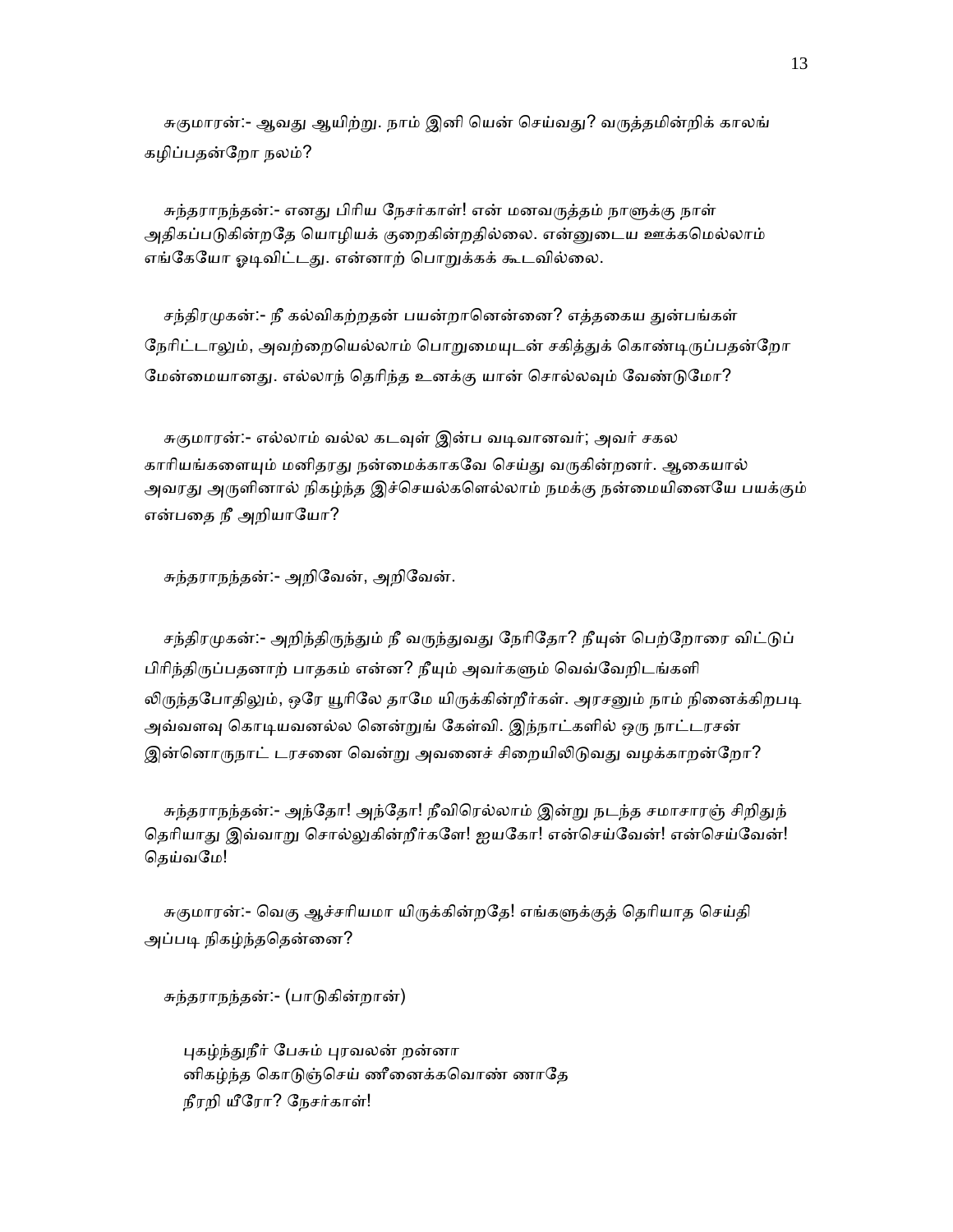சுகுமாரன்:- ஆவது ஆயிற்று. நாம் இனி யென் செய்வது? வருத்தமின்றிக் காலங் கழிப்பதன்றோ நலம்?

சுந்தராநந்தன்:- எனது பிரிய நேசர்காள்! என் மனவருத்தம் நாளுக்கு நாள் அதிகப்படுகின்றதே யொழியக் குறைகின்றதில்லை. என்னுடைய ஊக்கமெல்லாம் எங்கேயோ ஓடிவிட்டது. என்னாற் பொறுக்கக் கூடவில்லை.

சந்திரமுகன்:- நீ கல்விகற்றதன் பயன்றானென்னை? எத்தகைய துன்பங்கள் நேரிட்டாலும், அவற்றையெல்லாம் பொறுமையுடன் சகித்துக் கொண்டிருப்பதன்றோ மேன்மையானது. எல்லாந் தெரிந்த உனக்கு யான் சொல்லவும் வேண்டுமோ?

சுகுமாரன்:- எல்லாம் வல்ல கடவுள் இன்ப வடிவானவர்; அவர் சகல காரியங்களையும் மனிதரது நன்மைக்காகவே செய்து வருகின்றனர். ஆகையால் அவரது அருளினால் நிகழ்ந்த இச்செயல்களெல்லாம் நமக்கு நன்மையினையே பயக்கும் என்பதை நீ அறியாயோ?

சுந்தராநந்தன்:- அறிவேன், அறிவேன்.

சந்திரமுகன்:- அறிந்திருந்தும் நீ வருந்துவது நேரிதோ? நீயுன் பெற்றோரை விட்டுப் பிரிந்திருப்பதனாற் பாதகம் என்ன? நீயும் அவர்களும் வெவ்வேறிடங்களி லிருந்தபோதிலும், ஒரே யூரிலே தாமே யிருக்கின்றீர்கள். அரசனும் நாம் நினைக்கிறபடி அவ்வளவு கொடியவனல்ல னென்றுங் கேள்வி. இந்நாட்களில் ஒரு நாட்டரசன் இன்னொருநாட் டரசனை வென்று அவனைச் சிறையிலிடுவது வழக்காறன்றோ?

சுந்தராநந்தன்:- அந்தோ! அந்தோ! நீவிரெல்லாம் இன்று நடந்த சமாசாரஞ் சிறிதுந் தெரியாது இவ்வாறு சொல்லுகின்றீர்களே! ஐயகோ! என்செய்வேன்! என்செய்வேன்! தெய்வமே!

சுகுமாரன்:- வெகு ஆச்சரியமா யிருக்கின்றதே! எங்களுக்குத் தெரியாத செய்தி அப்படி நிகழ்ந்ததென்னை?

சுந்தராநந்தன்:- (பாடுகின்றான்)

> புகழ்ந்துநீர் பேசும் புரவலன் றன்னா
> னிகழ்ந்த கொடுஞ்செய் ணீனைக்கவொண் ணாதே
> நீரறி யீரோ? நேசர்காள்!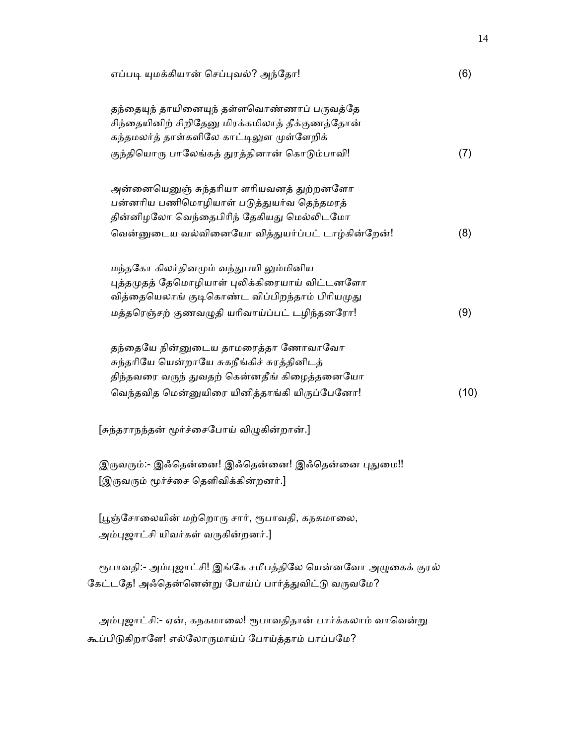எப்படி யுமக்கியான் செப்புவல்? அந்தோ! (6)

தந்தையுந் தாயினையுந் தள்ளவொண்ணாப் பருவத்தே  
சிந்தையினிற் சிறிதேனு மிரக்கமிலாத் தீக்குணத்தோன்  
கந்தமலர்த் தாள்களிலே காட்டிலுள முள்ளேறிக்  
குந்தியொரு பாலேங்கத் துரத்தினான் கொடும்பாவி! (7)

அன்னையெனுஞ் சுந்தரியா ளரியவனத் துற்றனளோ  
பன்னரிய பணிமொழியாள் படுத்துயர்வ தெந்தமரத்  
தின்னிழலோ வெந்தைபிரிந் தேகியது மெல்லிடமோ  
வென்னுடைய வல்வினையோ வித்துயர்ப்பட் டாழ்கின்றேன்! (8)

மந்தகோ கிலர்தினமும் வந்துபயி லும்மினிய  
புத்தமுதத் தேமொழியாள் புலிக்கிரையாய் விட்டனளோ  
வித்தையெலாங் குடிகொண்ட விப்பிறந்தாம் பிரியமுது  
மத்தரெஞ்சற் குணவழுதி யரிவாய்ப்பட் டழிந்தனரோ! (9)

தந்தையே நின்னுடைய தாமரைத்தா ணோவாவோ  
சுந்தரியே யென்றாயே சுகநீங்கிச் சுரத்தினிடத்  
திந்தவரை வருந் துவதற் கென்னதீங் கிழைத்தனையோ  
வெந்தவித மென்னுயிரை யினித்தாங்கி யிருப்பேனோ! (10)

[சுந்தராநந்தன் மூர்ச்சைபோய் விழுகின்றான்.]

இருவரும்:- இஃதென்னை! இஃதென்னை! இஃதென்னை புதுமை!!  
[இருவரும் மூர்ச்சை தெளிவிக்கின்றனர்.]

[பூஞ்சோலையின் மற்றொரு சார், ரூபாவதி, கநகமாலை,  
அம்புஜாட்சி யிவர்கள் வருகின்றனர்.]

ரூபாவதி:- அம்புஜாட்சி! இங்கே சமீபத்திலே யென்னவோ அழுகைக் குரல் கேட்டதே! அஃதென்னென்று போய்ப் பார்த்துவிட்டு வருவமே?

அம்புஜாட்சி:- ஏன், கநகமாலை! ரூபாவதிதான் பார்க்கலாம் வாவென்று கூப்பிடுகிறாளே! எல்லோருமாய்ப் போய்த்தாம் பாப்பமே?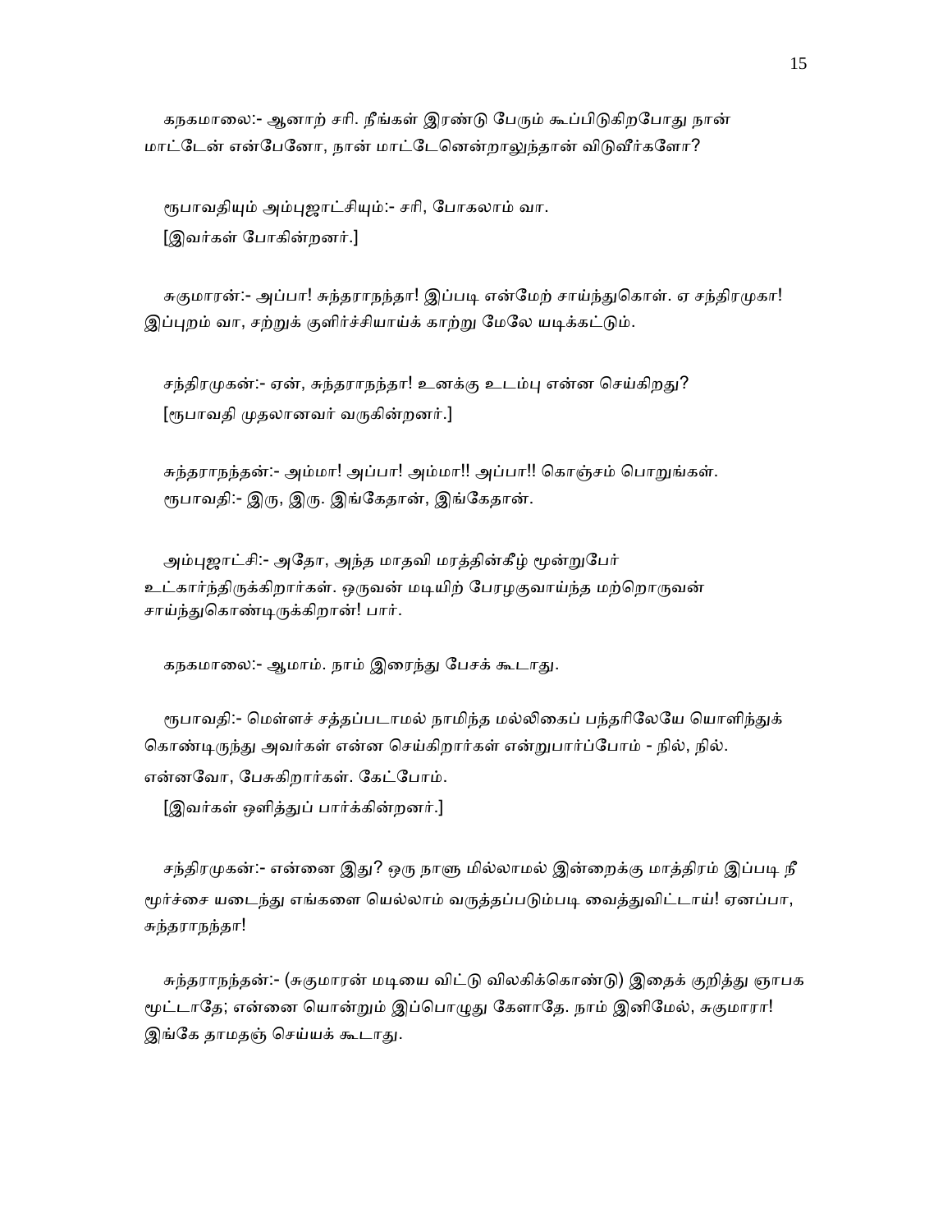கநகமாலை:- ஆனாற் சரி. நீங்கள் இரண்டு பேரும் கூப்பிடுகிறபோது நான் மாட்டேன் என்பேனோ, நான் மாட்டேனென்றாலுந்தான் விடுவீர்களோ?

ரூபாவதியும் அம்புஜாட்சியும்:- சரி, போகலாம் வா.

[இவர்கள் போகின்றனர்.]

சுகுமாரன்:- அப்பா! சுந்தராநந்தா! இப்படி என்மேற் சாய்ந்துகொள். ஏ சந்திரமுகா! இப்புறம் வா, சற்றுக் குளிர்ச்சியாய்க் காற்று மேலே யடிக்கட்டும்.

சந்திரமுகன்:- ஏன், சுந்தராநந்தா! உனக்கு உடம்பு என்ன செய்கிறது?

[ரூபாவதி முதலானவர் வருகின்றனர்.]

சுந்தராநந்தன்:- அம்மா! அப்பா! அம்மா!! அப்பா!! கொஞ்சம் பொறுங்கள்.

ரூபாவதி:- இரு, இரு. இங்கேதான், இங்கேதான்.

அம்புஜாட்சி:- அதோ, அந்த மாதவி மரத்தின்கீழ் மூன்றுபேர் உட்கார்ந்திருக்கிறார்கள். ஒருவன் மடியிற் பேரழகுவாய்ந்த மற்றொருவன் சாய்ந்துகொண்டிருக்கிறான்! பார்.

கநகமாலை:- ஆமாம். நாம் இரைந்து பேசக் கூடாது.

ரூபாவதி:- மெள்ளச் சத்தப்படாமல் நாமிந்த மல்லிகைப் பந்தரிலேயே யொளிந்துக் கொண்டிருந்து அவர்கள் என்ன செய்கிறார்கள் என்றுபார்ப்போம் - நில், நில். என்னவோ, பேசுகிறார்கள். கேட்போம்.

[இவர்கள் ஒளித்துப் பார்க்கின்றனர்.]

சந்திரமுகன்:- என்னை இது? ஒரு நாளு மில்லாமல் இன்றைக்கு மாத்திரம் இப்படி நீ மூர்ச்சை யடைந்து எங்களை யெல்லாம் வருத்தப்படும்படி வைத்துவிட்டாய்! ஏனப்பா, சுந்தராநந்தா!

சுந்தராநந்தன்:- (சுகுமாரன் மடியை விட்டு விலகிக்கொண்டு) இதைக் குறித்து ஞாபக மூட்டாதே; என்னை யொன்றும் இப்பொழுது கேளாதே. நாம் இனிமேல், சுகுமாரா! இங்கே தாமதஞ் செய்யக் கூடாது.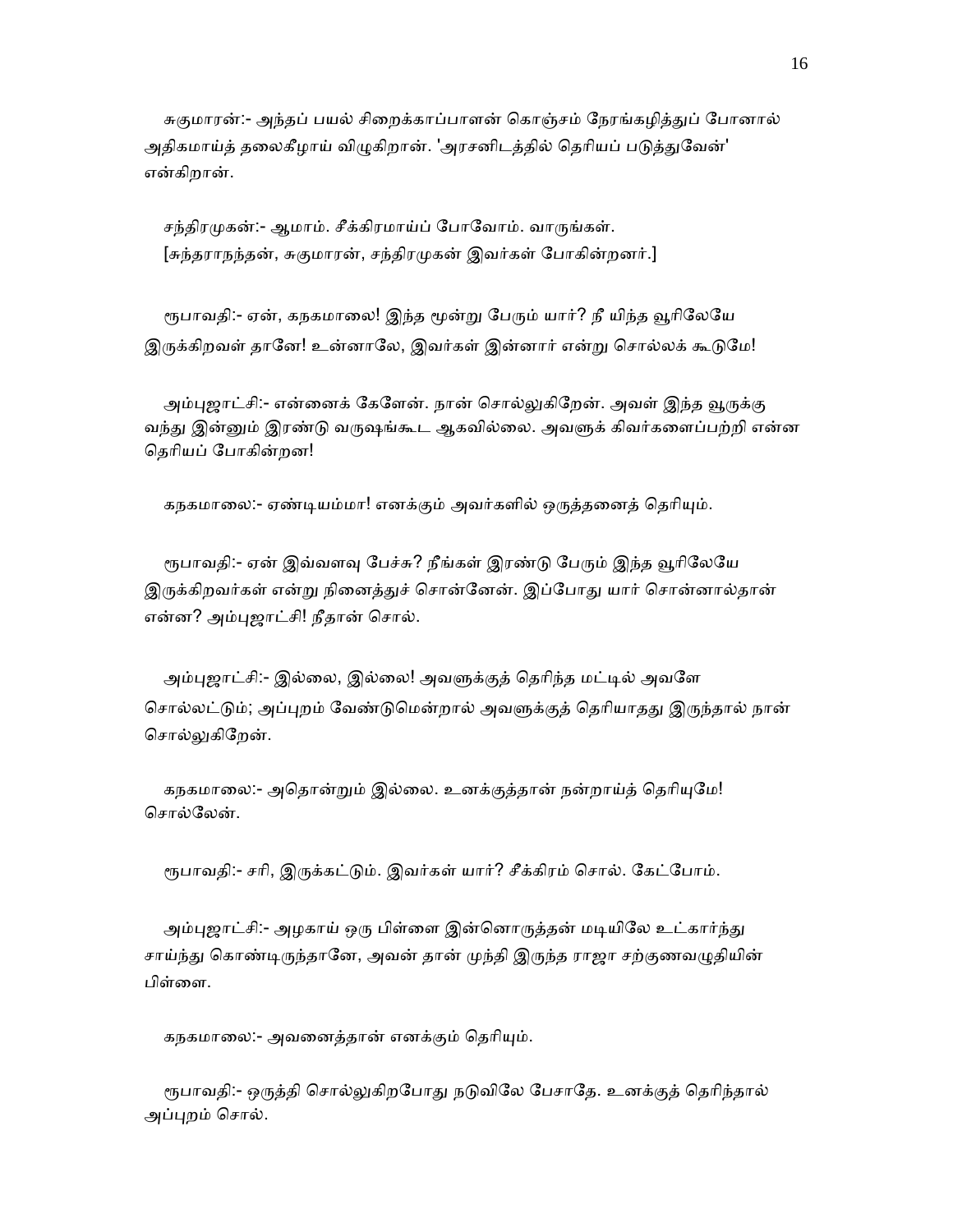சுகுமாரன்:- அந்தப் பயல் சிறைக்காப்பாளன் கொஞ்சம் நேரங்கழித்துப் போனால் அதிகமாய்த் தலைகீழாய் விழுகிறான். 'அரசனிடத்தில் தெரியப் படுத்துவேன்' என்கிறான்.

சந்திரமுகன்:- ஆமாம். சீக்கிரமாய்ப் போவோம். வாருங்கள்.
[சுந்தரானந்தன், சுகுமாரன், சந்திரமுகன் இவர்கள் போகின்றனர்.]

ரூபாவதி:- ஏன், கநகமாலை! இந்த மூன்று பேரும் யார்? நீ யிந்த வூரிலேயே இருக்கிறவள் தானே! உன்னாலே, இவர்கள் இன்னார் என்று சொல்லக் கூடுமே!

அம்புஜாட்சி:- என்னைக் கேளேன். நான் சொல்லுகிறேன். அவள் இந்த வூருக்கு வந்து இன்னும் இரண்டு வருஷங்கூட ஆகவில்லை. அவளுக் கிவர்களைப்பற்றி என்ன தெரியப் போகின்றன!

கநகமாலை:- ஏண்டியம்மா! எனக்கும் அவர்களில் ஒருத்தனைத் தெரியும்.

ரூபாவதி:- ஏன் இவ்வளவு பேச்சு? நீங்கள் இரண்டு பேரும் இந்த வூரிலேயே இருக்கிறவர்கள் என்று நினைத்துச் சொன்னேன். இப்போது யார் சொன்னால்தான் என்ன? அம்புஜாட்சி! நீதான் சொல்.

அம்புஜாட்சி:- இல்லை, இல்லை! அவளுக்குத் தெரிந்த மட்டில் அவளே சொல்லட்டும்; அப்புறம் வேண்டுமென்றால் அவளுக்குத் தெரியாதது இருந்தால் நான் சொல்லுகிறேன்.

கநகமாலை:- அதொன்றும் இல்லை. உனக்குத்தான் நன்றாய்த் தெரியுமே! சொல்லேன்.

ரூபாவதி:- சரி, இருக்கட்டும். இவர்கள் யார்? சீக்கிரம் சொல். கேட்போம்.

அம்புஜாட்சி:- அழகாய் ஒரு பிள்ளை இன்னொருத்தன் மடியிலே உட்கார்ந்து சாய்ந்து கொண்டிருந்தானே, அவன் தான் முந்தி இருந்த ராஜா சற்குணவழுதியின் பிள்ளை.

கநகமாலை:- அவனைத்தான் எனக்கும் தெரியும்.

ரூபாவதி:- ஒருத்தி சொல்லுகிறபோது நடுவிலே பேசாதே. உனக்குத் தெரிந்தால் அப்புறம் சொல்.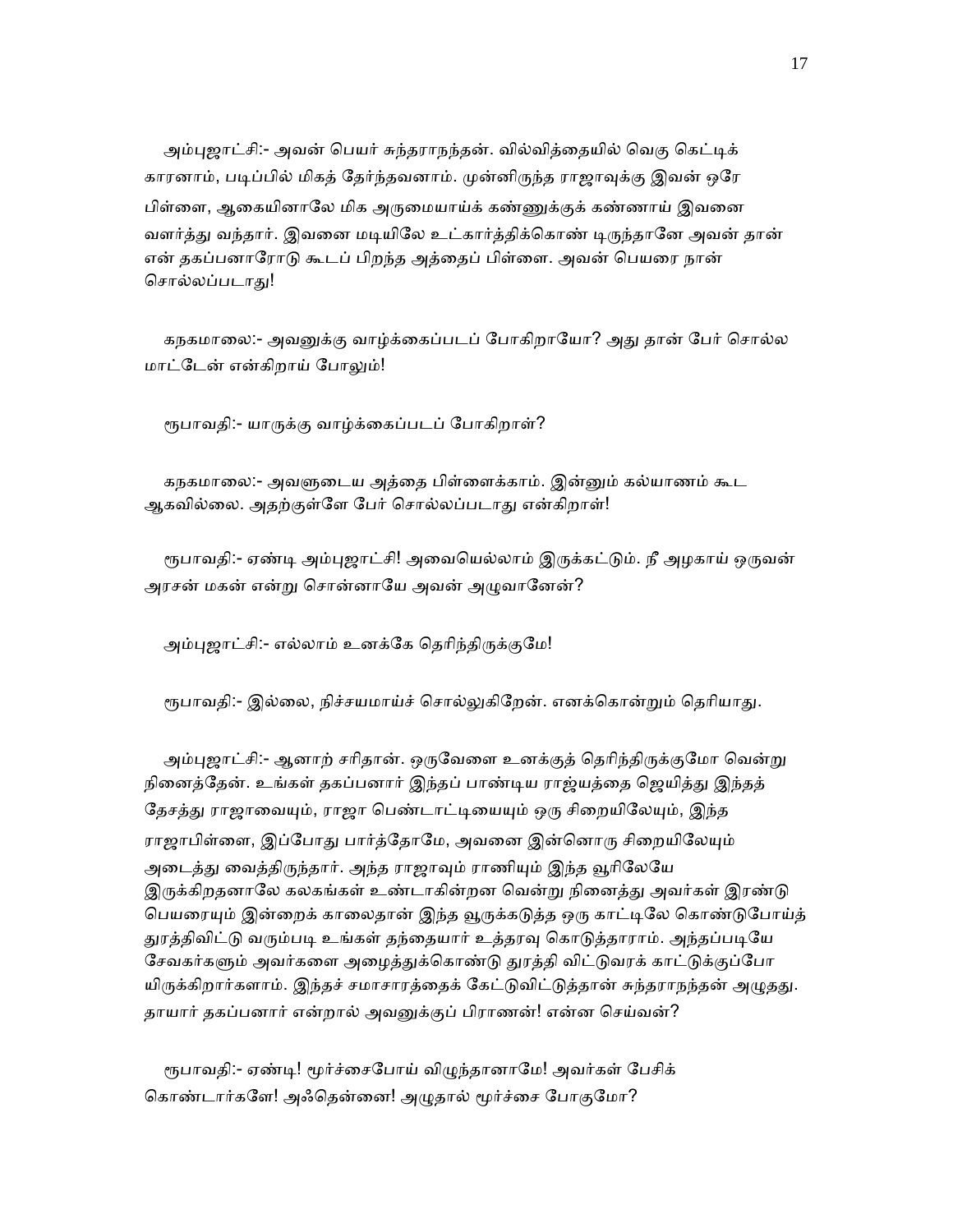அம்புஜாட்சி:- அவன் பெயர் சுந்தராநந்தன். வில்வித்தையில் வெகு கெட்டிக் காரனாம், படிப்பில் மிகத் தேர்ந்தவனாம். முன்னிருந்த ராஜாவுக்கு இவன் ஒரே பிள்ளை, ஆகையினாலே மிக அருமையாய்க் கண்ணுக்குக் கண்ணாய் இவனை வளர்த்து வந்தார். இவனை மடியிலே உட்கார்த்திக்கொண் டிருந்தானே அவன் தான் என் தகப்பனாரோடு கூடப் பிறந்த அத்தைப் பிள்ளை. அவன் பெயரை நான் சொல்லப்படாது!

கநகமாலை:- அவனுக்கு வாழ்க்கைப்படப் போகிறாயோ? அது தான் பேர் சொல்ல மாட்டேன் என்கிறாய் போலும்!

ரூபாவதி:- யாருக்கு வாழ்க்கைப்படப் போகிறாள்?

கநகமாலை:- அவளுடைய அத்தை பிள்ளைக்காம். இன்னும் கல்யாணம் கூட ஆகவில்லை. அதற்குள்ளே பேர் சொல்லப்படாது என்கிறாள்!

ரூபாவதி:- ஏண்டி அம்புஜாட்சி! அவையெல்லாம் இருக்கட்டும். நீ அழகாய் ஒருவன் அரசன் மகன் என்று சொன்னாயே அவன் அழுவானேன்?

அம்புஜாட்சி:- எல்லாம் உனக்கே தெரிந்திருக்குமே!

ரூபாவதி:- இல்லை, நிச்சயமாய்ச் சொல்லுகிறேன். எனக்கொன்றும் தெரியாது.

அம்புஜாட்சி:- ஆனாற் சரிதான். ஒருவேளை உனக்குத் தெரிந்திருக்குமோ வென்று நினைத்தேன். உங்கள் தகப்பனார் இந்தப் பாண்டிய ராஜ்யத்தை ஜெயித்து இந்தத் தேசத்து ராஜாவையும், ராஜா பெண்டாட்டியையும் ஒரு சிறையிலேயும், இந்த ராஜாபிள்ளை, இப்போது பார்த்தோமே, அவனை இன்னொரு சிறையிலேயும் அடைத்து வைத்திருந்தார். அந்த ராஜாவும் ராணியும் இந்த வூரிலேயே இருக்கிறதனாலே கலகங்கள் உண்டாகின்றன வென்று நினைத்து அவர்கள் இரண்டு பெயரையும் இன்றைக் காலைதான் இந்த வூருக்கடுத்த ஒரு காட்டிலே கொண்டுபோய்த் துரத்திவிட்டு வரும்படி உங்கள் தந்தையார் உத்தரவு கொடுத்தாராம். அந்தப்படியே சேவகர்களும் அவர்களை அழைத்துக்கொண்டு துரத்தி விட்டுவரக் காட்டுக்குப்போ யிருக்கிறார்களாம். இந்தச் சமாசாரத்தைக் கேட்டுவிட்டுத்தான் சுந்தராநந்தன் அழுதது. தாயார் தகப்பனார் என்றால் அவனுக்குப் பிராணன்! என்ன செய்வன்?

ரூபாவதி:- ஏண்டி! மூர்ச்சைபோய் விழுந்தானாமே! அவர்கள் பேசிக் கொண்டார்களே! அஃதென்னை! அழுதால் மூர்ச்சை போகுமோ?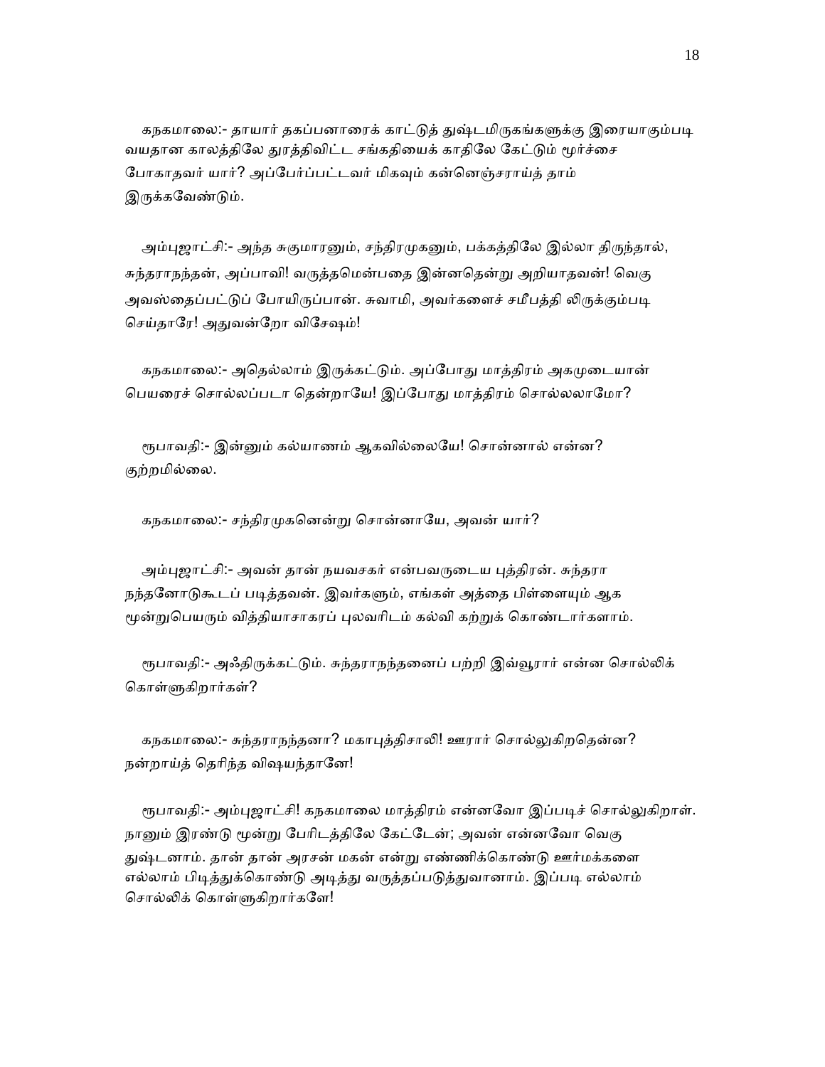கநகமாலை:- தாயார் தகப்பனாரைக் காட்டுத் துஷ்டமிருகங்களுக்கு இரையாகும்படி வயதான காலத்திலே துரத்திவிட்ட சங்கதியைக் காதிலே கேட்டும் மூர்ச்சை போகாதவர் யார்? அப்பேர்ப்பட்டவர் மிகவும் கன்னெஞ்சராய்த் தாம் இருக்கவேண்டும்.

அம்புஜாட்சி:- அந்த சுகுமாரனும், சந்திரமுகனும், பக்கத்திலே இல்லா திருந்தால், சுந்தராநந்தன், அப்பாவி! வருத்தமென்பதை இன்னதென்று அறியாதவன்! வெகு அவஸ்தைப்பட்டுப் போயிருப்பான். சுவாமி, அவர்களைச் சமீபத்தி லிருக்கும்படி செய்தாரே! அதுவன்றோ விசேஷம்!

கநகமாலை:- அதெல்லாம் இருக்கட்டும். அப்போது மாத்திரம் அகமுடையான் பெயரைச் சொல்லப்படா தென்றாயே! இப்போது மாத்திரம் சொல்லலாமோ?

ரூபாவதி:- இன்னும் கல்யாணம் ஆகவில்லையே! சொன்னால் என்ன? குற்றமில்லை.

கநகமாலை:- சந்திரமுகனென்று சொன்னாயே, அவன் யார்?

அம்புஜாட்சி:- அவன் தான் நயவசகர் என்பவருடைய புத்திரன். சுந்தரா நந்தனோடுகூடப் படித்தவன். இவர்களும், எங்கள் அத்தை பிள்ளையும் ஆக மூன்றுபெயரும் வித்தியாசாகரப் புலவரிடம் கல்வி கற்றுக் கொண்டார்களாம்.

ரூபாவதி:- அஃதிருக்கட்டும். சுந்தராநந்தனைப் பற்றி இவ்வூரார் என்ன சொல்லிக் கொள்ளுகிறார்கள்?

கநகமாலை:- சுந்தராநந்தனா? மகாபுத்திசாலி! ஊரார் சொல்லுகிறதென்ன? நன்றாய்த் தெரிந்த விஷயந்தானே!

ரூபாவதி:- அம்புஜாட்சி! கநகமாலை மாத்திரம் என்னவோ இப்படிச் சொல்லுகிறாள். நானும் இரண்டு மூன்று பேரிடத்திலே கேட்டேன்; அவன் என்னவோ வெகு துஷ்டனாம். தான் தான் அரசன் மகன் என்று எண்ணிக்கொண்டு ஊர்மக்களை எல்லாம் பிடித்துக்கொண்டு அடித்து வருத்தப்படுத்துவானாம். இப்படி எல்லாம் சொல்லிக் கொள்ளுகிறார்களே!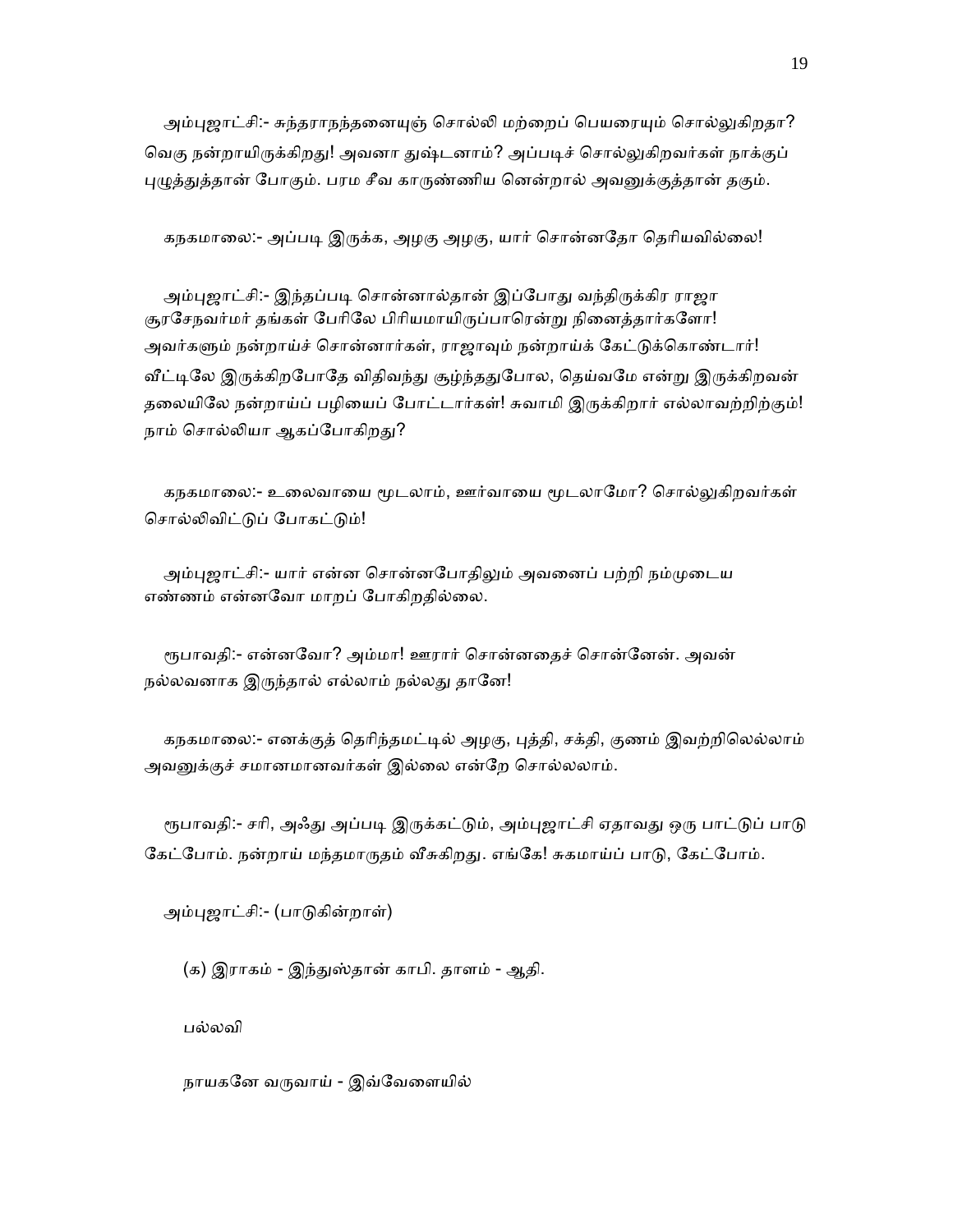அம்புஜாட்சி:- சுந்தராநந்தனையுஞ் சொல்லி மற்றைப் பெயரையும் சொல்லுகிறதா? வெகு நன்றாயிருக்கிறது! அவனா துஷ்டனாம்? அப்படிச் சொல்லுகிறவர்கள் நாக்குப் புழுத்துத்தான் போகும். பரம சீவ காருண்ணிய னென்றால் அவனுக்குத்தான் தகும்.

கநகமாலை:- அப்படி இருக்க, அழகு அழகு, யார் சொன்னதோ தெரியவில்லை!

அம்புஜாட்சி:- இந்தப்படி சொன்னால்தான் இப்போது வந்திருக்கிர ராஜா சூரசேநவர்மர் தங்கள் பேரிலே பிரியமாயிருப்பாரென்று நினைத்தார்களோ! அவர்களும் நன்றாய்ச் சொன்னார்கள், ராஜாவும் நன்றாய்க் கேட்டுக்கொண்டார்! வீட்டிலே இருக்கிறபோதே விதிவந்து சூழ்ந்ததுபோல, தெய்வமே என்று இருக்கிறவன் தலையிலே நன்றாய்ப் பழியைப் போட்டார்கள்! சுவாமி இருக்கிறார் எல்லாவற்றிற்கும்! நாம் சொல்லியா ஆகப்போகிறது?

கநகமாலை:- உலைவாயை மூடலாம், ஊர்வாயை மூடலாமோ? சொல்லுகிறவர்கள் சொல்லிவிட்டுப் போகட்டும்!

அம்புஜாட்சி:- யார் என்ன சொன்னபோதிலும் அவனைப் பற்றி நம்முடைய எண்ணம் என்னவோ மாறப் போகிறதில்லை.

ரூபாவதி:- என்னவோ? அம்மா! ஊரார் சொன்னதைச் சொன்னேன். அவன் நல்லவனாக இருந்தால் எல்லாம் நல்லது தானே!

கநகமாலை:- எனக்குத் தெரிந்தமட்டில் அழகு, புத்தி, சக்தி, குணம் இவற்றிலெல்லாம் அவனுக்குச் சமானமானவர்கள் இல்லை என்றே சொல்லலாம்.

ரூபாவதி:- சரி, அஃது அப்படி இருக்கட்டும், அம்புஜாட்சி ஏதாவது ஒரு பாட்டுப் பாடு கேட்போம். நன்றாய் மந்தமாருதம் வீசுகிறது. எங்கே! சுகமாய்ப் பாடு, கேட்போம்.

அம்புஜாட்சி:- (பாடுகின்றாள்)

(க) இராகம் - இந்துஸ்தான் காபி. தாளம் - ஆதி.

பல்லவி

நாயகனே வருவாய் - இவ்வேளையில்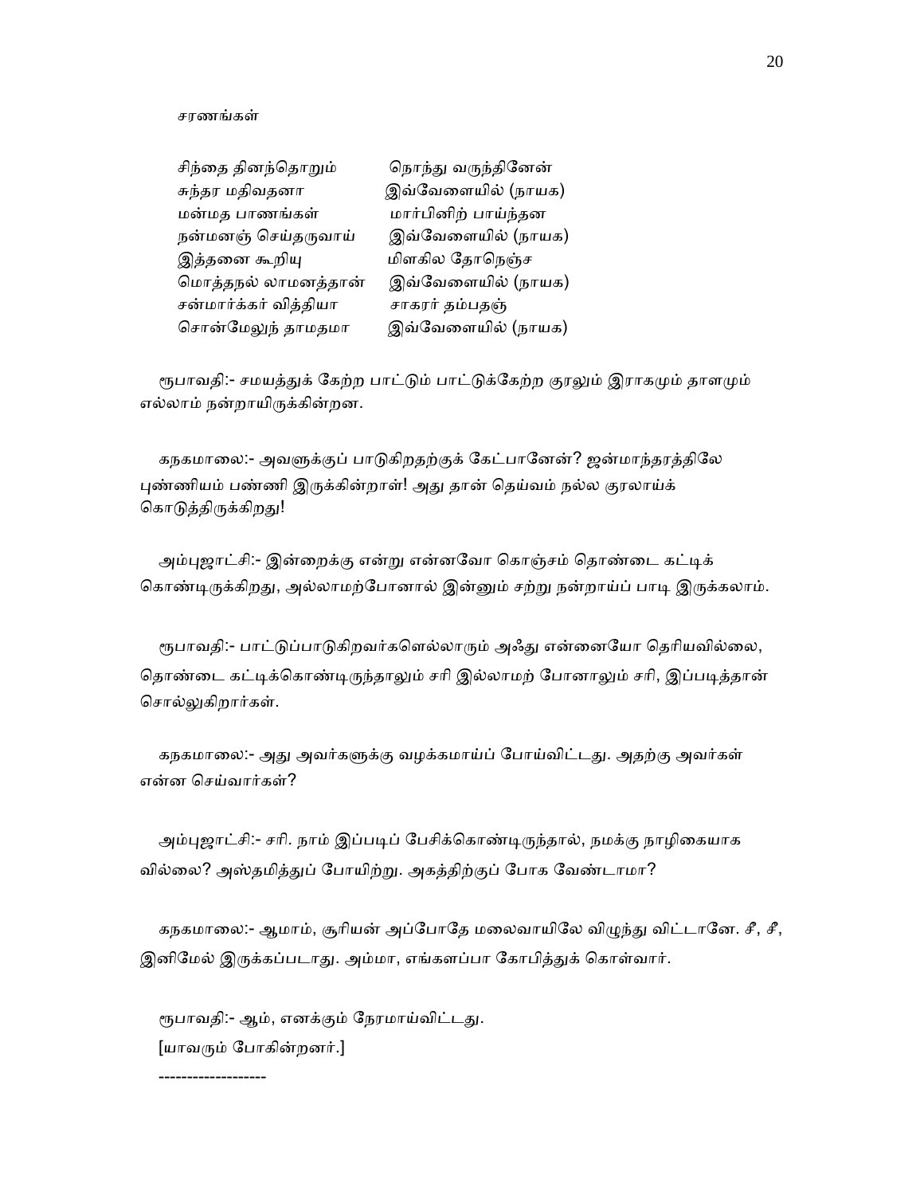சரணங்கள்

சிந்தை தினந்தொறும்　　நொந்து வருந்தினேன்
சுந்தர மதிவதனா　　இவ்வேளையில் (நாயக)
மன்மத பாணங்கள்　　மார்பினிற் பாய்ந்தன
நன்மனஞ் செய்தருவாய்　　இவ்வேளையில் (நாயக)
இத்தனை கூறியு　　மிளகில தோநெஞ்ச
மொத்தநல் லாமனத்தான்　　இவ்வேளையில் (நாயக)
சன்மார்க்கர் வித்தியா　　சாகரர் தம்பதஞ்
சொன்மேலுந் தாமதமா　　இவ்வேளையில் (நாயக)

ரூபாவதி:- சமயத்துக் கேற்ற பாட்டும் பாட்டுக்கேற்ற குரலும் இராகமும் தாளமும் எல்லாம் நன்றாயிருக்கின்றன.

கநகமாலை:- அவளுக்குப் பாடுகிறதற்குக் கேட்பானேன்? ஜன்மாந்தரத்திலே புண்ணியம் பண்ணி இருக்கின்றாள்! அது தான் தெய்வம் நல்ல குரலாய்க் கொடுத்திருக்கிறது!

அம்புஜாட்சி:- இன்றைக்கு என்று என்னவோ கொஞ்சம் தொண்டை கட்டிக் கொண்டிருக்கிறது, அல்லாமற்போனால் இன்னும் சற்று நன்றாய்ப் பாடி இருக்கலாம்.

ரூபாவதி:- பாட்டுப்பாடுகிறவர்களெல்லாரும் அஃது என்னையோ தெரியவில்லை, தொண்டை கட்டிக்கொண்டிருந்தாலும் சரி இல்லாமற் போனாலும் சரி, இப்படித்தான் சொல்லுகிறார்கள்.

கநகமாலை:- அது அவர்களுக்கு வழக்கமாய்ப் போய்விட்டது. அதற்கு அவர்கள் என்ன செய்வார்கள்?

அம்புஜாட்சி:- சரி. நாம் இப்படிப் பேசிக்கொண்டிருந்தால், நமக்கு நாழிகையாக வில்லை? அஸ்தமித்துப் போயிற்று. அகத்திற்குப் போக வேண்டாமா?

கநகமாலை:- ஆமாம், சூரியன் அப்போதே மலைவாயிலே விழுந்து விட்டானே. சீ, சீ, இனிமேல் இருக்கப்படாது. அம்மா, எங்களப்பா கோபித்துக் கொள்வார்.

ரூபாவதி:- ஆம், எனக்கும் நேரமாய்விட்டது.
[யாவரும் போகின்றனர்.]

-------------------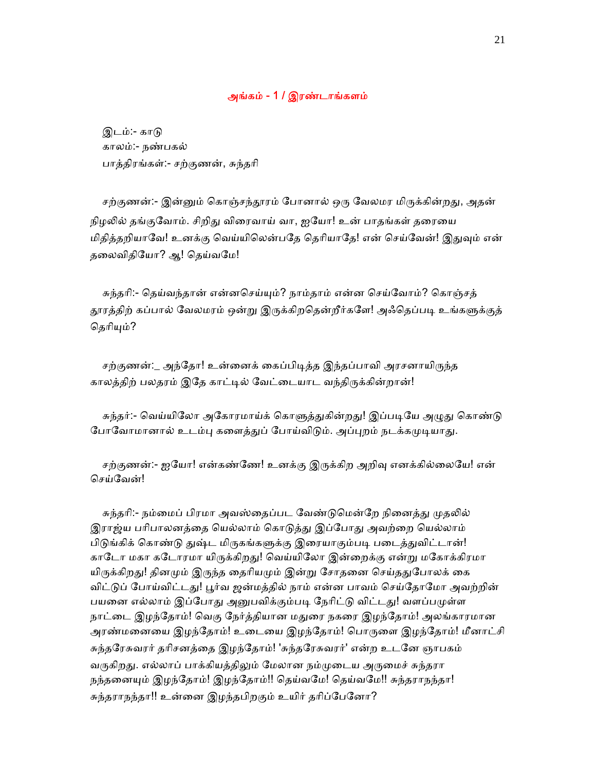## அங்கம் - 1 / இரண்டாங்களம்

இடம்:- காடு
காலம்:- நண்பகல்
பாத்திரங்கள்:- சற்குணன், சுந்தரி

சற்குணன்:- இன்னும் கொஞ்சந்தூரம் போனால் ஒரு வேலமர மிருக்கின்றது, அதன் நிழலில் தங்குவோம். சிறிது விரைவாய் வா, ஐயோ! உன் பாதங்கள் தரையை மிதித்தறியாவே! உனக்கு வெய்யிலென்பதே தெரியாதே! என் செய்வேன்! இதுவும் என் தலைவிதியோ? ஆ! தெய்வமே!

சுந்தரி:- தெய்வந்தான் என்னசெய்யும்? நாம்தாம் என்ன செய்வோம்? கொஞ்சத் தூரத்திற் கப்பால் வேலமரம் ஒன்று இருக்கிறதென்றீர்களே! அஃதெப்படி உங்களுக்குத் தெரியும்?

சற்குணன்:_ அந்தோ! உன்னைக் கைப்பிடித்த இந்தப்பாவி அரசனாயிருந்த காலத்திற் பலதரம் இதே காட்டில் வேட்டையாட வந்திருக்கின்றான்!

சுந்தர்:- வெய்யிலோ அகோரமாய்க் கொளுத்துகின்றது! இப்படியே அழுது கொண்டு போவோமானால் உடம்பு களைத்துப் போய்விடும். அப்புறம் நடக்கமுடியாது.

சற்குணன்:- ஐயோ! என்கண்ணே! உனக்கு இருக்கிற அறிவு எனக்கில்லையே! என் செய்வேன்!

சுந்தரி:- நம்மைப் பிரமா அவஸ்தைப்பட வேண்டுமென்றே நினைத்து முதலில் இராஜ்ய பரிபாலனத்தை யெல்லாம் கொடுத்து இப்போது அவற்றை யெல்லாம் பிடுங்கிக் கொண்டு துஷ்ட மிருகங்களுக்கு இரையாகும்படி படைத்துவிட்டான்! காடோ மகா கடோரமா யிருக்கிறது! வெய்யிலோ இன்றைக்கு என்று மகோக்கிரமா யிருக்கிறது! தினமும் இருந்த தைரியமும் இன்று சோதனை செய்ததுபோலக் கை விட்டுப் போய்விட்டது! பூர்வ ஜன்மத்தில் நாம் என்ன பாவம் செய்தோமோ அவற்றின் பயனை எல்லாம் இப்போது அனுபவிக்கும்படி நேரிட்டு விட்டது! வளப்பமுள்ள நாட்டை இழந்தோம்! வெகு நேர்த்தியான மதுரை நகரை இழந்தோம்! அலங்காரமான அரண்மனையை இழந்தோம்! உடையை இழந்தோம்! பொருளை இழந்தோம்! மீனாட்சி சுந்தரேசுவரர் தரிசனத்தை இழந்தோம்! 'சுந்தரேசுவரர்' என்ற உடனே ஞாபகம் வருகிறது. எல்லாப் பாக்கியத்திலும் மேலான நம்முடைய அருமைச் சுந்தரா நந்தனையும் இழந்தோம்! இழந்தோம்!! தெய்வமே! தெய்வமே!! சுந்தராநந்தா! சுந்தராநந்தா!! உன்னை இழந்தபிறகும் உயிர் தரிப்பேனோ?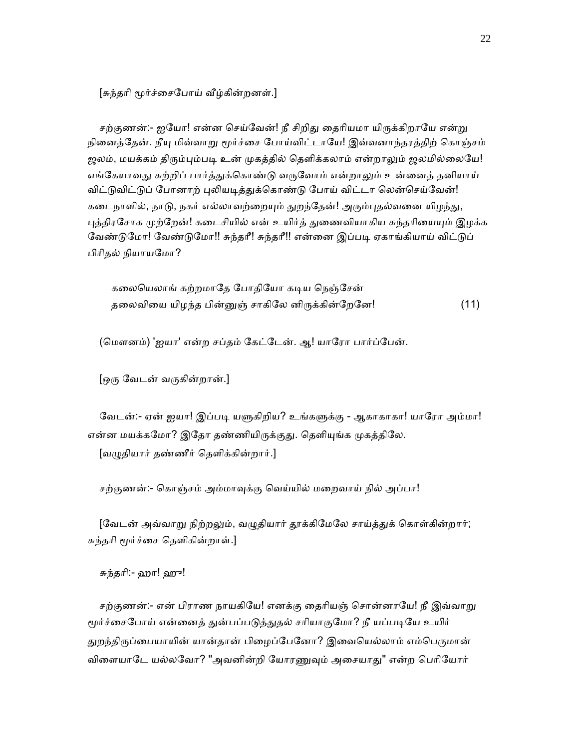[சுந்தரி மூர்ச்சைபோய் வீழ்கின்றனள்.]

சற்குணன்:- ஐயோ! என்ன செய்வேன்! நீ சிறிது தைரியமா யிருக்கிறாயே என்று நினைத்தேன். நீயு மிவ்வாறு மூர்ச்சை போய்விட்டாயே! இவ்வனாந்தரத்திற் கொஞ்சம் ஜலம், மயக்கம் திரும்பும்படி உன் முகத்தில் தெளிக்கலாம் என்றாலும் ஜலமில்லையே! எங்கேயாவது சுற்றிப் பார்த்துக்கொண்டு வருவோம் என்றாலும் உன்னைத் தனியாய் விட்டுவிட்டுப் போனாற் புலியடித்துக்கொண்டு போய் விட்டா லென்செய்வேன்! கடைநாளில், நாடு, நகர் எல்லாவற்றையும் துறந்தேன்! அரும்புதல்வனை யிழந்து, புத்திரசோக முற்றேன்! கடைசியில் என் உயிர்த் துணைவியாகிய சுந்தரியையும் இழக்க வேண்டுமோ! வேண்டுமோ!! சுந்தரீ! சுந்தரீ!! என்னை இப்படி ஏகாங்கியாய் விட்டுப் பிரிதல் நியாயமோ?

கலையெலாங் கற்றமாதே போதியோ கடிய நெஞ்சேன்
தலைவியை யிழந்த பின்னுஞ் சாகிலே னிருக்கின்றேனே! (11)

(மௌனம்) 'ஐயா' என்ற சப்தம் கேட்டேன். ஆ! யாரோ பார்ப்பேன்.

[ஒரு வேடன் வருகின்றான்.]

வேடன்:- ஏன் ஐயா! இப்படி யளுகிறிய? உங்களுக்கு - ஆகாகாகா! யாரோ அம்மா! என்ன மயக்கமோ? இதோ தண்ணியிருக்குது. தெளியுங்க முகத்திலே.

[வழுதியார் தண்ணீர் தெளிக்கின்றார்.]

சற்குணன்:- கொஞ்சம் அம்மாவுக்கு வெய்யில் மறைவாய் நில் அப்பா!

[வேடன் அவ்வாறு நிற்றலும், வழுதியார் தூக்கிமேலே சாய்த்துக் கொள்கின்றார்; சுந்தரி மூர்ச்சை தெளிகின்றாள்.]

சுந்தரி:- ஹா! ஹு!

சற்குணன்:- என் பிராண நாயகியே! எனக்கு தைரியஞ் சொன்னாயே! நீ இவ்வாறு மூர்ச்சைபோய் என்னைத் துன்பப்படுத்துதல் சரியாகுமோ? நீ யப்படியே உயிர் துறந்திருப்பையாயின் யான்தான் பிழைப்பேனோ? இவையெல்லாம் எம்பெருமான் விளையாடே யல்லவோ? "அவனின்றி யோரணுவும் அசையாது" என்ற பெரியோர்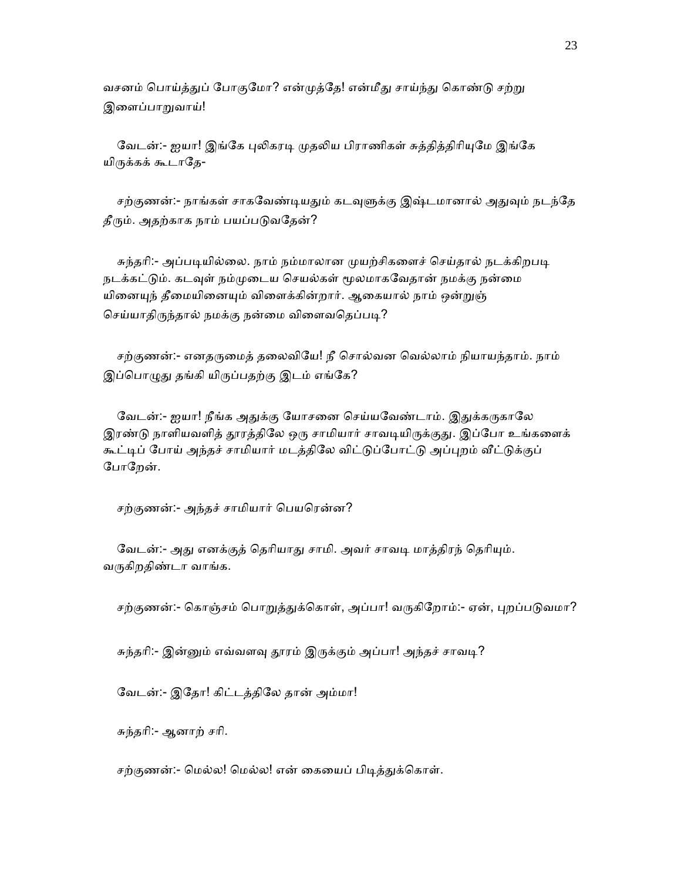வசனம் பொய்த்துப் போகுமோ? என்முத்தே! என்மீது சாய்ந்து கொண்டு சற்று இளைப்பாறுவாய்!

வேடன்:- ஐயா! இங்கே புலிகரடி முதலிய பிராணிகள் சுத்தித்திரியுமே இங்கே யிருக்கக் கூடாதே-

சற்குணன்:- நாங்கள் சாகவேண்டியதும் கடவுளுக்கு இஷ்டமானால் அதுவும் நடந்தே தீரும். அதற்காக நாம் பயப்படுவதேன்?

சுந்தரி:- அப்படியில்லை. நாம் நம்மாலான முயற்சிகளைச் செய்தால் நடக்கிறபடி நடக்கட்டும். கடவுள் நம்முடைய செயல்கள் மூலமாகவேதான் நமக்கு நன்மை யினையுந் தீமையினையும் விளைக்கின்றார். ஆகையால் நாம் ஒன்றுஞ் செய்யாதிருந்தால் நமக்கு நன்மை விளைவதெப்படி?

சற்குணன்:- எனதருமைத் தலைவியே! நீ சொல்வன வெல்லாம் நியாயந்தாம். நாம் இப்பொழுது தங்கி யிருப்பதற்கு இடம் எங்கே?

வேடன்:- ஐயா! நீங்க அதுக்கு யோசனை செய்யவேண்டாம். இதுக்கருகாலே இரண்டு நாளியவளித் தூரத்திலே ஒரு சாமியார் சாவடியிருக்குது. இப்போ உங்களைக் கூட்டிப் போய் அந்தச் சாமியார் மடத்திலே விட்டுப்போட்டு அப்புறம் வீட்டுக்குப் போறேன்.

சற்குணன்:- அந்தச் சாமியார் பெயரென்ன?

வேடன்:- அது எனக்குத் தெரியாது சாமி. அவர் சாவடி மாத்திரந் தெரியும். வருகிறதிண்டா வாங்க.

சற்குணன்:- கொஞ்சம் பொறுத்துக்கொள், அப்பா! வருகிறோம்:- ஏன், புறப்படுவமா?

சுந்தரி:- இன்னும் எவ்வளவு தூரம் இருக்கும் அப்பா! அந்தச் சாவடி?

வேடன்:- இதோ! கிட்டத்திலே தான் அம்மா!

சுந்தரி:- ஆனாற் சரி.

சற்குணன்:- மெல்ல! மெல்ல! என் கையைப் பிடித்துக்கொள்.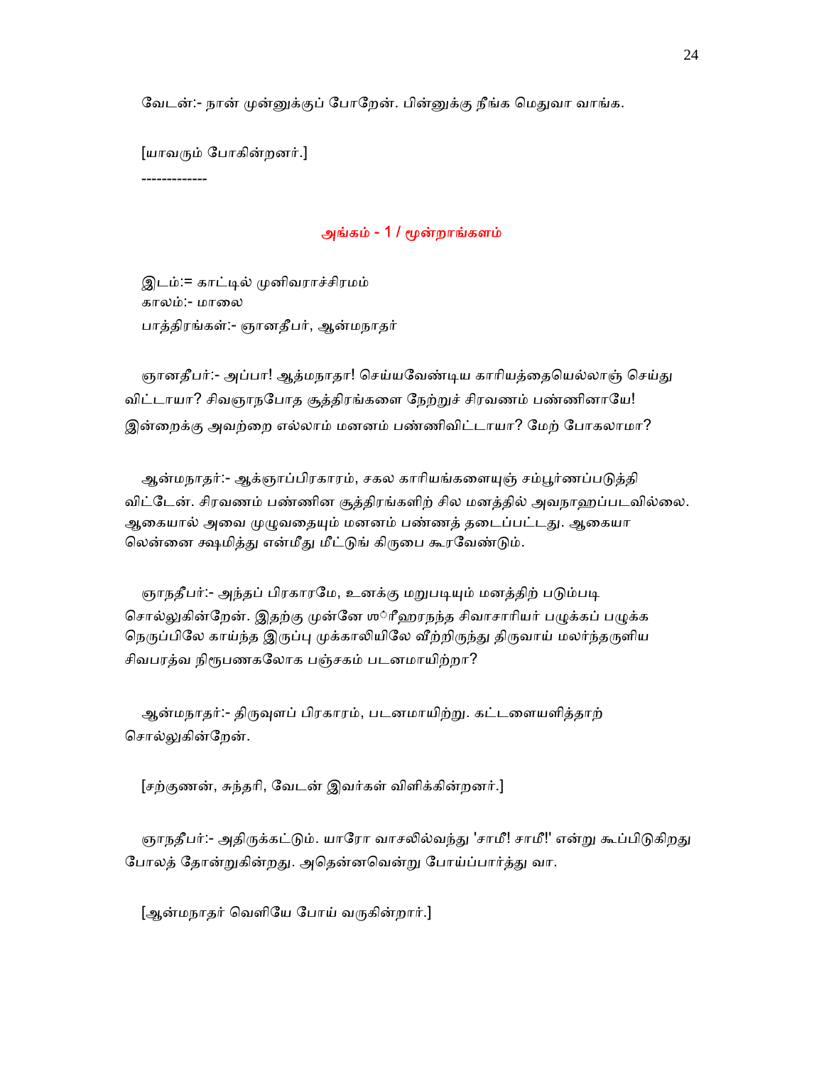வேடன்:- நான் முன்னுக்குப் போறேன். பின்னுக்கு நீங்க மெதுவா வாங்க.

[யாவரும் போகின்றனர்.]

-------------

## அங்கம் - 1 / மூன்றாங்களம்

இடம்:= காட்டில் முனிவராச்சிரமம்
காலம்:- மாலை
பாத்திரங்கள்:- ஞானதீபர், ஆன்மநாதர்

ஞானதீபர்:- அப்பா! ஆத்மநாதா! செய்யவேண்டிய காரியத்தையெல்லாஞ் செய்து விட்டாயா? சிவஞாநபோத சூத்திரங்களை நேற்றுச் சிரவணம் பண்ணினாயே! இன்றைக்கு அவற்றை எல்லாம் மனனம் பண்ணிவிட்டாயா? மேற் போகலாமா?

ஆன்மநாதர்:- ஆக்ஞாப்பிரகாரம், சகல காரியங்களையுஞ் சம்பூர்ணப்படுத்தி விட்டேன். சிரவணம் பண்ணின சூத்திரங்களிற் சில மனத்தில் அவநாஹப்படவில்லை. ஆகையால் அவை முழுவதையும் மனனம் பண்ணத் தடைப்பட்டது. ஆகையா லென்னை க்ஷமித்து என்மீது மீட்டுங் கிருபை கூரவேண்டும்.

ஞாநதீபர்:- அந்தப் பிரகாரமே, உனக்கு மறுபடியும் மனத்திற் படும்படி சொல்லுகின்றேன். இதற்கு முன்னே ஸ்ரீஹரநந்த சிவாசாரியர் பழுக்கப் பழுக்க நெருப்பிலே காய்ந்த இருப்பு முக்காலியிலே வீற்றிருந்து திருவாய் மலர்ந்தருளிய சிவபரத்வ நிரூபணகலோக பஞ்சகம் படனமாயிற்றா?

ஆன்மநாதர்:- திருவுளப் பிரகாரம், படனமாயிற்று. கட்டளையளித்தாற் சொல்லுகின்றேன்.

[சற்குணன், சுந்தரி, வேடன் இவர்கள் விளிக்கின்றனர்.]

ஞாநதீபர்:- அதிருக்கட்டும். யாரோ வாசலில்வந்து 'சாமீ! சாமீ!' என்று கூப்பிடுகிறது போலத் தோன்றுகின்றது. அதென்னவென்று போய்ப்பார்த்து வா.

[ஆன்மநாதர் வெளியே போய் வருகின்றார்.]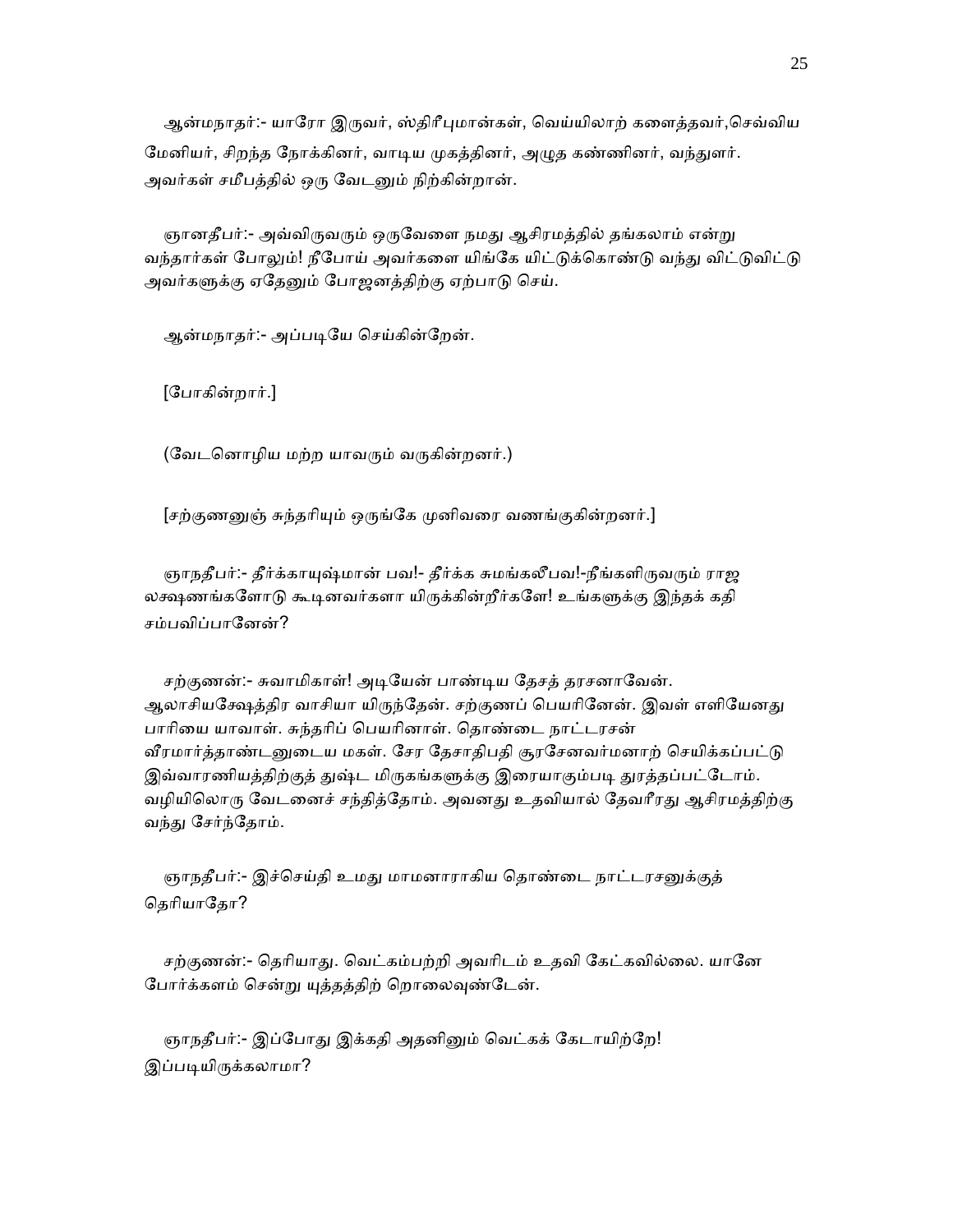ஆன்மநாதர்:- யாரோ இருவர், ஸ்திரீபுமான்கள், வெய்யிலாற் களைத்தவர்,செவ்விய மேனியர், சிறந்த நோக்கினர், வாடிய முகத்தினர், அழுத கண்ணினர், வந்துளர். அவர்கள் சமீபத்தில் ஒரு வேடனும் நிற்கின்றான்.

ஞானதீபர்:- அவ்விருவரும் ஒருவேளை நமது ஆசிரமத்தில் தங்கலாம் என்று வந்தார்கள் போலும்! நீபோய் அவர்களை யிங்கே யிட்டுக்கொண்டு வந்து விட்டுவிட்டு அவர்களுக்கு ஏதேனும் போஜனத்திற்கு ஏற்பாடு செய்.

ஆன்மநாதர்:- அப்படியே செய்கின்றேன்.

[போகின்றார்.]

(வேடனொழிய மற்ற யாவரும் வருகின்றனர்.)

[சற்குணனுஞ் சுந்தரியும் ஒருங்கே முனிவரை வணங்குகின்றனர்.]

ஞாநதீபர்:- தீர்க்காயுஷ்மான் பவ!- தீர்க்க சுமங்கலீபவ!-நீங்களிருவரும் ராஜ லக்ஷணங்களோடு கூடினவர்களா யிருக்கின்றீர்களே! உங்களுக்கு இந்தக் கதி சம்பவிப்பானேன்?

சற்குணன்:- சுவாமிகாள்! அடியேன் பாண்டிய தேசத் தரசனாவேன். ஆலாசியக்ஷேத்திர வாசியா யிருந்தேன். சற்குணப் பெயரினேன். இவள் எளியேனது பாரியை யாவாள். சுந்தரிப் பெயரினாள். தொண்டை நாட்டரசன் வீரமார்த்தாண்டனுடைய மகள். சேர தேசாதிபதி சூரசேனவர்மனாற் செயிக்கப்பட்டு இவ்வாரணியத்திற்குத் துஷ்ட மிருகங்களுக்கு இரையாகும்படி துரத்தப்பட்டோம். வழியிலொரு வேடனைச் சந்தித்தோம். அவனது உதவியால் தேவரீரது ஆசிரமத்திற்கு வந்து சேர்ந்தோம்.

ஞாநதீபர்:- இச்செய்தி உமது மாமனாராகிய தொண்டை நாட்டரசனுக்குத் தெரியாதோ?

சற்குணன்:- தெரியாது. வெட்கம்பற்றி அவரிடம் உதவி கேட்கவில்லை. யானே போர்க்களம் சென்று யுத்தத்திற் றொலைவுண்டேன்.

ஞாநதீபர்:- இப்போது இக்கதி அதனினும் வெட்கக் கேடாயிற்றே! இப்படியிருக்கலாமா?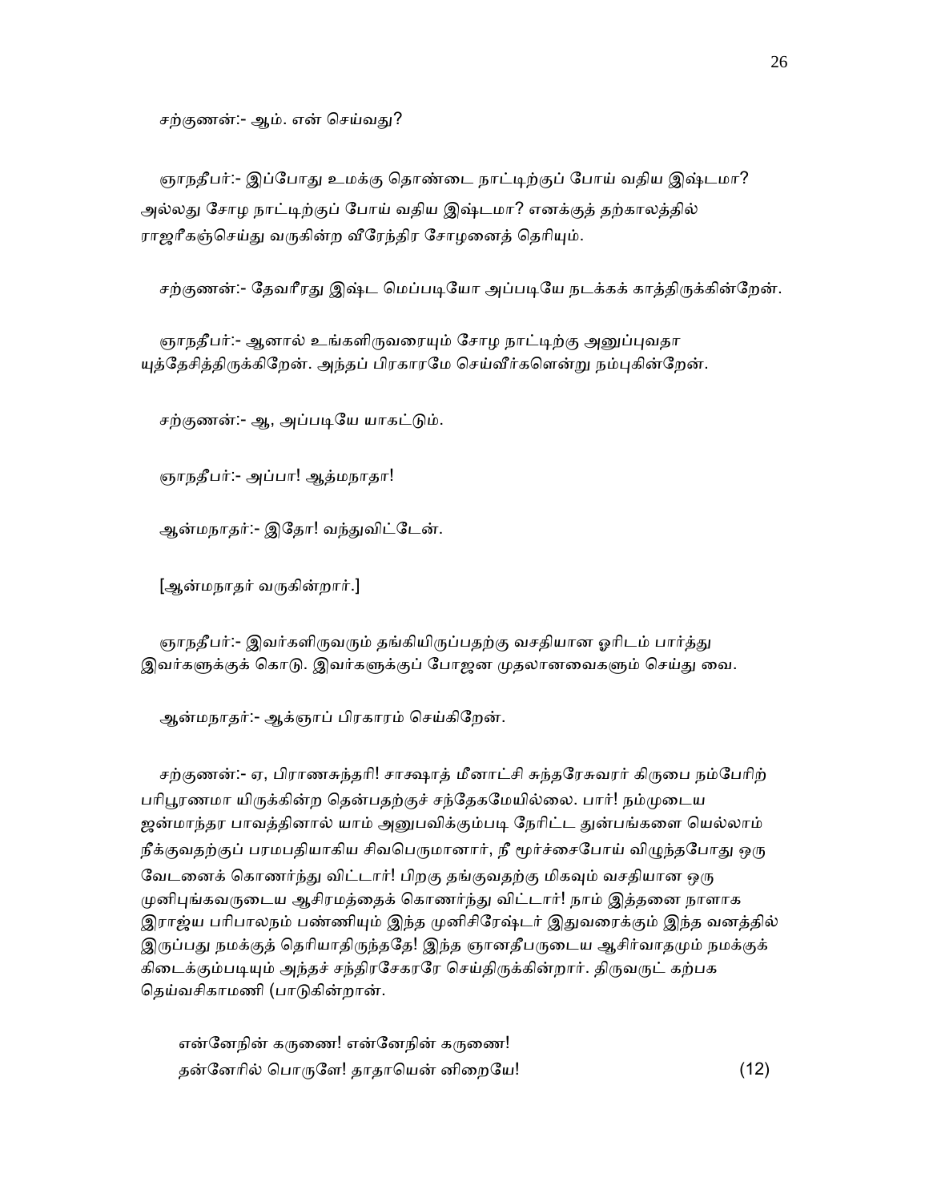சற்குணன்:- ஆம். என் செய்வது?

ஞாநதீபர்:- இப்போது உமக்கு தொண்டை நாட்டிற்குப் போய் வதிய இஷ்டமா? அல்லது சோழ நாட்டிற்குப் போய் வதிய இஷ்டமா? எனக்குத் தற்காலத்தில் ராஜரீகஞ்செய்து வருகின்ற வீரேந்திர சோழனைத் தெரியும்.

சற்குணன்:- தேவரீரது இஷ்ட மெப்படியோ அப்படியே நடக்கக் காத்திருக்கின்றேன்.

ஞாநதீபர்:- ஆனால் உங்களிருவரையும் சோழ நாட்டிற்கு அனுப்புவதா யுத்தேசித்திருக்கிறேன். அந்தப் பிரகாரமே செய்வீர்களென்று நம்புகின்றேன்.

சற்குணன்:- ஆ, அப்படியே யாகட்டும்.

ஞாநதீபர்:- அப்பா! ஆத்மநாதா!

ஆன்மநாதர்:- இதோ! வந்துவிட்டேன்.

[ஆன்மநாதர் வருகின்றார்.]

ஞாநதீபர்:- இவர்களிருவரும் தங்கியிருப்பதற்கு வசதியான ஓரிடம் பார்த்து இவர்களுக்குக் கொடு. இவர்களுக்குப் போஜன முதலானவைகளும் செய்து வை.

ஆன்மநாதர்:- ஆக்ஞாப் பிரகாரம் செய்கிறேன்.

சற்குணன்:- ஏ, பிராணசுந்தரி! சாக்ஷாத் மீனாட்சி சுந்தரேசுவரர் கிருபை நம்பேரிற் பரிபூரணமா யிருக்கின்ற தென்பதற்குச் சந்தேகமேயில்லை. பார்! நம்முடைய ஜன்மாந்தர பாவத்தினால் யாம் அனுபவிக்கும்படி நேரிட்ட துன்பங்களை யெல்லாம் நீக்குவதற்குப் பரமபதியாகிய சிவபெருமானார், நீ மூர்ச்சைபோய் விழுந்தபோது ஒரு வேடனைக் கொணர்ந்து விட்டார்! பிறகு தங்குவதற்கு மிகவும் வசதியான ஒரு முனிபுங்கவருடைய ஆசிரமத்தைக் கொணர்ந்து விட்டார்! நாம் இத்தனை நாளாக இராஜ்ய பரிபாலநம் பண்ணியும் இந்த முனிசிரேஷ்டர் இதுவரைக்கும் இந்த வனத்தில் இருப்பது நமக்குத் தெரியாதிருந்ததே! இந்த ஞானதீபருடைய ஆசிர்வாதமும் நமக்குக் கிடைக்கும்படியும் அந்தச் சந்திரசேகரரே செய்திருக்கின்றார். திருவருட் கற்பக தெய்வசிகாமணி (பாடுகின்றான்.

என்னேநின் கருணை! என்னேநின் கருணை!
தன்னேரில் பொருளே! தாதாயென் னிறையே! (12)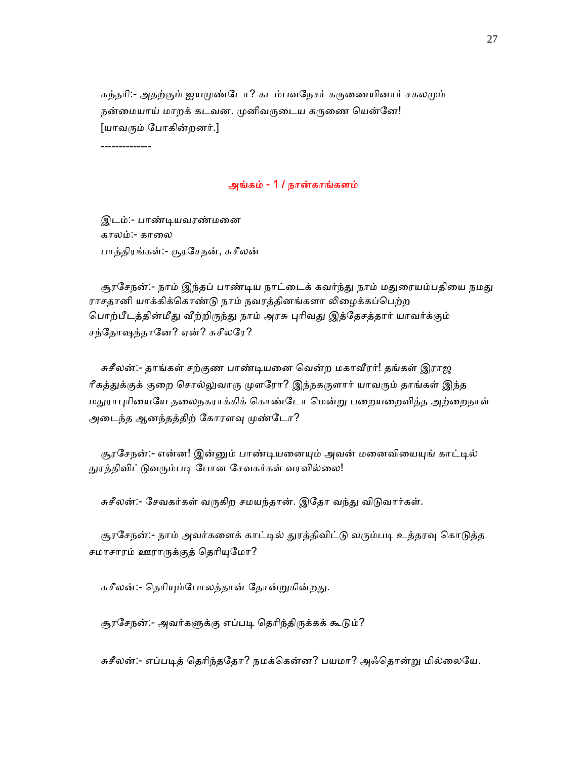சுந்தரி:- அதற்கும் ஐயமுண்டோ? கடம்பவநேசர் கருணையினார் சகலமும் நன்மையாய் மாறக் கடவன. முனிவருடைய கருணை யென்னே!
[யாவரும் போகின்றனர்.]

--------------

## அங்கம் - 1 / நான்காங்களம்

இடம்:- பாண்டியவரண்மனை
காலம்:- காலை
பாத்திரங்கள்:- சூரசேநன், சுசீலன்

சூரசேநன்:- நாம் இந்தப் பாண்டிய நாட்டைக் கவர்ந்து நாம் மதுரையம்பதியை நமது ராசதானி யாக்கிக்கொண்டு நாம் நவரத்தினங்களா லிழைக்கப்பெற்ற பொற்பீடத்தின்மீது வீற்றிருந்து நாம் அரசு புரிவது இத்தேசத்தார் யாவர்க்கும் சந்தோஷந்தானே? ஏன்? சுசீலரே?

சுசீலன்:- தாங்கள் சற்குண பாண்டியனை வென்ற மகாவீரர்! தங்கள் இராஜ ரீகத்துக்குக் குறை சொல்லுவாரு முளரோ? இந்நகருளார் யாவரும் தாங்கள் இந்த மதுராபுரியையே தலைநகராக்கிக் கொண்டோ மென்று பறையறைவித்த அற்றைநாள் அடைந்த ஆனந்தத்திற் கோரளவு முண்டோ?

சூரசேநன்:- என்ன! இன்னும் பாண்டியனையும் அவன் மனைவியையுங் காட்டில் துரத்திவிட்டுவரும்படி போன சேவகர்கள் வரவில்லை!

சுசீலன்:- சேவகர்கள் வருகிற சமயந்தான். இதோ வந்து விடுவார்கள்.

சூரசேநன்:- நாம் அவர்களைக் காட்டில் துரத்திவிட்டு வரும்படி உத்தரவு கொடுத்த சமாசாரம் ஊராருக்குத் தெரியுமோ?

சுசீலன்:- தெரியும்போலத்தான் தோன்றுகின்றது.

சூரசேநன்:- அவர்களுக்கு எப்படி தெரிந்திருக்கக் கூடும்?

சுசீலன்:- எப்படித் தெரிந்ததோ? நமக்கென்ன? பயமா? அஃதொன்று மில்லையே.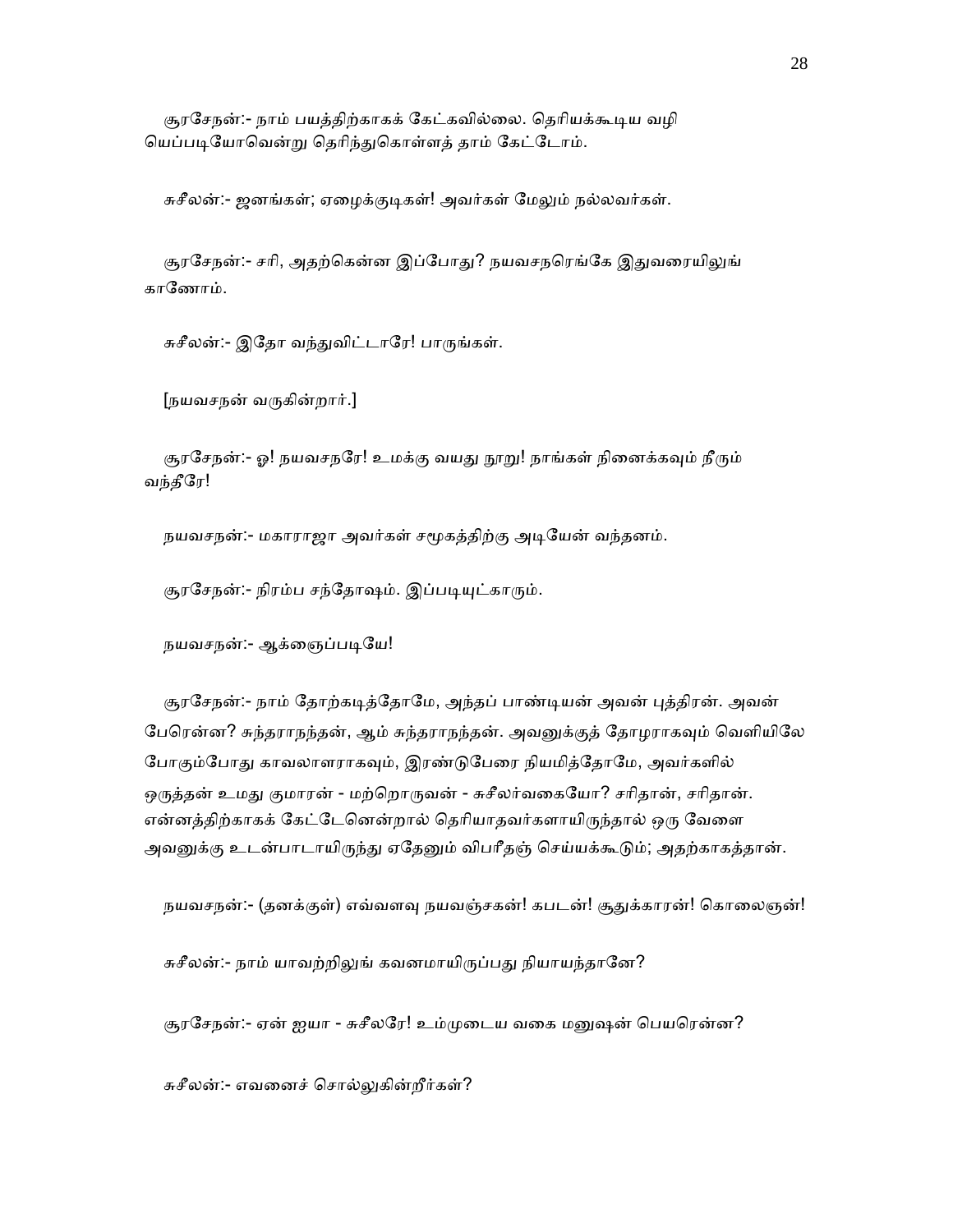சூரசேநன்:- நாம் பயத்திற்காகக் கேட்கவில்லை. தெரியக்கூடிய வழி யெப்படியோவென்று தெரிந்துகொள்ளத் தாம் கேட்டோம்.

சுசீலன்:- ஜனங்கள்; ஏழைக்குடிகள்! அவர்கள் மேலும் நல்லவர்கள்.

சூரசேநன்:- சரி, அதற்கென்ன இப்போது? நயவசநரெங்கே இதுவரையிலுங் காணோம்.

சுசீலன்:- இதோ வந்துவிட்டாரே! பாருங்கள்.

[நயவசநன் வருகின்றார்.]

சூரசேநன்:- ஓ! நயவசநரே! உமக்கு வயது நூறு! நாங்கள் நினைக்கவும் நீரும் வந்தீரே!

நயவசநன்:- மகாராஜா அவர்கள் சமூகத்திற்கு அடியேன் வந்தனம்.

சூரசேநன்:- நிரம்ப சந்தோஷம். இப்படியுட்காரும்.

நயவசநன்:- ஆக்ஞைப்படியே!

சூரசேநன்:- நாம் தோற்கடித்தோமே, அந்தப் பாண்டியன் அவன் புத்திரன். அவன் பேரென்ன? சுந்தராநந்தன், ஆம் சுந்தராநந்தன். அவனுக்குத் தோழராகவும் வெளியிலே போகும்போது காவலாளராகவும், இரண்டுபேரை நியமித்தோமே, அவர்களில் ஒருத்தன் உமது குமாரன் - மற்றொருவன் - சுசீலர்வகையோ? சரிதான், சரிதான். என்னத்திற்காகக் கேட்டேனென்றால் தெரியாதவர்களாயிருந்தால் ஒரு வேளை அவனுக்கு உடன்பாடாயிருந்து ஏதேனும் விபரீதஞ் செய்யக்கூடும்; அதற்காகத்தான்.

நயவசநன்:- (தனக்குள்) எவ்வளவு நயவஞ்சகன்! கபடன்! சூதுக்காரன்! கொலைஞன்!

சுசீலன்:- நாம் யாவற்றிலுங் கவனமாயிருப்பது நியாயந்தானே?

சூரசேநன்:- ஏன் ஐயா - சுசீலரே! உம்முடைய வகை மனுஷன் பெயரென்ன?

சுசீலன்:- எவனைச் சொல்லுகின்றீர்கள்?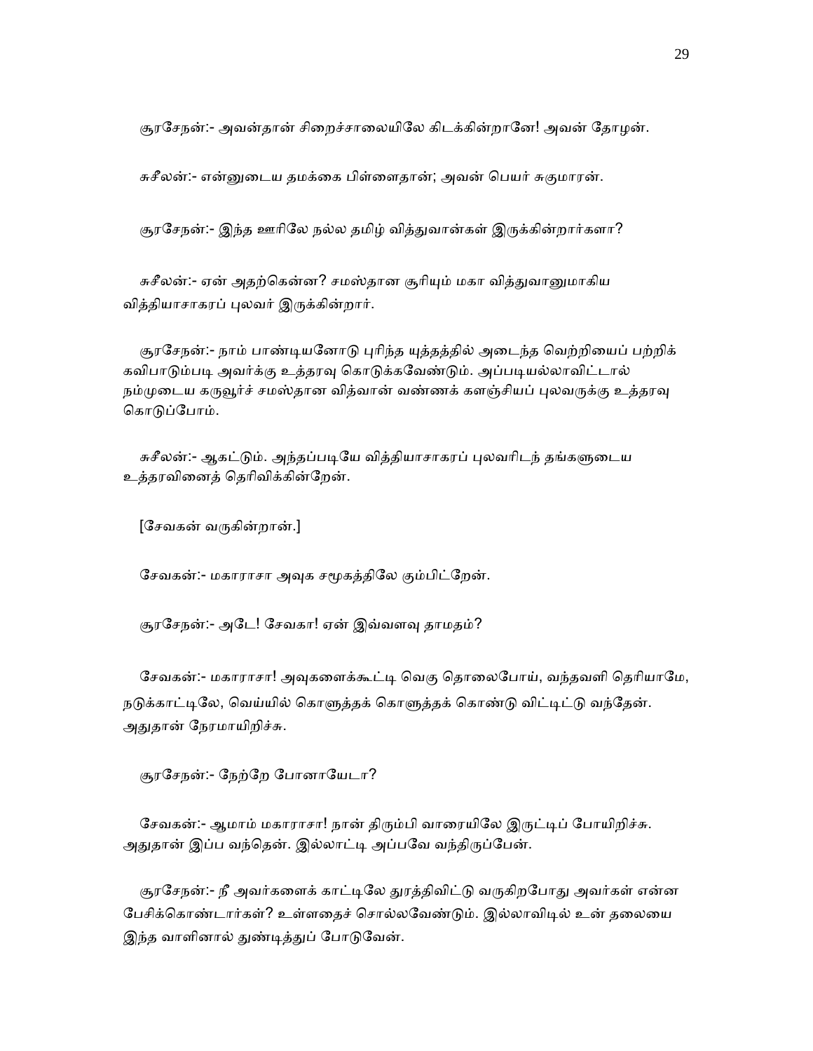சூரசேநன்:- அவன்தான் சிறைச்சாலையிலே கிடக்கின்றானே! அவன் தோழன்.

சுசீலன்:- என்னுடைய தமக்கை பிள்ளைதான்; அவன் பெயர் சுகுமாரன்.

சூரசேநன்:- இந்த ஊரிலே நல்ல தமிழ் வித்துவான்கள் இருக்கின்றார்களா?

சுசீலன்:- ஏன் அதற்கென்ன? சமஸ்தான சூரியும் மகா வித்துவானுமாகிய வித்தியாசாகரப் புலவர் இருக்கின்றார்.

சூரசேநன்:- நாம் பாண்டியனோடு புரிந்த யுத்தத்தில் அடைந்த வெற்றியைப் பற்றிக் கவிபாடும்படி அவர்க்கு உத்தரவு கொடுக்கவேண்டும். அப்படியல்லாவிட்டால் நம்முடைய கருவூர்ச் சமஸ்தான வித்வான் வண்ணக் களஞ்சியப் புலவருக்கு உத்தரவு கொடுப்போம்.

சுசீலன்:- ஆகட்டும். அந்தப்படியே வித்தியாசாகரப் புலவரிடந் தங்களுடைய உத்தரவினைத் தெரிவிக்கின்றேன்.

[சேவகன் வருகின்றான்.]

சேவகன்:- மகாராசா அவுக சமூகத்திலே கும்பிட்றேன்.

சூரசேநன்:- அடே! சேவகா! ஏன் இவ்வளவு தாமதம்?

சேவகன்:- மகாராசா! அவுகளைக்கூட்டி வெகு தொலைபோய், வந்தவளி தெரியாமே, நடுக்காட்டிலே, வெய்யில் கொளுத்தக் கொளுத்தக் கொண்டு விட்டிட்டு வந்தேன். அதுதான் நேரமாயிறிச்சு.

சூரசேநன்:- நேற்றே போனாயேடா?

சேவகன்:- ஆமாம் மகாராசா! நான் திரும்பி வாரையிலே இருட்டிப் போயிறிச்சு. அதுதான் இப்ப வந்தென். இல்லாட்டி அப்பவே வந்திருப்பேன்.

சூரசேநன்:- நீ அவர்களைக் காட்டிலே துரத்திவிட்டு வருகிறபோது அவர்கள் என்ன பேசிக்கொண்டார்கள்? உள்ளதைச் சொல்லவேண்டும். இல்லாவிடில் உன் தலையை இந்த வாளினால் துண்டித்துப் போடுவேன்.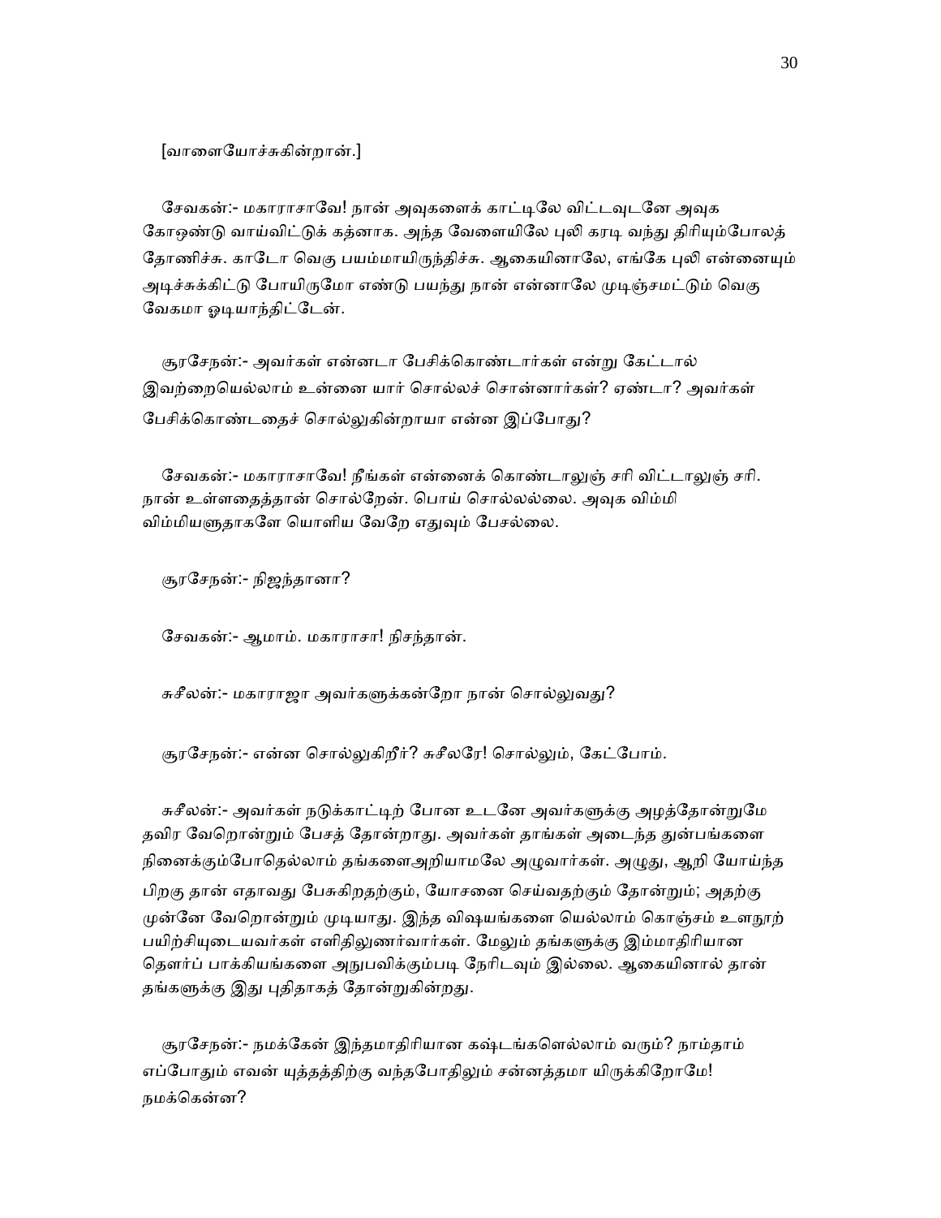[வாளையோச்சுகின்றான்.]

சேவகன்:- மகாராசாவே! நான் அவுகளைக் காட்டிலே விட்டவுடனே அவுக கோஒண்டு வாய்விட்டுக் கத்னாக. அந்த வேளையிலே புலி கரடி வந்து திரியும்போலத் தோணிச்சு. காடோ வெகு பயம்மாயிருந்திச்சு. ஆகையினாலே, எங்கே புலி என்னையும் அடிச்சுக்கிட்டு போயிருமோ எண்டு பயந்து நான் என்னாலே முடிஞ்சமட்டும் வெகு வேகமா ஓடியாந்திட்டேன்.

சூரசேநன்:- அவர்கள் என்னடா பேசிக்கொண்டார்கள் என்று கேட்டால் இவற்றையெல்லாம் உன்னை யார் சொல்லச் சொன்னார்கள்? ஏண்டா? அவர்கள் பேசிக்கொண்டதைச் சொல்லுகின்றாயா என்ன இப்போது?

சேவகன்:- மகாராசாவே! நீங்கள் என்னைக் கொண்டாலுஞ் சரி விட்டாலுஞ் சரி. நான் உள்ளதைத்தான் சொல்றேன். பொய் சொல்லல்லை. அவுக விம்மி விம்மியளுதாகளே யொளிய வேறே எதுவும் பேசல்லை.

சூரசேநன்:- நிஜந்தானா?

சேவகன்:- ஆமாம். மகாராசா! நிசந்தான்.

சுசீலன்:- மகாராஜா அவர்களுக்கன்றோ நான் சொல்லுவது?

சூரசேநன்:- என்ன சொல்லுகிறீர்? சுசீலரே! சொல்லும், கேட்போம்.

சுசீலன்:- அவர்கள் நடுக்காட்டிற் போன உடனே அவர்களுக்கு அழத்தோன்றுமே தவிர வேறொன்றும் பேசத் தோன்றாது. அவர்கள் தாங்கள் அடைந்த துன்பங்களை நினைக்கும்போதெல்லாம் தங்களைஅறியாமலே அழுவார்கள். அழுது, ஆறி யோய்ந்த பிறகு தான் எதாவது பேசுகிறதற்கும், யோசனை செய்வதற்கும் தோன்றும்; அதற்கு முன்னே வேறொன்றும் முடியாது. இந்த விஷயங்களை யெல்லாம் கொஞ்சம் உளநூற் பயிற்சியுடையவர்கள் எளிதிலுணர்வார்கள். மேலும் தங்களுக்கு இம்மாதிரியான தௌர்ப் பாக்கியங்களை அநுபவிக்கும்படி நேரிடவும் இல்லை. ஆகையினால் தான் தங்களுக்கு இது புதிதாகத் தோன்றுகின்றது.

சூரசேநன்:- நமக்கேன் இந்தமாதிரியான கஷ்டங்களெல்லாம் வரும்? நாம்தாம் எப்போதும் எவன் யுத்தத்திற்கு வந்தபோதிலும் சன்னத்தமா யிருக்கிறோமே! நமக்கென்ன?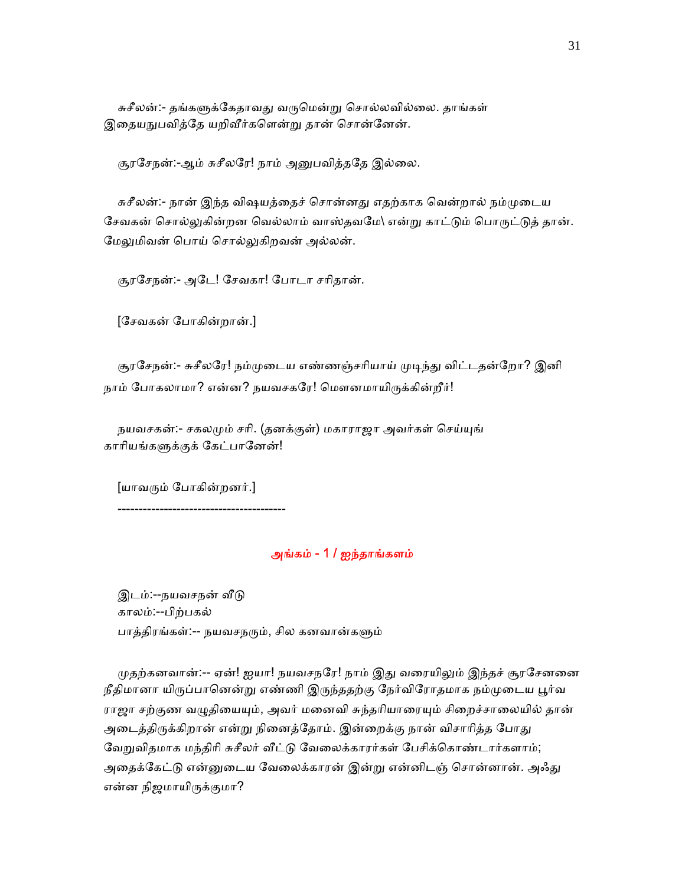சுசீலன்:- தங்களுக்கேதாவது வருமென்று சொல்லவில்லை. தாங்கள் இதையநுபவித்தே யறிவீர்களென்று தான் சொன்னேன்.

சூரசேநன்:-ஆம் சுசீலரே! நாம் அனுபவித்ததே இல்லை.

சுசீலன்:- நான் இந்த விஷயத்தைச் சொன்னது எதற்காக வென்றால் நம்முடைய சேவகன் சொல்லுகின்றன வெல்லாம் வாஸ்தவமே\ என்று காட்டும் பொருட்டுத் தான். மேலுமிவன் பொய் சொல்லுகிறவன் அல்லன்.

சூரசேநன்:- அடே! சேவகா! போடா சரிதான்.

[சேவகன் போகின்றான்.]

சூரசேநன்:- சுசீலரே! நம்முடைய எண்ணஞ்சரியாய் முடிந்து விட்டதன்றோ? இனி நாம் போகலாமா? என்ன? நயவசகரே! மௌனமாயிருக்கின்றீர்!

நயவசகன்:- சகலமும் சரி. (தனக்குள்) மகாராஜா அவர்கள் செய்யுங் காரியங்களுக்குக் கேட்பானேன்!

[யாவரும் போகின்றனர்.]

---------------------------------------

## அங்கம் - 1 / ஐந்தாங்களம்

இடம்:--நயவசநன் வீடு
காலம்:--பிற்பகல்
பாத்திரங்கள்:-- நயவசநரும், சில கனவான்களும்

முதற்கனவான்:-- ஏன்! ஐயா! நயவசநரே! நாம் இது வரையிலும் இந்தச் சூரசேனனை நீதிமானா யிருப்பானென்று எண்ணி இருந்ததற்கு நேர்விரோதமாக நம்முடைய பூர்வ ராஜா சற்குண வழுதியையும், அவர் மனைவி சுந்தரியாரையும் சிறைச்சாலையில் தான் அடைத்திருக்கிறான் என்று நினைத்தோம். இன்றைக்கு நான் விசாரித்த போது வேறுவிதமாக மந்திரி சுசீலர் வீட்டு வேலைக்காரர்கள் பேசிக்கொண்டார்களாம்; அதைக்கேட்டு என்னுடைய வேலைக்காரன் இன்று என்னிடஞ் சொன்னான். அஃது என்ன நிஜமாயிருக்குமா?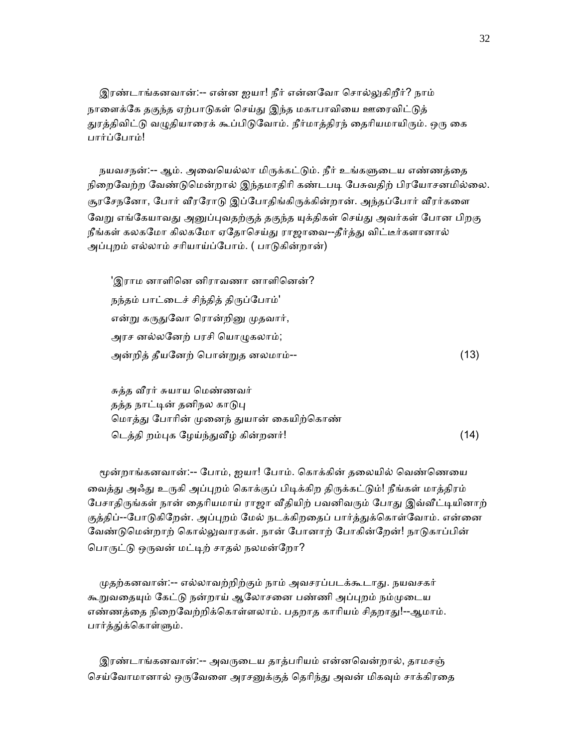இரண்டாங்கனவான்:-- என்ன ஐயா! நீர் என்னவோ சொல்லுகிறீர்? நாம் நாளைக்கே தகுந்த ஏற்பாடுகள் செய்து இந்த மகாபாவியை ஊரைவிட்டுத் துரத்திவிட்டு வழுதியாரைக் கூப்பிடுவோம். நீர்மாத்திரந் தைரியமாயிரும். ஒரு கை பார்ப்போம்!

நயவசநன்:-- ஆம். அவையெல்லா மிருக்கட்டும். நீர் உங்களுடைய எண்ணத்தை நிறைவேற்ற வேண்டுமென்றால் இந்தமாதிரி கண்டபடி பேசுவதிற் பிரயோசனமில்லை. சூரசேநனோ, போர் வீரரோடு இப்போதிங்கிருக்கின்றான். அந்தப்போர் வீரர்களை வேறு எங்கேயாவது அனுப்புவதற்குத் தகுந்த யுக்திகள் செய்து அவர்கள் போன பிறகு நீங்கள் கலகமோ கிலகமோ ஏதோசெய்து ராஜாவை--தீர்த்து விட்டீர்களானால் அப்புறம் எல்லாம் சரியாய்ப்போம். ( பாடுகின்றான்)

'இராம னாளினெ னிராவணா னாளினென்?
நந்தம் பாட்டைச் சிந்தித் திருப்போம்'
என்று கருதுவோ ரொன்றினு முதவார்,
அரச னல்லனேற் பரசி யொழுகலாம்;
அன்றித் தீயனேற் பொன்றுத னலமாம்-- (13)

சுத்த வீரர் சுயாய மெண்ணவர்
தத்த நாட்டின் தனிநல காடுபு
மொத்து போரின் முனைந் துயான் கையிற்கொண்
டெத்தி றம்புக ழேய்ந்துவீழ் கின்றனர்! (14)

மூன்றாங்கனவான்:-- போம், ஐயா! போம். கொக்கின் தலையில் வெண்ணெயை வைத்து அஃது உருகி அப்புறம் கொக்குப் பிடிக்கிற திருக்கட்டும்! நீங்கள் மாத்திரம் பேசாதிருங்கள் நான் தைரியமாய் ராஜா வீதியிற் பவனிவரும் போது இவ்வீட்டியினாற் குத்திப்--போடுகிறேன். அப்புறம் மேல் நடக்கிறதைப் பார்த்துக்கொள்வோம். என்னை வேண்டுமென்றாற் கொல்லுவாரகள். நான் போனாற் போகின்றேன்! நாடுகாப்பின் பொருட்டு ஒருவன் மட்டிற் சாதல் நலமன்றோ?

முதற்கனவான்:-- எல்லாவற்றிற்கும் நாம் அவசரப்படக்கூடாது. நயவசகர் கூறுவதையும் கேட்டு நன்றாய் ஆலோசனை பண்ணி அப்புறம் நம்முடைய எண்ணத்தை நிறைவேற்றிக்கொள்ளலாம். பதறாத காரியம் சிதறாது!--ஆமாம். பார்த்துக்கொள்ளும்.

இரண்டாங்கனவான்:-- அவருடைய தாத்பரியம் என்னவென்றால், தாமசஞ் செய்வோமானால் ஒருவேளை அரசனுக்குத் தெரிந்து அவன் மிகவும் சாக்கிரதை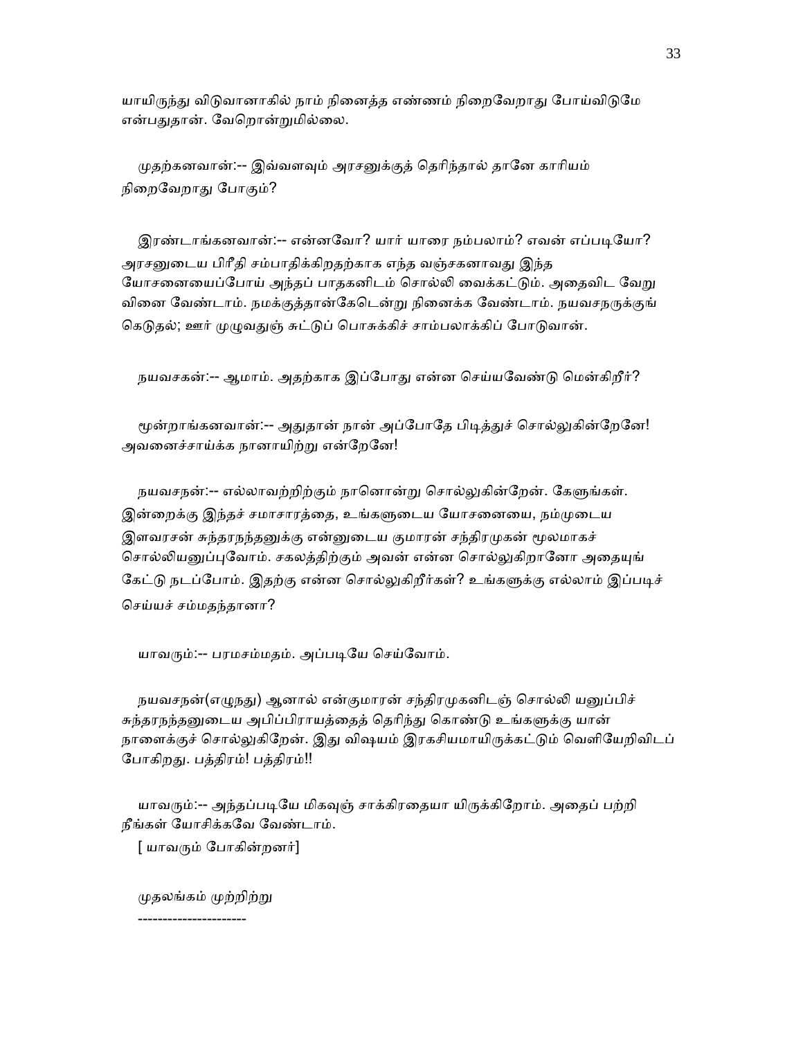யாயிருந்து விடுவானாகில் நாம் நினைத்த எண்ணம் நிறைவேறாது போய்விடுமே என்பதுதான். வேறொன்றுமில்லை.

முதற்கனவான்:-- இவ்வளவும் அரசனுக்குத் தெரிந்தால் தானே காரியம் நிறைவேறாது போகும்?

இரண்டாங்கனவான்:-- என்னவோ? யார் யாரை நம்பலாம்? எவன் எப்படியோ? அரசனுடைய பிரீதி சம்பாதிக்கிறதற்காக எந்த வஞ்சகனாவது இந்த யோசனையைப்போய் அந்தப் பாதகனிடம் சொல்லி வைக்கட்டும். அதைவிட வேறு வினை வேண்டாம். நமக்குத்தான்கேடென்று நினைக்க வேண்டாம். நயவசநருக்குங் கெடுதல்; ஊர் முழுவதுஞ் சுட்டுப் பொசுக்கிச் சாம்பலாக்கிப் போடுவான்.

நயவசகன்:-- ஆமாம். அதற்காக இப்போது என்ன செய்யவேண்டு மென்கிறீர்?

மூன்றாங்கனவான்:-- அதுதான் நான் அப்போதே பிடித்துச் சொல்லுகின்றேனே! அவனைச்சாய்க்க நானாயிற்று என்றேனே!

நயவசநன்:-- எல்லாவற்றிற்கும் நானொன்று சொல்லுகின்றேன். கேளுங்கள். இன்றைக்கு இந்தச் சமாசாரத்தை, உங்களுடைய யோசனையை, நம்முடைய இளவரசன் சுந்தரநந்தனுக்கு என்னுடைய குமாரன் சந்திரமுகன் மூலமாகச் சொல்லியனுப்புவோம். சகலத்திற்கும் அவன் என்ன சொல்லுகிறானோ அதையுங் கேட்டு நடப்போம். இதற்கு என்ன சொல்லுகிறீர்கள்? உங்களுக்கு எல்லாம் இப்படிச் செய்யச் சம்மதந்தானா?

யாவரும்:-- பரமசம்மதம். அப்படியே செய்வோம்.

நயவசநன்(எழுநது) ஆனால் என்குமாரன் சந்திரமுகனிடஞ் சொல்லி யனுப்பிச் சுந்தரநந்தனுடைய அபிப்பிராயத்தைத் தெரிந்து கொண்டு உங்களுக்கு யான் நாளைக்குச் சொல்லுகிறேன். இது விஷயம் இரகசியமாயிருக்கட்டும் வெளியேறிவிடப் போகிறது. பத்திரம்! பத்திரம்!!

யாவரும்:-- அந்தப்படியே மிகவுஞ் சாக்கிரதையா யிருக்கிறோம். அதைப் பற்றி நீங்கள் யோசிக்கவே வேண்டாம்.

[ யாவரும் போகின்றனர்]

முதலங்கம் முற்றிற்று

----------------------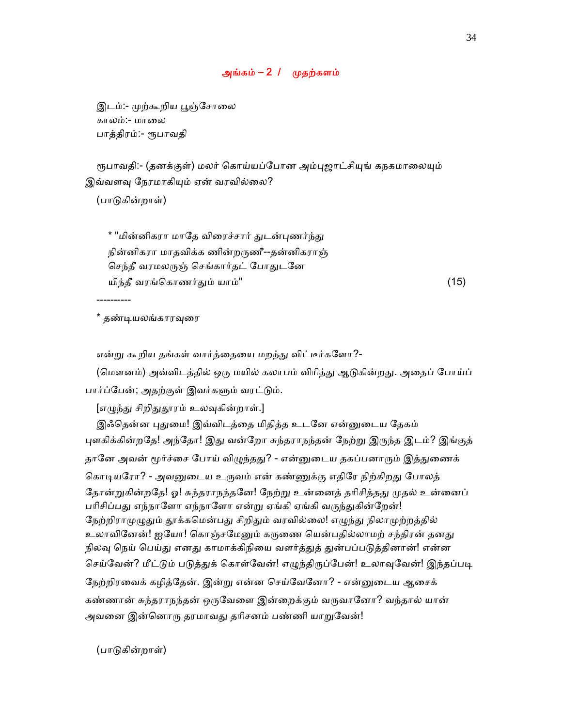## அங்கம் – 2 / முதற்களம்

இடம்:- முற்கூறிய பூஞ்சோலை
காலம்:- மாலை
பாத்திரம்:- ரூபாவதி

ரூபாவதி:- (தனக்குள்) மலர் கொய்யப்போன அம்புஜாட்சியுங் கநகமாலையும் இவ்வளவு நேரமாகியும் ஏன் வரவில்லை?

(பாடுகின்றாள்)

> * "மின்னிகரா மாதே விரைச்சார் துடன்புணர்ந்து
> நின்னிகரா மாதவிக்க ணின்றருணீ--தன்னிகராஞ்
> செந்தீ வரமலருஞ் செங்கார்தட் போதுடனே
> யிந்தீ வரங்கொணர்தும் யாம்" (15)

----------

* தண்டியலங்காரவுரை

என்று கூறிய தங்கள் வார்த்தையை மறந்து விட்டீர்களோ?-

(மௌனம்) அவ்விடத்தில் ஒரு மயில் கலாபம் விரித்து ஆடுகின்றது. அதைப் போய்ப் பார்ப்பேன்; அதற்குள் இவர்களும் வரட்டும்.

[எழுந்து சிறிதுதூரம் உலவுகின்றாள்.]

இஃதென்ன புதுமை! இவ்விடத்தை மிதித்த உடனே என்னுடைய தேகம் புளகிக்கின்றதே! அந்தோ! இது வன்றோ சுந்தரானந்தன் நேற்று இருந்த இடம்? இங்குத் தானே அவன் மூர்ச்சை போய் விழுந்தது? - என்னுடைய தகப்பனாரும் இத்துணைக் கொடியரோ? - அவனுடைய உருவம் என் கண்ணுக்கு எதிரே நிற்கிறது போலத் தோன்றுகின்றதே! ஓ! சுந்தரானந்தனே! நேற்று உன்னைத் தரிசித்தது முதல் உன்னைப் பரிசிப்பது எந்நாளோ எந்நாளோ என்று ஏங்கி ஏங்கி வருந்துகின்றேன்! நேற்றிராமுழுதும் தூக்கமென்பது சிறிதும் வரவில்லை! எழுந்து நிலாமுற்றத்தில் உலாவினேன்! ஐயோ! கொஞ்சமேனும் கருணை யென்பதில்லாமற் சந்திரன் தனது நிலவு நெய் பெய்து எனது காமாக்கிநியை வளர்த்துத் துன்பப்படுத்தினான்! என்ன செய்வேன்? மீட்டும் படுத்துக் கொள்வேன்! எழுந்திருப்பேன்! உலாவுவேன்! இந்தப்படி நேற்றிரவைக் கழித்தேன். இன்று என்ன செய்வேனோ? - என்னுடைய ஆசைக் கண்ணான் சுந்தரானந்தன் ஒருவேளை இன்றைக்கும் வருவானோ? வந்தால் யான் அவனை இன்னொரு தரமாவது தரிசனம் பண்ணி யாறுவேன்!

(பாடுகின்றாள்)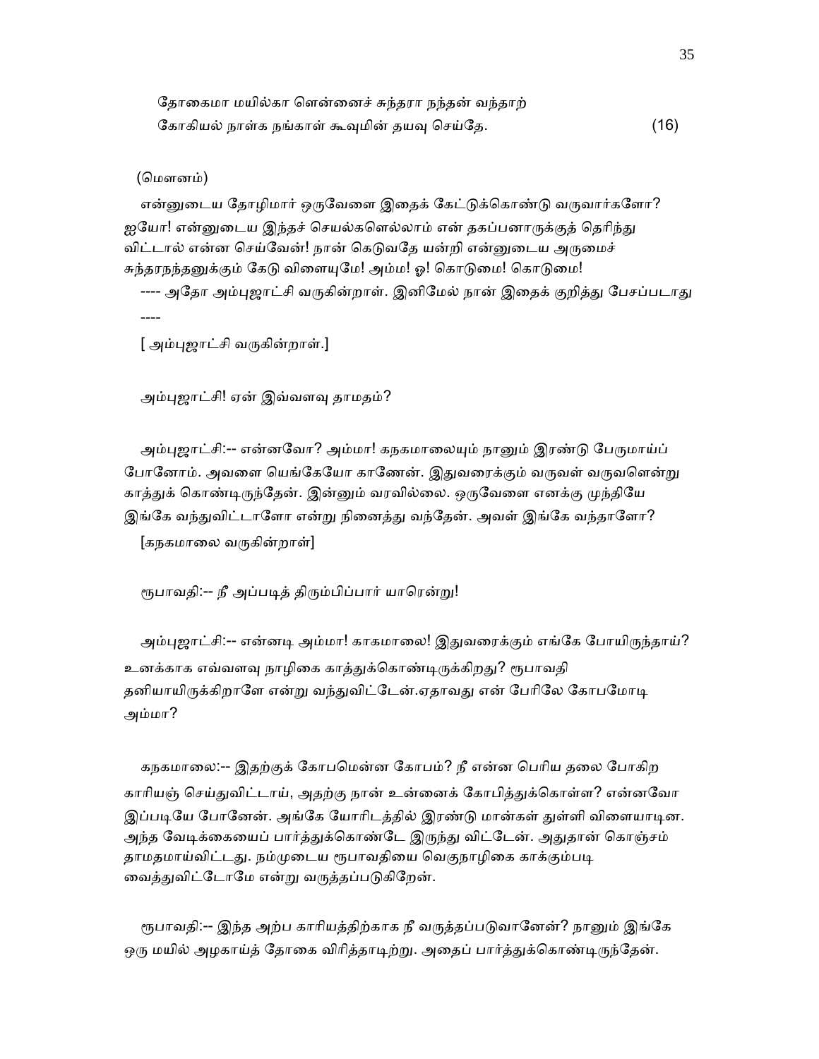தோகைமா மயில்கா ளென்னைச் சுந்தரா நந்தன் வந்தாற்
கோகியல் நாள்க நங்காள் கூவுமின் தயவு செய்தே. (16)

(மௌனம்)

என்னுடைய தோழிமார் ஒருவேளை இதைக் கேட்டுக்கொண்டு வருவார்களோ? ஐயோ! என்னுடைய இந்தச் செயல்களெல்லாம் என் தகப்பனாருக்குத் தெரிந்து விட்டால் என்ன செய்வேன்! நான் கெடுவதே யன்றி என்னுடைய அருமைச் சுந்தரநந்தனுக்கும் கேடு விளையுமே! அம்ம! ஓ! கொடுமை! கொடுமை!

---- அதோ அம்புஜாட்சி வருகின்றாள். இனிமேல் நான் இதைக் குறித்து பேசப்படாது ----

[ அம்புஜாட்சி வருகின்றாள்.]

அம்புஜாட்சி! ஏன் இவ்வளவு தாமதம்?

அம்புஜாட்சி:-- என்னவோ? அம்மா! கநகமாலையும் நானும் இரண்டு பேருமாய்ப் போனோம். அவளை யெங்கேயோ காணேன். இதுவரைக்கும் வருவள் வருவளென்று காத்துக் கொண்டிருந்தேன். இன்னும் வரவில்லை. ஒருவேளை எனக்கு முந்தியே இங்கே வந்துவிட்டாளோ என்று நினைத்து வந்தேன். அவள் இங்கே வந்தாளோ?

[கநகமாலை வருகின்றாள்]

ரூபாவதி:-- நீ அப்படித் திரும்பிப்பார் யாரென்று!

அம்புஜாட்சி:-- என்னடி அம்மா! காகமாலை! இதுவரைக்கும் எங்கே போயிருந்தாய்? உனக்காக எவ்வளவு நாழிகை காத்துக்கொண்டிருக்கிறது? ரூபாவதி தனியாயிருக்கிறாளே என்று வந்துவிட்டேன்.ஏதாவது என் பேரிலே கோபமோடி அம்மா?

கநகமாலை:-- இதற்குக் கோபமென்ன கோபம்? நீ என்ன பெரிய தலை போகிற காரியஞ் செய்துவிட்டாய், அதற்கு நான் உன்னைக் கோபித்துக்கொள்ள? என்னவோ இப்படியே போனேன். அங்கே யோரிடத்தில் இரண்டு மான்கள் துள்ளி விளையாடின. அந்த வேடிக்கையைப் பார்த்துக்கொண்டே இருந்து விட்டேன். அதுதான் கொஞ்சம் தாமதமாய்விட்டது. நம்முடைய ரூபாவதியை வெகுநாழிகை காக்கும்படி வைத்துவிட்டோமே என்று வருத்தப்படுகிறேன்.

ரூபாவதி:-- இந்த அற்ப காரியத்திற்காக நீ வருத்தப்படுவானேன்? நானும் இங்கே ஒரு மயில் அழகாய்த் தோகை விரித்தாடிற்று. அதைப் பார்த்துக்கொண்டிருந்தேன்.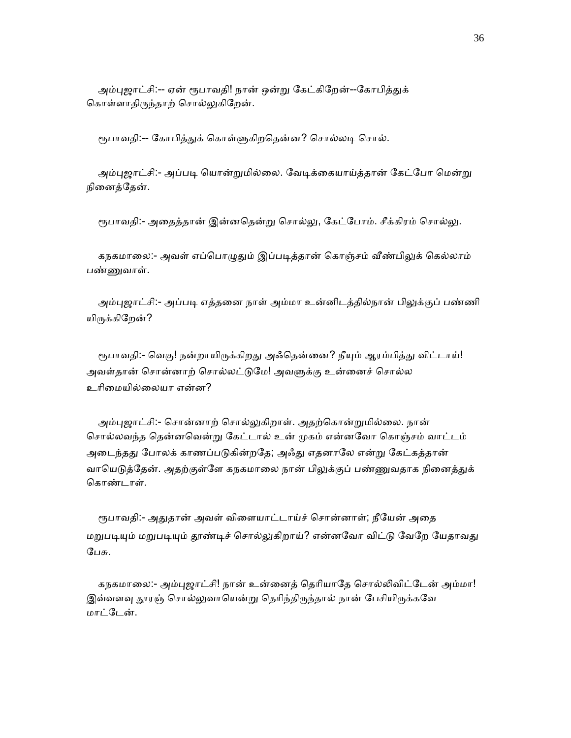அம்புஜாட்சி:-- ஏன் ரூபாவதி! நான் ஒன்று கேட்கிறேன்--கோபித்துக் கொள்ளாதிருந்தாற் சொல்லுகிறேன்.

ரூபாவதி:-- கோபித்துக் கொள்ளுகிறதென்ன? சொல்லடி சொல்.

அம்புஜாட்சி:- அப்படி யொன்றுமில்லை. வேடிக்கையாய்த்தான் கேட்போ மென்று நினைத்தேன்.

ரூபாவதி:- அதைத்தான் இன்னதென்று சொல்லு, கேட்போம். சீக்கிரம் சொல்லு.

கநகமாலை:- அவள் எப்பொழுதும் இப்படித்தான் கொஞ்சம் வீண்பிலுக் கெல்லாம் பண்ணுவாள்.

அம்புஜாட்சி:- அப்படி எத்தனை நாள் அம்மா உன்னிடத்தில்நான் பிலுக்குப் பண்ணி யிருக்கிறேன்?

ரூபாவதி:- வெகு! நன்றாயிருக்கிறது அஃதென்னை? நீயும் ஆரம்பித்து விட்டாய்! அவள்தான் சொன்னாற் சொல்லட்டுமே! அவளுக்கு உன்னைச் சொல்ல உரிமையில்லையா என்ன?

அம்புஜாட்சி:- சொன்னாற் சொல்லுகிறாள். அதற்கொன்றுமில்லை. நான் சொல்லவந்த தென்னவென்று கேட்டால் உன் முகம் என்னவோ கொஞ்சம் வாட்டம் அடைந்தது போலக் காணப்படுகின்றதே; அஃது எதனாலே என்று கேட்கத்தான் வாயெடுத்தேன். அதற்குள்ளே கநகமாலை நான் பிலுக்குப் பண்ணுவதாக நினைத்துக் கொண்டாள்.

ரூபாவதி:- அதுதான் அவள் விளையாட்டாய்ச் சொன்னாள்; நீயேன் அதை மறுபடியும் மறுபடியும் தூண்டிச் சொல்லுகிறாய்? என்னவோ விட்டு வேறே யேதாவது பேசு.

கநகமாலை:- அம்புஜாட்சி! நான் உன்னைத் தெரியாதே சொல்லிவிட்டேன் அம்மா! இவ்வளவு தூரஞ் சொல்லுவாயென்று தெரிந்திருந்தால் நான் பேசியிருக்கவே மாட்டேன்.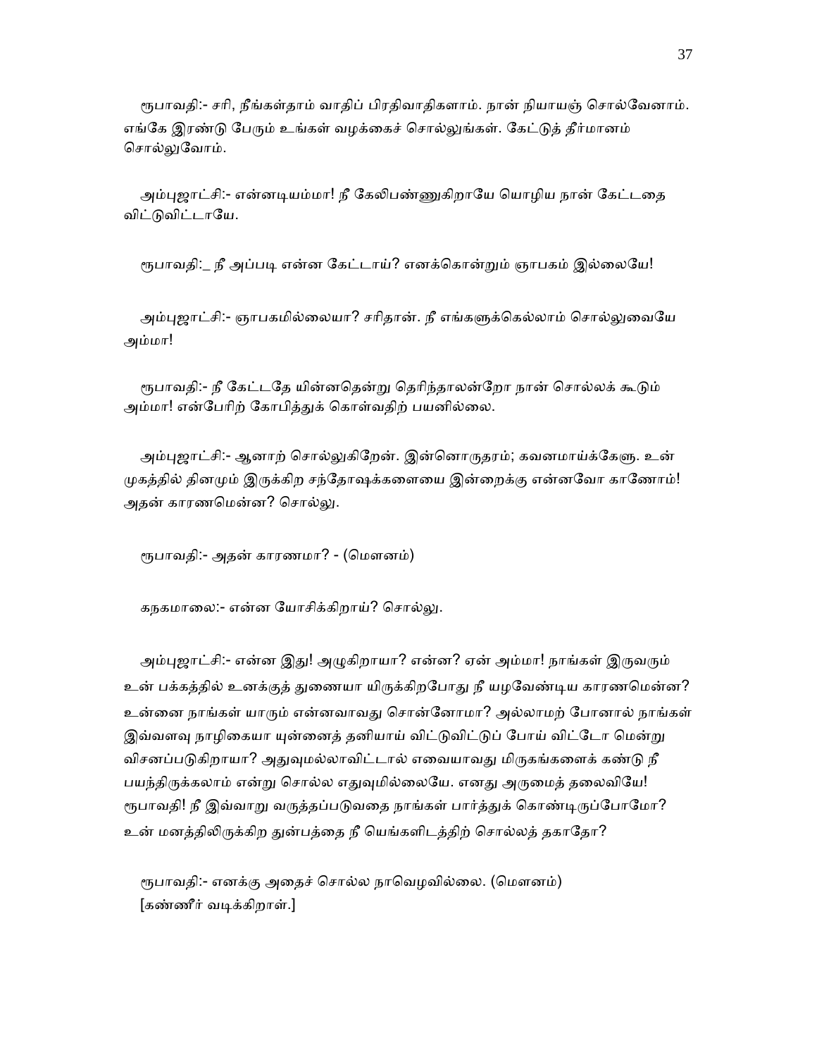ரூபாவதி:- சரி, நீங்கள்தாம் வாதிப் பிரதிவாதிகளாம். நான் நியாயஞ் சொல்வேனாம். எங்கே இரண்டு பேரும் உங்கள் வழக்கைச் சொல்லுங்கள். கேட்டுத் தீர்மானம் சொல்லுவோம்.

அம்புஜாட்சி:- என்னடியம்மா! நீ கேலிபண்ணுகிறாயே யொழிய நான் கேட்டதை விட்டுவிட்டாயே.

ரூபாவதி:_ நீ அப்படி என்ன கேட்டாய்? எனக்கொன்றும் ஞாபகம் இல்லையே!

அம்புஜாட்சி:- ஞாபகமில்லையா? சரிதான். நீ எங்களுக்கெல்லாம் சொல்லுவையே அம்மா!

ரூபாவதி:- நீ கேட்டதே யின்னதென்று தெரிந்தாலன்றோ நான் சொல்லக் கூடும் அம்மா! என்பேரிற் கோபித்துக் கொள்வதிற் பயனில்லை.

அம்புஜாட்சி:- ஆனாற் சொல்லுகிறேன். இன்னொருதரம்; கவனமாய்க்கேளு. உன் முகத்தில் தினமும் இருக்கிற சந்தோஷக்களையை இன்றைக்கு என்னவோ காணோம்! அதன் காரணமென்ன? சொல்லு.

ரூபாவதி:- அதன் காரணமா? - (மௌனம்)

கநகமாலை:- என்ன யோசிக்கிறாய்? சொல்லு.

அம்புஜாட்சி:- என்ன இது! அழுகிறாயா? என்ன? ஏன் அம்மா! நாங்கள் இருவரும் உன் பக்கத்தில் உனக்குத் துணையா யிருக்கிறபோது நீ யழவேண்டிய காரணமென்ன? உன்னை நாங்கள் யாரும் என்னவாவது சொன்னோமா? அல்லாமற் போனால் நாங்கள் இவ்வளவு நாழிகையா யுன்னைத் தனியாய் விட்டுவிட்டுப் போய் விட்டோ மென்று விசனப்படுகிறாயா? அதுவுமல்லாவிட்டால் எவையாவது மிருகங்களைக் கண்டு நீ பயந்திருக்கலாம் என்று சொல்ல எதுவுமில்லையே. எனது அருமைத் தலைவியே! ரூபாவதி! நீ இவ்வாறு வருத்தப்படுவதை நாங்கள் பார்த்துக் கொண்டிருப்போமோ? உன் மனத்திலிருக்கிற துன்பத்தை நீ யெங்களிடத்திற் சொல்லத் தகாதோ?

ரூபாவதி:- எனக்கு அதைச் சொல்ல நாவெழவில்லை. (மௌனம்)
[கண்ணீர் வடிக்கிறாள்.]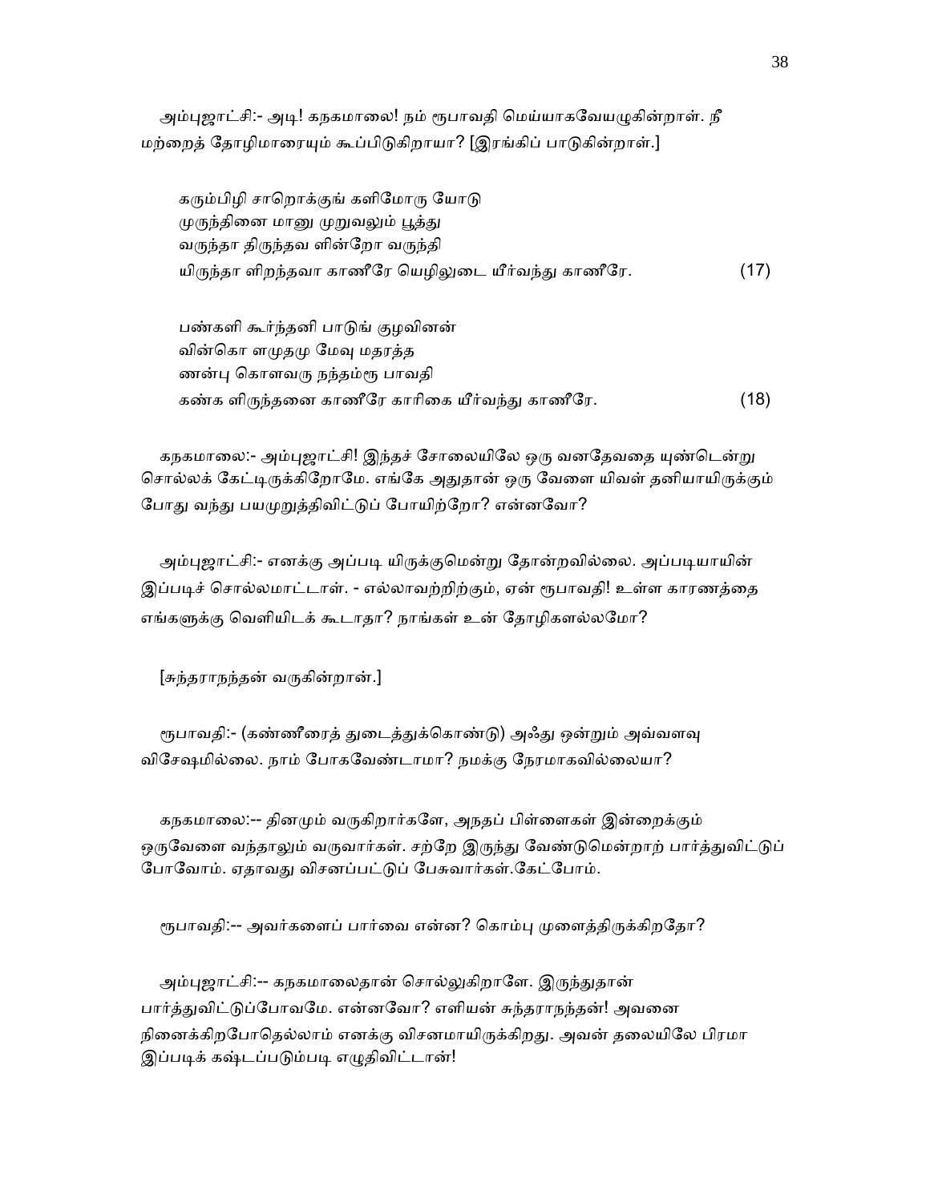அம்புஜாட்சி:- அடி! கநகமாலை! நம் ரூபாவதி மெய்யாகவேயழுகின்றாள். நீ மற்றைத் தோழிமாரையும் கூப்பிடுகிறாயா? [இரங்கிப் பாடுகின்றாள்.]

கரும்பிழி சாறொக்குங் களிமோரு யோடு
முருந்தினை மானு முறுவலும் பூத்து
வருந்தா திருந்தவ ளின்றோ வருந்தி
யிருந்தா ளிறந்தவா காணீரே யெழிலுடை யீர்வந்து காணீரே. (17)

பண்களி கூர்ந்தனி பாடுங் குழவினன்
வின்கொ ளமுதமு மேவு மதரத்த
ணன்பு கொளவரு நந்தம்ரூ பாவதி
கண்க ளிருந்தனை காணீரே காரிகை யீர்வந்து காணீரே. (18)

கநகமாலை:- அம்புஜாட்சி! இந்தச் சோலையிலே ஒரு வனதேவதை யுண்டென்று சொல்லக் கேட்டிருக்கிறோமே. எங்கே அதுதான் ஒரு வேளை யிவள் தனியாயிருக்கும் போது வந்து பயமுறுத்திவிட்டுப் போயிற்றோ? என்னவோ?

அம்புஜாட்சி:- எனக்கு அப்படி யிருக்குமென்று தோன்றவில்லை. அப்படியாயின் இப்படிச் சொல்லமாட்டாள். - எல்லாவற்றிற்கும், ஏன் ரூபாவதி! உள்ள காரணத்தை எங்களுக்கு வெளியிடக் கூடாதா? நாங்கள் உன் தோழிகளல்லமோ?

[சுந்தராநந்தன் வருகின்றான்.]

ரூபாவதி:- (கண்ணீரைத் துடைத்துக்கொண்டு) அஃது ஒன்றும் அவ்வளவு விசேஷமில்லை. நாம் போகவேண்டாமா? நமக்கு நேரமாகவில்லையா?

கநகமாலை:-- தினமும் வருகிறார்களே, அநதப் பிள்ளைகள் இன்றைக்கும் ஒருவேளை வந்தாலும் வருவார்கள். சற்றே இருந்து வேண்டுமென்றாற் பார்த்துவிட்டுப் போவோம். ஏதாவது விசனப்பட்டுப் பேசுவார்கள்.கேட்போம்.

ரூபாவதி:-- அவர்களைப் பார்வை என்ன? கொம்பு முளைத்திருக்கிறதோ?

அம்புஜாட்சி:-- கநகமாலைதான் சொல்லுகிறாளே. இருந்துதான் பார்த்துவிட்டுப்போவமே. என்னவோ? எளியன் சுந்தராநந்தன்! அவனை நினைக்கிறபோதெல்லாம் எனக்கு விசனமாயிருக்கிறது. அவன் தலையிலே பிரமா இப்படிக் கஷ்டப்படும்படி எழுதிவிட்டான்!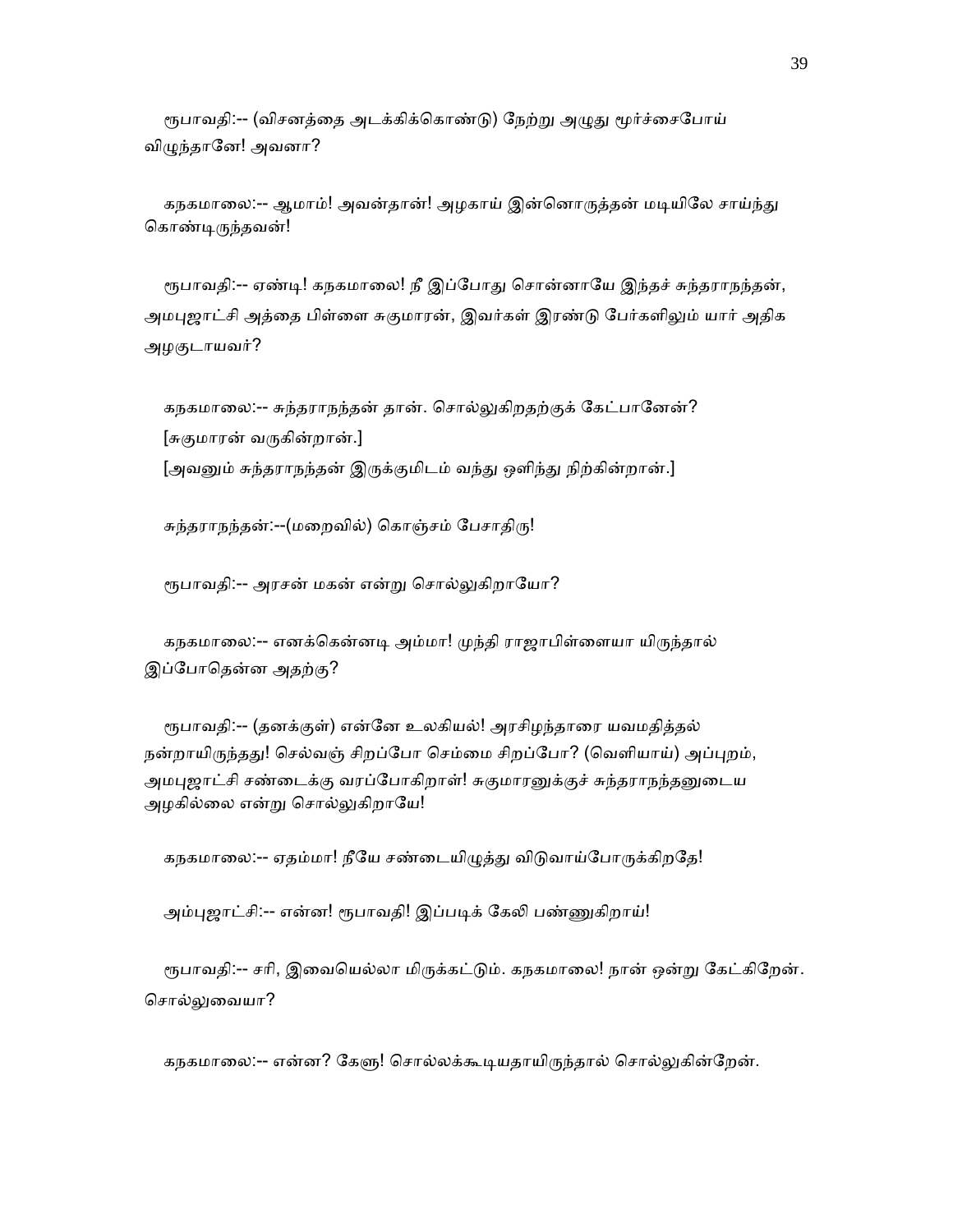ரூபாவதி:-- (விசனத்தை அடக்கிக்கொண்டு) நேற்று அழுது மூர்ச்சைபோய் விழுந்தானே! அவனா?

கநகமாலை:-- ஆமாம்! அவன்தான்! அழகாய் இன்னொருத்தன் மடியிலே சாய்ந்து கொண்டிருந்தவன்!

ரூபாவதி:-- ஏண்டி! கநகமாலை! நீ இப்போது சொன்னாயே இந்தச் சுந்தராநந்தன், அமபுஜாட்சி அத்தை பிள்ளை சுகுமாரன், இவர்கள் இரண்டு பேர்களிலும் யார் அதிக அழகுடாயவர்?

கநகமாலை:-- சுந்தராநந்தன் தான். சொல்லுகிறதற்குக் கேட்பானேன்?

[சுகுமாரன் வருகின்றான்.]

[அவனும் சுந்தராநந்தன் இருக்குமிடம் வந்து ஒளிந்து நிற்கின்றான்.]

சுந்தராநந்தன்:--(மறைவில்) கொஞ்சம் பேசாதிரு!

ரூபாவதி:-- அரசன் மகன் என்று சொல்லுகிறாயோ?

கநகமாலை:-- எனக்கென்னடி அம்மா! முந்தி ராஜாபிள்ளையா யிருந்தால் இப்போதென்ன அதற்கு?

ரூபாவதி:-- (தனக்குள்) என்னே உலகியல்! அரசிழந்தாரை யவமதித்தல் நன்றாயிருந்தது! செல்வஞ் சிறப்போ செம்மை சிறப்போ? (வெளியாய்) அப்புறம், அமபுஜாட்சி சண்டைக்கு வரப்போகிறாள்! சுகுமாரனுக்குச் சுந்தராநந்தனுடைய அழகில்லை என்று சொல்லுகிறாயே!

கநகமாலை:-- ஏதம்மா! நீயே சண்டையிழுத்து விடுவாய்போருக்கிறதே!

அம்புஜாட்சி:-- என்ன! ரூபாவதி! இப்படிக் கேலி பண்ணுகிறாய்!

ரூபாவதி:-- சரி, இவையெல்லா மிருக்கட்டும். கநகமாலை! நான் ஒன்று கேட்கிறேன். சொல்லுவையா?

கநகமாலை:-- என்ன? கேளு! சொல்லக்கூடியதாயிருந்தால் சொல்லுகின்றேன்.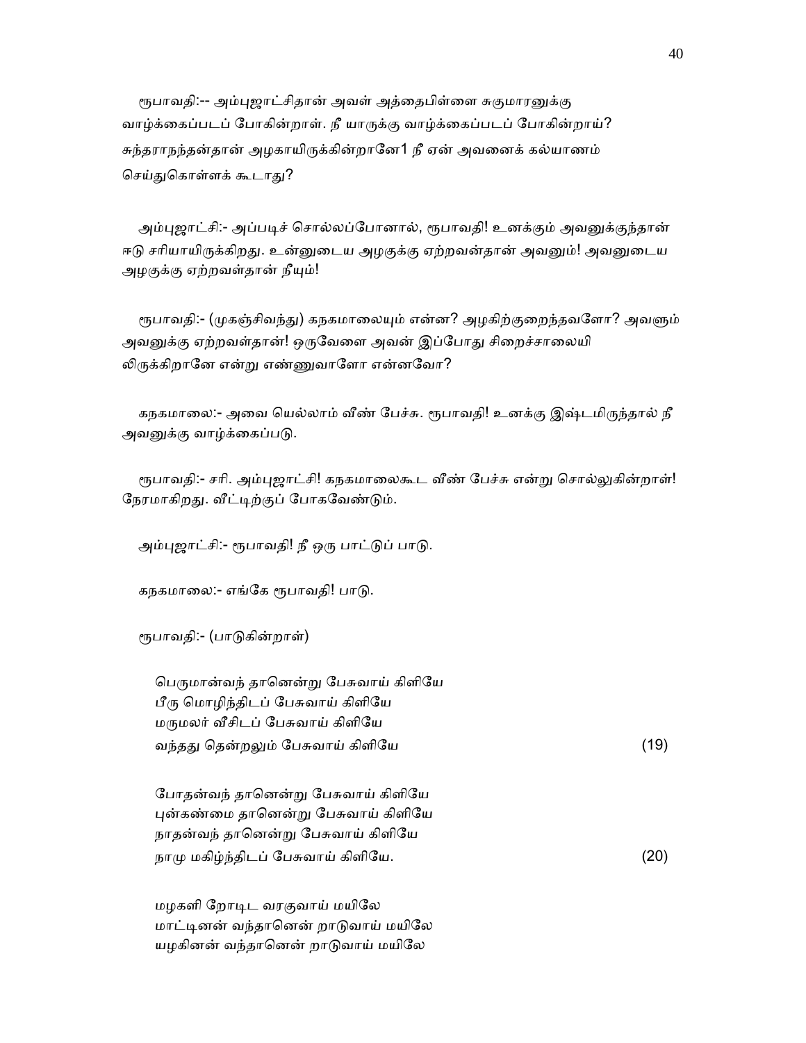ரூபாவதி:-- அம்புஜாட்சிதான் அவள் அத்தைபிள்ளை சுகுமாரனுக்கு வாழ்க்கைப்படப் போகின்றாள். நீ யாருக்கு வாழ்க்கைப்படப் போகின்றாய்? சுந்தராநந்தன்தான் அழகாயிருக்கின்றானே1 நீ ஏன் அவனைக் கல்யாணம் செய்துகொள்ளக் கூடாது?

அம்புஜாட்சி:- அப்படிச் சொல்லப்போனால், ரூபாவதி! உனக்கும் அவனுக்குந்தான் ஈடு சரியாயிருக்கிறது. உன்னுடைய அழகுக்கு ஏற்றவன்தான் அவனும்! அவனுடைய அழகுக்கு ஏற்றவள்தான் நீயும்!

ரூபாவதி:- (முகஞ்சிவந்து) கநகமாலையும் என்ன? அழகிற்குறைந்தவளோ? அவளும் அவனுக்கு ஏற்றவள்தான்! ஒருவேளை அவன் இப்போது சிறைச்சாலையி லிருக்கிறானே என்று எண்ணுவாளோ என்னவோ?

கநகமாலை:- அவை யெல்லாம் வீண் பேச்சு. ரூபாவதி! உனக்கு இஷ்டமிருந்தால் நீ அவனுக்கு வாழ்க்கைப்படு.

ரூபாவதி:- சரி. அம்புஜாட்சி! கநகமாலைகூட வீண் பேச்சு என்று சொல்லுகின்றாள்! நேரமாகிறது. வீட்டிற்குப் போகவேண்டும்.

அம்புஜாட்சி:- ரூபாவதி! நீ ஒரு பாட்டுப் பாடு.

கநகமாலை:- எங்கே ரூபாவதி! பாடு.

ரூபாவதி:- (பாடுகின்றாள்)

பெருமான்வந் தானென்று பேசுவாய் கிளியே
பீரு மொழிந்திடப் பேசுவாய் கிளியே
மருமலர் வீசிடப் பேசுவாய் கிளியே
வந்தது தென்றலும் பேசுவாய் கிளியே (19)

போதன்வந் தானென்று பேசுவாய் கிளியே
புன்கண்மை தானென்று பேசுவாய் கிளியே
நாதன்வந் தானென்று பேசுவாய் கிளியே
நாமு மகிழ்ந்திடப் பேசுவாய் கிளியே. (20)

மழகளி றோடிட வரகுவாய் மயிலே
மாட்டினன் வந்தானென் றாடுவாய் மயிலே
யழகினன் வந்தானென் றாடுவாய் மயிலே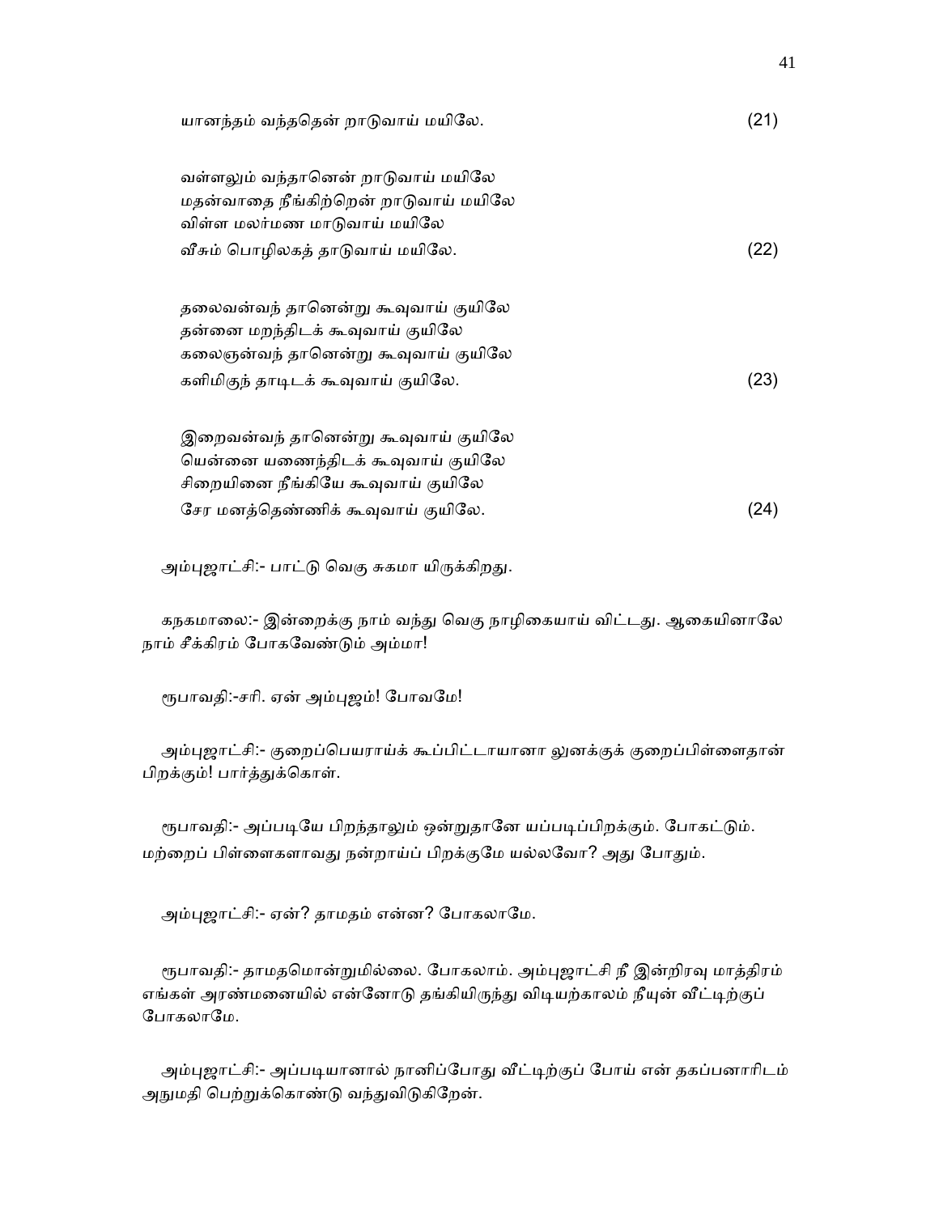யானந்தம் வந்ததென் றாடுவாய் மயிலே. (21)

வள்ளலும் வந்தானென் றாடுவாய் மயிலே
மதன்வாதை நீங்கிற்றென் றாடுவாய் மயிலே
விள்ள மலர்மண மாடுவாய் மயிலே
வீசும் பொழிலகத் தாடுவாய் மயிலே. (22)

தலைவன்வந் தானென்று கூவுவாய் குயிலே
தன்னை மறந்திடக் கூவுவாய் குயிலே
கலைஞன்வந் தானென்று கூவுவாய் குயிலே
களிமிகுந் தாடிடக் கூவுவாய் குயிலே. (23)

இறைவன்வந் தானென்று கூவுவாய் குயிலே
யென்னை யணைந்திடக் கூவுவாய் குயிலே
சிறையினை நீங்கியே கூவுவாய் குயிலே
சேர மனத்தெண்ணிக் கூவுவாய் குயிலே. (24)

அம்புஜாட்சி:- பாட்டு வெகு சுகமா யிருக்கிறது.

கநகமாலை:- இன்றைக்கு நாம் வந்து வெகு நாழிகையாய் விட்டது. ஆகையினாலே நாம் சீக்கிரம் போகவேண்டும் அம்மா!

ரூபாவதி:-சரி. ஏன் அம்புஜம்! போவமே!

அம்புஜாட்சி:- குறைப்பெயராய்க் கூப்பிட்டாயானா லுனக்குக் குறைப்பிள்ளைதான் பிறக்கும்! பார்த்துக்கொள்.

ரூபாவதி:- அப்படியே பிறந்தாலும் ஒன்றுதானே யப்படிப்பிறக்கும். போகட்டும். மற்றைப் பிள்ளைகளாவது நன்றாய்ப் பிறக்குமே யல்லவோ? அது போதும்.

அம்புஜாட்சி:- ஏன்? தாமதம் என்ன? போகலாமே.

ரூபாவதி:- தாமதமொன்றுமில்லை. போகலாம். அம்புஜாட்சி நீ இன்றிரவு மாத்திரம் எங்கள் அரண்மனையில் என்னோடு தங்கியிருந்து விடியற்காலம் நீயுன் வீட்டிற்குப் போகலாமே.

அம்புஜாட்சி:- அப்படியானால் நானிப்போது வீட்டிற்குப் போய் என் தகப்பனாரிடம் அநுமதி பெற்றுக்கொண்டு வந்துவிடுகிறேன்.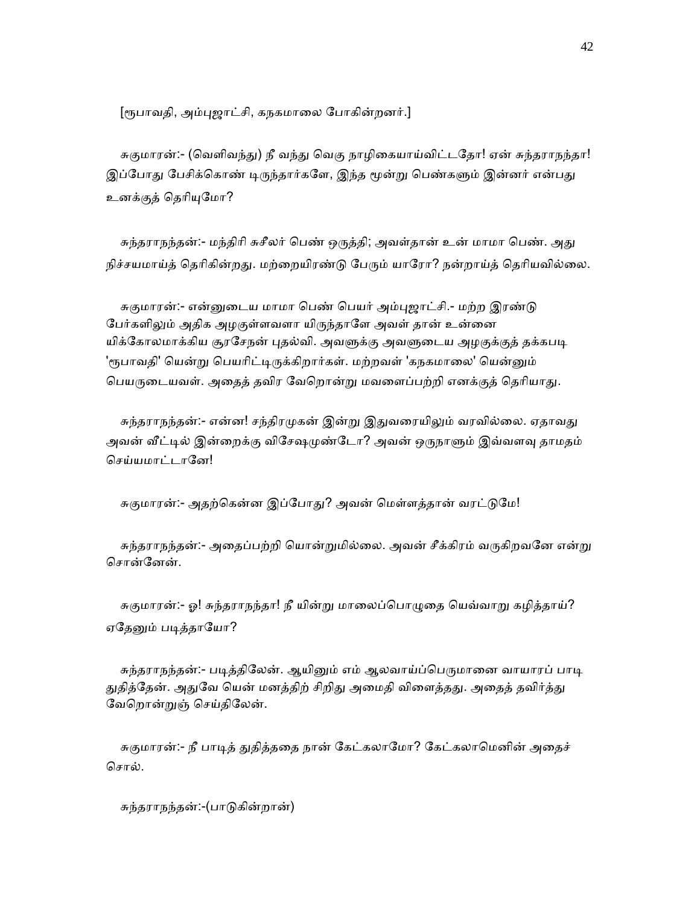[ரூபாவதி, அம்புஜாட்சி, கநகமாலை போகின்றனர்.]

சுகுமாரன்:- (வெளிவந்து) நீ வந்து வெகு நாழிகையாய்விட்டதோ! ஏன் சுந்தராநந்தா! இப்போது பேசிக்கொண் டிருந்தார்களே, இந்த மூன்று பெண்களும் இன்னர் என்பது உனக்குத் தெரியுமோ?

சுந்தராநந்தன்:- மந்திரி சுசீலர் பெண் ஒருத்தி; அவள்தான் உன் மாமா பெண். அது நிச்சயமாய்த் தெரிகின்றது. மற்றையிரண்டு பேரும் யாரோ? நன்றாய்த் தெரியவில்லை.

சுகுமாரன்:- என்னுடைய மாமா பெண் பெயர் அம்புஜாட்சி.- மற்ற இரண்டு பேர்களிலும் அதிக அழகுள்ளவளா யிருந்தாளே அவள் தான் உன்னை யிக்கோலமாக்கிய சூரசேநன் புதல்வி. அவளுக்கு அவளுடைய அழகுக்குத் தக்கபடி 'ரூபாவதி' யென்று பெயரிட்டிருக்கிறார்கள். மற்றவள் 'கநகமாலை' யென்னும் பெயருடையவள். அதைத் தவிர வேறொன்று மவளைப்பற்றி எனக்குத் தெரியாது.

சுந்தராநந்தன்:- என்ன! சந்திரமுகன் இன்று இதுவரையிலும் வரவில்லை. ஏதாவது அவன் வீட்டில் இன்றைக்கு விசேஷமுண்டோ? அவன் ஒருநாளும் இவ்வளவு தாமதம் செய்யமாட்டானே!

சுகுமாரன்:- அதற்கென்ன இப்போது? அவன் மெள்ளத்தான் வரட்டுமே!

சுந்தராநந்தன்:- அதைப்பற்றி யொன்றுமில்லை. அவன் சீக்கிரம் வருகிறவனே என்று சொன்னேன்.

சுகுமாரன்:- ஓ! சுந்தராநந்தா! நீ யின்று மாலைப்பொழுதை யெவ்வாறு கழித்தாய்? ஏதேனும் படித்தாயோ?

சுந்தராநந்தன்:- படித்திலேன். ஆயினும் எம் ஆலவாய்ப்பெருமானை வாயாரப் பாடி துதித்தேன். அதுவே யென் மனத்திற் சிறிது அமைதி விளைத்தது. அதைத் தவிர்த்து வேறொன்றுஞ் செய்திலேன்.

சுகுமாரன்:- நீ பாடித் துதித்ததை நான் கேட்கலாமோ? கேட்கலாமெனின் அதைச் சொல்.

சுந்தராநந்தன்:-(பாடுகின்றான்)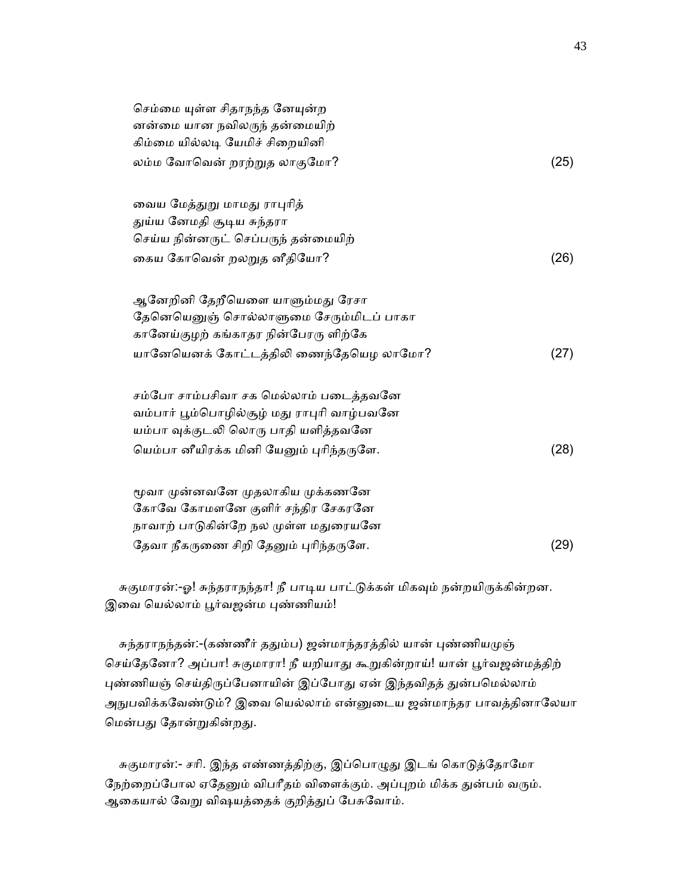செம்மை யுள்ள சிதாநந்த னேயுன்ற
னன்மை யான நவிலருந் தன்மையிற்
கிம்மை யில்லடி யேமிச் சிறையினி
லம்ம வோவென் றரற்றுத லாகுமோ? (25)

வைய மேத்துறு மாமது ராபுரித்
துய்ய னேமதி சூடிய சுந்தரா
செய்ய நின்னருட் செப்பருந் தன்மையிற்
கைய கோவென் றலறுத னீதியோ? (26)

ஆனேறினி தேறீயெளை யாளும்மது ரேசா
தேனெயெனுஞ் சொல்லாளுமை சேரும்மிடப் பாகா
கானேய்குழற் கங்காதர நின்பேரரு ளிற்கே
யானேயெனக் கோட்டத்திலி ணைந்தேயெழ லாமோ? (27)

சம்போ சாம்பசிவா சக மெல்லாம் படைத்தவனே
வம்பார் பூம்பொழில்சூழ் மது ராபுரி வாழ்பவனே
யம்பா வுக்குடலி லொரு பாதி யளித்தவனே
யெம்பா னீயிரக்க மினி யேனும் புரிந்தருளே. (28)

மூவா முன்னவனே முதலாகிய முக்கணனே
கோவே கோமளனே குளிர் சந்திர சேகரனே
நாவாற் பாடுகின்றே நல முள்ள மதுரையனே
தேவா நீகருணை சிறி தேனும் புரிந்தருளே. (29)

சுகுமாரன்:-ஓ! சுந்தராநந்தா! நீ பாடிய பாட்டுக்கள் மிகவும் நன்றயிருக்கின்றன. இவை யெல்லாம் பூர்வஜன்ம புண்ணியம்!

சுந்தராநந்தன்:-(கண்ணீர் ததும்ப) ஜன்மாந்தரத்தில் யான் புண்ணியமுஞ் செய்தேனோ? அப்பா! சுகுமாரா! நீ யறியாது கூறுகின்றாய்! யான் பூர்வஜன்மத்திற் புண்ணியஞ் செய்திருப்பேனாயின் இப்போது ஏன் இந்தவிதத் துன்பமெல்லாம் அநுபவிக்கவேண்டும்? இவை யெல்லாம் என்னுடைய ஜன்மாந்தர பாவத்தினாலேயா மென்பது தோன்றுகின்றது.

சுகுமாரன்:- சரி. இந்த எண்ணத்திற்கு, இப்பொழுது இடங் கொடுத்தோமோ நேற்றைப்போல ஏதேனும் விபரீதம் விளைக்கும். அப்புறம் மிக்க துன்பம் வரும். ஆகையால் வேறு விஷயத்தைக் குறித்துப் பேசுவோம்.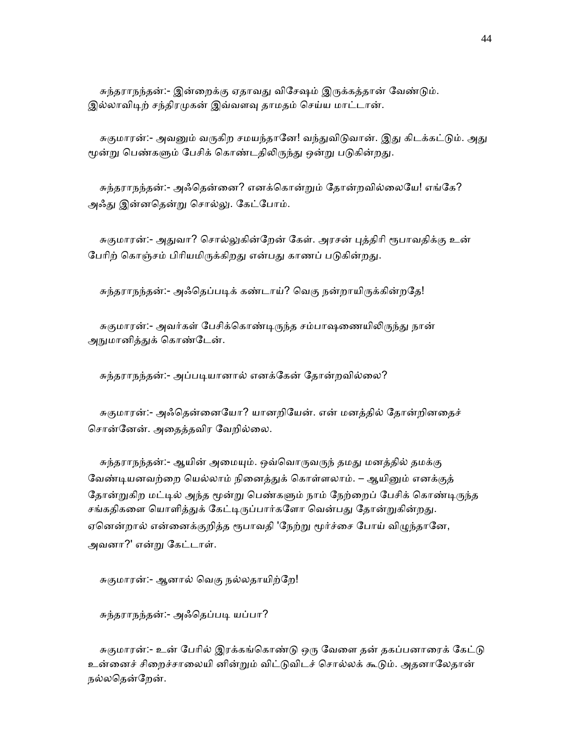சுந்தராநந்தன்:- இன்றைக்கு ஏதாவது விசேஷம் இருக்கத்தான் வேண்டும். இல்லாவிடிற் சந்திரமுகன் இவ்வளவு தாமதம் செய்ய மாட்டான்.

சுகுமாரன்:- அவனும் வருகிற சமயந்தானே! வந்துவிடுவான். இது கிடக்கட்டும். அது மூன்று பெண்களும் பேசிக் கொண்டதிலிருந்து ஒன்று படுகின்றது.

சுந்தராநந்தன்:- அஃதென்னை? எனக்கொன்றும் தோன்றவில்லையே! எங்கே? அஃது இன்னதென்று சொல்லு. கேட்போம்.

சுகுமாரன்:- அதுவா? சொல்லுகின்றேன் கேள். அரசன் புத்திரி ரூபாவதிக்கு உன் பேரிற் கொஞ்சம் பிரியமிருக்கிறது என்பது காணப் படுகின்றது.

சுந்தராநந்தன்:- அஃதெப்படிக் கண்டாய்? வெகு நன்றாயிருக்கின்றதே!

சுகுமாரன்:- அவர்கள் பேசிக்கொண்டிருந்த சம்பாஷணையிலிருந்து நான் அநுமானித்துக் கொண்டேன்.

சுந்தராநந்தன்:- அப்படியானால் எனக்கேன் தோன்றவில்லை?

சுகுமாரன்:- அஃதென்னையோ? யானறியேன். என் மனத்தில் தோன்றினதைச் சொன்னேன். அதைத்தவிர வேறில்லை.

சுந்தராநந்தன்:- ஆயின் அமையும். ஒவ்வொருவருந் தமது மனத்தில் தமக்கு வேண்டியனவற்றை யெல்லாம் நினைத்துக் கொள்ளலாம். – ஆயினும் எனக்குத் தோன்றுகிற மட்டில் அந்த மூன்று பெண்களும் நாம் நேற்றைப் பேசிக் கொண்டிருந்த சங்கதிகளை யொளித்துக் கேட்டிருப்பார்களோ வென்பது தோன்றுகின்றது. ஏனென்றால் என்னைக்குறித்த ரூபாவதி 'நேற்று மூர்ச்சை போய் விழுந்தானே, அவனா?' என்று கேட்டாள்.

சுகுமாரன்:- ஆனால் வெகு நல்லதாயிற்றே!

சுந்தராநந்தன்:- அஃதெப்படி யப்பா?

சுகுமாரன்:- உன் பேரில் இரக்கங்கொண்டு ஒரு வேளை தன் தகப்பனாரைக் கேட்டு உன்னைச் சிறைச்சாலையி னின்றும் விட்டுவிடச் சொல்லக் கூடும். அதனாலேதான் நல்லதென்றேன்.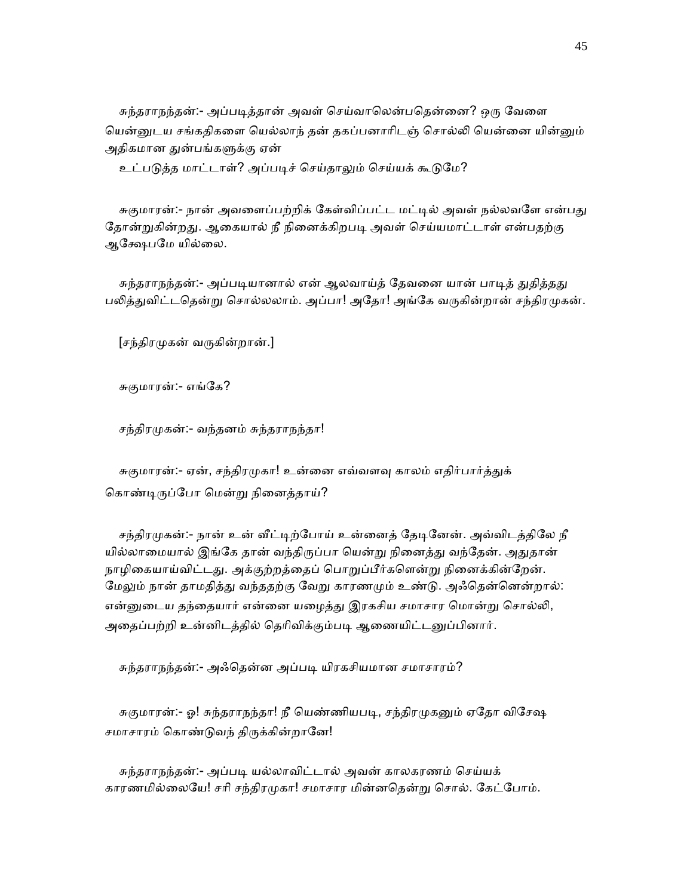சுந்தராநந்தன்:- அப்படித்தான் அவள் செய்வாளென்பதென்னை? ஒரு வேளை யென்னுடைய சங்கதிகளை யெல்லாந் தன் தகப்பனாரிடஞ் சொல்லி யென்னை யின்னும் அதிகமான துன்பங்களுக்கு ஏன்
உட்படுத்த மாட்டாள்? அப்படிச் செய்தாலும் செய்யக் கூடுமே?

சுகுமாரன்:- நான் அவளைப்பற்றிக் கேள்விப்பட்ட மட்டில் அவள் நல்லவளே என்பது தோன்றுகின்றது. ஆகையால் நீ நினைக்கிறபடி அவள் செய்யமாட்டாள் என்பதற்கு ஆக்ஷேபமே யில்லை.

சுந்தராநந்தன்:- அப்படியானால் என் ஆலவாய்த் தேவனை யான் பாடித் துதித்தது பலித்துவிட்டதென்று சொல்லலாம். அப்பா! அதோ! அங்கே வருகின்றான் சந்திரமுகன்.

[சந்திரமுகன் வருகின்றான்.]

சுகுமாரன்:- எங்கே?

சந்திரமுகன்:- வந்தனம் சுந்தராநந்தா!

சுகுமாரன்:- ஏன், சந்திரமுகா! உன்னை எவ்வளவு காலம் எதிர்பார்த்துக் கொண்டிருப்போ மென்று நினைத்தாய்?

சந்திரமுகன்:- நான் உன் வீட்டிற்போய் உன்னைத் தேடினேன். அவ்விடத்திலே நீ யில்லாமையால் இங்கே தான் வந்திருப்பா யென்று நினைத்து வந்தேன். அதுதான் நாழிகையாய்விட்டது. அக்குற்றத்தைப் பொறுப்பீர்களென்று நினைக்கின்றேன். மேலும் நான் தாமதித்து வந்ததற்கு வேறு காரணமும் உண்டு. அஃதென்னென்றால்: என்னுடைய தந்தையார் என்னை யழைத்து இரகசிய சமாசார மொன்று சொல்லி, அதைப்பற்றி உன்னிடத்தில் தெரிவிக்கும்படி ஆணையிட்டனுப்பினார்.

சுந்தராநந்தன்:- அஃதென்ன அப்படி யிரகசியமான சமாசாரம்?

சுகுமாரன்:- ஓ! சுந்தராநந்தா! நீ யெண்ணியபடி, சந்திரமுகனும் ஏதோ விசேஷ சமாசாரம் கொண்டுவந் திருக்கின்றானே!

சுந்தராநந்தன்:- அப்படி யல்லாவிட்டால் அவன் காலகரணம் செய்யக் காரணமில்லையே! சரி சந்திரமுகா! சமாசார மின்னதென்று சொல். கேட்போம்.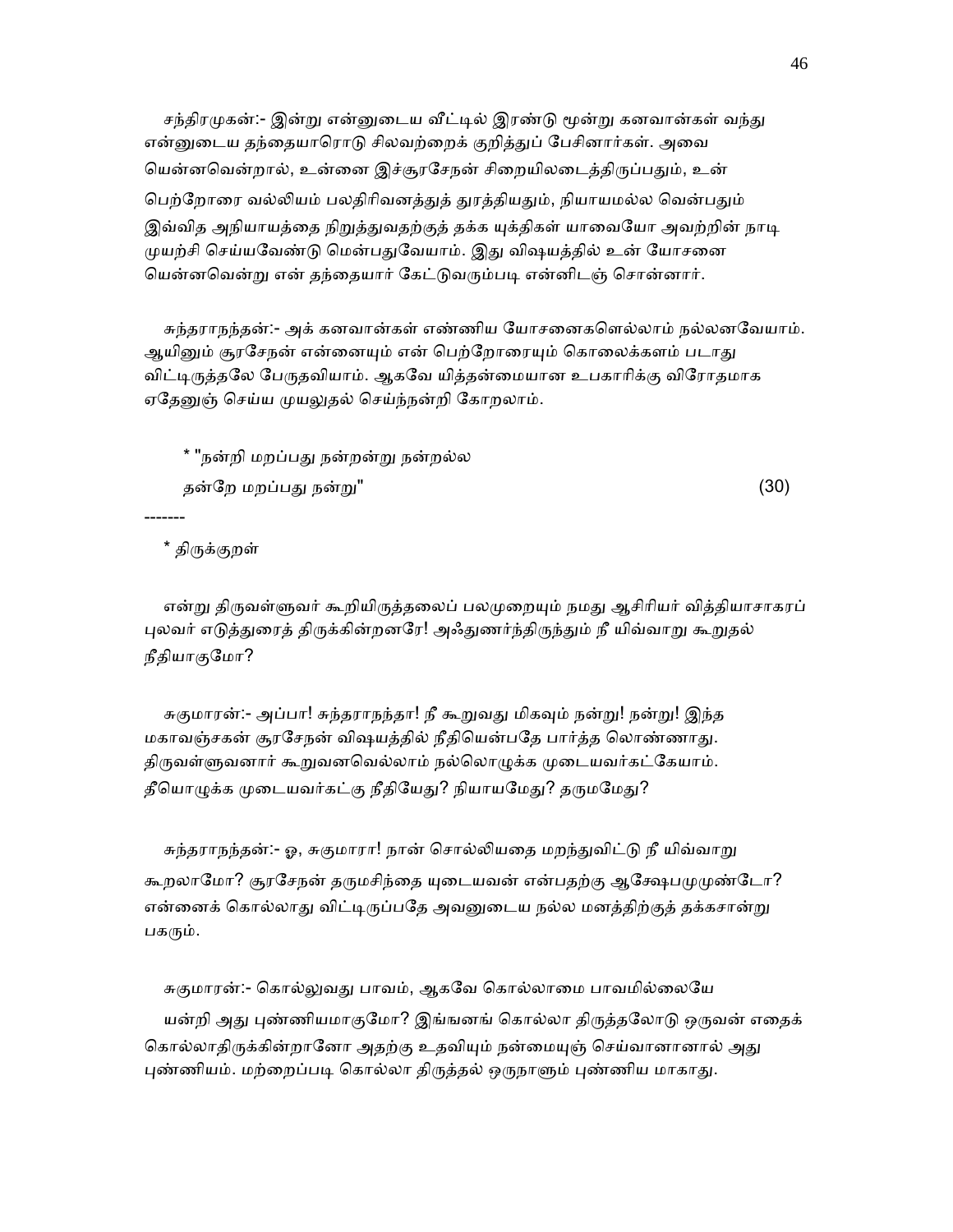சந்திரமுகன்:- இன்று என்னுடைய வீட்டில் இரண்டு மூன்று கனவான்கள் வந்து என்னுடைய தந்தையாரொடு சிலவற்றைக் குறித்துப் பேசினார்கள். அவை யென்னவென்றால், உன்னை இச்சூரசேநன் சிறையிலடைத்திருப்பதும், உன் பெற்றோரை வல்லியம் பலதிரிவனத்துத் துரத்தியதும், நியாயமல்ல வென்பதும் இவ்வித அநியாயத்தை நிறுத்துவதற்குத் தக்க யுக்திகள் யாவையோ அவற்றின் நாடி முயற்சி செய்யவேண்டு மென்பதுவேயாம். இது விஷயத்தில் உன் யோசனை யென்னவென்று என் தந்தையார் கேட்டுவரும்படி என்னிடஞ் சொன்னார்.

சுந்தராநந்தன்:- அக் கனவான்கள் எண்ணிய யோசனைகளெல்லாம் நல்லனவேயாம். ஆயினும் சூரசேநன் என்னையும் என் பெற்றோரையும் கொலைக்களம் படாது விட்டிருத்தலே பேருதவியாம். ஆகவே யித்தன்மையான உபகாரிக்கு விரோதமாக ஏதேனுஞ் செய்ய முயலுதல் செய்ந்நன்றி கோறலாம்.

\* "நன்றி மறப்பது நன்றன்று நன்றல்ல
தன்றே மறப்பது நன்று" (30)

-------

\* திருக்குறள்

என்று திருவள்ளுவர் கூறியிருத்தலைப் பலமுறையும் நமது ஆசிரியர் வித்தியாசாகரப் புலவர் எடுத்துரைத் திருக்கின்றனரே! அஃதுணர்ந்திருந்தும் நீ யிவ்வாறு கூறுதல் நீதியாகுமோ?

சுகுமாரன்:- அப்பா! சுந்தராநந்தா! நீ கூறுவது மிகவும் நன்று! நன்று! இந்த மகாவஞ்சகன் சூரசேநன் விஷயத்தில் நீதியென்பதே பார்த்த லொண்ணாது. திருவள்ளுவனார் கூறுவனவெல்லாம் நல்லொழுக்க முடையவர்கட்கேயாம். தீயொழுக்க முடையவர்கட்கு நீதியேது? நியாயமேது? தருமமேது?

சுந்தராநந்தன்:- ஓ, சுகுமாரா! நான் சொல்லியதை மறந்துவிட்டு நீ யிவ்வாறு கூறலாமோ? சூரசேநன் தருமசிந்தை யுடையவன் என்பதற்கு ஆக்ஷேபமுமுண்டோ? என்னைக் கொல்லாது விட்டிருப்பதே அவனுடைய நல்ல மனத்திற்குத் தக்கசான்று பகரும்.

சுகுமாரன்:- கொல்லுவது பாவம், ஆகவே கொல்லாமை பாவமில்லையே

யன்றி அது புண்ணியமாகுமோ? இங்ஙனங் கொல்லா திருத்தலோடு ஒருவன் எதைக் கொல்லாதிருக்கின்றானோ அதற்கு உதவியும் நன்மையுஞ் செய்வானானால் அது புண்ணியம். மற்றைப்படி கொல்லா திருத்தல் ஒருநாளும் புண்ணிய மாகாது.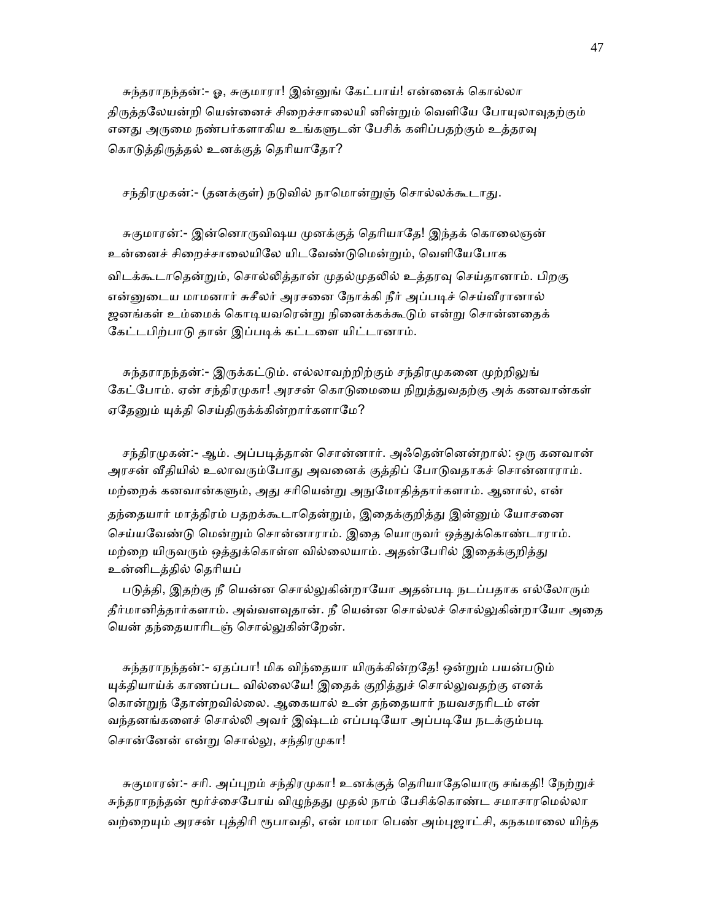சுந்தரானந்தன்:- ஓ, சுகுமாரா! இன்னுங் கேட்பாய்! என்னைக் கொல்லா திருத்தலேயன்றி யென்னைச் சிறைச்சாலையி னின்றும் வெளியே போயுலாவுதற்கும் எனது அருமை நண்பர்களாகிய உங்களுடன் பேசிக் களிப்பதற்கும் உத்தரவு கொடுத்திருத்தல் உனக்குத் தெரியாதோ?

சந்திரமுகன்:- (தனக்குள்) நடுவில் நாமொன்றுஞ் சொல்லக்கூடாது.

சுகுமாரன்:- இன்னொருவிஷய முனக்குத் தெரியாதே! இந்தக் கொலைஞன் உன்னைச் சிறைச்சாலையிலே யிடவேண்டுமென்றும், வெளியேபோக விடக்கூடாதென்றும், சொல்லித்தான் முதல்முதலில் உத்தரவு செய்தானாம். பிறகு என்னுடைய மாமனார் சுசீலர் அரசனை நோக்கி நீர் அப்படிச் செய்வீரானால் ஜனங்கள் உம்மைக் கொடியவரென்று நினைக்கக்கூடும் என்று சொன்னதைக் கேட்டபிற்பாடு தான் இப்படிக் கட்டளை யிட்டானாம்.

சுந்தரானந்தன்:- இருக்கட்டும். எல்லாவற்றிற்கும் சந்திரமுகனை முற்றிலுங் கேட்போம். ஏன் சந்திரமுகா! அரசன் கொடுமையை நிறுத்துவதற்கு அக் கனவான்கள் ஏதேனும் யுக்தி செய்திருக்க்கின்றார்களாமே?

சந்திரமுகன்:- ஆம். அப்படித்தான் சொன்னார். அஃதென்னென்றால்: ஒரு கனவான் அரசன் வீதியில் உலாவரும்போது அவனைக் குத்திப் போடுவதாகச் சொன்னாராம். மற்றைக் கனவான்களும், அது சரியென்று அநுமோதித்தார்களாம். ஆனால், என் தந்தையார் மாத்திரம் பதறக்கூடாதென்றும், இதைக்குறித்து இன்னும் யோசனை செய்யவேண்டு மென்றும் சொன்னாராம். இதை யொருவர் ஒத்துக்கொண்டாராம். மற்றை யிருவரும் ஒத்துக்கொள்ள வில்லையாம். அதன்பேரில் இதைக்குறித்து உன்னிடத்தில் தெரியப் படுத்தி, இதற்கு நீ யென்ன சொல்லுகின்றாயோ அதன்படி நடப்பதாக எல்லோரும் தீர்மானித்தார்களாம். அவ்வளவுதான். நீ யென்ன சொல்லச் சொல்லுகின்றாயோ அதை யென் தந்தையாரிடஞ் சொல்லுகின்றேன்.

சுந்தரானந்தன்:- ஏதப்பா! மிக விந்தையா யிருக்கின்றதே! ஒன்றும் பயன்படும் யுக்தியாய்க் காணப்பட வில்லையே! இதைக் குறித்துச் சொல்லுவதற்கு எனக் கொன்றுந் தோன்றவில்லை. ஆகையால் உன் தந்தையார் நயவசநரிடம் என் வந்தனங்களைச் சொல்லி அவர் இஷ்டம் எப்படியோ அப்படியே நடக்கும்படி சொன்னேன் என்று சொல்லு, சந்திரமுகா!

சுகுமாரன்:- சரி. அப்புறம் சந்திரமுகா! உனக்குத் தெரியாதேயொரு சங்கதி! நேற்றுச் சுந்தரானந்தன் மூர்ச்சைபோய் விழுந்தது முதல் நாம் பேசிக்கொண்ட சமாசாரமெல்லா வற்றையும் அரசன் புத்திரி ரூபாவதி, என் மாமா பெண் அம்புஜாட்சி, கநகமாலை யிந்த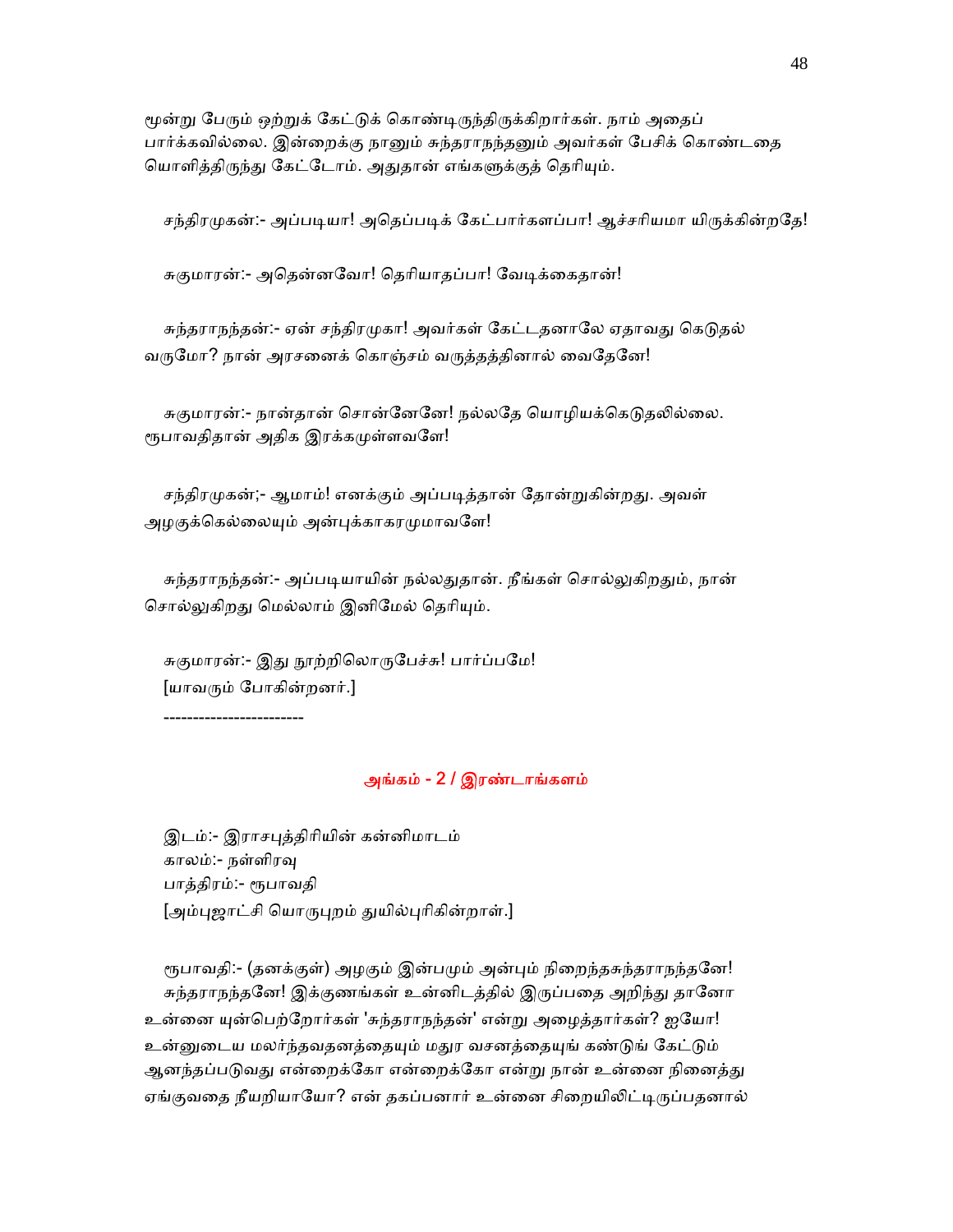மூன்று பேரும் ஒற்றுக் கேட்டுக் கொண்டிருந்திருக்கிறார்கள். நாம் அதைப் பார்க்கவில்லை. இன்றைக்கு நானும் சுந்தராநந்தனும் அவர்கள் பேசிக் கொண்டதை யொளித்திருந்து கேட்டோம். அதுதான் எங்களுக்குத் தெரியும்.

சந்திரமுகன்:- அப்படியா! அதெப்படிக் கேட்பார்களப்பா! ஆச்சரியமா யிருக்கின்றதே!

சுகுமாரன்:- அதென்னவோ! தெரியாதப்பா! வேடிக்கைதான்!

சுந்தராநந்தன்:- ஏன் சந்திரமுகா! அவர்கள் கேட்டதனாலே ஏதாவது கெடுதல் வருமோ? நான் அரசனைக் கொஞ்சம் வருத்தத்தினால் வைதேனே!

சுகுமாரன்:- நான்தான் சொன்னேனே! நல்லதே யொழியக்கெடுதலில்லை. ரூபாவதிதான் அதிக இரக்கமுள்ளவளே!

சந்திரமுகன்;- ஆமாம்! எனக்கும் அப்படித்தான் தோன்றுகின்றது. அவள் அழகுக்கெல்லையும் அன்புக்காகரமுமாவளே!

சுந்தராநந்தன்:- அப்படியாயின் நல்லதுதான். நீங்கள் சொல்லுகிறதும், நான் சொல்லுகிறது மெல்லாம் இனிமேல் தெரியும்.

சுகுமாரன்:- இது நூற்றிலொருபேச்சு! பார்ப்பமே!
[யாவரும் போகின்றனர்.]

-----------------------

## அங்கம் - 2 / இரண்டாங்களம்

இடம்:- இராசபுத்திரியின் கன்னிமாடம்
காலம்:- நள்ளிரவு
பாத்திரம்:- ரூபாவதி
[அம்புஜாட்சி யொருபுறம் துயில்புரிகின்றாள்.]

ரூபாவதி:- (தனக்குள்) அழகும் இன்பமும் அன்பும் நிறைந்தசுந்தராநந்தனே! சுந்தராநந்தனே! இக்குணங்கள் உன்னிடத்தில் இருப்பதை அறிந்து தானோ உன்னை யுன்பெற்றோர்கள் 'சுந்தராநந்தன்' என்று அழைத்தார்கள்? ஐயோ! உன்னுடைய மலர்ந்தவதனத்தையும் மதுர வசனத்தையுங் கண்டுங் கேட்டும் ஆனந்தப்படுவது என்றைக்கோ என்றைக்கோ என்று நான் உன்னை நினைத்து ஏங்குவதை நீயறியாயோ? என் தகப்பனார் உன்னை சிறையிலிட்டிருப்பதனால்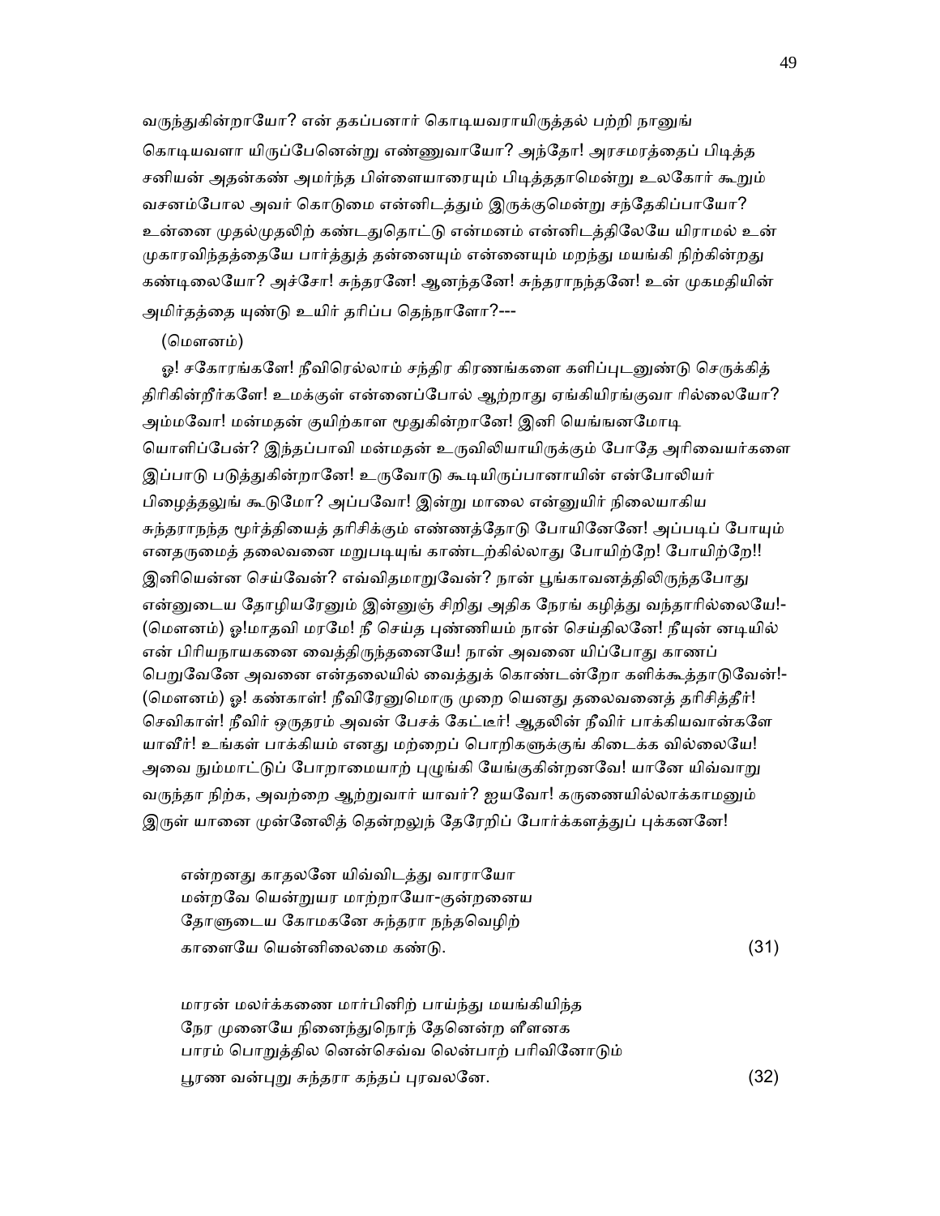வருந்துகின்றாயோ? என் தகப்பனார் கொடியவராயிருத்தல் பற்றி நானுங் கொடியவளா யிருப்பேனென்று எண்ணுவாயோ? அந்தோ! அரசமரத்தைப் பிடித்த சனியன் அதன்கண் அமர்ந்த பிள்ளையாரையும் பிடித்ததாமென்று உலகோர் கூறும் வசனம்போல அவர் கொடுமை என்னிடத்தும் இருக்குமென்று சந்தேகிப்பாயோ? உன்னை முதல்முதலிற் கண்டதுதொட்டு என்மனம் என்னிடத்திலேயே யிராமல் உன் முகாரவிந்தத்தையே பார்த்துத் தன்னையும் என்னையும் மறந்து மயங்கி நிற்கின்றது கண்டிலையோ? அச்சோ! சுந்தரனே! ஆனந்தனே! சுந்தராநந்தனே! உன் முகமதியின் அமிர்தத்தை யுண்டு உயிர் தரிப்ப தெந்நாளோ?---

(மௌனம்)

ஓ! சகோரங்களே! நீவிரெல்லாம் சந்திர கிரணங்களை களிப்புடனுண்டு செருக்கித் திரிகின்றீர்களே! உமக்குள் என்னைப்போல் ஆற்றாது ஏங்கியிரங்குவா ரில்லையோ? அம்மவோ! மன்மதன் குயிற்காள மூதுகின்றானே! இனி யெங்ஙனமோடி யொளிப்பேன்? இந்தப்பாவி மன்மதன் உருவிலியாயிருக்கும் போதே அரிவையர்களை இப்பாடு படுத்துகின்றானே! உருவோடு கூடியிருப்பானாயின் என்போலியர் பிழைத்தலுங் கூடுமோ? அப்பவோ! இன்று மாலை என்னுயிர் நிலையாகிய சுந்தராநந்த மூர்த்தியைத் தரிசிக்கும் எண்ணத்தோடு போயினேனே! அப்படிப் போயும் எனதருமைத் தலைவனை மறுபடியுங் காண்டற்கில்லாது போயிற்றே! போயிற்றே!! இனியென்ன செய்வேன்? எவ்விதமாறுவேன்? நான் பூங்காவனத்திலிருந்தபோது என்னுடைய தோழியரேனும் இன்னுஞ் சிறிது அதிக நேரங் கழித்து வந்தாரில்லையே!- (மௌனம்) ஓ!மாதவி மரமே! நீ செய்த புண்ணியம் நான் செய்திலனே! நீயுன் னடியில் என் பிரியநாயகனை வைத்திருந்தனையே! நான் அவனை யிப்போது காணப் பெறுவேனே அவனை என்தலையில் வைத்துக் கொண்டன்றோ களிக்கூத்தாடுவேன்!- (மௌனம்) ஓ! கண்காள்! நீவிரேனுமொரு முறை யெனது தலைவனைத் தரிசித்தீர்! செவிகாள்! நீவிர் ஒருதரம் அவன் பேசக் கேட்டீர்! ஆதலின் நீவிர் பாக்கியவான்களே யாவீர்! உங்கள் பாக்கியம் எனது மற்றைப் பொறிகளுக்குங் கிடைக்க வில்லையே! அவை நும்மாட்டுப் போறாமையாற் புழுங்கி யேங்குகின்றனவே! யானே யிவ்வாறு வருந்தா நிற்க, அவற்றை ஆற்றுவார் யாவர்? ஐயவோ! கருணையில்லாக்காமனும் இருள் யானை முன்னேலித் தென்றலுந் தேரேறிப் போர்க்களத்துப் புக்கனனே!

என்றனது காதலனே யிவ்விடத்து வாராயோ
மன்றவே யென்றுயர மாற்றாயோ-குன்றனைய
தோளுடைய கோமகனே சுந்தரா நந்தவெழிற்
காளையே யென்னிலைமை கண்டு. (31)

மாரன் மலர்க்கணை மார்பினிற் பாய்ந்து மயங்கியிந்த
நேர முனையே நினைந்துநொந் தேனென்ற ளீனக
பாரம் பொறுத்தில னென்செய்வ லென்பாற் பரிவினோடும்
பூரண வன்புறு சுந்தரா கந்தப் புரவலனே. (32)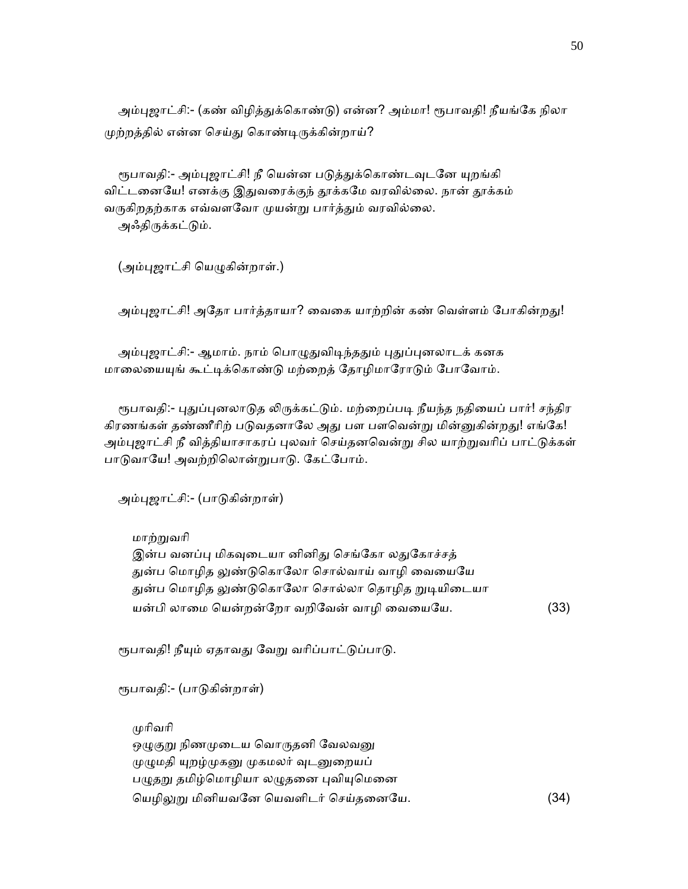அம்புஜாட்சி:- (கண் விழித்துக்கொண்டு) என்ன? அம்மா! ரூபாவதி! நீயங்கே நிலா முற்றத்தில் என்ன செய்து கொண்டிருக்கின்றாய்?

ரூபாவதி:- அம்புஜாட்சி! நீ யென்ன படுத்துக்கொண்டவுடனே யுறங்கி விட்டனையே! எனக்கு இதுவரைக்குந் தூக்கமே வரவில்லை. நான் தூக்கம் வருகிறதற்காக எவ்வளவோ முயன்று பார்த்தும் வரவில்லை. அஃதிருக்கட்டும்.

(அம்புஜாட்சி யெழுகின்றாள்.)

அம்புஜாட்சி! அதோ பார்த்தாயா? வைகை யாற்றின் கண் வெள்ளம் போகின்றது!

அம்புஜாட்சி:- ஆமாம். நாம் பொழுதுவிடிந்ததும் புதுப்புனலாடக் கனக மாலையையுங் கூட்டிக்கொண்டு மற்றைத் தோழிமாரோடும் போவோம்.

ரூபாவதி:- புதுப்புனலாடுத லிருக்கட்டும். மற்றைப்படி நீயந்த நதியைப் பார்! சந்திர கிரணங்கள் தண்ணீரிற் படுவதனாலே அது பள பளவென்று மின்னுகின்றது! எங்கே! அம்புஜாட்சி நீ வித்தியாசாகரப் புலவர் செய்தனவென்று சில யாற்றுவரிப் பாட்டுக்கள் பாடுவாயே! அவற்றிலொன்றுபாடு. கேட்போம்.

அம்புஜாட்சி:- (பாடுகின்றாள்)

மாற்றுவரி
இன்ப வனப்பு மிகவுடையா னினிது செங்கோ லதுகோச்சத்
துன்ப மொழித லுண்டுகொலோ சொல்வாய் வாழி வையையே
துன்ப மொழித லுண்டுகொலோ சொல்லா தொழித றுடியிடையா
யன்பி லாமை யென்றன்றோ வறிவேன் வாழி வையையே. (33)

ரூபாவதி! நீயும் ஏதாவது வேறு வரிப்பாட்டுப்பாடு.

ரூபாவதி:- (பாடுகின்றாள்)

முரிவரி
ஒழுகுறு நிணமுடைய வொருதனி வேலவனு
முழுமதி யுறழ்முகனு முகமலர் வுடனுறையப்
பழுதறு தமிழ்மொழியா லழுதனை புவியுமெனை
யெழிலுறு மினியவனே யெவளிடர் செய்தனையே. (34)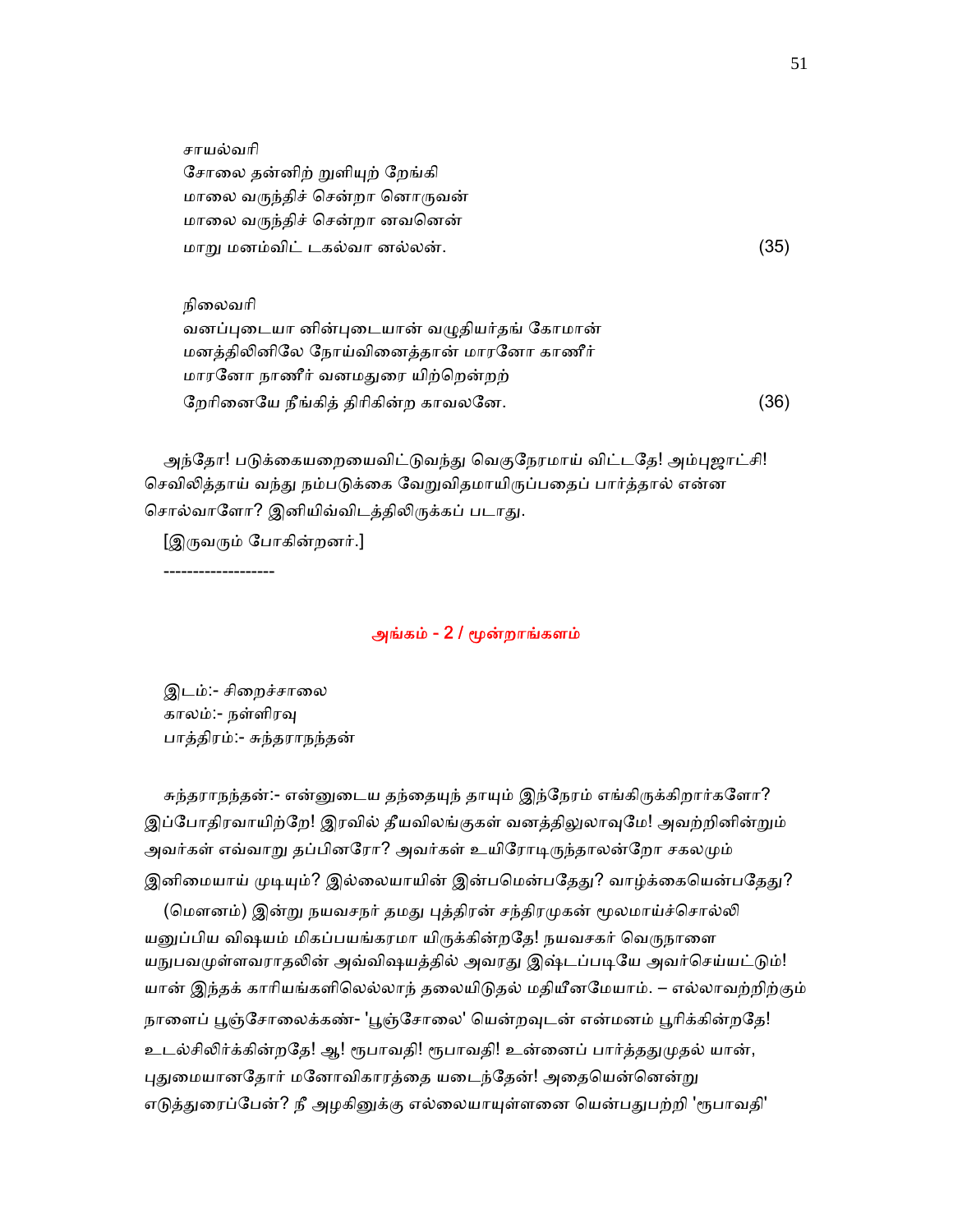சாயல்வரி
சோலை தன்னிற் றுளியுற் றேங்கி
மாலை வருந்திச் சென்றா னொருவன்
மாலை வருந்திச் சென்றா னவனென்
மாறு மனம்விட் டகல்வா னல்லன். (35)

நிலைவரி
வனப்புடையா னின்புடையான் வழுதியர்தங் கோமான்
மனத்திலினிலே நோய்வினைத்தான் மாரனோ காணீர்
மாரனோ நாணீர் வனமதுரை யிற்றென்றற்
றேரினையே நீங்கித் திரிகின்ற காவலனே. (36)

அந்தோ! படுக்கையறையைவிட்டுவந்து வெகுநேரமாய் விட்டதே! அம்புஜாட்சி! செவிலித்தாய் வந்து நம்படுக்கை வேறுவிதமாயிருப்பதைப் பார்த்தால் என்ன சொல்வாளோ? இனியிவ்விடத்திலிருக்கப் படாது.

[இருவரும் போகின்றனர்.]

-------------------

## அங்கம் - 2 / மூன்றாங்களம்

இடம்:- சிறைச்சாலை
காலம்:- நள்ளிரவு
பாத்திரம்:- சுந்தராநந்தன்

சுந்தராநந்தன்:- என்னுடைய தந்தையுந் தாயும் இந்நேரம் எங்கிருக்கிறார்களோ? இப்போதிரவாயிற்றே! இரவில் தீயவிலங்குகள் வனத்திலுலாவுமே! அவற்றினின்றும் அவர்கள் எவ்வாறு தப்பினரோ? அவர்கள் உயிரோடிருந்தாலன்றோ சகலமும் இனிமையாய் முடியும்? இல்லையாயின் இன்பமென்பதேது? வாழ்க்கையென்பதேது?

(மௌனம்) இன்று நயவசநர் தமது புத்திரன் சந்திரமுகன் மூலமாய்ச்சொல்லி யனுப்பிய விஷயம் மிகப்பயங்கரமா யிருக்கின்றதே! நயவசகர் வெருநாளை யநுபவமுள்ளவராதலின் அவ்விஷயத்தில் அவரது இஷ்டப்படியே அவர்செய்யட்டும்! யான் இந்தக் காரியங்களிலெல்லாந் தலையிடுதல் மதியீனமேயாம். – எல்லாவற்றிற்கும் நாளைப் பூஞ்சோலைக்கண்- 'பூஞ்சோலை' யென்றவுடன் என்மனம் பூரிக்கின்றதே! உடல்சிலிர்க்கின்றதே! ஆ! ரூபாவதி! ரூபாவதி! உன்னைப் பார்த்ததுமுதல் யான், புதுமையானதோர் மனோவிகாரத்தை யடைந்தேன்! அதையென்னென்று எடுத்துரைப்பேன்? நீ அழகினுக்கு எல்லையாயுள்ளனை யென்பதுபற்றி 'ரூபாவதி'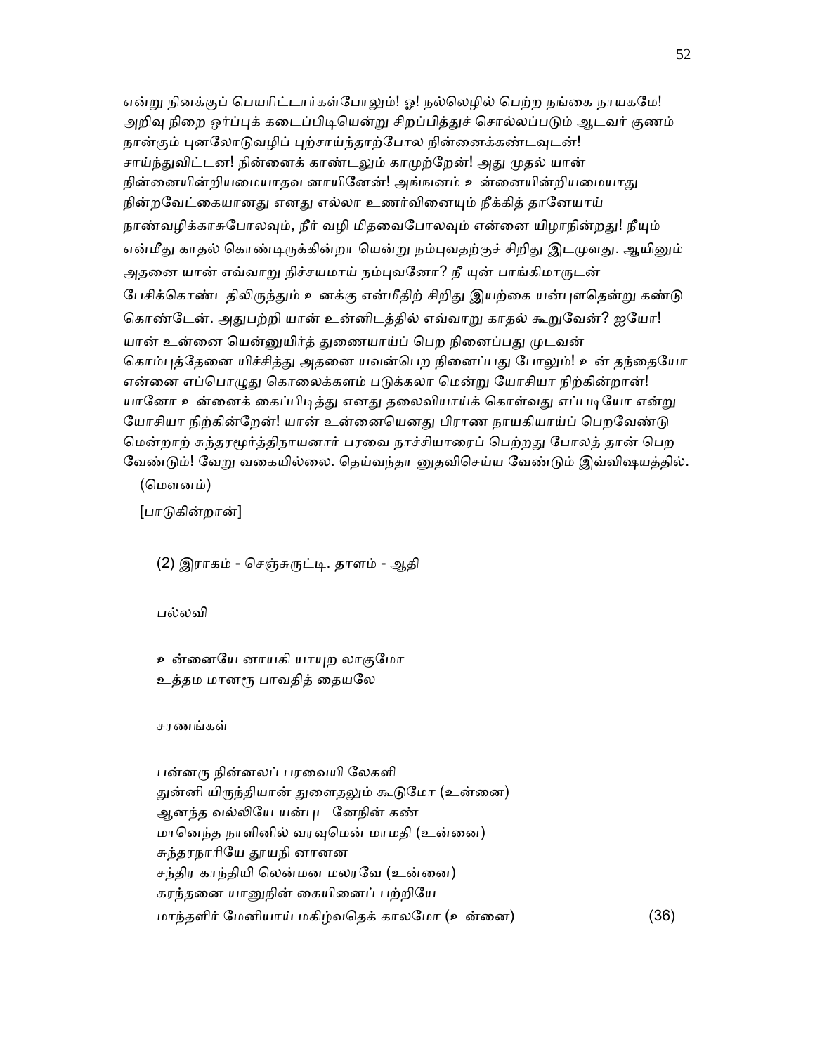என்று நினக்குப் பெயரிட்டார்கள்போலும்! ஓ! நல்லெழில் பெற்ற நங்கை நாயகமே! அறிவு நிறை ஒர்ப்புக் கடைப்பிடியென்று சிறப்பித்துச் சொல்லப்படும் ஆடவர் குணம் நான்கும் புனலோடுவழிப் புற்சாய்ந்தாற்போல நின்னைக்கண்டவுடன்! சாய்ந்துவிட்டன! நின்னைக் காண்டலும் காமுற்றேன்! அது முதல் யான் நின்னையின்றியமையாதவ னாயினேன்! அங்ஙனம் உன்னையின்றியமையாது நின்றவேட்கையானது எனது எல்லா உணர்வினையும் நீக்கித் தானேயாய் நாண்வழிக்காசுபோலவும், நீர் வழி மிதவைபோலவும் என்னை யிழாநின்றது! நீயும் என்மீது காதல் கொண்டிருக்கின்றா யென்று நம்புவதற்குச் சிறிது இடமுளது. ஆயினும் அதனை யான் எவ்வாறு நிச்சயமாய் நம்புவனோ? நீ யுன் பாங்கிமாருடன் பேசிக்கொண்டதிலிருந்தும் உனக்கு என்மீதிற் சிறிது இயற்கை யன்புளதென்று கண்டு கொண்டேன். அதுபற்றி யான் உன்னிடத்தில் எவ்வாறு காதல் கூறுவேன்? ஐயோ! யான் உன்னை யென்னுயிர்த் துணையாய்ப் பெற நினைப்பது முடவன் கொம்புத்தேனை யிச்சித்து அதனை யவன்பெற நினைப்பது போலும்! உன் தந்தையோ என்னை எப்பொழுது கொலைக்களம் படுக்கலா மென்று யோசியா நிற்கின்றான்! யானோ உன்னைக் கைப்பிடித்து எனது தலைவியாய்க் கொள்வது எப்படியோ என்று யோசியா நிற்கின்றேன்! யான் உன்னையெனது பிராண நாயகியாய்ப் பெறவேண்டு மென்றாற் சுந்தரமூர்த்திநாயனார் பரவை நாச்சியாரைப் பெற்றது போலத் தான் பெற வேண்டும்! வேறு வகையில்லை. தெய்வந்தா னுதவிசெய்ய வேண்டும் இவ்விஷயத்தில்.

(மௌனம்)

[பாடுகின்றான்]

(2) இராகம் - செஞ்சுருட்டி. தாளம் - ஆதி

பல்லவி

உன்னையே னாயகி யாயுற லாகுமோ
உத்தம மானரூ பாவதித் தையலே

சரணங்கள்

பன்னரு நின்னலப் பரவையி லேகளி
துன்னி யிருந்தியான் துளைதலும் கூடுமோ (உன்னை)
ஆனந்த வல்லியே யன்புட னேநின் கண்
மானெந்த நாளினில் வரவுமென் மாமதி (உன்னை)
சுந்தரநாரியே தூயநி னானன
சந்திர காந்தியி லென்மன மலரவே (உன்னை)
கரந்தனை யானுநின் கையினைப் பற்றியே
மாந்தளிர் மேனியாய் மகிழ்வதெக் காலமோ (உன்னை) (36)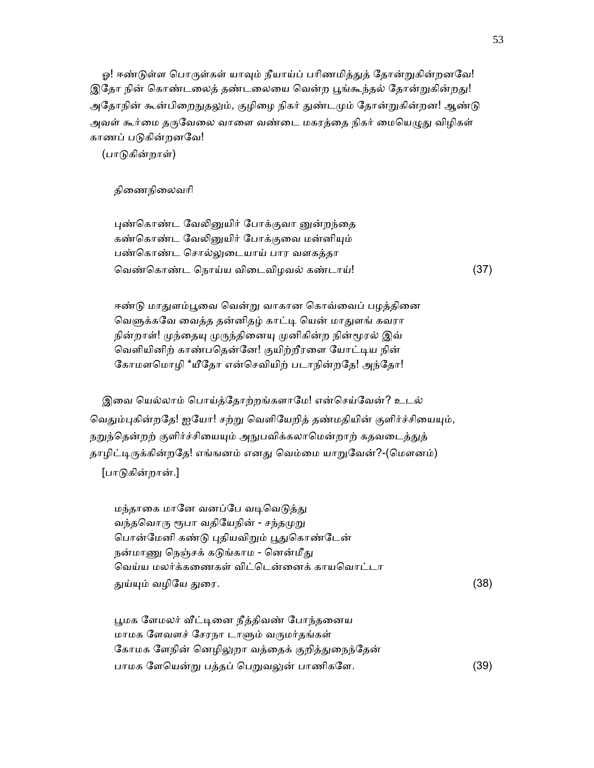ஓ! ஈண்டுள்ள பொருள்கள் யாவும் நீயாய்ப் பரிணமித்துத் தோன்றுகின்றனவே! இதோ நின் கொண்டலைத் தண்டலையை வென்ற பூங்கூந்தல் தோன்றுகின்றது! அதோநின் கூன்பிறைநுதலும், குழிழை நிகர் துண்டமும் தோன்றுகின்றன! ஆண்டு அவள் கூர்மை தருவேலை வாளை வண்டை மகரத்தை நிகர் மையெழுது விழிகள் காணப் படுகின்றனவே!

(பாடுகின்றாள்)

திணைநிலைவரி

புண்கொண்ட வேலினுயிர் போக்குவா னுன்றந்தை
கண்கொண்ட வேலினுயிர் போக்குவை மன்னியும்
பண்கொண்ட சொல்லுடையாய் பார வளகத்தா
வெண்கொண்ட நொய்ய விடைவிழவல் கண்டாய்! (37)

ஈண்டு மாதுளம்பூவை வென்று வாகான கொவ்வைப் பழத்தினை வெளுக்கவே வைத்த தன்னிதழ் காட்டி யென் மாதுளங் கவரா நின்றாள்! முந்தையு முருந்தினையு முனிகின்ற நின்மூரல் இவ் வெளியினிற் காண்பதென்னே! குயிற்றீரளை யோட்டிய நின் கோமளமொழி *யீதோ என்செவியிற் படாநின்றதே! அந்தோ!

இவை யெல்லாம் பொய்த்தோற்றங்களாமே! என்செய்வேன்? உடல் வெதும்புகின்றதே! ஐயோ! சற்று வெளியேறித் தண்மதியின் குளிர்ச்சியையும், நறுந்தென்றற் குளிர்ச்சியையும் அநுபவிக்கலாமென்றாற் கதவடைத்துத் தாழிட்டிருக்கின்றதே! எங்ஙனம் எனது வெம்மை யாறுவேன்?-(மௌனம்)

[பாடுகின்றான்.]

மந்தாகை மானே வனப்பே வடிவெடுத்து
வந்தவொரு ரூபா வதியேநின் - சந்தமுறு
பொன்மேனி கண்டு புதியவிறும் பூதுகொண்டேன்
நன்மாணு நெஞ்சக் கடுங்காம - னென்மீது
வெய்ய மலர்க்கணைகள் விட்டென்னைக் காயவொட்டா
துய்யும் வழியே துரை. (38)

பூமக ளேமலர் வீட்டினை நீத்திவண் போந்தனைய
மாமக ளேவளச் சேரநா டாளும் வருமர்தங்கள்
கோமக ளேநின் னெழிலுறா வத்தைக் குறித்துநைந்தேன்
பாமக ளேயென்று பத்தப் பெறுவலுன் பாணிகளே. (39)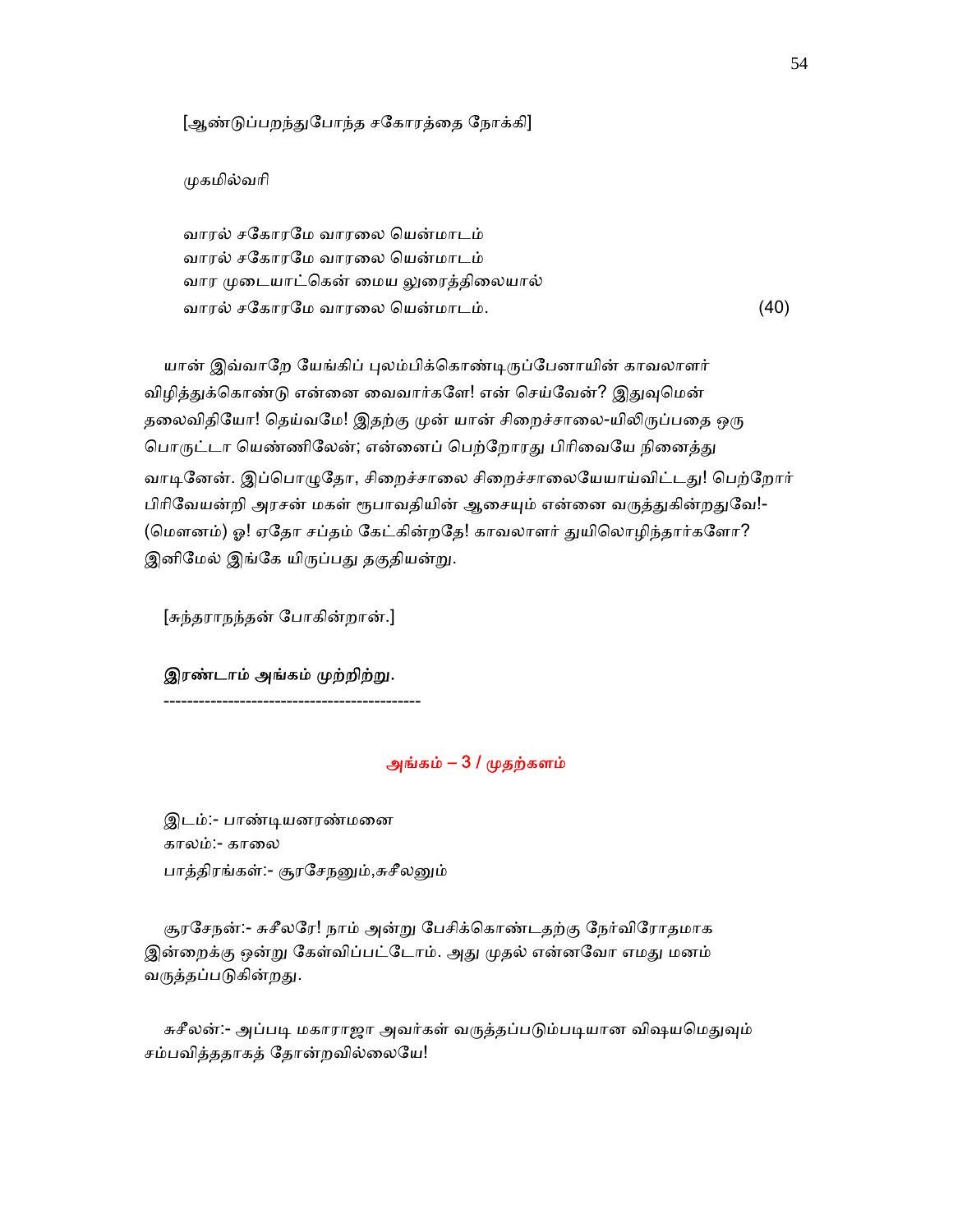[ஆண்டுப்பறந்துபோந்த சகோரத்தை நோக்கி]

முகமில்வரி

வாரல் சகோரமே வாரலை யென்மாடம்
வாரல் சகோரமே வாரலை யென்மாடம்
வார முடையாட்கென் மைய லுரைத்திலையால்
வாரல் சகோரமே வாரலை யென்மாடம். (40)

யான் இவ்வாறே யேங்கிப் புலம்பிக்கொண்டிருப்பேனாயின் காவலாளர் விழித்துக்கொண்டு என்னை வைவார்களே! என் செய்வேன்? இதுவுமென் தலைவிதியோ! தெய்வமே! இதற்கு முன் யான் சிறைச்சாலை-யிலிருப்பதை ஒரு பொருட்டா யெண்ணிலேன்; என்னைப் பெற்றோரது பிரிவையே நினைத்து வாடினேன். இப்பொழுதோ, சிறைச்சாலை சிறைச்சாலையேயாய்விட்டது! பெற்றோர் பிரிவேயன்றி அரசன் மகள் ரூபாவதியின் ஆசையும் என்னை வருத்துகின்றதுவே!- (மௌனம்) ஓ! ஏதோ சப்தம் கேட்கின்றதே! காவலாளர் துயிலொழிந்தார்களோ? இனிமேல் இங்கே யிருப்பது தகுதியன்று.

[சுந்தரானந்தன் போகின்றான்.]

**இரண்டாம் அங்கம் முற்றிற்று.**

-------------------------------------------

## அங்கம் – 3 / முதற்களம்

இடம்:- பாண்டியனரண்மனை
காலம்:- காலை
பாத்திரங்கள்:- சூரசேநனும்,சுசீலனும்

சூரசேநன்:- சுசீலரே! நாம் அன்று பேசிக்கொண்டதற்கு நேர்விரோதமாக இன்றைக்கு ஒன்று கேள்விப்பட்டோம். அது முதல் என்னவோ எமது மனம் வருத்தப்படுகின்றது.

சுசீலன்:- அப்படி மகாராஜா அவர்கள் வருத்தப்படும்படியான விஷயமெதுவும் சம்பவித்ததாகத் தோன்றவில்லையே!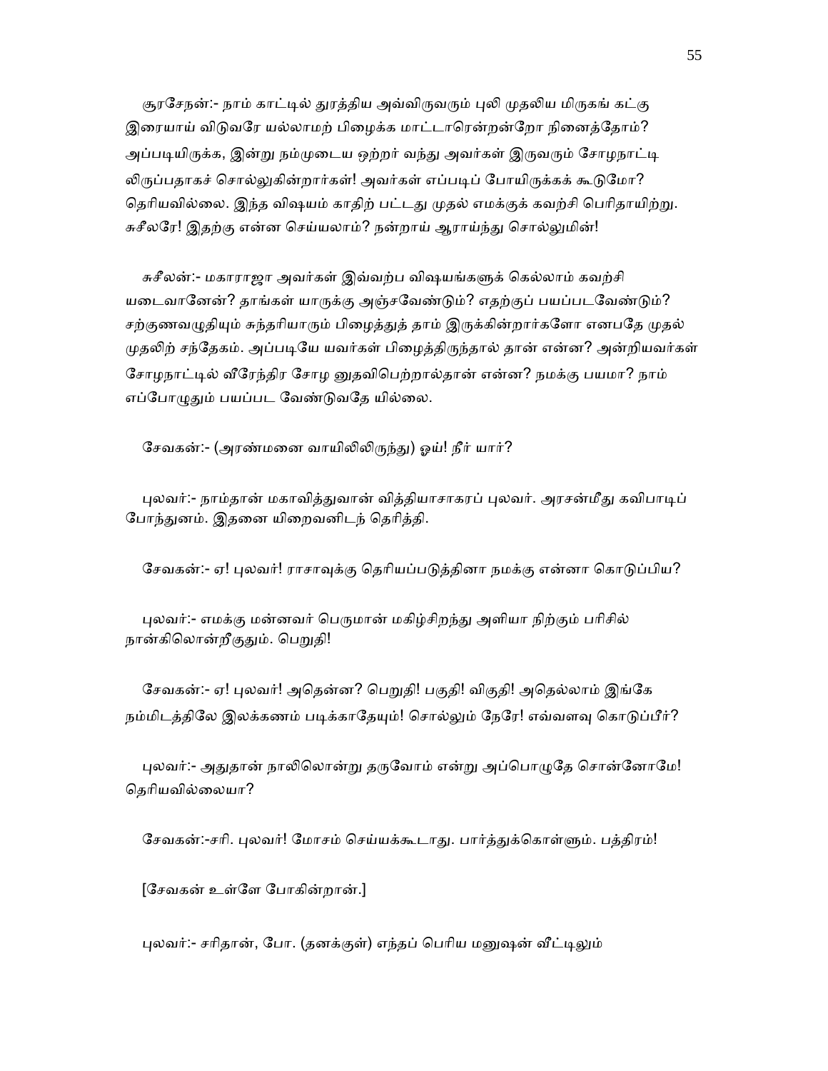சூரசேநன்:- நாம் காட்டில் துரத்திய அவ்விருவரும் புலி முதலிய மிருகங் கட்கு இரையாய் விடுவரே யல்லாமற் பிழைக்க மாட்டாரென்றன்றோ நினைத்தோம்? அப்படியிருக்க, இன்று நம்முடைய ஒற்றர் வந்து அவர்கள் இருவரும் சோழநாட்டி லிருப்பதாகச் சொல்லுகின்றார்கள்! அவர்கள் எப்படிப் போயிருக்கக் கூடுமோ? தெரியவில்லை. இந்த விஷயம் காதிற் பட்டது முதல் எமக்குக் கவற்சி பெரிதாயிற்று. சுசீலரே! இதற்கு என்ன செய்யலாம்? நன்றாய் ஆராய்ந்து சொல்லுமின்!

சுசீலன்:- மகாராஜா அவர்கள் இவ்வற்ப விஷயங்களுக் கெல்லாம் கவற்சி யடைவானேன்? தாங்கள் யாருக்கு அஞ்சவேண்டும்? எதற்குப் பயப்படவேண்டும்? சற்குணவழுதியும் சுந்தரியாரும் பிழைத்துத் தாம் இருக்கின்றார்களோ எனபதே முதல் முதலிற் சந்தேகம். அப்படியே யவர்கள் பிழைத்திருந்தால் தான் என்ன? அன்றியவர்கள் சோழநாட்டில் வீரேந்திர சோழ னுதவிபெற்றால்தான் என்ன? நமக்கு பயமா? நாம் எப்போழுதும் பயப்பட வேண்டுவதே யில்லை.

சேவகன்:- (அரண்மனை வாயிலிலிருந்து) ஓய்! நீர் யார்?

புலவர்:- நாம்தான் மகாவித்துவான் வித்தியாசாகரப் புலவர். அரசன்மீது கவிபாடிப் போந்துனம். இதனை யிறைவனிடந் தெரித்தி.

சேவகன்:- ஏ! புலவர்! ராசாவுக்கு தெரியப்படுத்தினா நமக்கு என்னா கொடுப்பிய?

புலவர்:- எமக்கு மன்னவர் பெருமான் மகிழ்சிறந்து அளியா நிற்கும் பரிசில் நான்கிலொன்றீகுதும். பெறுதி!

சேவகன்:- ஏ! புலவர்! அதென்ன? பெறுதி! பகுதி! விகுதி! அதெல்லாம் இங்கே நம்மிடத்திலே இலக்கணம் படிக்காதேயும்! சொல்லும் நேரே! எவ்வளவு கொடுப்பீர்?

புலவர்:- அதுதான் நாலிலொன்று தருவோம் என்று அப்பொழுதே சொன்னோமே! தெரியவில்லையா?

சேவகன்:-சரி. புலவர்! மோசம் செய்யக்கூடாது. பார்த்துக்கொள்ளும். பத்திரம்!

[சேவகன் உள்ளே போகின்றான்.]

புலவர்:- சரிதான், போ. (தனக்குள்) எந்தப் பெரிய மனுஷன் வீட்டிலும்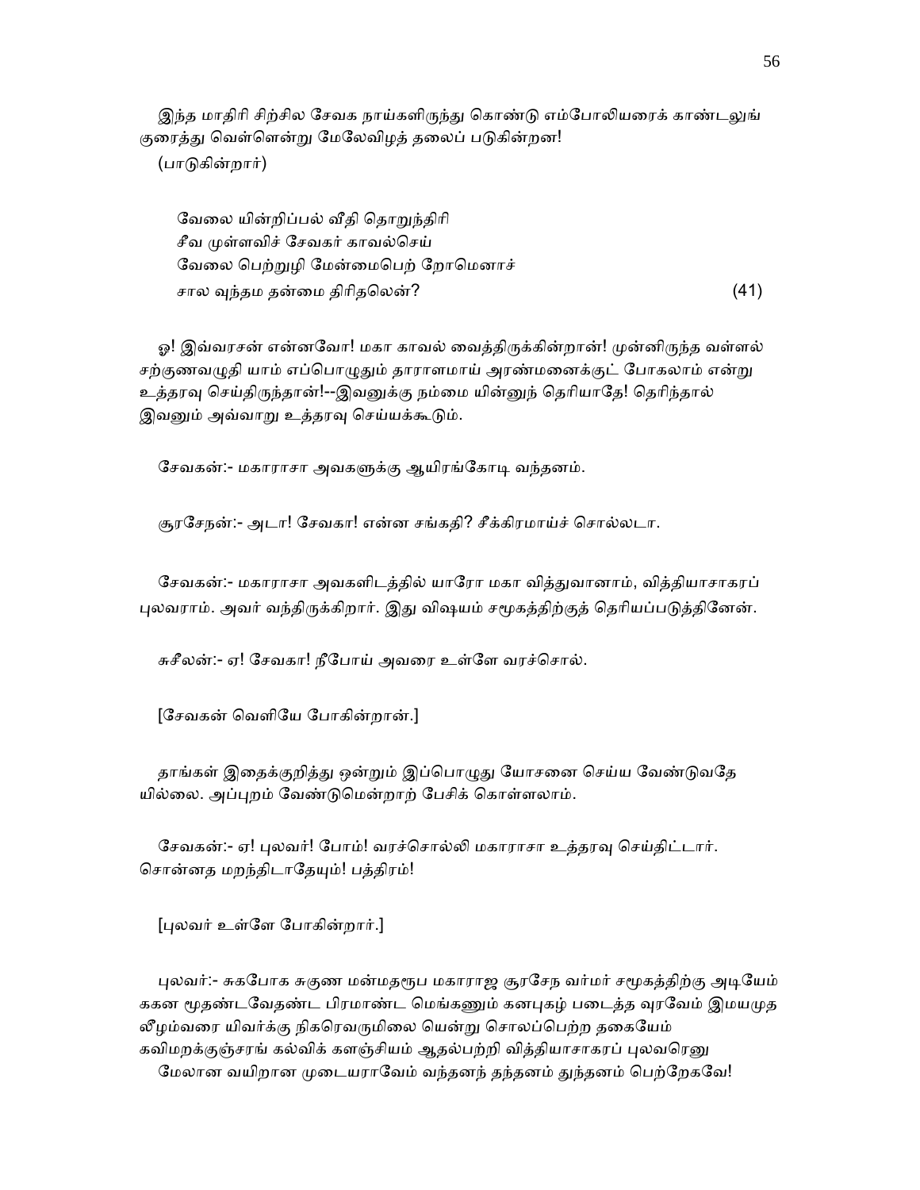இந்த மாதிரி சிற்சில சேவக நாய்களிருந்து கொண்டு எம்போலியரைக் காண்டலுங் குரைத்து வெள்ளென்று மேலேவிழத் தலைப் படுகின்றன!

(பாடுகின்றார்)

வேலை யின்றிப்பல் வீதி தொறுந்திரி
சீவ முள்ளவிச் சேவகர் காவல்செய்
வேலை பெற்றுழி மேன்மைபெற் றோமெனாச்
சால வுந்தம தன்மை திரிதலென்? (41)

ஓ! இவ்வரசன் என்னவோ! மகா காவல் வைத்திருக்கின்றான்! முன்னிருந்த வள்ளல் சற்குணவழுதி யாம் எப்பொழுதும் தாராளமாய் அரண்மனைக்குட் போகலாம் என்று உத்தரவு செய்திருந்தான்!--இவனுக்கு நம்மை யின்னுந் தெரியாதே! தெரிந்தால் இவனும் அவ்வாறு உத்தரவு செய்யக்கூடும்.

சேவகன்:- மகாராசா அவகளுக்கு ஆயிரங்கோடி வந்தனம்.

சூரசேநன்:- அடா! சேவகா! என்ன சங்கதி? சீக்கிரமாய்ச் சொல்லடா.

சேவகன்:- மகாராசா அவகளிடத்தில் யாரோ மகா வித்துவானாம், வித்தியாசாகரப் புலவராம். அவர் வந்திருக்கிறார். இது விஷயம் சமூகத்திற்குத் தெரியப்படுத்தினேன்.

சுசீலன்:- ஏ! சேவகா! நீபோய் அவரை உள்ளே வரச்சொல்.

[சேவகன் வெளியே போகின்றான்.]

தாங்கள் இதைக்குறித்து ஒன்றும் இப்பொழுது யோசனை செய்ய வேண்டுவதே யில்லை. அப்புறம் வேண்டுமென்றாற் பேசிக் கொள்ளலாம்.

சேவகன்:- ஏ! புலவர்! போம்! வரச்சொல்லி மகாராசா உத்தரவு செய்திட்டார். சொன்னத மறந்திடாதேயும்! பத்திரம்!

[புலவர் உள்ளே போகின்றார்.]

புலவர்:- சுகபோக சுகுண மன்மதரூப மகாராஜ சூரசேந வர்மர் சமூகத்திற்கு அடியேம் ககன மூதண்டவேதண்ட பிரமாண்ட மெங்கணும் கனபுகழ் படைத்த வுரவேம் இமயமுத லீழம்வரை யிவர்க்கு நிகரெவருமிலை யென்று சொலப்பெற்ற தகையேம் கவிமறக்குஞ்சரங் கல்விக் களஞ்சியம் ஆதல்பற்றி வித்தியாசாகரப் புலவரெனு மேலான வயிறான முடையராவேம் வந்தனந் தந்தனம் துந்தனம் பெற்றேகவே!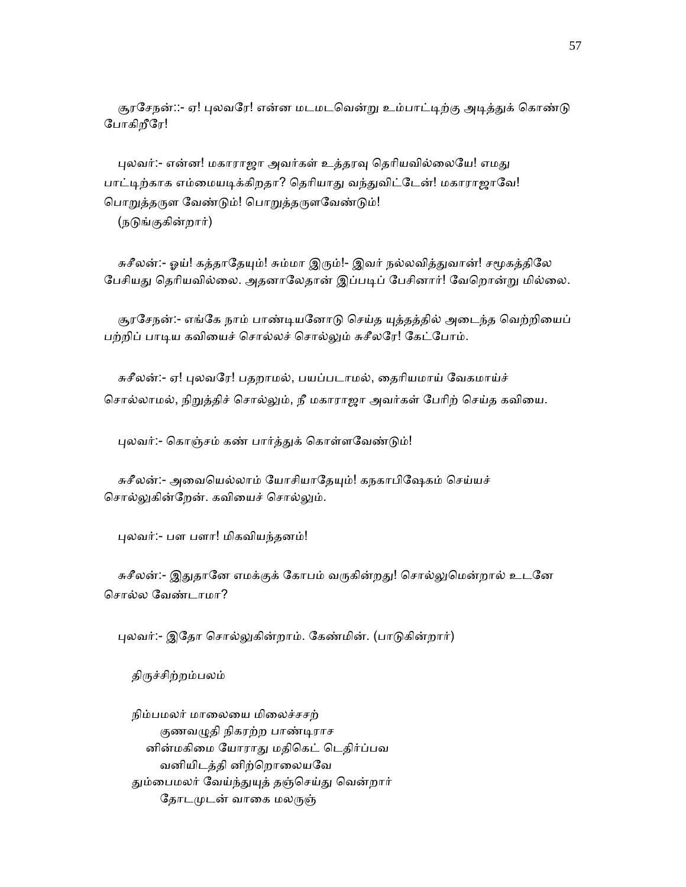சூரசேநன்::- ஏ! புலவரே! என்ன மடமடவென்று உம்பாட்டிற்கு அடித்துக் கொண்டு போகிறீரே!

புலவர்:- என்ன! மகாராஜா அவர்கள் உத்தரவு தெரியவில்லையே! எமது பாட்டிற்காக எம்மையடிக்கிறதா? தெரியாது வந்துவிட்டேன்! மகாராஜாவே! பொறுத்தருள வேண்டும்! பொறுத்தருளவேண்டும்!
(நடுங்குகின்றார்)

சுசீலன்:- ஓய்! கத்தாதேயும்! சும்மா இரும்!- இவர் நல்லவித்துவான்! சமூகத்திலே பேசியது தெரியவில்லை. அதனாலேதான் இப்படிப் பேசினார்! வேறொன்று மில்லை.

சூரசேநன்:- எங்கே நாம் பாண்டியனோடு செய்த யுத்தத்தில் அடைந்த வெற்றியைப் பற்றிப் பாடிய கவியைச் சொல்லச் சொல்லும் சுசீலரே! கேட்போம்.

சுசீலன்:- ஏ! புலவரே! பதறாமல், பயப்படாமல், தைரியமாய் வேகமாய்ச் சொல்லாமல், நிறுத்திச் சொல்லும், நீ மகாராஜா அவர்கள் பேரிற் செய்த கவியை.

புலவர்:- கொஞ்சம் கண் பார்த்துக் கொள்ளவேண்டும்!

சுசீலன்:- அவையெல்லாம் யோசியாதேயும்! கநகாபிஷேகம் செய்யச் சொல்லுகின்றேன். கவியைச் சொல்லும்.

புலவர்:- பள பளா! மிகவியந்தனம்!

சுசீலன்:- இதுதானே எமக்குக் கோபம் வருகின்றது! சொல்லுமென்றால் உடனே சொல்ல வேண்டாமா?

புலவர்:- இதோ சொல்லுகின்றாம். கேண்மின். (பாடுகின்றார்)

திருச்சிற்றம்பலம்

நிம்பமலர் மாலையை மிலைச்சசற்
குணவழுதி நிகரற்ற பாண்டிராச
னின்மகிமை யோராது மதிகெட் டெதிர்ப்பவ
வனியிடத்தி னிற்றொலையவே
தும்பைமலர் வேய்ந்துயுத் தஞ்செய்து வென்றார்
தோடமுடன் வாகை மலருஞ்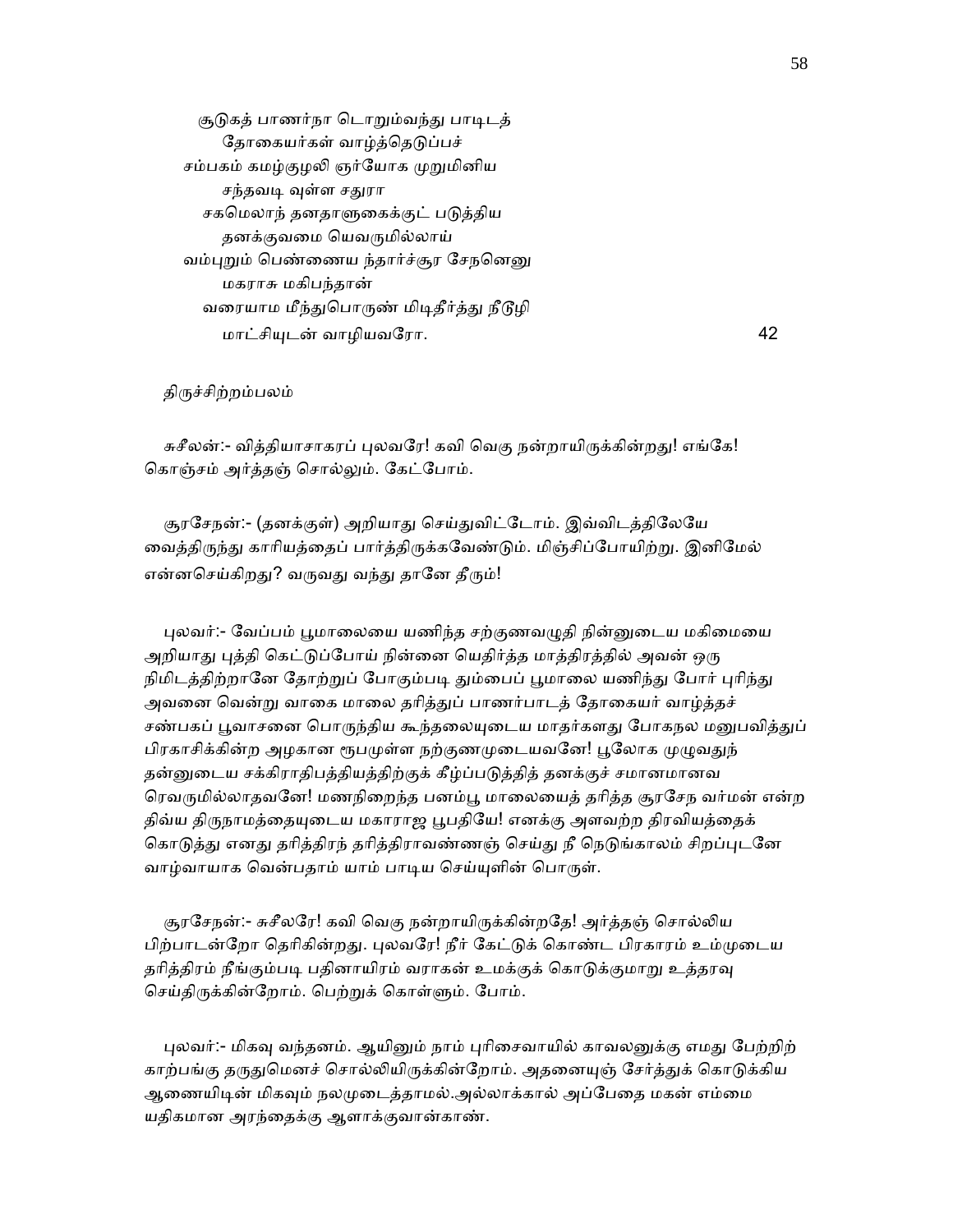சூடுகத் பாணர்நா டொறும்வந்து பாடிடத்  
    தோகையர்கள் வாழ்த்தெடுப்பச்  
சம்பகம் கமழ்குழலி ஞர்யோக முறுமினிய  
    சந்தவடி வுள்ள சதுரா  
சகமெலாந் தனதாளுகைக்குட் படுத்திய  
    தனக்குவமை யெவருமில்லாய்  
வம்புறும் பெண்ணைய ந்தார்ச்சூர சேநனெனு  
    மகராசு மகிபந்தான்  
வரையாம மீந்துபொருண் மிடிதீர்த்து நீடூழி  
    மாட்சியுடன் வாழியவரோ. 42

திருச்சிற்றம்பலம்

சுசீலன்:- வித்தியாசாகரப் புலவரே! கவி வெகு நன்றாயிருக்கின்றது! எங்கே! கொஞ்சம் அர்த்தஞ் சொல்லும். கேட்போம்.

சூரசேநன்:- (தனக்குள்) அறியாது செய்துவிட்டோம். இவ்விடத்திலேயே வைத்திருந்து காரியத்தைப் பார்த்திருக்கவேண்டும். மிஞ்சிப்போயிற்று. இனிமேல் என்னசெய்கிறது? வருவது வந்து தானே தீரும்!

புலவர்:- வேப்பம் பூமாலையை யணிந்த சற்குணவழுதி நின்னுடைய மகிமையை அறியாது புத்தி கெட்டுப்போய் நின்னை யெதிர்த்த மாத்திரத்தில் அவன் ஒரு நிமிடத்திற்றானே தோற்றுப் போகும்படி தும்பைப் பூமாலை யணிந்து போர் புரிந்து அவனை வென்று வாகை மாலை தரித்துப் பாணர்பாடத் தோகையர் வாழ்த்தச் சண்பகப் பூவாசனை பொருந்திய கூந்தலையுடைய மாதர்களது போகநல மனுபவித்துப் பிரகாசிக்கின்ற அழகான ரூபமுள்ள நற்குணமுடையவனே! பூலோக முழுவதுந் தன்னுடைய சக்கிராதிபத்தியத்திற்குக் கீழ்ப்படுத்தித் தனக்குச் சமானமானவ ரெவருமில்லாதவனே! மணநிறைந்த பனம்பூ மாலையைத் தரித்த சூரசேந வர்மன் என்ற திவ்ய திருநாமத்தையுடைய மகாராஜ பூபதியே! எனக்கு அளவற்ற திரவியத்தைக் கொடுத்து எனது தரித்திரந் தரித்திராவண்ணஞ் செய்து நீ நெடுங்காலம் சிறப்புடனே வாழ்வாயாக வென்பதாம் யாம் பாடிய செய்யுளின் பொருள்.

சூரசேநன்:- சுசீலரே! கவி வெகு நன்றாயிருக்கின்றதே! அர்த்தஞ் சொல்லிய பிற்பாடன்றோ தெரிகின்றது. புலவரே! நீர் கேட்டுக் கொண்ட பிரகாரம் உம்முடைய தரித்திரம் நீங்கும்படி பதினாயிரம் வராகன் உமக்குக் கொடுக்குமாறு உத்தரவு செய்திருக்கின்றோம். பெற்றுக் கொள்ளும். போம்.

புலவர்:- மிகவு வந்தனம். ஆயினும் நாம் புரிசைவாயில் காவலனுக்கு எமது பேற்றிற் காற்பங்கு தருதுமெனச் சொல்லியிருக்கின்றோம். அதனையுஞ் சேர்த்துக் கொடுக்கிய ஆணையிடின் மிகவும் நலமுடைத்தாமல்.அல்லாக்கால் அப்பேதை மகன் எம்மை யதிகமான அரந்தைக்கு ஆளாக்குவான்காண்.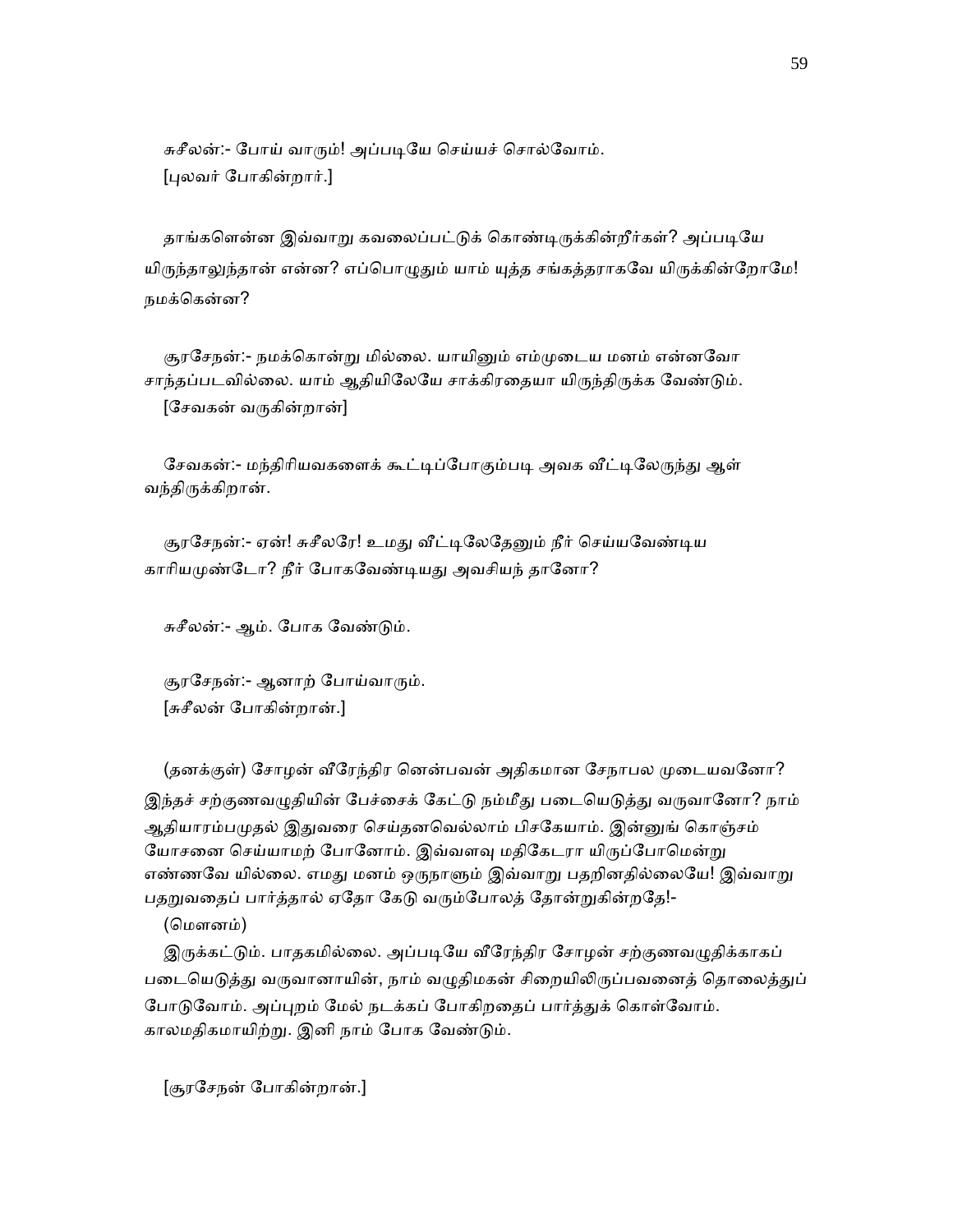சுசீலன்:- போய் வாரும்! அப்படியே செய்யச் சொல்வோம்.
[புலவர் போகின்றார்.]

தாங்களென்ன இவ்வாறு கவலைப்பட்டுக் கொண்டிருக்கின்றீர்கள்? அப்படியே யிருந்தாலுந்தான் என்ன? எப்பொழுதும் யாம் யுத்த சங்கத்தராகவே யிருக்கின்றோமே! நமக்கென்ன?

சூரசேநன்:- நமக்கொன்று மில்லை. யாயினும் எம்முடைய மனம் என்னவோ சாந்தப்படவில்லை. யாம் ஆதியிலேயே சாக்கிரதையா யிருந்திருக்க வேண்டும்.
[சேவகன் வருகின்றான்]

சேவகன்:- மந்திரியவகளைக் கூட்டிப்போகும்படி அவக வீட்டிலேருந்து ஆள் வந்திருக்கிறான்.

சூரசேநன்:- ஏன்! சுசீலரே! உமது வீட்டிலேதேனும் நீர் செய்யவேண்டிய காரியமுண்டோ? நீர் போகவேண்டியது அவசியந் தானோ?

சுசீலன்:- ஆம். போக வேண்டும்.

சூரசேநன்:- ஆனாற் போய்வாரும்.
[சுசீலன் போகின்றான்.]

(தனக்குள்) சோழன் வீரேந்திர னென்பவன் அதிகமான சேநாபல முடையவனோ? இந்தச் சற்குணவழுதியின் பேச்சைக் கேட்டு நம்மீது படையெடுத்து வருவானோ? நாம் ஆதியாரம்பமுதல் இதுவரை செய்தனவெல்லாம் பிசகேயாம். இன்னுங் கொஞ்சம் யோசனை செய்யாமற் போனோம். இவ்வளவு மதிகேடரா யிருப்போமென்று எண்ணவே யில்லை. எமது மனம் ஒருநாளும் இவ்வாறு பதறினதில்லையே! இவ்வாறு பதறுவதைப் பார்த்தால் ஏதோ கேடு வரும்போலத் தோன்றுகின்றதே!-
(மௌனம்)
இருக்கட்டும். பாதகமில்லை. அப்படியே வீரேந்திர சோழன் சற்குணவழுதிக்காகப் படையெடுத்து வருவானாயின், நாம் வழுதிமகன் சிறையிலிருப்பவனைத் தொலைத்துப் போடுவோம். அப்புறம் மேல் நடக்கப் போகிறதைப் பார்த்துக் கொள்வோம். காலமதிகமாயிற்று. இனி நாம் போக வேண்டும்.

[சூரசேநன் போகின்றான்.]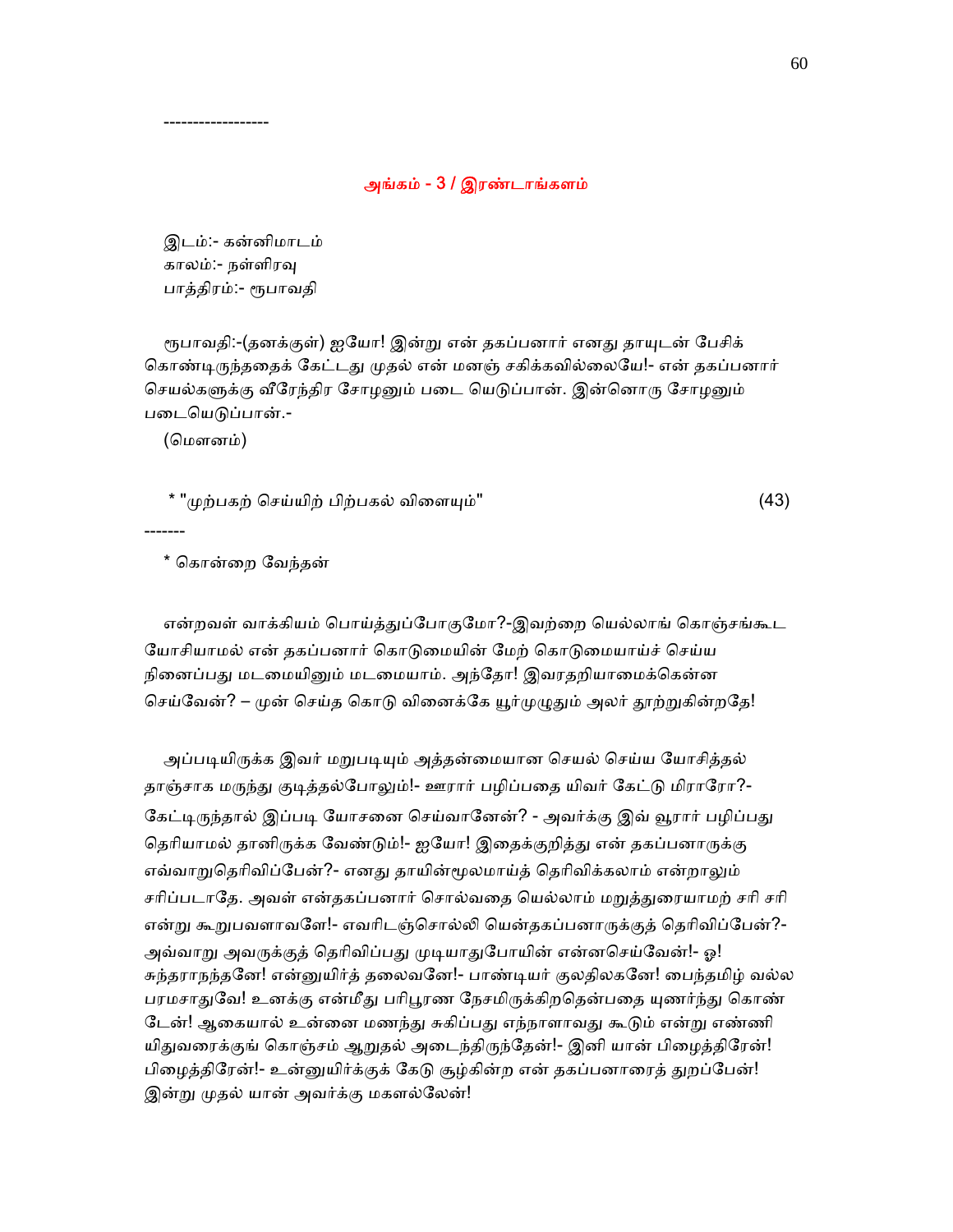------------------

## அங்கம் - 3 / இரண்டாங்களம்

இடம்:- கன்னிமாடம்
காலம்:- நள்ளிரவு
பாத்திரம்:- ரூபாவதி

ரூபாவதி:-(தனக்குள்) ஐயோ! இன்று என் தகப்பனார் எனது தாயுடன் பேசிக் கொண்டிருந்ததைக் கேட்டது முதல் என் மனஞ் சகிக்கவில்லையே!- என் தகப்பனார் செயல்களுக்கு வீரேந்திர சோழனும் படை யெடுப்பான். இன்னொரு சோழனும் படையெடுப்பான்.-

(மௌனம்)

* "முற்பகற் செய்யிற் பிற்பகல் விளையும்" (43)

-------

* கொன்றை வேந்தன்

என்றவள் வாக்கியம் பொய்த்துப்போகுமோ?-இவற்றை யெல்லாங் கொஞ்சங்கூட யோசியாமல் என் தகப்பனார் கொடுமையின் மேற் கொடுமையாய்ச் செய்ய நினைப்பது மடமையினும் மடமையாம். அந்தோ! இவரதறியாமைக்கென்ன செய்வேன்? – முன் செய்த கொடு வினைக்கே யூர்முழுதும் அலர் தூற்றுகின்றதே!

அப்படியிருக்க இவர் மறுபடியும் அத்தன்மையான செயல் செய்ய யோசித்தல் தாஞ்சாக மருந்து குடித்தல்போலும்!- ஊரார் பழிப்பதை யிவர் கேட்டு மிராரோ?- கேட்டிருந்தால் இப்படி யோசனை செய்வானேன்? - அவர்க்கு இவ் வூரார் பழிப்பது தெரியாமல் தானிருக்க வேண்டும்!- ஐயோ! இதைக்குறித்து என் தகப்பனாருக்கு எவ்வாறுதெரிவிப்பேன்?- எனது தாயின்மூலமாய்த் தெரிவிக்கலாம் என்றாலும் சரிப்படாதே. அவள் என்தகப்பனார் சொல்வதை யெல்லாம் மறுத்துரையாமற் சரி சரி என்று கூறுபவளாவளே!- எவரிடஞ்சொல்லி யென்தகப்பனாருக்குத் தெரிவிப்பேன்?- அவ்வாறு அவருக்குத் தெரிவிப்பது முடியாதுபோயின் என்னசெய்வேன்!- ஓ! சுந்தராநந்தனே! என்னுயிர்த் தலைவனே!- பாண்டியர் குலதிலகனே! பைந்தமிழ் வல்ல பரமசாதுவே! உனக்கு என்மீது பரிபூரண நேசமிருக்கிறதென்பதை யுணர்ந்து கொண் டேன்! ஆகையால் உன்னை மணந்து சுகிப்பது எந்நாளாவது கூடும் என்று எண்ணி யிதுவரைக்குங் கொஞ்சம் ஆறுதல் அடைந்திருந்தேன்!- இனி யான் பிழைத்திரேன்! பிழைத்திரேன்!- உன்னுயிர்க்குக் கேடு சூழ்கின்ற என் தகப்பனாரைத் துறப்பேன்! இன்று முதல் யான் அவர்க்கு மகளல்லேன்!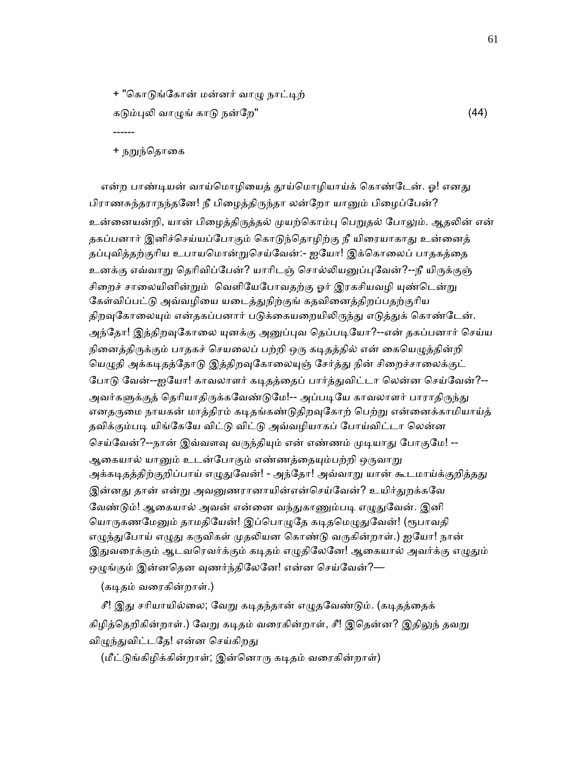+ "கொடுங்கோன் மன்னர் வாழு நாட்டிற்
கடும்புலி வாழுங் காடு நன்றே" (44)

------

+ நறுந்தொகை

என்ற பாண்டியன் வாய்மொழியைத் தூய்மொழியாய்க் கொண்டேன். ஓ! எனது பிராணசுந்தராநந்தனே! நீ பிழைத்திருந்தா லன்றோ யானும் பிழைப்பேன்? உன்னையன்றி, யான் பிழைத்திருத்தல் முயற்கொம்பு பெறுதல் போலும். ஆதலின் என் தகப்பனார் இனிச்செய்யப்போகும் கொடுந்தொழிற்கு நீ யிரையாகாது உன்னைத் தப்புவித்தற்குரிய உபாயமொன்றுசெய்வேன்:- ஐயோ! இக்கொலைப் பாதகத்தை உனக்கு எவ்வாறு தெரிவிப்பேன்? யாரிடஞ் சொல்லியனுப்புவேன்?--நீ யிருக்குஞ் சிறைச் சாலையினின்றும் வெளியேபோவதற்கு ஓர் இரகசியவழி யுண்டென்று கேள்விப்பட்டு அவ்வழியை யடைத்துநிற்குங் கதவினைத்திறப்பதற்குரிய திறவுகோலையும் என்தகப்பனார் படுக்கையறையிலிருந்து எடுத்துக் கொண்டேன். அந்தோ! இத்திறவுகோலை யுனக்கு அனுப்புவ தெப்படியோ?--என் தகப்பனார் செய்ய நினைத்திருக்கும் பாதகச் செயலைப் பற்றி ஒரு கடிதத்தில் என் கையெழுத்தின்றி யெழுதி அக்கடிதத்தோடு இத்திறவுகோலையுஞ் சேர்த்து நின் சிறைச்சாலைக்குட் போடு வேன்--ஐயோ! காவலாளர் கடிதத்தைப் பார்த்துவிட்டா லென்ன செய்வேன்?--அவர்களுக்குத் தெரியாதிருக்கவேண்டுமே!-- அப்படியே காவலாளர் பாராதிருந்து எனதருமை நாயகன் மாத்திரம் கடிதங்கண்டுதிறவுகோற் பெற்று என்னைக்காமியாய்த் தவிக்கும்படி யிங்கேயே விட்டு விட்டு அவ்வழியாகப் போய்விட்டா லென்ன செய்வேன்?--நான் இவ்வளவு வருந்தியும் என் எண்ணம் முடியாது போகுமே! --ஆகையால் யானும் உடன்போகும் எண்ணத்தையும்பற்றி ஒருவாறு அக்கடிதத்திற்குறிப்பாய் எழுதுவேன்! - அந்தோ! அவ்வாறு யான் கூடமாய்க்குறித்தது இன்னது தான் என்று அவனுணரானாயின்என்செய்வேன்? உயிர்துறக்கவே வேண்டும்! ஆகையால் அவன் என்னை வந்துகாணும்படி எழுதுவேன். இனி யொருகணமேனும் தாமதியேன்! இப்பொழுதே கடிதமெழுதுவேன்! (ரூபாவதி எழுந்துபோய் எழுது கருவிகள் முதலியன கொண்டு வருகின்றாள்.) ஐயோ! நான் இதுவரைக்கும் ஆடவரெவர்க்கும் கடிதம் எழுதிலேனே! ஆகையால் அவர்க்கு எழுதும் ஒழுங்கும் இன்னதென வுணர்ந்திலேனே! என்ன செய்வேன்?—

(கடிதம் வரைகின்றாள்.)

சீ! இது சரியாயில்லை; வேறு கடிதந்தான் எழுதவேண்டும். (கடிதத்தைக் கிழித்தெறிகின்றாள்.) வேறு கடிதம் வரைகின்றாள், சீ! இதென்ன? இதிலுந் தவறு விழுந்துவிட்டதே! என்ன செய்கிறது

(மீட்டுங்கிழிக்கின்றாள்; இன்னொரு கடிதம் வரைகின்றாள்)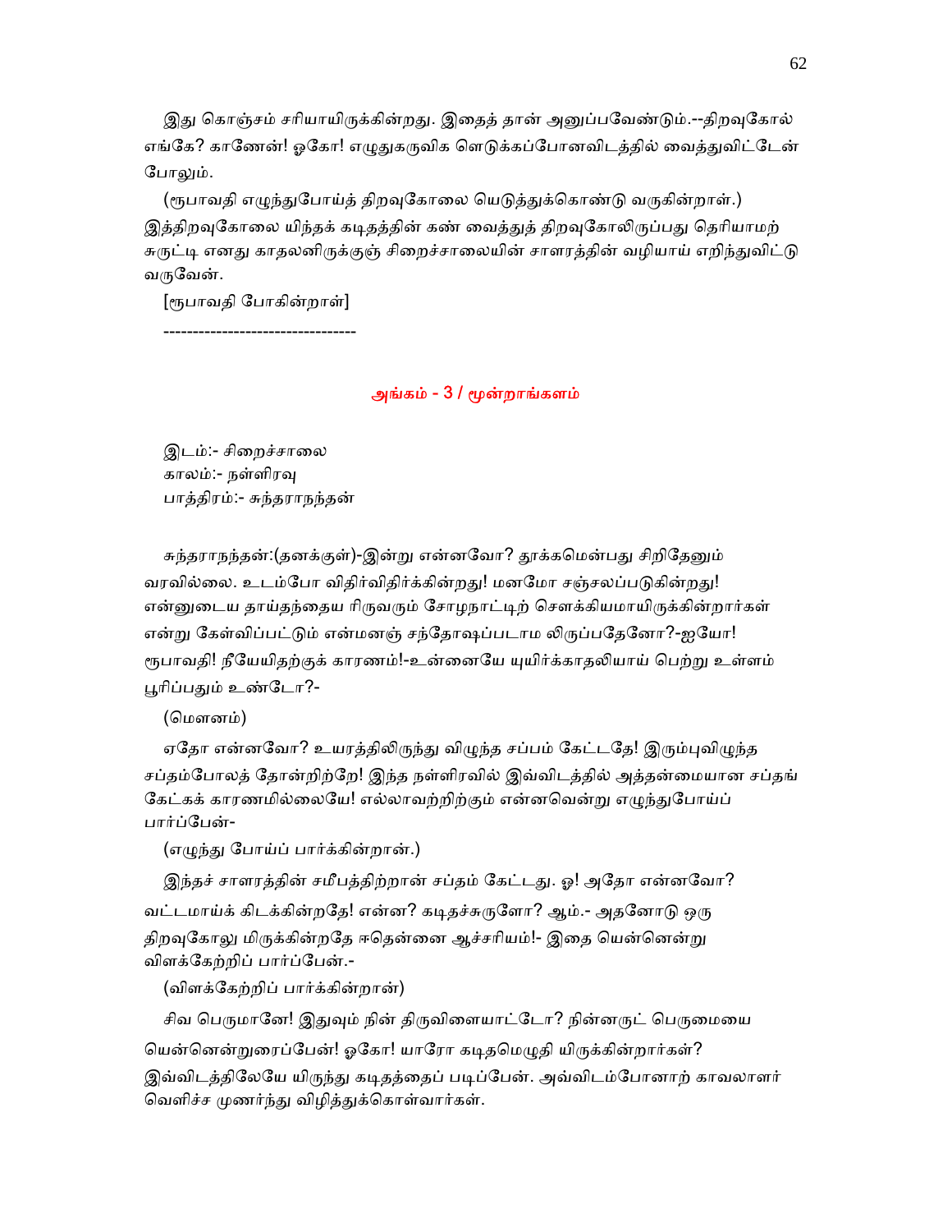இது கொஞ்சம் சரியாயிருக்கின்றது. இதைத் தான் அனுப்பவேண்டும்.--திறவுகோல் எங்கே? காணேன்! ஓகோ! எழுதுகருவிக ளெடுக்கப்போனவிடத்தில் வைத்துவிட்டேன் போலும்.

(ரூபாவதி எழுந்துபோய்த் திறவுகோலை யெடுத்துக்கொண்டு வருகின்றாள்.) இத்திறவுகோலை யிந்தக் கடிதத்தின் கண் வைத்துத் திறவுகோலிருப்பது தெரியாமற் சுருட்டி எனது காதலனிருக்குஞ் சிறைச்சாலையின் சாளரத்தின் வழியாய் எறிந்துவிட்டு வருவேன்.

[ரூபாவதி போகின்றாள்]

---------------------------------

## அங்கம் - 3 / மூன்றாங்களம்

இடம்:- சிறைச்சாலை
காலம்:- நள்ளிரவு
பாத்திரம்:- சுந்தராநந்தன்

சுந்தராநந்தன்:(தனக்குள்)-இன்று என்னவோ? தூக்கமென்பது சிறிதேனும் வரவில்லை. உடம்போ விதிர்விதிர்க்கின்றது! மனமோ சஞ்சலப்படுகின்றது! என்னுடைய தாய்தந்தைய ரிருவரும் சோழநாட்டிற் சௌக்கியமாயிருக்கின்றார்கள் என்று கேள்விப்பட்டும் என்மனஞ் சந்தோஷப்படாம லிருப்பதேனோ?-ஐயோ! ரூபாவதி! நீயேயிதற்குக் காரணம்!-உன்னையே யுயிர்க்காதலியாய் பெற்று உள்ளம் பூரிப்பதும் உண்டோ?-

(மௌனம்)

ஏதோ என்னவோ? உயரத்திலிருந்து விழுந்த சப்பம் கேட்டதே! இரும்புவிழுந்த சப்தம்போலத் தோன்றிற்றே! இந்த நள்ளிரவில் இவ்விடத்தில் அத்தன்மையான சப்தங் கேட்கக் காரணமில்லையே! எல்லாவற்றிற்கும் என்னவென்று எழுந்துபோய்ப் பார்ப்பேன்-

(எழுந்து போய்ப் பார்க்கின்றான்.)

இந்தச் சாளரத்தின் சமீபத்திற்றான் சப்தம் கேட்டது. ஓ! அதோ என்னவோ? வட்டமாய்க் கிடக்கின்றதே! என்ன? கடிதச்சுருளோ? ஆம்.- அதனோடு ஒரு திறவுகோலு மிருக்கின்றதே ஈதென்னை ஆச்சரியம்!- இதை யென்னென்று விளக்கேற்றிப் பார்ப்பேன்.-

(விளக்கேற்றிப் பார்க்கின்றான்)

சிவ பெருமானே! இதுவும் நின் திருவிளையாட்டோ? நின்னருட் பெருமையை யென்னென்றுரைப்பேன்! ஓகோ! யாரோ கடிதமெழுதி யிருக்கின்றார்கள்? இவ்விடத்திலேயே யிருந்து கடிதத்தைப் படிப்பேன். அவ்விடம்போனாற் காவலாளர் வெளிச்ச முணர்ந்து விழித்துக்கொள்வார்கள்.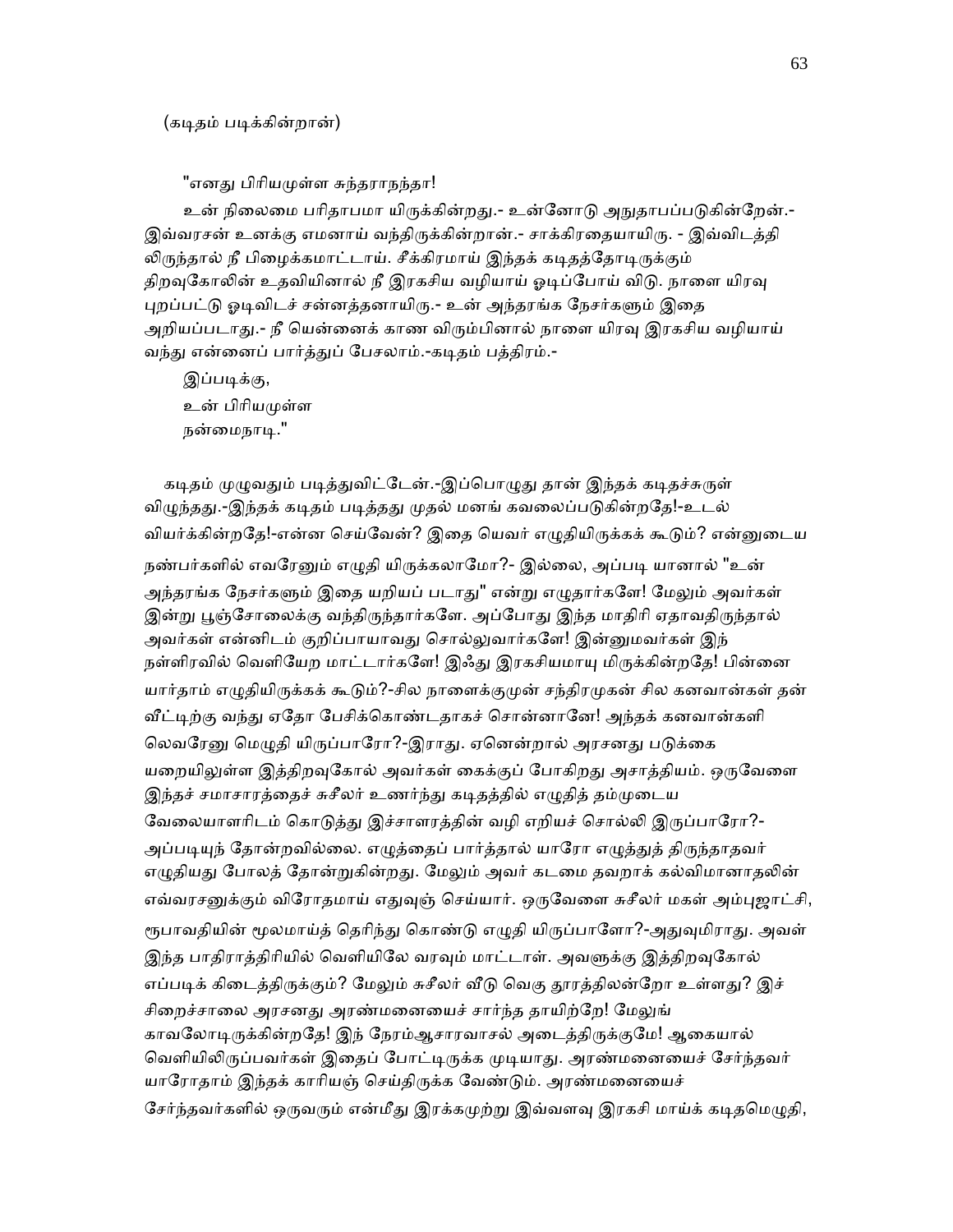(கடிதம் படிக்கின்றான்)

"எனது பிரியமுள்ள சுந்தராநந்தா!

உன் நிலைமை பரிதாபமா யிருக்கின்றது.- உன்னோடு அநுதாபப்படுகின்றேன்.- இவ்வரசன் உனக்கு எமனாய் வந்திருக்கின்றான்.- சாக்கிரதையாயிரு. - இவ்விடத்தி லிருந்தால் நீ பிழைக்கமாட்டாய். சீக்கிரமாய் இந்தக் கடிதத்தோடிருக்கும் திறவுகோலின் உதவியினால் நீ இரகசிய வழியாய் ஓடிப்போய் விடு. நாளை யிரவு புறப்பட்டு ஓடிவிடச் சன்னத்தனாயிரு.- உன் அந்தரங்க நேசர்களும் இதை அறியப்படாது.- நீ யென்னைக் காண விரும்பினால் நாளை யிரவு இரகசிய வழியாய் வந்து என்னைப் பார்த்துப் பேசலாம்.-கடிதம் பத்திரம்.-

இப்படிக்கு,
உன் பிரியமுள்ள
நன்மைநாடி."

கடிதம் முழுவதும் படித்துவிட்டேன்.-இப்பொழுது தான் இந்தக் கடிதச்சுருள் விழுந்தது.-இந்தக் கடிதம் படித்தது முதல் மனங் கவலைப்படுகின்றதே!-உடல் வியர்க்கின்றதே!-என்ன செய்வேன்? இதை யெவர் எழுதியிருக்கக் கூடும்? என்னுடைய நண்பர்களில் எவரேனும் எழுதி யிருக்கலாமோ?- இல்லை, அப்படி யானால் "உன் அந்தரங்க நேசர்களும் இதை யறியப் படாது" என்று எழுதார்களே! மேலும் அவர்கள் இன்று பூஞ்சோலைக்கு வந்திருந்தார்களே. அப்போது இந்த மாதிரி ஏதாவதிருந்தால் அவர்கள் என்னிடம் குறிப்பாயாவது சொல்லுவார்களே! இன்னுமவர்கள் இந் நள்ளிரவில் வெளியேற மாட்டார்களே! இஃது இரகசியமாயு மிருக்கின்றதே! பின்னை யார்தாம் எழுதியிருக்கக் கூடும்?-சில நாளைக்குமுன் சந்திரமுகன் சில கனவான்கள் தன் வீட்டிற்கு வந்து ஏதோ பேசிக்கொண்டதாகச் சொன்னானே! அந்தக் கனவான்களி லெவரேனு மெழுதி யிருப்பாரோ?-இராது. ஏனென்றால் அரசனது படுக்கை யறையிலுள்ள இத்திறவுகோல் அவர்கள் கைக்குப் போகிறது அசாத்தியம். ஒருவேளை இந்தச் சமாசாரத்தைச் சுசீலர் உணர்ந்து கடிதத்தில் எழுதித் தம்முடைய வேலையாளரிடம் கொடுத்து இச்சாளரத்தின் வழி எறியச் சொல்லி இருப்பாரோ?-அப்படியுந் தோன்றவில்லை. எழுத்தைப் பார்த்தால் யாரோ எழுத்துத் திருந்தாதவர் எழுதியது போலத் தோன்றுகின்றது. மேலும் அவர் கடமை தவறாக் கல்விமானாதலின் எவ்வரசனுக்கும் விரோதமாய் எதுவுஞ் செய்யார். ஒருவேளை சுசீலர் மகள் அம்புஜாட்சி, ரூபாவதியின் மூலமாய்த் தெரிந்து கொண்டு எழுதி யிருப்பாளோ?-அதுவுமிராது. அவள் இந்த பாதிராத்திரியில் வெளியிலே வரவும் மாட்டாள். அவளுக்கு இத்திறவுகோல் எப்படிக் கிடைத்திருக்கும்? மேலும் சுசீலர் வீடு வெகு தூரத்திலன்றோ உள்ளது? இச் சிறைச்சாலை அரசனது அரண்மனையைச் சார்ந்த தாயிற்றே! மேலுங் காவலோடிருக்கின்றதே! இந் நேரம்ஆசாரவாசல் அடைத்திருக்குமே! ஆகையால் வெளியிலிருப்பவர்கள் இதைப் போட்டிருக்க முடியாது. அரண்மனையைச் சேர்ந்தவர் யாரோதாம் இந்தக் காரியஞ் செய்திருக்க வேண்டும். அரண்மனையைச் சேர்ந்தவர்களில் ஒருவரும் என்மீது இரக்கமுற்று இவ்வளவு இரகசி மாய்க் கடிதமெழுதி,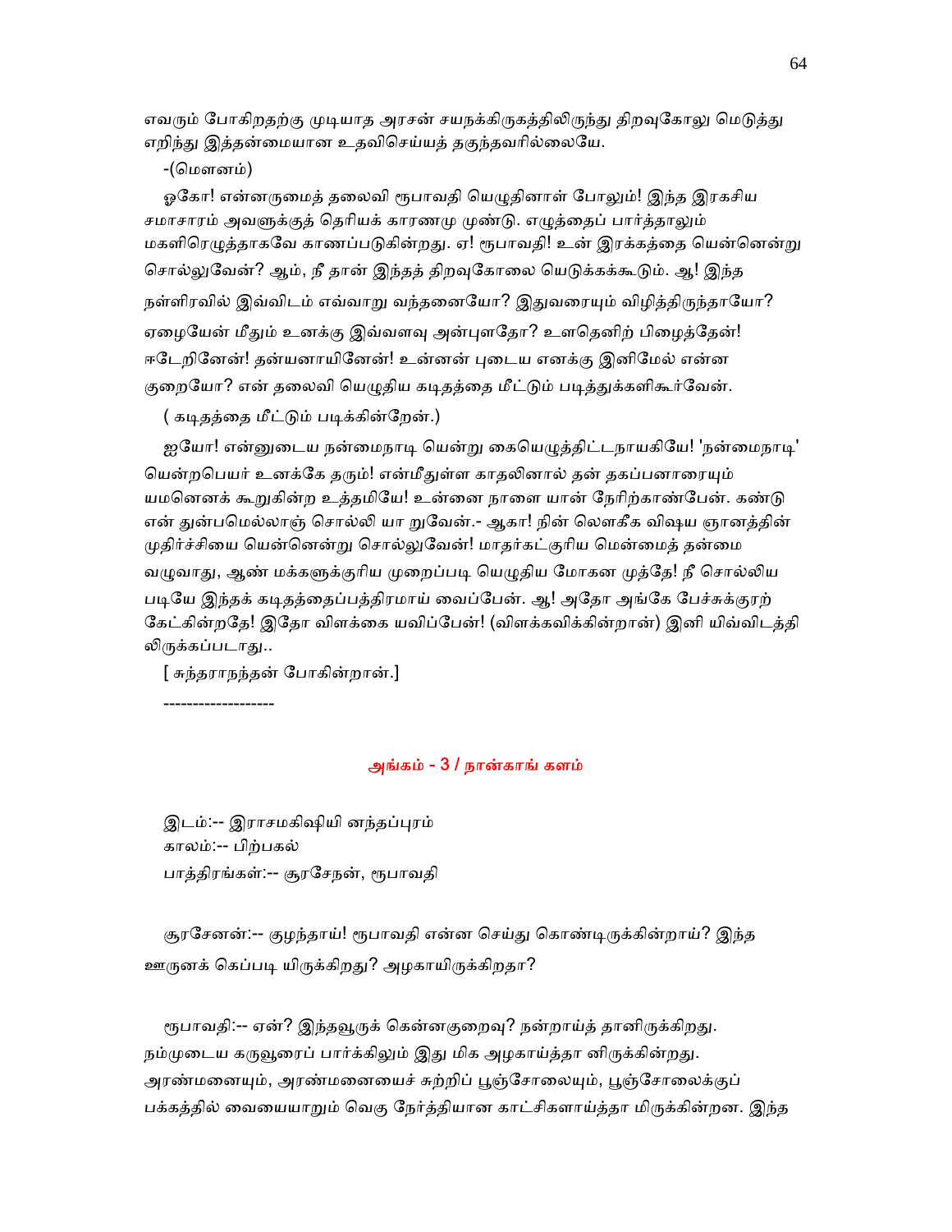எவரும் போகிறதற்கு முடியாத அரசன் சயநக்கிருகத்திலிருந்து திறவுகோலு மெடுத்து எறிந்து இத்தன்மையான உதவிசெய்யத் தகுந்தவரில்லையே.

-(மௌனம்)

ஓகோ! என்னருமைத் தலைவி ரூபாவதி யெழுதினாள் போலும்! இந்த இரகசிய சமாசாரம் அவளுக்குத் தெரியக் காரணமு முண்டு. எழுத்தைப் பார்த்தாலும் மகளிரெழுத்தாகவே காணப்படுகின்றது. ஏ! ரூபாவதி! உன் இரக்கத்தை யென்னென்று சொல்லுவேன்? ஆம், நீ தான் இந்தத் திறவுகோலை யெடுக்கக்கூடும். ஆ! இந்த நள்ளிரவில் இவ்விடம் எவ்வாறு வந்தனையோ? இதுவரையும் விழித்திருந்தாயோ? ஏழையேன் மீதும் உனக்கு இவ்வளவு அன்புளதோ? உளதெனிற் பிழைத்தேன்! ஈடேறினேன்! தன்யனாயினேன்! உன்னன் புடைய எனக்கு இனிமேல் என்ன குறையோ? என் தலைவி யெழுதிய கடிதத்தை மீட்டும் படித்துக்களிகூர்வேன்.

( கடிதத்தை மீட்டும் படிக்கின்றேன்.)

ஐயோ! என்னுடைய நன்மைநாடி யென்று கையெழுத்திட்டநாயகியே! 'நன்மைநாடி' யென்றபெயர் உனக்கே தரும்! என்மீதுள்ள காதலினால் தன் தகப்பனாரையும் யமனெனக் கூறுகின்ற உத்தமியே! உன்னை நாளை யான் நேரிற்காண்பேன். கண்டு என் துன்பமெல்லாஞ் சொல்லி யா றுவேன்.- ஆகா! நின் லௌகீக விஷய ஞானத்தின் முதிர்ச்சியை யென்னென்று சொல்லுவேன்! மாதர்கட்குரிய மென்மைத் தன்மை வழுவாது, ஆண் மக்களுக்குரிய முறைப்படி யெழுதிய மோகன முத்தே! நீ சொல்லிய படியே இந்தக் கடிதத்தைப்பத்திரமாய் வைப்பேன். ஆ! அதோ அங்கே பேச்சுக்குரற் கேட்கின்றதே! இதோ விளக்கை யவிப்பேன்! (விளக்கவிக்கின்றான்) இனி யிவ்விடத்தி லிருக்கப்படாது..

[ சுந்தராநந்தன் போகின்றான்.]

-------------------

## அங்கம் - 3 / நான்காங் களம்

இடம்:-- இராசமகிஷியி னந்தப்புரம்
காலம்:-- பிற்பகல்
பாத்திரங்கள்:-- சூரசேநன், ரூபாவதி

சூரசேனன்:-- குழந்தாய்! ரூபாவதி என்ன செய்து கொண்டிருக்கின்றாய்? இந்த ஊருனக் கெப்படி யிருக்கிறது? அழகாயிருக்கிறதா?

ரூபாவதி:-- ஏன்? இந்தவூருக் கென்னகுறைவு? நன்றாய்த் தானிருக்கிறது. நம்முடைய கருவூரைப் பார்க்கிலும் இது மிக அழகாய்த்தா னிருக்கின்றது. அரண்மனையும், அரண்மனையைச் சுற்றிப் பூஞ்சோலையும், பூஞ்சோலைக்குப் பக்கத்தில் வையையாறும் வெகு நேர்த்தியான காட்சிகளாய்த்தா மிருக்கின்றன. இந்த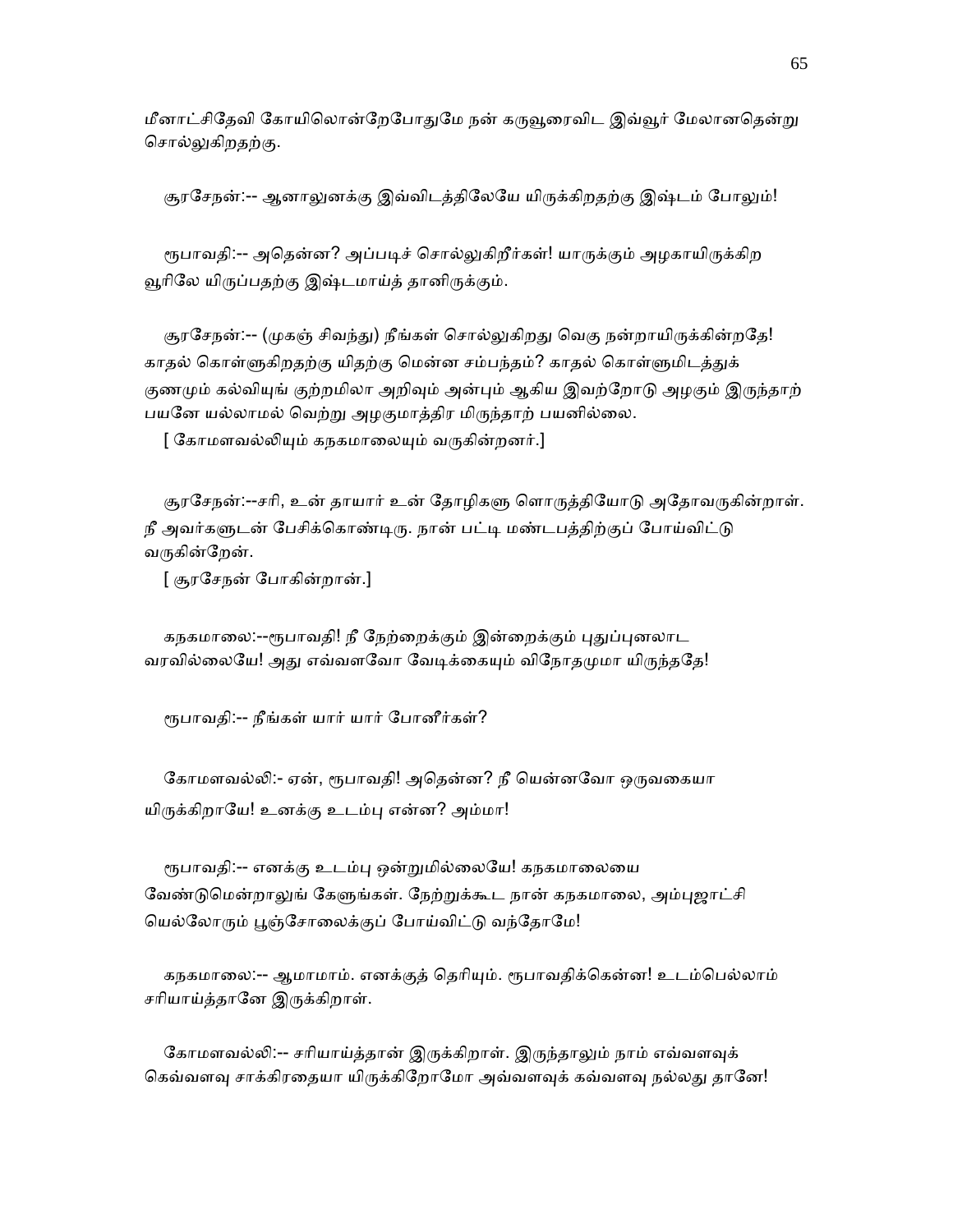மீனாட்சிதேவி கோயிலொன்றேபோதுமே நன் கருவூரைவிட இவ்வூர் மேலானதென்று சொல்லுகிறதற்கு.

சூரசேநன்:-- ஆனாலுனக்கு இவ்விடத்திலேயே யிருக்கிறதற்கு இஷ்டம் போலும்!

ரூபாவதி:-- அதென்ன? அப்படிச் சொல்லுகிறீர்கள்! யாருக்கும் அழகாயிருக்கிற வூரிலே யிருப்பதற்கு இஷ்டமாய்த் தானிருக்கும்.

சூரசேநன்:-- (முகஞ் சிவந்து) நீங்கள் சொல்லுகிறது வெகு நன்றாயிருக்கின்றதே! காதல் கொள்ளுகிறதற்கு யிதற்கு மென்ன சம்பந்தம்? காதல் கொள்ளுமிடத்துக் குணமும் கல்வியுங் குற்றமிலா அறிவும் அன்பும் ஆகிய இவற்றோடு அழகும் இருந்தாற் பயனே யல்லாமல் வெற்று அழகுமாத்திர மிருந்தாற் பயனில்லை.

[ கோமளவல்லியும் கநகமாலையும் வருகின்றனர்.]

சூரசேநன்:--சரி, உன் தாயார் உன் தோழிகளு ளொருத்தியோடு அதோவருகின்றாள். நீ அவர்களுடன் பேசிக்கொண்டிரு. நான் பட்டி மண்டபத்திற்குப் போய்விட்டு வருகின்றேன்.

[ சூரசேநன் போகின்றான்.]

கநகமாலை:--ரூபாவதி! நீ நேற்றைக்கும் இன்றைக்கும் புதுப்புனலாட வரவில்லையே! அது எவ்வளவோ வேடிக்கையும் விநோதமுமா யிருந்ததே!

ரூபாவதி:-- நீங்கள் யார் யார் போனீர்கள்?

கோமளவல்லி:- ஏன், ரூபாவதி! அதென்ன? நீ யென்னவோ ஒருவகையா யிருக்கிறாயே! உனக்கு உடம்பு என்ன? அம்மா!

ரூபாவதி:-- எனக்கு உடம்பு ஒன்றுமில்லையே! கநகமாலையை வேண்டுமென்றாலுங் கேளுங்கள். நேற்றுக்கூட நான் கநகமாலை, அம்புஜாட்சி யெல்லோரும் பூஞ்சோலைக்குப் போய்விட்டு வந்தோமே!

கநகமாலை:-- ஆமாமாம். எனக்குத் தெரியும். ரூபாவதிக்கென்ன! உடம்பெல்லாம் சரியாய்த்தானே இருக்கிறாள்.

கோமளவல்லி:-- சரியாய்த்தான் இருக்கிறாள். இருந்தாலும் நாம் எவ்வளவுக் கெவ்வளவு சாக்கிரதையா யிருக்கிறோமோ அவ்வளவுக் கவ்வளவு நல்லது தானே!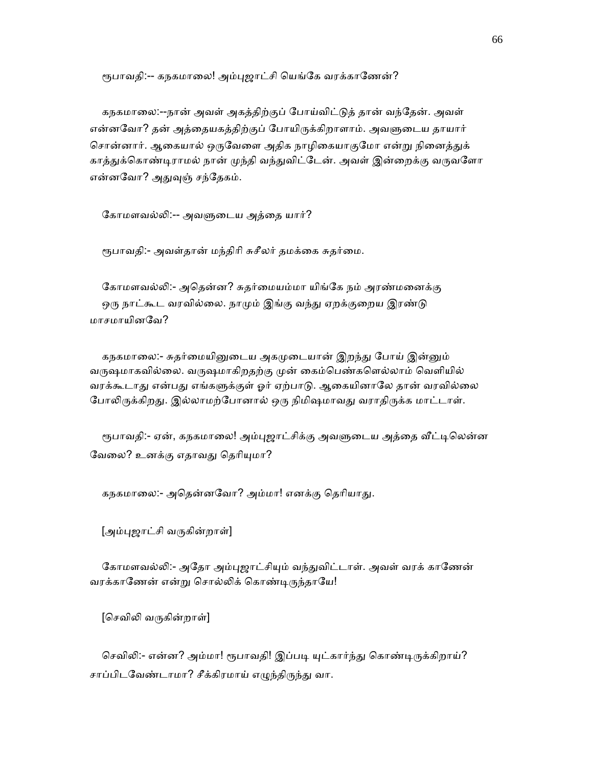ரூபாவதி:-- கநகமாலை! அம்புஜாட்சி யெங்கே வரக்காணேன்?

கநகமாலை:--நான் அவள் அகத்திற்குப் போய்விட்டுத் தான் வந்தேன். அவள் என்னவோ? தன் அத்தையகத்திற்குப் போயிருக்கிறாளாம். அவளுடைய தாயார் சொன்னார். ஆகையால் ஒருவேளை அதிக நாழிகையாகுமோ என்று நினைத்துக் காத்துக்கொண்டிராமல் நான் முந்தி வந்துவிட்டேன். அவள் இன்றைக்கு வருவளோ என்னவோ? அதுவுஞ் சந்தேகம்.

கோமளவல்லி:-- அவளுடைய அத்தை யார்?

ரூபாவதி:- அவள்தான் மந்திரி சுசீலர் தமக்கை சுதர்மை.

கோமளவல்லி:- அதென்ன? சுதர்மையம்மா யிங்கே நம் அரண்மனைக்கு ஒரு நாட்கூட வரவில்லை. நாமும் இங்கு வந்து ஏறக்குறைய இரண்டு மாசமாயினவே?

கநகமாலை:- சுதர்மையினுடைய அகமுடையான் இறந்து போய் இன்னும் வருஷமாகவில்லை. வருஷமாகிறதற்கு முன் கைம்பெண்களெல்லாம் வெளியில் வரக்கூடாது என்பது எங்களுக்குள் ஓர் ஏற்பாடு. ஆகையினாலே தான் வரவில்லை போலிருக்கிறது. இல்லாமற்போனால் ஒரு நிமிஷமாவது வராதிருக்க மாட்டாள்.

ரூபாவதி:- ஏன், கநகமாலை! அம்புஜாட்சிக்கு அவளுடைய அத்தை வீட்டிலென்ன வேலை? உனக்கு எதாவது தெரியுமா?

கநகமாலை:- அதென்னவோ? அம்மா! எனக்கு தெரியாது.

[அம்புஜாட்சி வருகின்றாள்]

கோமளவல்லி:- அதோ அம்புஜாட்சியும் வந்துவிட்டாள். அவள் வரக் காணேன் வரக்காணேன் என்று சொல்லிக் கொண்டிருந்தாயே!

[செவிலி வருகின்றாள்]

செவிலி:- என்ன? அம்மா! ரூபாவதி! இப்படி யுட்கார்ந்து கொண்டிருக்கிறாய்? சாப்பிடவேண்டாமா? சீக்கிரமாய் எழுந்திருந்து வா.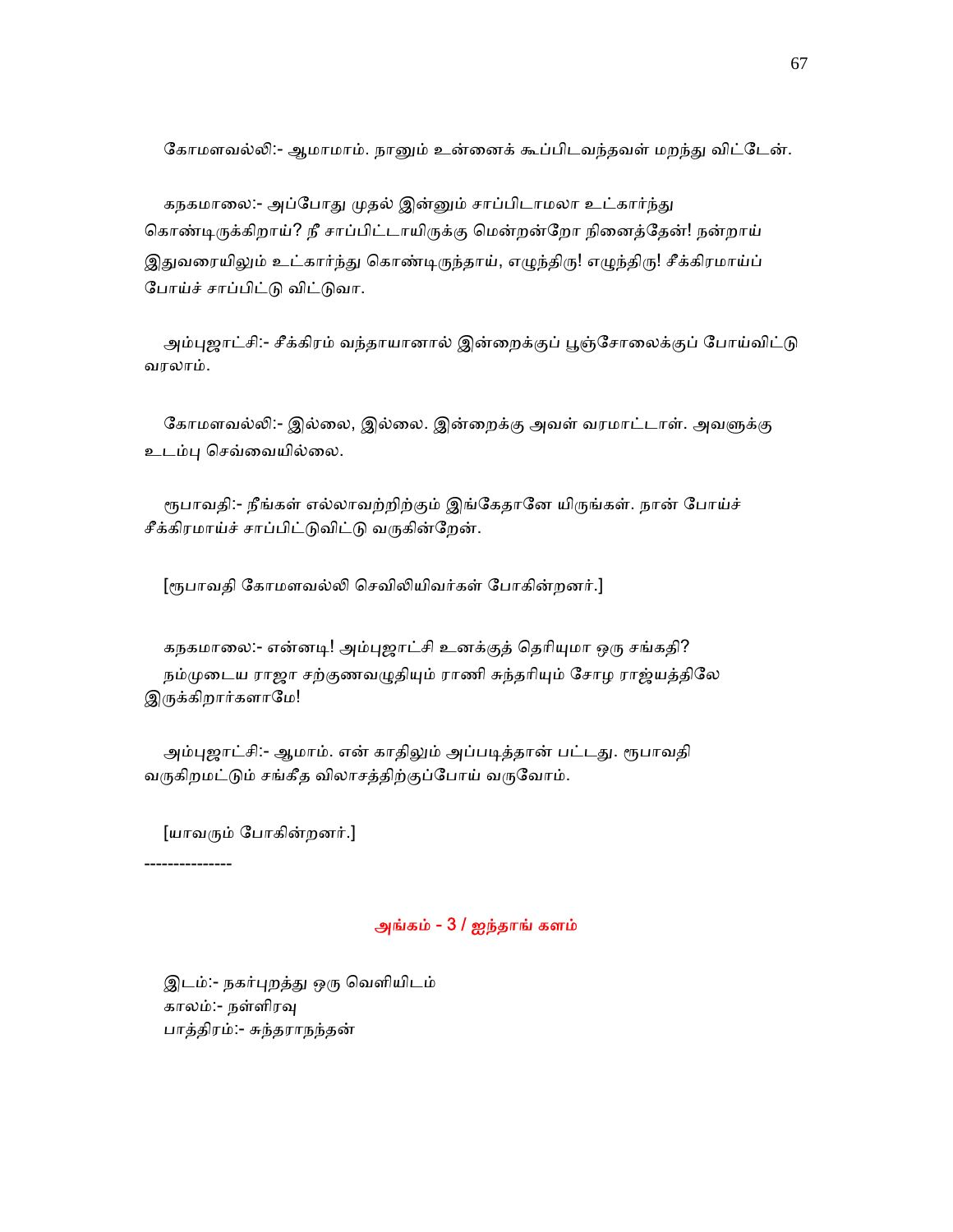கோமளவல்லி:- ஆமாமாம். நானும் உன்னைக் கூப்பிடவந்தவள் மறந்து விட்டேன்.

கநகமாலை:- அப்போது முதல் இன்னும் சாப்பிடாமலா உட்கார்ந்து கொண்டிருக்கிறாய்? நீ சாப்பிட்டாயிருக்கு மென்றன்றோ நினைத்தேன்! நன்றாய் இதுவரையிலும் உட்கார்ந்து கொண்டிருந்தாய், எழுந்திரு! எழுந்திரு! சீக்கிரமாய்ப் போய்ச் சாப்பிட்டு விட்டுவா.

அம்புஜாட்சி:- சீக்கிரம் வந்தாயானால் இன்றைக்குப் பூஞ்சோலைக்குப் போய்விட்டு வரலாம்.

கோமளவல்லி:- இல்லை, இல்லை. இன்றைக்கு அவள் வரமாட்டாள். அவளுக்கு உடம்பு செவ்வையில்லை.

ரூபாவதி:- நீங்கள் எல்லாவற்றிற்கும் இங்கேதானே யிருங்கள். நான் போய்ச் சீக்கிரமாய்ச் சாப்பிட்டுவிட்டு வருகின்றேன்.

[ரூபாவதி கோமளவல்லி செவிலியிவர்கள் போகின்றனர்.]

கநகமாலை:- என்னடி! அம்புஜாட்சி உனக்குத் தெரியுமா ஒரு சங்கதி?
நம்முடைய ராஜா சற்குணவழுதியும் ராணி சுந்தரியும் சோழ ராஜ்யத்திலே இருக்கிறார்களாமே!

அம்புஜாட்சி:- ஆமாம். என் காதிலும் அப்படித்தான் பட்டது. ரூபாவதி வருகிறமட்டும் சங்கீத விலாசத்திற்குப்போய் வருவோம்.

[யாவரும் போகின்றனர்.]

--------------

## அங்கம் - 3 / ஐந்தாங் களம்

இடம்:- நகர்புறத்து ஒரு வெளியிடம்
காலம்:- நள்ளிரவு
பாத்திரம்:- சுந்தராநந்தன்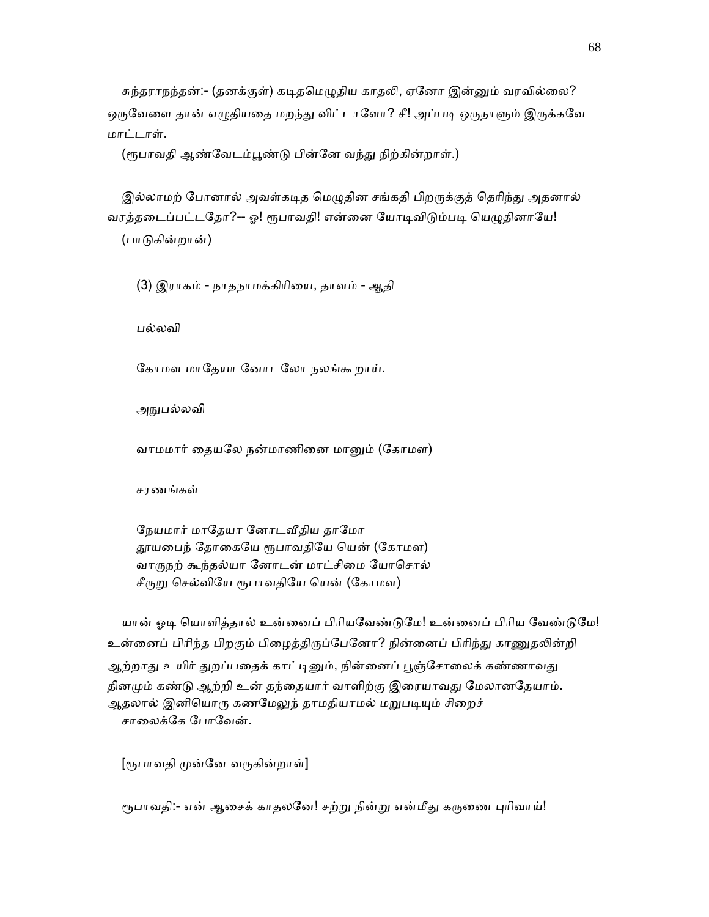சுந்தராநந்தன்:- (தனக்குள்) கடிதமெழுதிய காதலி, ஏனோ இன்னும் வரவில்லை? ஒருவேளை தான் எழுதியதை மறந்து விட்டாளோ? சீ! அப்படி ஒருநாளும் இருக்கவே மாட்டாள்.

(ரூபாவதி ஆண்வேடம்பூண்டு பின்னே வந்து நிற்கின்றாள்.)

இல்லாமற் போனால் அவள்கடித மெழுதின சங்கதி பிறருக்குத் தெரிந்து அதனால் வரத்தடைப்பட்டதோ?-- ஓ! ரூபாவதி! என்னை யோடிவிடும்படி யெழுதினாயே!

(பாடுகின்றான்)

(3) இராகம் - நாதநாமக்கிரியை, தாளம் - ஆதி

பல்லவி

கோமள மாதேயா னோடலோ நலங்கூறாய்.

அநுபல்லவி

வாமமார் தையலே நன்மாணினை மானும் (கோமள)

சரணங்கள்

நேயமார் மாதேயா னோடவீதிய தாமோ
தூயபைந் தோகையே ரூபாவதியே யென் (கோமள)
வாருநற் கூந்தல்யா னோடன் மாட்சிமை யோசொல்
சீருறு செல்வியே ரூபாவதியே யென் (கோமள)

யான் ஓடி யொளித்தால் உன்னைப் பிரியவேண்டுமே! உன்னைப் பிரிய வேண்டுமே! உன்னைப் பிரிந்த பிறகும் பிழைத்திருப்பேனோ? நின்னைப் பிரிந்து காணுதலின்றி ஆற்றாது உயிர் துறப்பதைக் காட்டினும், நின்னைப் பூஞ்சோலைக் கண்ணாவது தினமும் கண்டு ஆற்றி உன் தந்தையார் வாளிற்கு இரையாவது மேலானதேயாம். ஆதலால் இனியொரு கணமேலுந் தாமதியாமல் மறுபடியும் சிறைச் சாலைக்கே போவேன்.

[ரூபாவதி முன்னே வருகின்றாள்]

ரூபாவதி:- என் ஆசைக் காதலனே! சற்று நின்று என்மீது கருணை புரிவாய்!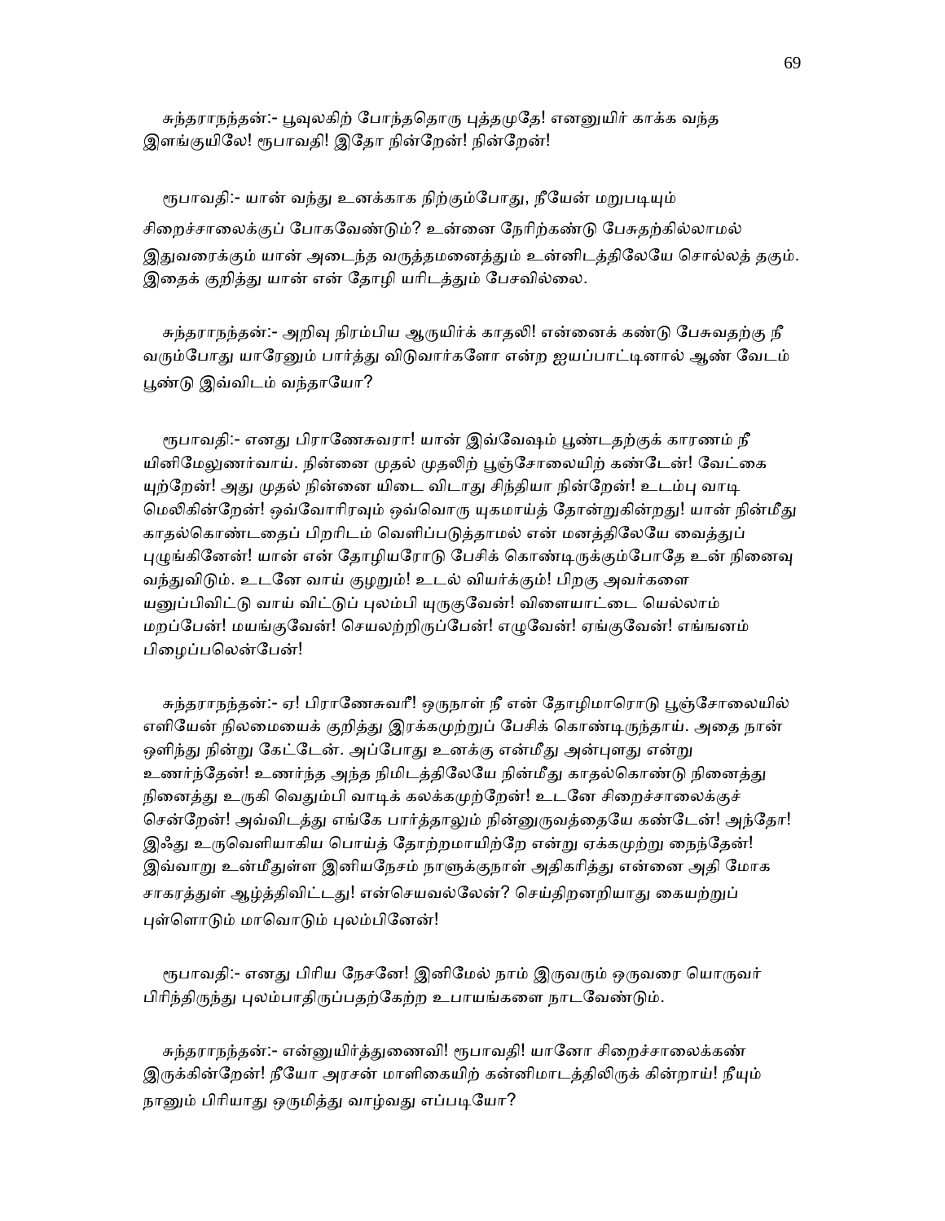சுந்தராநந்தன்:- பூவுலகிற் போந்ததொரு புத்தமுதே! எனனுயிர் காக்க வந்த இளங்குயிலே! ரூபாவதி! இதோ நின்றேன்! நின்றேன்!

ரூபாவதி:- யான் வந்து உனக்காக நிற்கும்போது, நீயேன் மறுபடியும் சிறைச்சாலைக்குப் போகவேண்டும்? உன்னை நேரிற்கண்டு பேசுதற்கில்லாமல் இதுவரைக்கும் யான் அடைந்த வருத்தமனைத்தும் உன்னிடத்திலேயே சொல்லத் தகும். இதைக் குறித்து யான் என் தோழி யரிடத்தும் பேசவில்லை.

சுந்தராநந்தன்:- அறிவு நிரம்பிய ஆருயிர்க் காதலி! என்னைக் கண்டு பேசுவதற்கு நீ வரும்போது யாரேனும் பார்த்து விடுவார்களோ என்ற ஐயப்பாட்டினால் ஆண் வேடம் பூண்டு இவ்விடம் வந்தாயோ?

ரூபாவதி:- எனது பிராணேசுவரா! யான் இவ்வேஷம் பூண்டதற்குக் காரணம் நீ யினிமேலுணர்வாய். நின்னை முதல் முதலிற் பூஞ்சோலையிற் கண்டேன்! வேட்கை யுற்றேன்! அது முதல் நின்னை யிடை விடாது சிந்தியா நின்றேன்! உடம்பு வாடி மெலிகின்றேன்! ஒவ்வோரிரவும் ஒவ்வொரு யுகமாய்த் தோன்றுகின்றது! யான் நின்மீது காதல்கொண்டதைப் பிறரிடம் வெளிப்படுத்தாமல் என் மனத்திலேயே வைத்துப் புழுங்கினேன்! யான் என் தோழியரோடு பேசிக் கொண்டிருக்கும்போதே உன் நினைவு வந்துவிடும். உடனே வாய் குழறும்! உடல் வியர்க்கும்! பிறகு அவர்களை யனுப்பிவிட்டு வாய் விட்டுப் புலம்பி யுருகுவேன்! விளையாட்டை யெல்லாம் மறப்பேன்! மயங்குவேன்! செயலற்றிருப்பேன்! எழுவேன்! ஏங்குவேன்! எங்ஙனம் பிழைப்பலென்பேன்!

சுந்தராநந்தன்:- ஏ! பிராணேசுவரீ! ஒருநாள் நீ என் தோழிமாரொடு பூஞ்சோலையில் எளியேன் நிலைமையைக் குறித்து இரக்கமுற்றுப் பேசிக் கொண்டிருந்தாய். அதை நான் ஒளிந்து நின்று கேட்டேன். அப்போது உனக்கு என்மீது அன்புளது என்று உணர்ந்தேன்! உணர்ந்த அந்த நிமிடத்திலேயே நின்மீது காதல்கொண்டு நினைத்து நினைத்து உருகி வெதும்பி வாடிக் கலக்கமுற்றேன்! உடனே சிறைச்சாலைக்குச் சென்றேன்! அவ்விடத்து எங்கே பார்த்தாலும் நின்னுருவத்தையே கண்டேன்! அந்தோ! இஃது உருவெளியாகிய பொய்த் தோற்றமாயிற்றே என்று ஏக்கமுற்று நைந்தேன்! இவ்வாறு உன்மீதுள்ள இனியநேசம் நாளுக்குநாள் அதிகரித்து என்னை அதி மோக சாகரத்துள் ஆழ்த்திவிட்டது! என்செயவல்லேன்? செய்திறனறியாது கையற்றுப் புள்ளொடும் மாவொடும் புலம்பினேன்!

ரூபாவதி:- எனது பிரிய நேசனே! இனிமேல் நாம் இருவரும் ஒருவரை யொருவர் பிரிந்திருந்து புலம்பாதிருப்பதற்கேற்ற உபாயங்களை நாடவேண்டும்.

சுந்தராநந்தன்:- என்னுயிர்த்துணைவி! ரூபாவதி! யானோ சிறைச்சாலைக்கண் இருக்கின்றேன்! நீயோ அரசன் மாளிகையிற் கன்னிமாடத்திலிருக் கின்றாய்! நீயும் நானும் பிரியாது ஒருமித்து வாழ்வது எப்படியோ?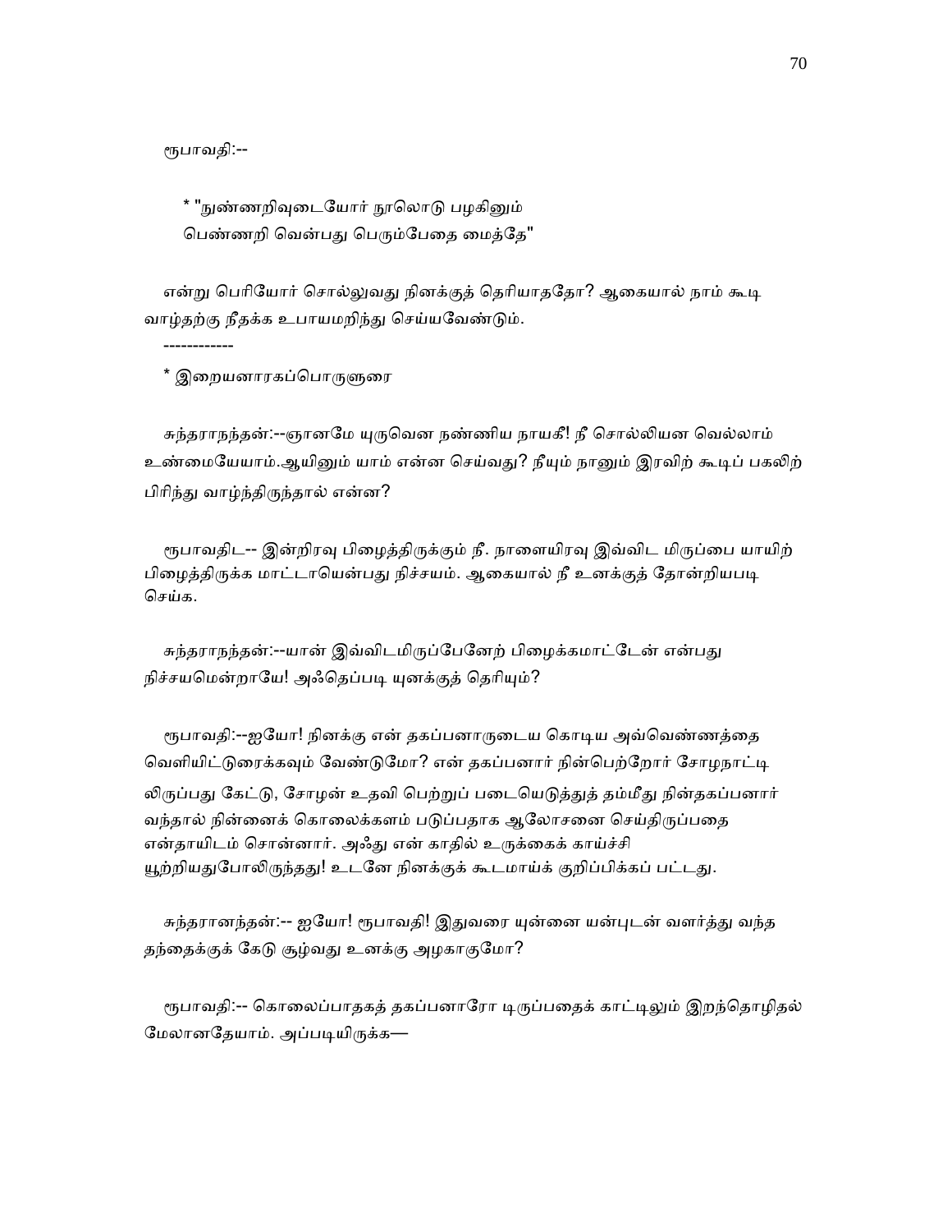ரூபாவதி:--

> * "நுண்ணறிவுடையோர் நூலொடு பழகினும்
> பெண்ணறி வென்பது பெரும்பேதை மைத்தே"

என்று பெரியோர் சொல்லுவது நினக்குத் தெரியாததோ? ஆகையால் நாம் கூடி வாழ்தற்கு நீதக்க உபாயமறிந்து செய்யவேண்டும்.

------------

* இறையனாரகப்பொருளுரை

சுந்தராநந்தன்:--ஞானமே யுருவென நண்ணிய நாயகீ! நீ சொல்லியன வெல்லாம் உண்மையேயாம்.ஆயினும் யாம் என்ன செய்வது? நீயும் நானும் இரவிற் கூடிப் பகலிற் பிரிந்து வாழ்ந்திருந்தால் என்ன?

ரூபாவதிட-- இன்றிரவு பிழைத்திருக்கும் நீ. நாளையிரவு இவ்விட மிருப்பை யாயிற் பிழைத்திருக்க மாட்டாயென்பது நிச்சயம். ஆகையால் நீ உனக்குத் தோன்றியபடி செய்க.

சுந்தராநந்தன்:--யான் இவ்விடமிருப்பேனேற் பிழைக்கமாட்டேன் என்பது நிச்சயமென்றாயே! அஃதெப்படி யுனக்குத் தெரியும்?

ரூபாவதி:--ஐயோ! நினக்கு என் தகப்பனாருடைய கொடிய அவ்வெண்ணத்தை வெளியிட்டுரைக்கவும் வேண்டுமோ? என் தகப்பனார் நின்பெற்றோர் சோழநாட்டி லிருப்பது கேட்டு, சோழன் உதவி பெற்றுப் படையெடுத்துத் தம்மீது நின்தகப்பனார் வந்தால் நின்னைக் கொலைக்களம் படுப்பதாக ஆலோசனை செய்திருப்பதை என்தாயிடம் சொன்னார். அஃது என் காதில் உருக்கைக் காய்ச்சி யூற்றியதுபோலிருந்தது! உடனே நினக்குக் கூடமாய்க் குறிப்பிக்கப் பட்டது.

சுந்தரானந்தன்:-- ஐயோ! ரூபாவதி! இதுவரை யுன்னை யன்புடன் வளர்த்து வந்த தந்தைக்குக் கேடு சூழ்வது உனக்கு அழகாகுமோ?

ரூபாவதி:-- கொலைப்பாதகத் தகப்பனாரோ டிருப்பதைக் காட்டிலும் இறந்தொழிதல் மேலானதேயாம். அப்படியிருக்க—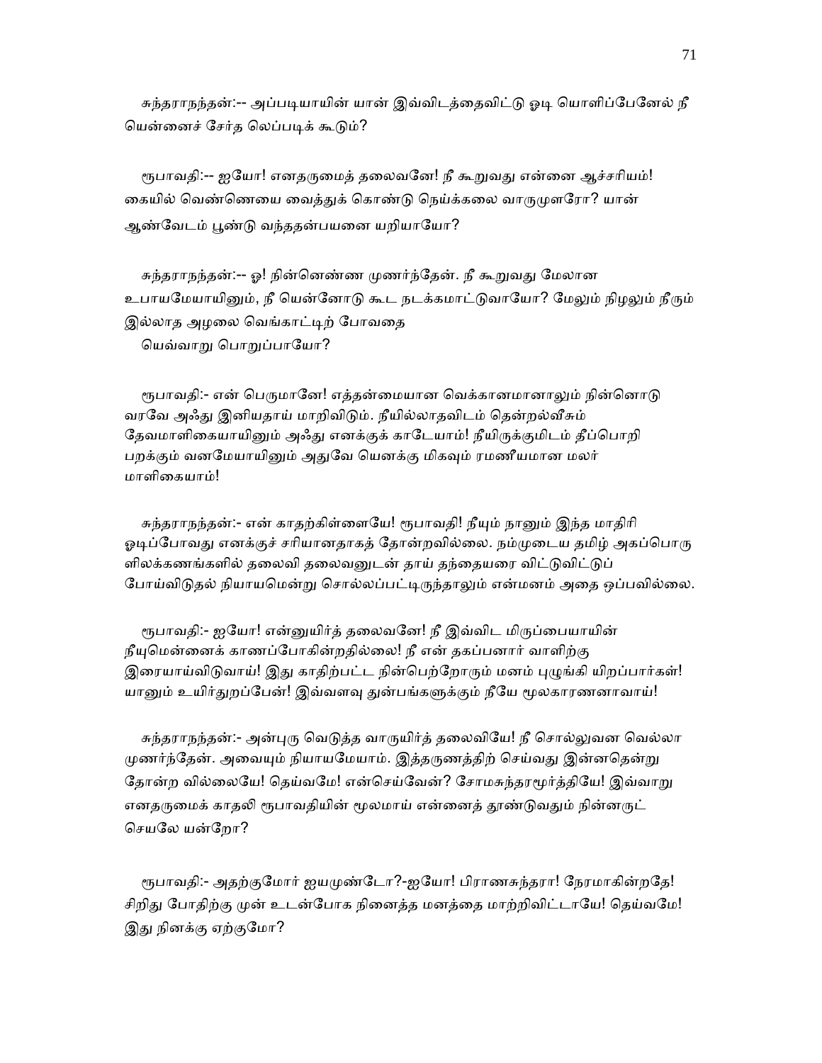சுந்தராநந்தன்:-- அப்படியாயின் யான் இவ்விடத்தைவிட்டு ஓடி யொளிப்பேனேல் நீ யென்னைச் சேர்த லெப்படிக் கூடும்?

ரூபாவதி:-- ஐயோ! எனதருமைத் தலைவனே! நீ கூறுவது என்னை ஆச்சரியம்! கையில் வெண்ணெயை வைத்துக் கொண்டு நெய்க்கலை வாருமுளரோ? யான் ஆண்வேடம் பூண்டு வந்ததன்பயனை யறியாயோ?

சுந்தராநந்தன்:-- ஓ! நின்னெண்ண முணர்ந்தேன். நீ கூறுவது மேலான உபாயமேயாயினும், நீ யென்னோடு கூட நடக்கமாட்டுவாயோ? மேலும் நிழலும் நீரும் இல்லாத அழலை வெங்காட்டிற் போவதை
யெவ்வாறு பொறுப்பாயோ?

ரூபாவதி:- என் பெருமானே! எத்தன்மையான வெக்கானமானாலும் நின்னொடு வரவே அஃது இனியதாய் மாறிவிடும். நீயில்லாதவிடம் தென்றல்வீசும் தேவமாளிகையாயினும் அஃது எனக்குக் காடேயாம்! நீயிருக்குமிடம் தீப்பொறி பறக்கும் வனமேயாயினும் அதுவே யெனக்கு மிகவும் ரமணீயமான மலர் மாளிகையாம்!

சுந்தராநந்தன்:- என் காதற்கிள்ளையே! ரூபாவதி! நீயும் நானும் இந்த மாதிரி ஓடிப்போவது எனக்குச் சரியானதாகத் தோன்றவில்லை. நம்முடைய தமிழ் அகப்பொருளிலக்கணங்களில் தலைவி தலைவனுடன் தாய் தந்தையரை விட்டுவிட்டுப் போய்விடுதல் நியாயமென்று சொல்லப்பட்டிருந்தாலும் என்மனம் அதை ஒப்பவில்லை.

ரூபாவதி:- ஐயோ! என்னுயிர்த் தலைவனே! நீ இவ்விட மிருப்பையாயின் நீயுமென்னைக் காணப்போகின்றதில்லை! நீ என் தகப்பனார் வாளிற்கு இரையாய்விடுவாய்! இது காதிற்பட்ட நின்பெற்றோரும் மனம் புழுங்கி யிறப்பார்கள்! யானும் உயிர்துறப்பேன்! இவ்வளவு துன்பங்களுக்கும் நீயே மூலகாரணனாவாய்!

சுந்தராநந்தன்:- அன்புரு வெடுத்த வாருயிர்த் தலைவியே! நீ சொல்லுவன வெல்லா முணர்ந்தேன். அவையும் நியாயமேயாம். இத்தருணத்திற் செய்வது இன்னதென்று தோன்ற வில்லையே! தெய்வமே! என்செய்வேன்? சோமசுந்தரமூர்த்தியே! இவ்வாறு எனதருமைக் காதலி ரூபாவதியின் மூலமாய் என்னைத் தூண்டுவதும் நின்னருட் செயலே யன்றோ?

ரூபாவதி:- அதற்குமோர் ஐயமுண்டோ?-ஐயோ! பிராணசுந்தரா! நேரமாகின்றதே! சிறிது போதிற்கு முன் உடன்போக நினைத்த மனத்தை மாற்றிவிட்டாயே! தெய்வமே! இது நினக்கு ஏற்குமோ?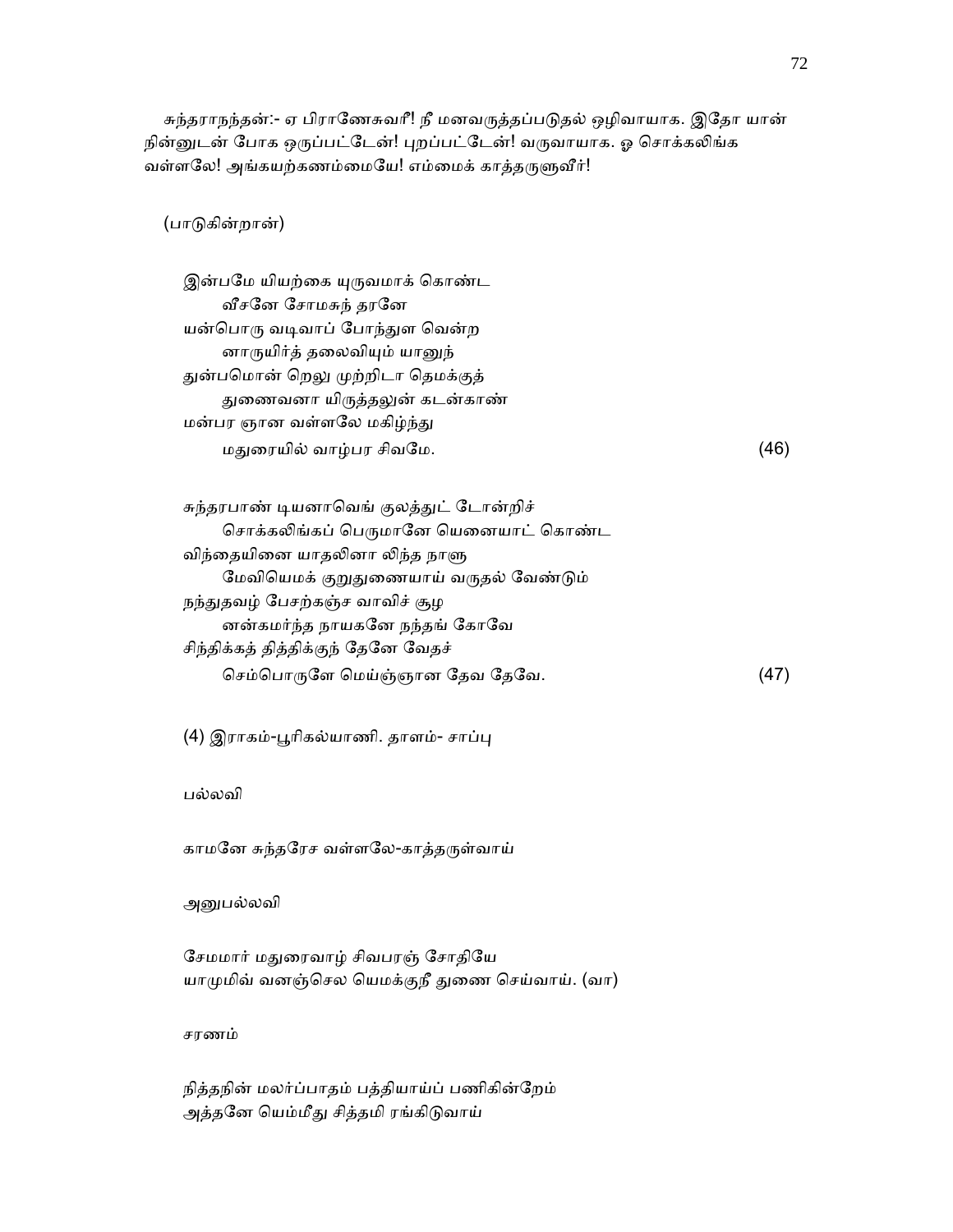சுந்தராநந்தன்:- ஏ பிராணேசுவரீ! நீ மனவருத்தப்படுதல் ஒழிவாயாக. இதோ யான் நின்னுடன் போக ஒருப்பட்டேன்! புறப்பட்டேன்! வருவாயாக. ஓ சொக்கலிங்க வள்ளலே! அங்கயற்கணம்மையே! எம்மைக் காத்தருளுவீர்!

(பாடுகின்றான்)

இன்பமே யியற்கை யுருவமாக் கொண்ட
    வீசனே சோமசுந் தரனே
யன்பொரு வடிவாப் போந்துள வென்ற
    னாருயிர்த் தலைவியும் யானுந்
துன்பமொன் றெலு முற்றிடா தெமக்குத்
    துணைவனா யிருத்தலுன் கடன்காண்
மன்பர ஞான வள்ளலே மகிழ்ந்து
    மதுரையில் வாழ்பர சிவமே. (46)

சுந்தரபாண் டியனாவெங் குலத்துட் டோன்றிச்
    சொக்கலிங்கப் பெருமானே யெனையாட் கொண்ட
விந்தையினை யாதலினா லிந்த நாளு
    மேவியெமக் குறுதுணையாய் வருதல் வேண்டும்
நந்துதவழ் பேசற்கஞ்ச வாவிச் சூழ
    னன்கமர்ந்த நாயகனே நந்தங் கோவே
சிந்திக்கத் தித்திக்குந் தேனே வேதச்
    செம்பொருளே மெய்ஞ்ஞான தேவ தேவே. (47)

(4) இராகம்-பூரிகல்யாணி. தாளம்- சாப்பு

பல்லவி

காமனே சுந்தரேச வள்ளலே-காத்தருள்வாய்

அனுபல்லவி

சேமமார் மதுரைவாழ் சிவபரஞ் சோதியே
யாமுமிவ் வனஞ்செல யெமக்குநீ துணை செய்வாய். (வா)

சரணம்

நித்தநின் மலர்ப்பாதம் பத்தியாய்ப் பணிகின்றேம்
அத்தனே யெம்மீது சித்தமி ரங்கிடுவாய்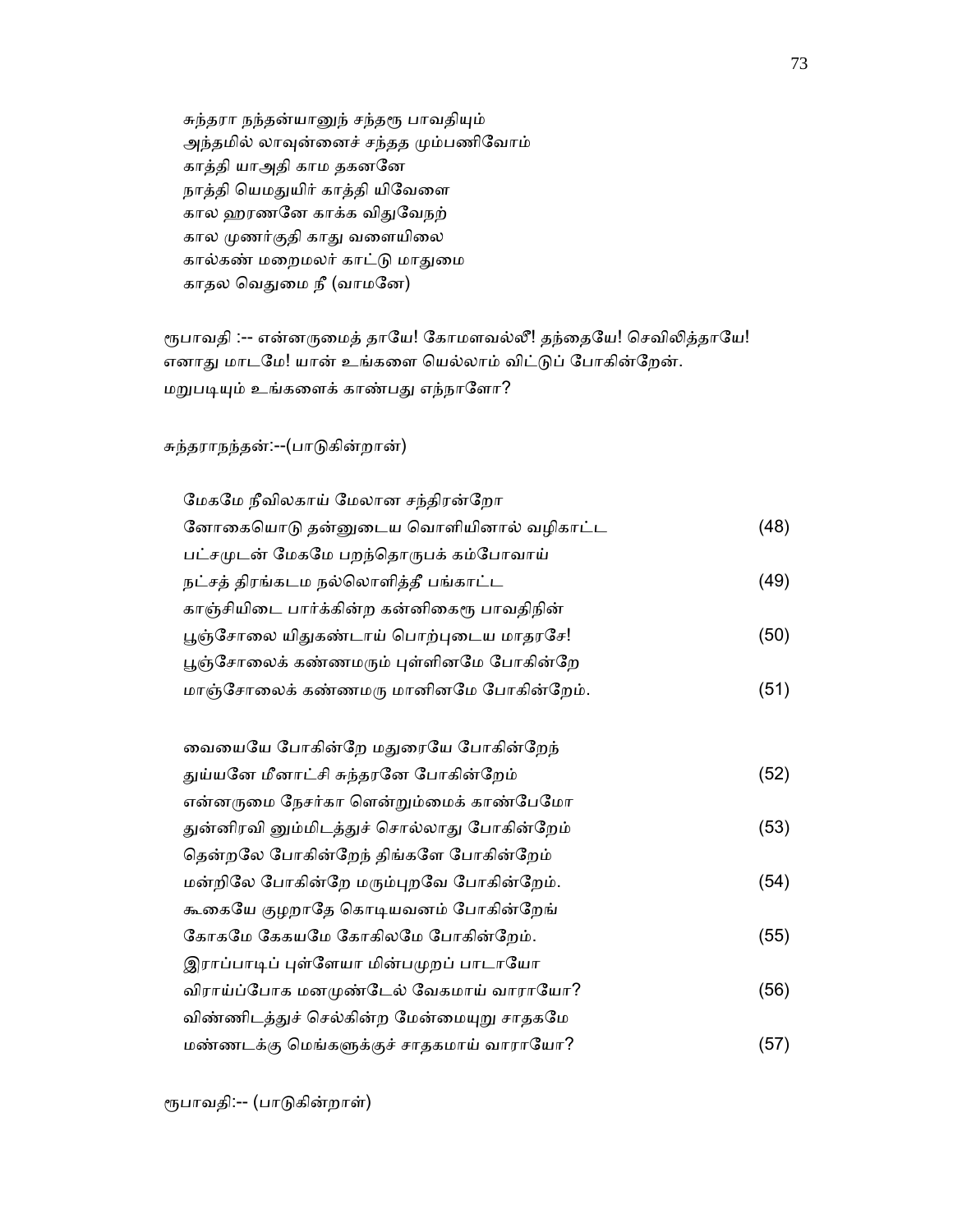சுந்தரா நந்தன்யானுந் சந்தரூ பாவதியும்
அந்தமில் லாவுன்னைச் சந்தத மும்பணிவோம்
காத்தி யாஅதி காம தகனனே
நாத்தி யெமதுயிர் காத்தி யிவேளை
கால ஹரணனே காக்க விதுவேநற்
கால முணர்குதி காது வளையிலை
கால்கண் மறைமலர் காட்டு மாதுமை
காதல வெதுமை நீ (வாமனே)

ரூபாவதி :-- என்னருமைத் தாயே! கோமளவல்லீ! தந்தையே! செவிலித்தாயே! எனாது மாடமே! யான் உங்களை யெல்லாம் விட்டுப் போகின்றேன். மறுபடியும் உங்களைக் காண்பது எந்நாளோ?

சுந்தராநந்தன்:--(பாடுகின்றான்)

மேகமே நீவிலகாய் மேலான சந்திரன்றோ
னோகையொடு தன்னுடைய வொளியினால் வழிகாட்ட (48)
பட்சமுடன் மேகமே பறந்தொருபக் கம்போவாய்
நட்சத் திரங்கடம நல்லொளித்தீ பங்காட்ட (49)
காஞ்சியிடை பார்க்கின்ற கன்னிகைரூ பாவதிநின்
பூஞ்சோலை யிதுகண்டாய் பொற்புடைய மாதரசே! (50)
பூஞ்சோலைக் கண்ணமரும் புள்ளினமே போகின்றே
மாஞ்சோலைக் கண்ணமரு மானினமே போகின்றேம். (51)

வையையே போகின்றே மதுரையே போகின்றேந்
துய்யனே மீனாட்சி சுந்தரனே போகின்றேம் (52)
என்னருமை நேசர்கா ளென்றும்மைக் காண்பேமோ
துன்னிரவி னும்மிடத்துச் சொல்லாது போகின்றேம் (53)
தென்றலே போகின்றேந் திங்களே போகின்றேம்
மன்றிலே போகின்றே மரும்புறவே போகின்றேம். (54)
கூகையே குழறாதே கொடியவனம் போகின்றேங்
கோகமே கேகயமே கோகிலமே போகின்றேம். (55)
இராப்பாடிப் புள்ளேயா மின்பமுறப் பாடாயோ
விராய்ப்போக மனமுண்டேல் வேகமாய் வாராயோ? (56)
விண்ணிடத்துச் செல்கின்ற மேன்மையுறு சாதகமே
மண்ணடக்கு மெங்களுக்குச் சாதகமாய் வாராயோ? (57)

ரூபாவதி:-- (பாடுகின்றாள்)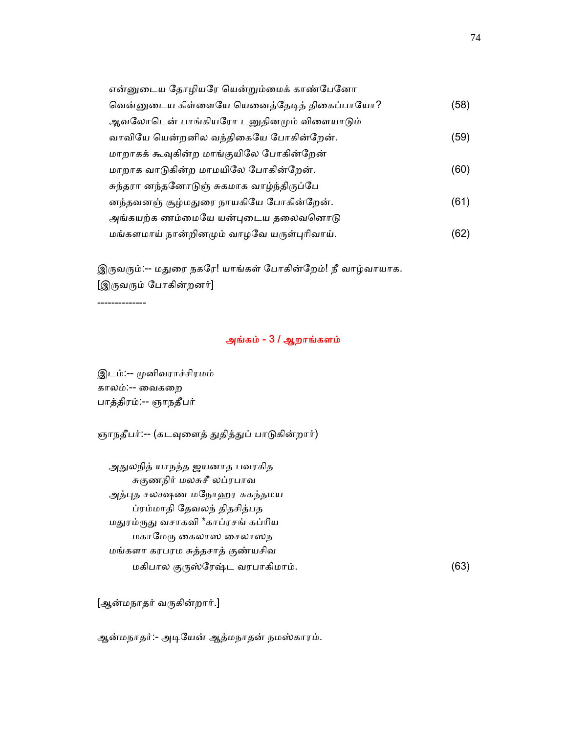என்னுடைய தோழியரே யென்றுமைக் காண்பேனோ
வென்னுடைய கிள்ளையே யெனைத்தேடித் திகைப்பாயோ? (58)
ஆவலோடென் பாங்கியரோ டனுதினமும் விளையாடும்
வாவியே யென்றனில வந்திகையே போகின்றேன். (59)
மாறாகக் கூவுகின்ற மாங்குயிலே போகின்றேன்
மாறாக வாடுகின்ற மாமயிலே போகின்றேன். (60)
சுந்தரா னந்தனோடுஞ் சுகமாக வாழ்ந்திருப்பே
னந்தவனஞ் சூழ்மதுரை நாயகியே போகின்றேன். (61)
அங்கயற்க ணம்மையே யன்புடைய தலைவனொடு
மங்களமாய் நான்றினமும் வாழவே யருள்புரிவாய். (62)

இருவரும்:-- மதுரை நகரே! யாங்கள் போகின்றேம்! நீ வாழ்வாயாக.
[இருவரும் போகின்றனர்]

--------------

## அங்கம் - 3 / ஆறாங்களம்

இடம்:-- முனிவராச்சிரமம்
காலம்:-- வைகறை
பாத்திரம்:-- ஞாநதீபர்

ஞாநதீபர்:-- (கடவுளைத் துதித்துப் பாடுகின்றார்)

அதுலநித் யாநந்த ஜயனாத பவரகித
சுகுணநிர் மலசுசீ லப்ரபாவ
அத்புத சலக்ஷண மநோஹர சுகந்தமய
ப்ரம்மாதி தேவலந் திதசித்பத
மதுரம்ருது வசாகவி *காப்ரசங் கப்ரிய
மகாமேரு கைலாஸ சைலாஸந
மங்களா கரபரம சுத்தசாத் குண்யசிவ
மகிபால குருஸ்ரேஷ்ட வரபாகிமாம். (63)

[ஆன்மநாதர் வருகின்றார்.]

ஆன்மநாதர்:- அடியேன் ஆத்மநாதன் நமஸ்காரம்.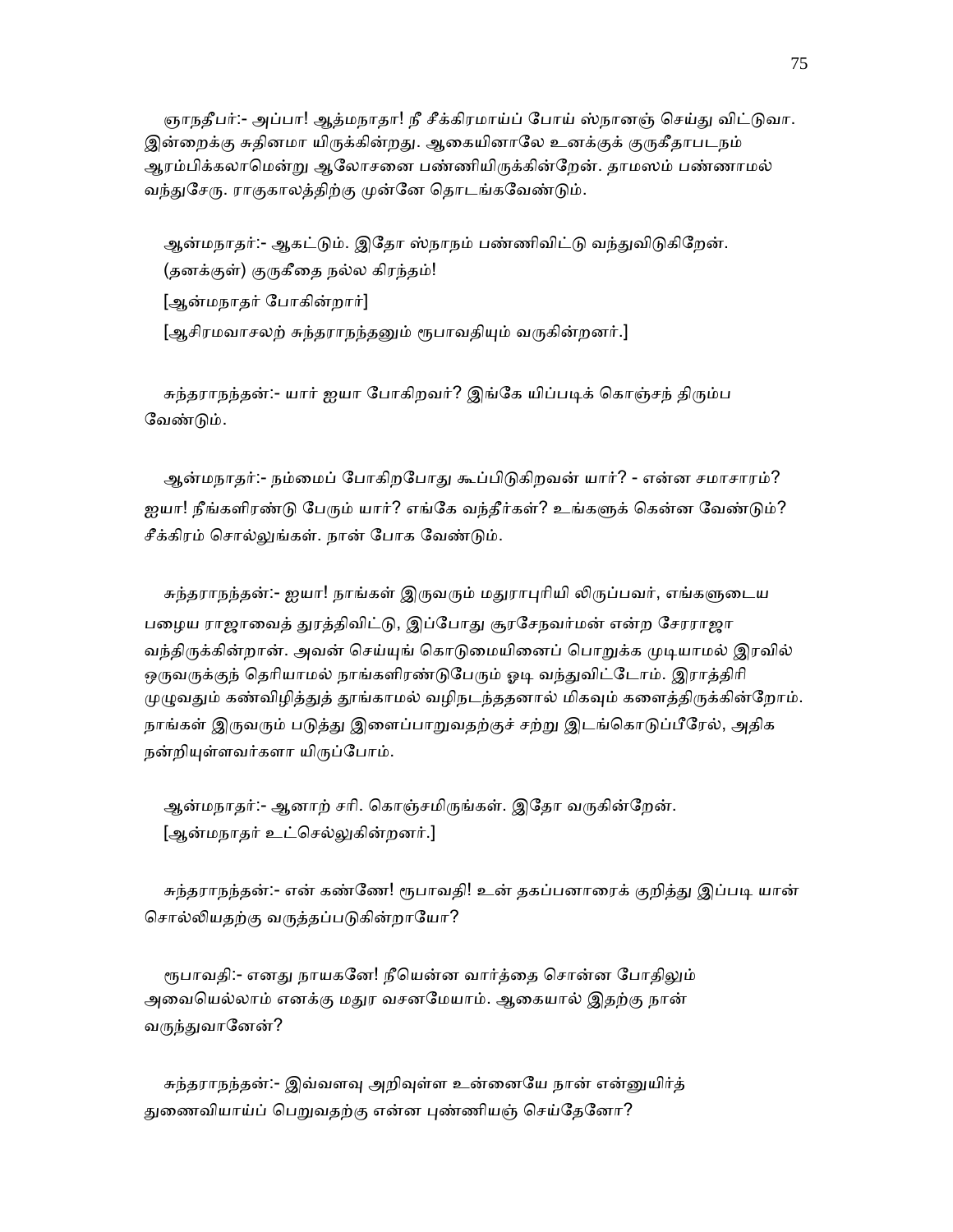ஞாநதீபர்:- அப்பா! ஆத்மநாதா! நீ சீக்கிரமாய்ப் போய் ஸ்நானஞ் செய்து விட்டுவா. இன்றைக்கு சுதினமா யிருக்கின்றது. ஆகையினாலே உனக்குக் குருகீதாபடநம் ஆரம்பிக்கலாமென்று ஆலோசனை பண்ணியிருக்கின்றேன். தாமஸம் பண்ணாமல் வந்துசேரு. ராகுகாலத்திற்கு முன்னே தொடங்கவேண்டும்.

ஆன்மநாதர்:- ஆகட்டும். இதோ ஸ்நாநம் பண்ணிவிட்டு வந்துவிடுகிறேன். (தனக்குள்) குருகீதை நல்ல கிரந்தம்!

[ஆன்மநாதர் போகின்றார்]

[ஆசிரமவாசலற் சுந்தராநந்தனும் ரூபாவதியும் வருகின்றனர்.]

சுந்தராநந்தன்:- யார் ஐயா போகிறவர்? இங்கே யிப்படிக் கொஞ்சந் திரும்ப வேண்டும்.

ஆன்மநாதர்:- நம்மைப் போகிறபோது கூப்பிடுகிறவன் யார்? - என்ன சமாசாரம்? ஐயா! நீங்களிரண்டு பேரும் யார்? எங்கே வந்தீர்கள்? உங்களுக் கென்ன வேண்டும்? சீக்கிரம் சொல்லுங்கள். நான் போக வேண்டும்.

சுந்தராநந்தன்:- ஐயா! நாங்கள் இருவரும் மதுராபுரியி லிருப்பவர், எங்களுடைய பழைய ராஜாவைத் துரத்திவிட்டு, இப்போது சூரசேநவர்மன் என்ற சேரராஜா வந்திருக்கின்றான். அவன் செய்யுங் கொடுமையினைப் பொறுக்க முடியாமல் இரவில் ஒருவருக்குத் தெரியாமல் நாங்களிரண்டுபேரும் ஓடி வந்துவிட்டோம். இராத்திரி முழுவதும் கண்விழித்துத் தூங்காமல் வழிநடந்ததனால் மிகவும் களைத்திருக்கின்றோம். நாங்கள் இருவரும் படுத்து இளைப்பாறுவதற்குச் சற்று இடங்கொடுப்பீரேல், அதிக நன்றியுள்ளவர்களா யிருப்போம்.

ஆன்மநாதர்:- ஆனாற் சரி. கொஞ்சமிருங்கள். இதோ வருகின்றேன். [ஆன்மநாதர் உட்செல்லுகின்றனர்.]

சுந்தராநந்தன்:- என் கண்ணே! ரூபாவதி! உன் தகப்பனாரைக் குறித்து இப்படி யான் சொல்லியதற்கு வருத்தப்படுகின்றாயோ?

ரூபாவதி:- எனது நாயகனே! நீயென்ன வார்த்தை சொன்ன போதிலும் அவையெல்லாம் எனக்கு மதுர வசனமேயாம். ஆகையால் இதற்கு நான் வருந்துவானேன்?

சுந்தராநந்தன்:- இவ்வளவு அறிவுள்ள உன்னையே நான் என்னுயிர்த் துணைவியாய்ப் பெறுவதற்கு என்ன புண்ணியஞ் செய்தேனோ?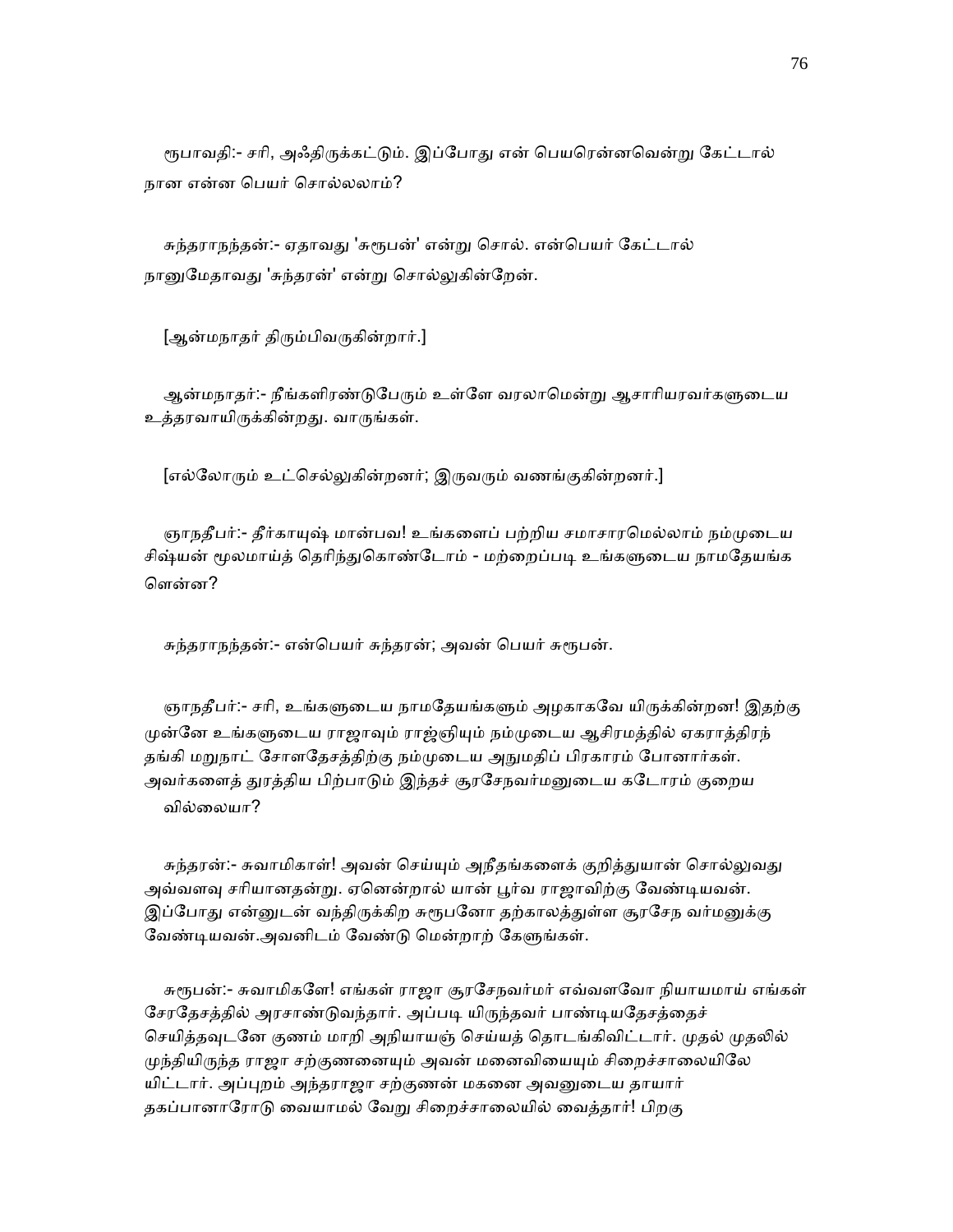ரூபாவதி:- சரி, அஃதிருக்கட்டும். இப்போது என் பெயரென்னவென்று கேட்டால் நான என்ன பெயர் சொல்லலாம்?

சுந்தராநந்தன்:- ஏதாவது 'சுரூபன்' என்று சொல். என்பெயர் கேட்டால் நானுமேதாவது 'சுந்தரன்' என்று சொல்லுகின்றேன்.

[ஆன்மநாதர் திரும்பிவருகின்றார்.]

ஆன்மநாதர்:- நீங்களிரண்டுபேரும் உள்ளே வரலாமென்று ஆசாரியரவர்களுடைய உத்தரவாயிருக்கின்றது. வாருங்கள்.

[எல்லோரும் உட்செல்லுகின்றனர்; இருவரும் வணங்குகின்றனர்.]

ஞாநதீபர்:- தீர்காயுஷ் மான்பவ! உங்களைப் பற்றிய சமாசாரமெல்லாம் நம்முடைய சிஷ்யன் மூலமாய்த் தெரிந்துகொண்டோம் - மற்றைப்படி உங்களுடைய நாமதேயங்க ளென்ன?

சுந்தராநந்தன்:- என்பெயர் சுந்தரன்; அவன் பெயர் சுரூபன்.

ஞாநதீபர்:- சரி, உங்களுடைய நாமதேயங்களும் அழகாகவே யிருக்கின்றன! இதற்கு முன்னே உங்களுடைய ராஜாவும் ராஜ்ஞியும் நம்முடைய ஆசிரமத்தில் ஏகராத்திரந் தங்கி மறுநாட் சோளதேசத்திற்கு நம்முடைய அநுமதிப் பிரகாரம் போனார்கள். அவர்களைத் துரத்திய பிற்பாடும் இந்தச் சூரசேநவர்மனுடைய கடோரம் குறைய வில்லையா?

சுந்தரன்:- சுவாமிகாள்! அவன் செய்யும் அநீதங்களைக் குறித்துயான் சொல்லுவது அவ்வளவு சரியானதன்று. ஏனென்றால் யான் பூர்வ ராஜாவிற்கு வேண்டியவன். இப்போது என்னுடன் வந்திருக்கிற சுரூபனோ தற்காலத்துள்ள சூரசேந வர்மனுக்கு வேண்டியவன்.அவனிடம் வேண்டு மென்றாற் கேளுங்கள்.

சுரூபன்:- சுவாமிகளே! எங்கள் ராஜா சூரசேநவர்மர் எவ்வளவோ நியாயமாய் எங்கள் சேரதேசத்தில் அரசாண்டுவந்தார். அப்படி யிருந்தவர் பாண்டியதேசத்தைச் செயித்தவுடனே குணம் மாறி அநியாயஞ் செய்யத் தொடங்கிவிட்டார். முதல் முதலில் முந்தியிருந்த ராஜா சற்குணனையும் அவன் மனைவியையும் சிறைச்சாலையிலே யிட்டார். அப்புறம் அந்தராஜா சற்குணன் மகனை அவனுடைய தாயார் தகப்பனாரோடு வையாமல் வேறு சிறைச்சாலையில் வைத்தார்! பிறகு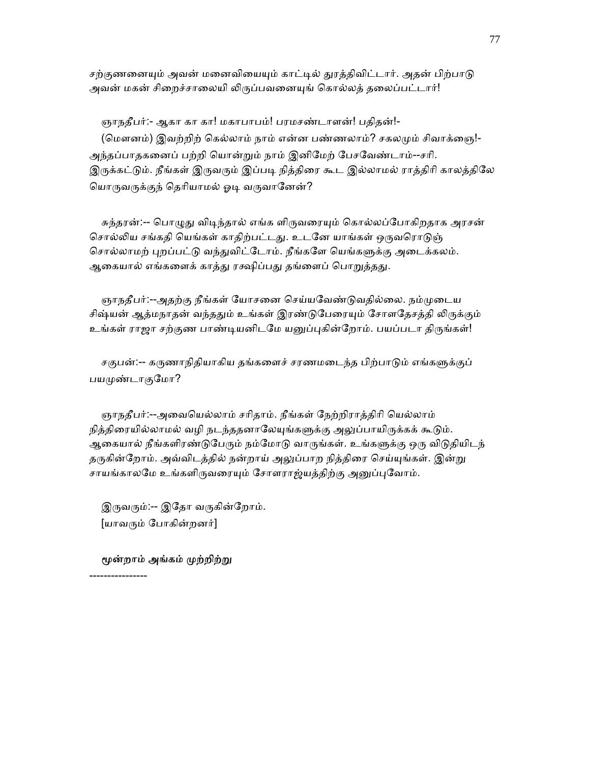சற்குணனையும் அவன் மனைவியையும் காட்டில் துரத்திவிட்டார். அதன் பிற்பாடு அவன் மகன் சிறைச்சாலையி லிருப்பவனையுங் கொல்லத் தலைப்பட்டார்!

ஞாநதீபர்:- ஆகா கா கா! மகாபாபம்! பரமசண்டாளன்! பதிதன்!- (மௌனம்) இவற்றிற் கெல்லாம் நாம் என்ன பண்ணலாம்? சகலமும் சிவாக்ஞை!- அந்தப்பாதகனைப் பற்றி யொன்றும் நாம் இனிமேற் பேசவேண்டாம்--சரி. இருக்கட்டும். நீங்கள் இருவரும் இப்படி நித்திரை கூட இல்லாமல் ராத்திரி காலத்திலே யொருவருக்குந் தெரியாமல் ஓடி வருவானேன்?

சுந்தரன்:-- பொழுது விடிந்தால் எங்க ளிருவரையும் கொல்லப்போகிறதாக அரசன் சொல்லிய சங்கதி யெங்கள் காதிற்பட்டது. உடனே யாங்கள் ஒருவரொடுஞ் சொல்லாமற் புறப்பட்டு வந்துவிட்டோம். நீங்களே யெங்களுக்கு அடைக்கலம். ஆகையால் எங்களைக் காத்து ரக்ஷிப்பது தங்களைப் பொறுத்தது.

ஞாநதீபர்:--அதற்கு நீங்கள் யோசனை செய்யவேண்டுவதில்லை. நம்முடைய சிஷ்யன் ஆத்மநாதன் வந்ததும் உங்கள் இரண்டுபேரையும் சோளதேசத்தி லிருக்கும் உங்கள் ராஜா சற்குண பாண்டியனிடமே யனுப்புகின்றோம். பயப்படா திருங்கள்!

சகுபன்:-- கருணாநிதியாகிய தங்களைச் சரணமடைந்த பிற்பாடும் எங்களுக்குப் பயமுண்டாகுமோ?

ஞாநதீபர்:--அவையெல்லாம் சரிதாம். நீங்கள் நேற்றிராத்திரி யெல்லாம் நித்திரையில்லாமல் வழி நடந்ததனாலேயுங்களுக்கு அலுப்பாயிருக்கக் கூடும். ஆகையால் நீங்களிரண்டுபேரும் நம்மோடு வாருங்கள். உங்களுக்கு ஒரு விடுதியிடந் தருகின்றோம். அவ்விடத்தில் நன்றாய் அலுப்பாற நித்திரை செய்யுங்கள். இன்று சாயங்காலமே உங்களிருவரையும் சோளராஜ்யத்திற்கு அனுப்புவோம்.

இருவரும்:-- இதோ வருகின்றோம்.
[யாவரும் போகின்றனர்]

**மூன்றாம் அங்கம் முற்றிற்று**

---------------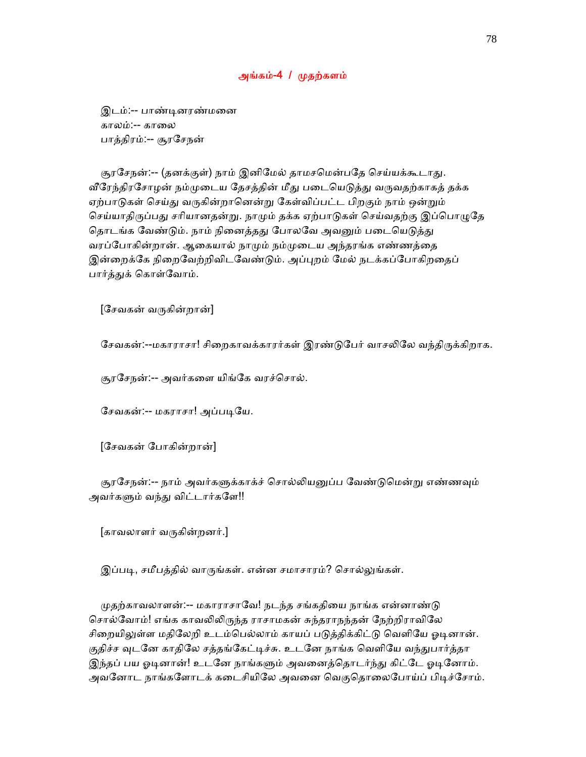## அங்கம்-4 / முதற்களம்

இடம்:-- பாண்டினரண்மனை
காலம்:-- காலை
பாத்திரம்:-- சூரசேநன்

சூரசேநன்:-- (தனக்குள்) நாம் இனிமேல் தாமசமென்பதே செய்யக்கூடாது. வீரேந்திரசோழன் நம்முடைய தேசத்தின் மீது படையெடுத்து வருவதற்காகத் தக்க ஏற்பாடுகள் செய்து வருகின்றானென்று கேள்விப்பட்ட பிறகும் நாம் ஒன்றும் செய்யாதிருப்பது சரியானதன்று. நாமும் தக்க ஏற்பாடுகள் செய்வதற்கு இப்பொழுதே தொடங்க வேண்டும். நாம் நினைத்தது போலவே அவனும் படையெடுத்து வரப்போகின்றான். ஆகையால் நாமும் நம்முடைய அந்தரங்க எண்ணத்தை இன்றைக்கே நிறைவேற்றிவிடவேண்டும். அப்புறம் மேல் நடக்கப்போகிறதைப் பார்த்துக் கொள்வோம்.

[சேவகன் வருகின்றான்]

சேவகன்:--மகாராசா! சிறைகாவக்காரர்கள் இரண்டுபேர் வாசலிலே வந்திருக்கிறாக.

சூரசேநன்:-- அவர்களை யிங்கே வரச்சொல்.

சேவகன்:-- மகராசா! அப்படியே.

[சேவகன் போகின்றான்]

சூரசேநன்:-- நாம் அவர்களுக்காக்ச் சொல்லியனுப்ப வேண்டுமென்று எண்ணவும் அவர்களும் வந்து விட்டார்களே!!

[காவலாளர் வருகின்றனர்.]

இப்படி, சமீபத்தில் வாருங்கள். என்ன சமாசாரம்? சொல்லுங்கள்.

முதற்காவலாளன்:-- மகாராசாவே! நடந்த சங்கதியை நாங்க என்னாண்டு சொல்வோம்! எங்க காவலிலிருந்த ராசாமகன் சுந்தராநந்தன் நேற்றிராவிலே சிறையிலுள்ள மதிலேறி உடம்பெல்லாம் காயப் படுத்திக்கிட்டு வெளியே ஓடினான். குதிச்ச வுடனே காதிலே சத்தங்கேட்டிச்சு. உடனே நாங்க வெளியே வந்துபார்த்தா இந்தப் பய ஓடினான்! உடனே நாங்களும் அவனைத்தொடர்ந்து கிட்டே ஓடினோம். அவனோட நாங்களோடக் கடைசியிலே அவனை வெகுதொலைபோய்ப் பிடிச்சோம்.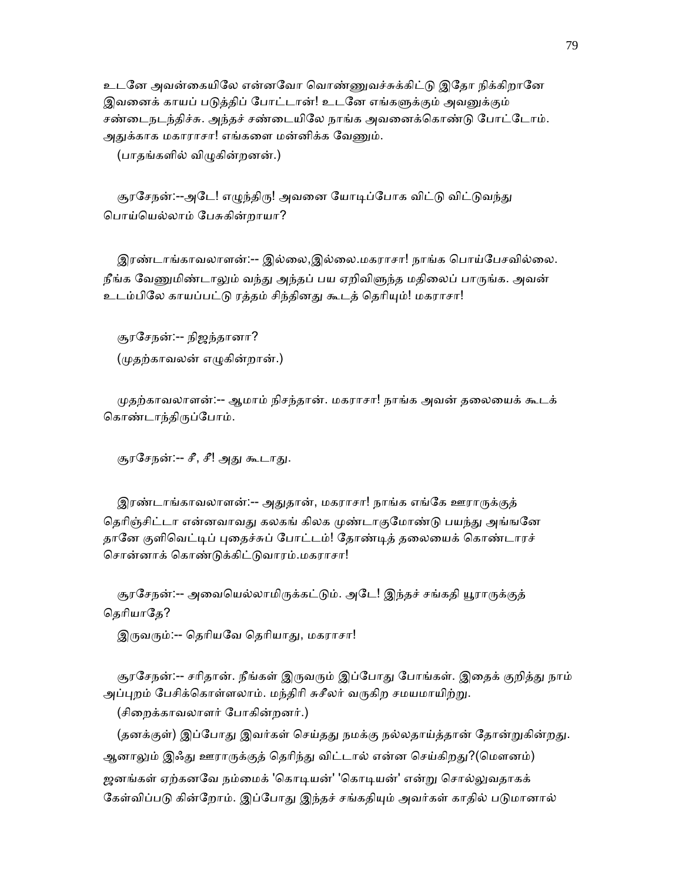உடனே அவன்கையிலே என்னவோ வொண்ணுவச்சுக்கிட்டு இதோ நிக்கிறானே இவனைக் காயப் படுத்திப் போட்டான்! உடனே எங்களுக்கும் அவனுக்கும் சண்டைநடந்திச்சு. அந்தச் சண்டையிலே நாங்க அவனைக்கொண்டு போட்டோம். அதுக்காக மகாராசா! எங்களை மன்னிக்க வேணும்.

(பாதங்களில் விழுகின்றனன்.)

சூரசேநன்:--அடே! எழுந்திரு! அவனை யோடிப்போக விட்டு விட்டுவந்து பொய்யெல்லாம் பேசுகின்றாயா?

இரண்டாங்காவலாளன்:-- இல்லை,இல்லை.மகராசா! நாங்க பொய்பேசவில்லை. நீங்க வேணுமிண்டாலும் வந்து அந்தப் பய ஏறிவிளுந்த மதிலைப் பாருங்க. அவன் உடம்பிலே காயப்பட்டு ரத்தம் சிந்தினது கூடத் தெரியும்! மகராசா!

சூரசேநன்:-- நிஜந்தானா?

(முதற்காவலன் எழுகின்றான்.)

முதற்காவலாளன்:-- ஆமாம் நிசந்தான். மகராசா! நாங்க அவன் தலையைக் கூடக் கொண்டாந்திருப்போம்.

சூரசேநன்:-- சீ, சீ! அது கூடாது.

இரண்டாங்காவலாளன்:-- அதுதான், மகராசா! நாங்க எங்கே ஊராருக்குத் தெரிஞ்சிட்டா என்னவாவது கலகங் கிலக முண்டாகுமோண்டு பயந்து அங்ஙனே தானே குளிவெட்டிப் புதைச்சுப் போட்டம்! தோண்டித் தலையைக் கொண்டாரச் சொன்னாக் கொண்டுக்கிட்டுவாரம்.மகராசா!

சூரசேநன்:-- அவையெல்லாமிருக்கட்டும். அடே! இந்தச் சங்கதி யூராருக்குத் தெரியாதே?

இருவரும்:-- தெரியவே தெரியாது, மகராசா!

சூரசேநன்:-- சரிதான். நீங்கள் இருவரும் இப்போது போங்கள். இதைக் குறித்து நாம் அப்புறம் பேசிக்கொள்ளலாம். மந்திரி சுசீலர் வருகிற சமயமாயிற்று.

(சிறைக்காவலாளர் போகின்றனர்.)

(தனக்குள்) இப்போது இவர்கள் செய்தது நமக்கு நல்லதாய்த்தான் தோன்றுகின்றது. ஆனாலும் இஃது ஊராருக்குத் தெரிந்து விட்டால் என்ன செய்கிறது?(மௌனம்) ஜனங்கள் ஏற்கனவே நம்மைக் 'கொடியன்' 'கொடியன்' என்று சொல்லுவதாகக் கேள்விப்படு கின்றோம். இப்போது இந்தச் சங்கதியும் அவர்கள் காதில் படுமானால்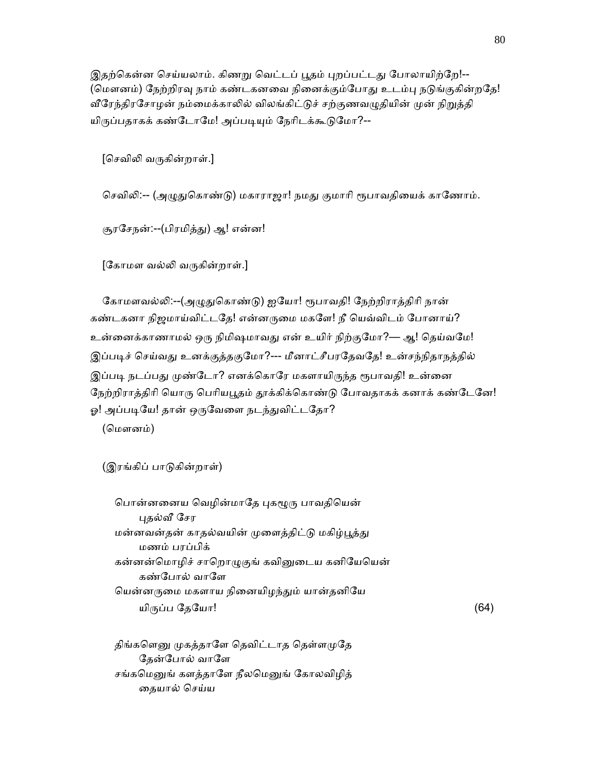இதற்கென்ன செய்யலாம். கிணறு வெட்டப் பூதம் புறப்பட்டது போலாயிற்றே!--(மௌனம்) நேற்றிரவு நாம் கண்டகனவை நினைக்கும்போது உடம்பு நடுங்குகின்றதே! வீரேந்திரசோழன் நம்மைக்காலில் விலங்கிட்டுச் சற்குணவழுதியின் முன் நிறுத்தி யிருப்பதாகக் கண்டோமே! அப்படியும் நேரிடக்கூடுமோ?--

[செவிலி வருகின்றாள்.]

செவிலி:-- (அழுதுகொண்டு) மகாராஜா! நமது குமாரி ரூபாவதியைக் காணோம்.

சூரசேநன்:--(பிரமித்து) ஆ! என்ன!

[கோமள வல்லி வருகின்றாள்.]

கோமளவல்லி:--(அழுதுகொண்டு) ஐயோ! ரூபாவதி! நேற்றிராத்திரி நான் கண்டகனா நிஜமாய்விட்டதே! என்னருமை மகளே! நீ யெவ்விடம் போனாய்? உன்னைக்காணாமல் ஒரு நிமிஷமாவது என் உயிர் நிற்குமோ?— ஆ! தெய்வமே! இப்படிச் செய்வது உனக்குத்தகுமோ?--- மீனாட்சீபரதேவதே! உன்சந்நிதாநத்தில் இப்படி நடப்பது முண்டோ? எனக்கொரே மகளாயிருந்த ரூபாவதி! உன்னை நேற்றிராத்திரி யொரு பெரியபூதம் தூக்கிக்கொண்டு போவதாகக் கனாக் கண்டேனே! ஓ! அப்படியே! தான் ஒருவேளை நடந்துவிட்டதோ?

(மௌனம்)

(இரங்கிப் பாடுகின்றாள்)

பொன்னனைய வெழின்மாதே புகழூரு பாவதியென்
  புதல்வீ சேர
மன்னவன்தன் காதல்வயின் முளைத்திட்டு மகிழ்பூத்து
  மணம் பரப்பிக்
கன்னன்மொழிச் சாறொழுகுங் கவினுடைய கனியேயென்
  கண்போல் வாளே
யென்னருமை மகளாய நினையிழந்தும் யான்தனியே
  யிருப்ப தேயோ! (64)

திங்களெனு முகத்தாளே தெவிட்டாத தெள்ளமுதே
  தேன்போல் வாளே
சங்கமெனுங் களத்தாளே நீலமெனுங் கோலவிழித்
  தையால் செய்ய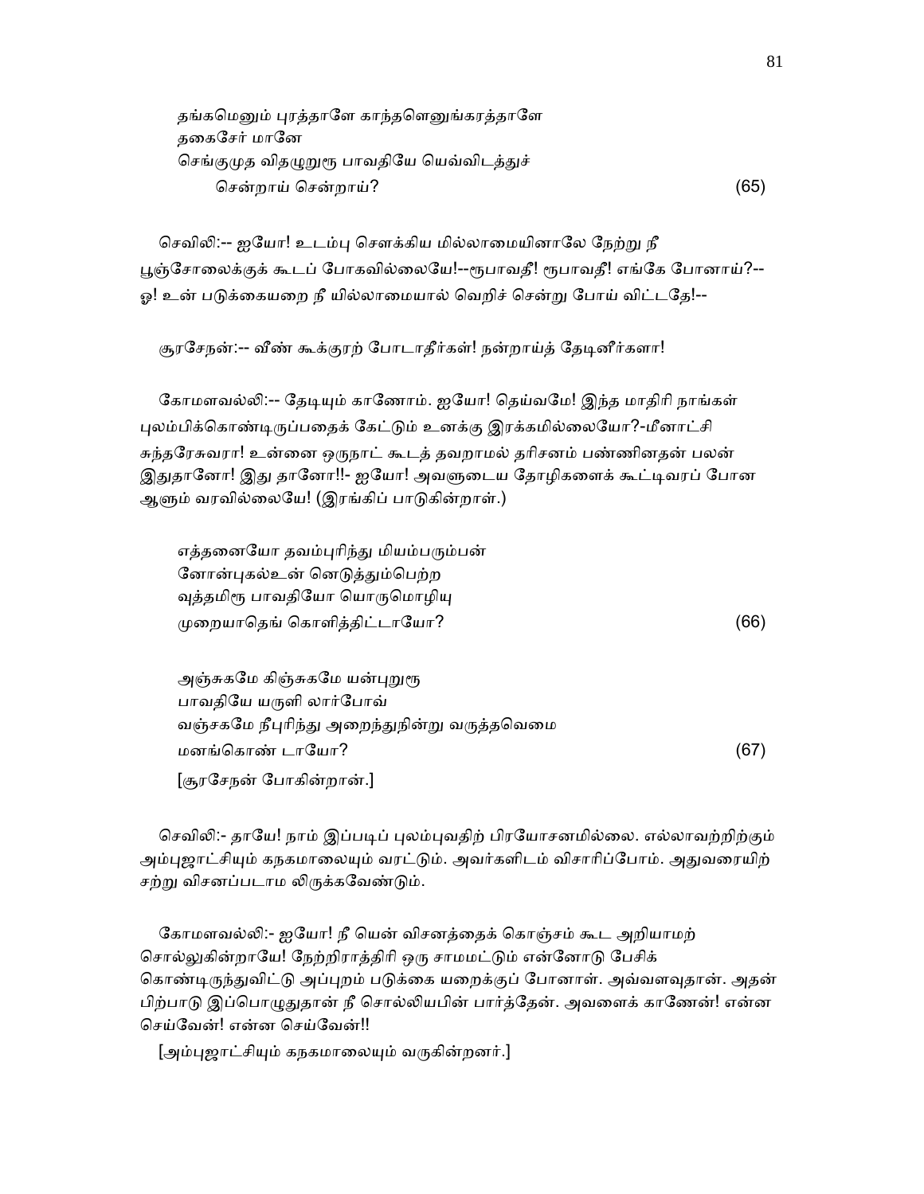தங்கமெனும் புரத்தாளே காந்தளெனுங்கரத்தாளே  
தகைசேர் மானே  
செங்குமுத விதழுறுரூ பாவதியே யெவ்விடத்துச்  
சென்றாய் சென்றாய்? (65)

செவிலி:-- ஐயோ! உடம்பு சௌக்கிய மில்லாமையினாலே நேற்று நீ பூஞ்சோலைக்குக் கூடப் போகவில்லையே!--ரூபாவதீ! ரூபாவதீ! எங்கே போனாய்?--ஓ! உன் படுக்கையறை நீ யில்லாமையால் வெறிச் சென்று போய் விட்டதே!--

சூரசேநன்:-- வீண் கூக்குரற் போடாதீர்கள்! நன்றாய்த் தேடினீர்களா!

கோமளவல்லி:-- தேடியும் காணோம். ஐயோ! தெய்வமே! இந்த மாதிரி நாங்கள் புலம்பிக்கொண்டிருப்பதைக் கேட்டும் உனக்கு இரக்கமில்லையோ?-மீனாட்சி சுந்தரேசுவரா! உன்னை ஒருநாட் கூடத் தவறாமல் தரிசனம் பண்ணினதன் பலன் இதுதானோ! இது தானோ!!- ஐயோ! அவளுடைய தோழிகளைக் கூட்டிவரப் போன ஆளும் வரவில்லையே! (இரங்கிப் பாடுகின்றாள்.)

எத்தனையோ தவம்புரிந்து மியம்பரும்பன்  
னோன்புகல்உன் னெடுத்தும்பெற்ற  
வுத்தமிரூ பாவதியோ யொருமொழியு  
முறையாதெங் கொளித்திட்டாயோ? (66)

அஞ்சுகமே கிஞ்சுகமே யன்புறுரூ  
பாவதியே யருளி லார்போவ்  
வஞ்சகமே நீபுரிந்து அறைந்துநின்று வருத்தவெமை  
மனங்கொண் டாயோ? (67)

[சூரசேநன் போகின்றான்.]

செவிலி:- தாயே! நாம் இப்படிப் புலம்புவதிற் பிரயோசனமில்லை. எல்லாவற்றிற்கும் அம்புஜாட்சியும் கநகமாலையும் வரட்டும். அவர்களிடம் விசாரிப்போம். அதுவரையிற் சற்று விசனப்படாம லிருக்கவேண்டும்.

கோமளவல்லி:- ஐயோ! நீ யென் விசனத்தைக் கொஞ்சம் கூட அறியாமற் சொல்லுகின்றாயே! நேற்றிராத்திரி ஒரு சாமமட்டும் என்னோடு பேசிக் கொண்டிருந்துவிட்டு அப்புறம் படுக்கை யறைக்குப் போனாள். அவ்வளவுதான். அதன் பிற்பாடு இப்பொழுதுதான் நீ சொல்லியபின் பார்த்தேன். அவளைக் காணேன்! என்ன செய்வேன்! என்ன செய்வேன்!!

[அம்புஜாட்சியும் கநகமாலையும் வருகின்றனர்.]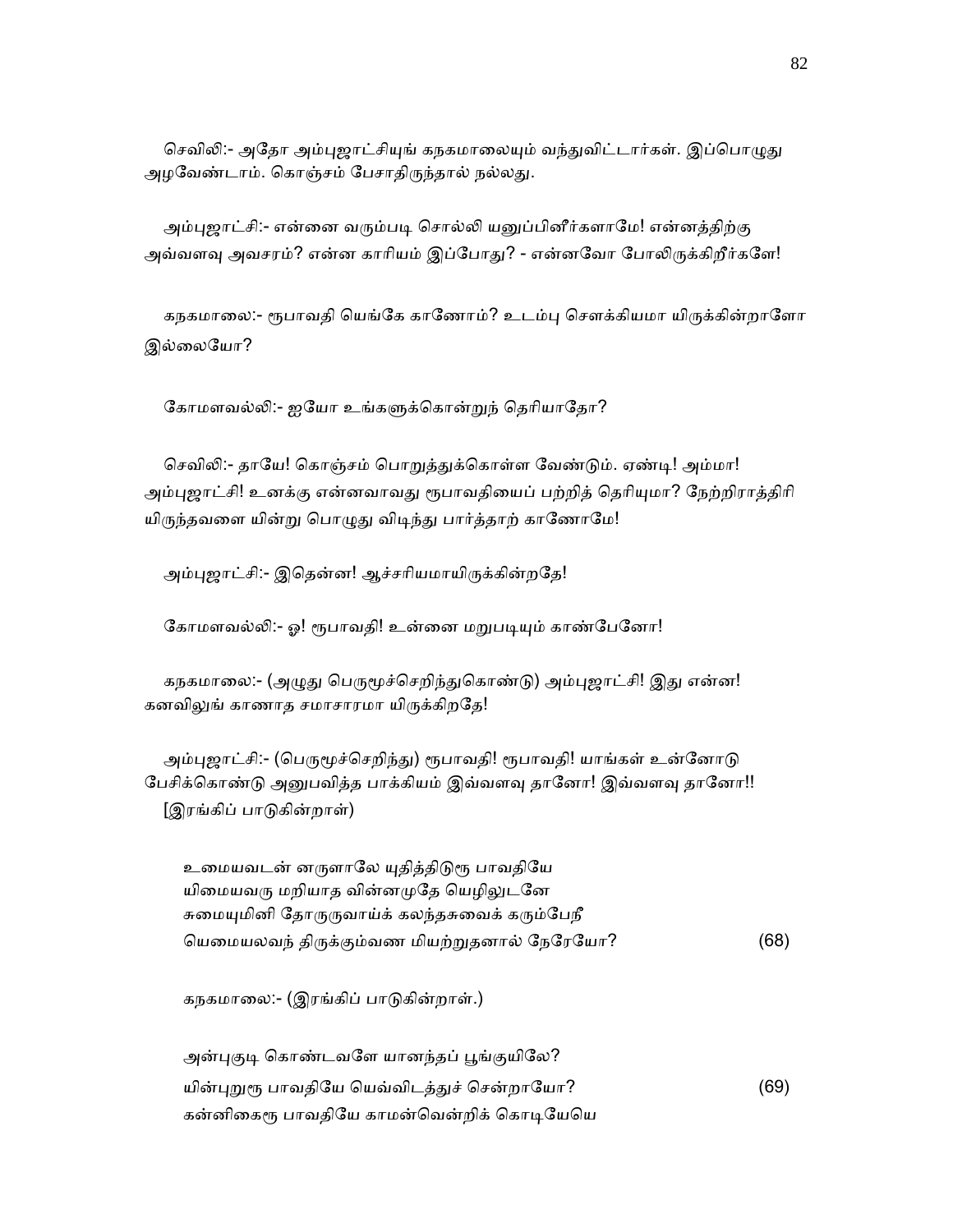செவிலி:- அதோ அம்புஜாட்சியுங் கநகமாலையும் வந்துவிட்டார்கள். இப்பொழுது அழவேண்டாம். கொஞ்சம் பேசாதிருந்தால் நல்லது.

அம்புஜாட்சி:- என்னை வரும்படி சொல்லி யனுப்பினீர்களாமே! என்னத்திற்கு அவ்வளவு அவசரம்? என்ன காரியம் இப்போது? - என்னவோ போலிருக்கிறீர்களே!

கநகமாலை:- ரூபாவதி யெங்கே காணோம்? உடம்பு சௌக்கியமா யிருக்கின்றாளோ இல்லையோ?

கோமளவல்லி:- ஐயோ உங்களுக்கொன்றுந் தெரியாதோ?

செவிலி:- தாயே! கொஞ்சம் பொறுத்துக்கொள்ள வேண்டும். ஏண்டி! அம்மா! அம்புஜாட்சி! உனக்கு என்னவாவது ரூபாவதியைப் பற்றித் தெரியுமா? நேற்றிராத்திரி யிருந்தவளை யின்று பொழுது விடிந்து பார்த்தாற் காணோமே!

அம்புஜாட்சி:- இதென்ன! ஆச்சரியமாயிருக்கின்றதே!

கோமளவல்லி:- ஓ! ரூபாவதி! உன்னை மறுபடியும் காண்பேனோ!

கநகமாலை:- (அழுது பெருமூச்செறிந்துகொண்டு) அம்புஜாட்சி! இது என்ன! கனவிலுங் காணாத சமாசாரமா யிருக்கிறதே!

அம்புஜாட்சி:- (பெருமூச்செறிந்து) ரூபாவதி! ரூபாவதி! யாங்கள் உன்னோடு பேசிக்கொண்டு அனுபவித்த பாக்கியம் இவ்வளவு தானோ! இவ்வளவு தானோ!!
[இரங்கிப் பாடுகின்றாள்)

உமையவடன் னருளாலே யுதித்திடுரூ பாவதியே
யிமையவரு மறியாத வின்னமுதே யெழிலுடனே
சுமையுமினி தோருருவாய்க் கலந்தசுவைக் கரும்பேநீ
யெமையலவந் திருக்கும்வண மியற்றுதனால் நேரேயோ? (68)

கநகமாலை:- (இரங்கிப் பாடுகின்றாள்.)

அன்புகுடி கொண்டவளே யானந்தப் பூங்குயிலே?
யின்புறுரூ பாவதியே யெவ்விடத்துச் சென்றாயோ? (69)
கன்னிகைரூ பாவதியே காமன்வென்றிக் கொடியேயெ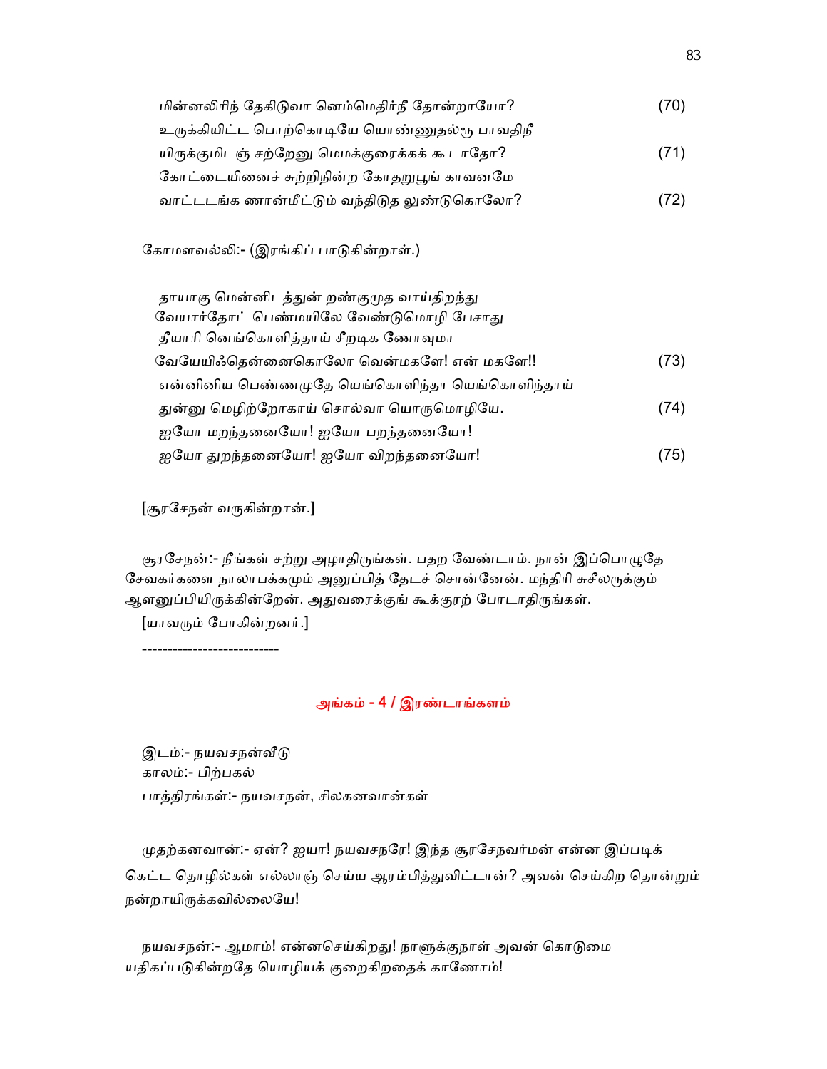மின்னலிரிந் தேகிடுவா னெம்மெதிர்நீ தோன்றாயோ? (70)
உருக்கியிட்ட பொற்கொடியே யொண்ணுதல்சூ பாவதிநீ
யிருக்குமிடஞ் சற்றேனு மெமக்குரைக்கக் கூடாதோ? (71)
கோட்டையினைச் சுற்றிநின்ற கோதறுபூங் காவனமே
வாட்டடங்க ணான்மீட்டும் வந்திடுத லுண்டுகொலோ? (72)

கோமளவல்லி:- (இரங்கிப் பாடுகின்றாள்.)

தாயாகு மென்னிடத்துன் றண்குமுத வாய்திறந்து
வேயார்தோட் பெண்மயிலே வேண்டுமொழி பேசாது
தீயாரி னெங்கொளித்தாய் சீறடிக ணோவுமா
வேயேயிஃதென்னைகொலோ வென்மகளே! என் மகளே!! (73)
என்னினிய பெண்ணமுதே யெங்கொளிந்தா யெங்கொளிந்தாய்
துன்னு மெழிற்றோகாய் சொல்வா யொருமொழியே. (74)
ஐயோ மறந்தனையோ! ஐயோ பறந்தனையோ!
ஐயோ துறந்தனையோ! ஐயோ விறந்தனையோ! (75)

[சூரசேநன் வருகின்றான்.]

சூரசேநன்:- நீங்கள் சற்று அழாதிருங்கள். பதற வேண்டாம். நான் இப்பொழுதே சேவகர்களை நாலாபக்கமும் அனுப்பித் தேடச் சொன்னேன். மந்திரி சுசீலருக்கும் ஆளனுப்பியிருக்கின்றேன். அதுவரைக்குங் கூக்குரற் போடாதிருங்கள்.

[யாவரும் போகின்றனர்.]

--------------------------

## அங்கம் - 4 / இரண்டாங்களம்

இடம்:- நயவசநன்வீடு
காலம்:- பிற்பகல்
பாத்திரங்கள்:- நயவசநன், சிலகனவான்கள்

முதற்கனவான்:- ஏன்? ஐயா! நயவசநரே! இந்த சூரசேநவர்மன் என்ன இப்படிக் கெட்ட தொழில்கள் எல்லாஞ் செய்ய ஆரம்பித்துவிட்டான்? அவன் செய்கிற தொன்றும் நன்றாயிருக்கவில்லையே!

நயவசநன்:- ஆமாம்! என்னசெய்கிறது! நாளுக்குநாள் அவன் கொடுமை யதிகப்படுகின்றதே யொழியக் குறைகிறதைக் காணோம்!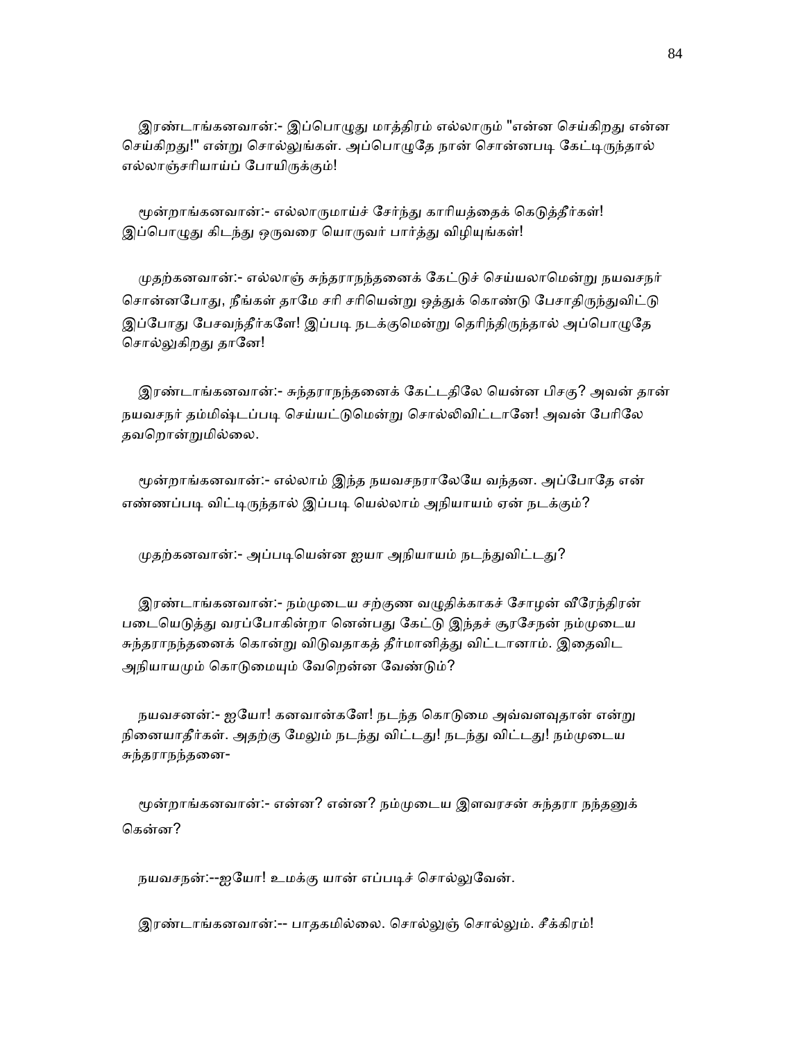இரண்டாங்கனவான்:- இப்பொழுது மாத்திரம் எல்லாரும் "என்ன செய்கிறது என்ன செய்கிறது!" என்று சொல்லுங்கள். அப்பொழுதே நான் சொன்னபடி கேட்டிருந்தால் எல்லாஞ்சரியாய்ப் போயிருக்கும்!

மூன்றாங்கனவான்:- எல்லாருமாய்ச் சேர்ந்து காரியத்தைக் கெடுத்தீர்கள்! இப்பொழுது கிடந்து ஒருவரை யொருவர் பார்த்து விழியுங்கள்!

முதற்கனவான்:- எல்லாஞ் சுந்தராநந்தனைக் கேட்டுச் செய்யலாமென்று நயவசநர் சொன்னபோது, நீங்கள் தாமே சரி சரியென்று ஒத்துக் கொண்டு பேசாதிருந்துவிட்டு இப்போது பேசவந்தீர்களே! இப்படி நடக்குமென்று தெரிந்திருந்தால் அப்பொழுதே சொல்லுகிறது தானே!

இரண்டாங்கனவான்:- சுந்தராநந்தனைக் கேட்டதிலே யென்ன பிசகு? அவன் தான் நயவசநர் தம்மிஷ்டப்படி செய்யட்டுமென்று சொல்லிவிட்டானே! அவன் பேரிலே தவறொன்றுமில்லை.

மூன்றாங்கனவான்:- எல்லாம் இந்த நயவசநராலேயே வந்தன. அப்போதே என் எண்ணப்படி விட்டிருந்தால் இப்படி யெல்லாம் அநியாயம் ஏன் நடக்கும்?

முதற்கனவான்:- அப்படியென்ன ஐயா அநியாயம் நடந்துவிட்டது?

இரண்டாங்கனவான்:- நம்முடைய சற்குண வழுதிக்காகச் சோழன் வீரேந்திரன் படையெடுத்து வரப்போகின்றா னென்பது கேட்டு இந்தச் சூரசேநன் நம்முடைய சுந்தராநந்தனைக் கொன்று விடுவதாகத் தீர்மானித்து விட்டானாம். இதைவிட அநியாயமும் கொடுமையும் வேறென்ன வேண்டும்?

நயவசனன்:- ஐயோ! கனவான்களே! நடந்த கொடுமை அவ்வளவுதான் என்று நினையாதீர்கள். அதற்கு மேலும் நடந்து விட்டது! நடந்து விட்டது! நம்முடைய சுந்தராநந்தனை-

மூன்றாங்கனவான்:- என்ன? என்ன? நம்முடைய இளவரசன் சுந்தரா நந்தனுக் கென்ன?

நயவசநன்:--ஐயோ! உமக்கு யான் எப்படிச் சொல்லுவேன்.

இரண்டாங்கனவான்:-- பாதகமில்லை. சொல்லுஞ் சொல்லும். சீக்கிரம்!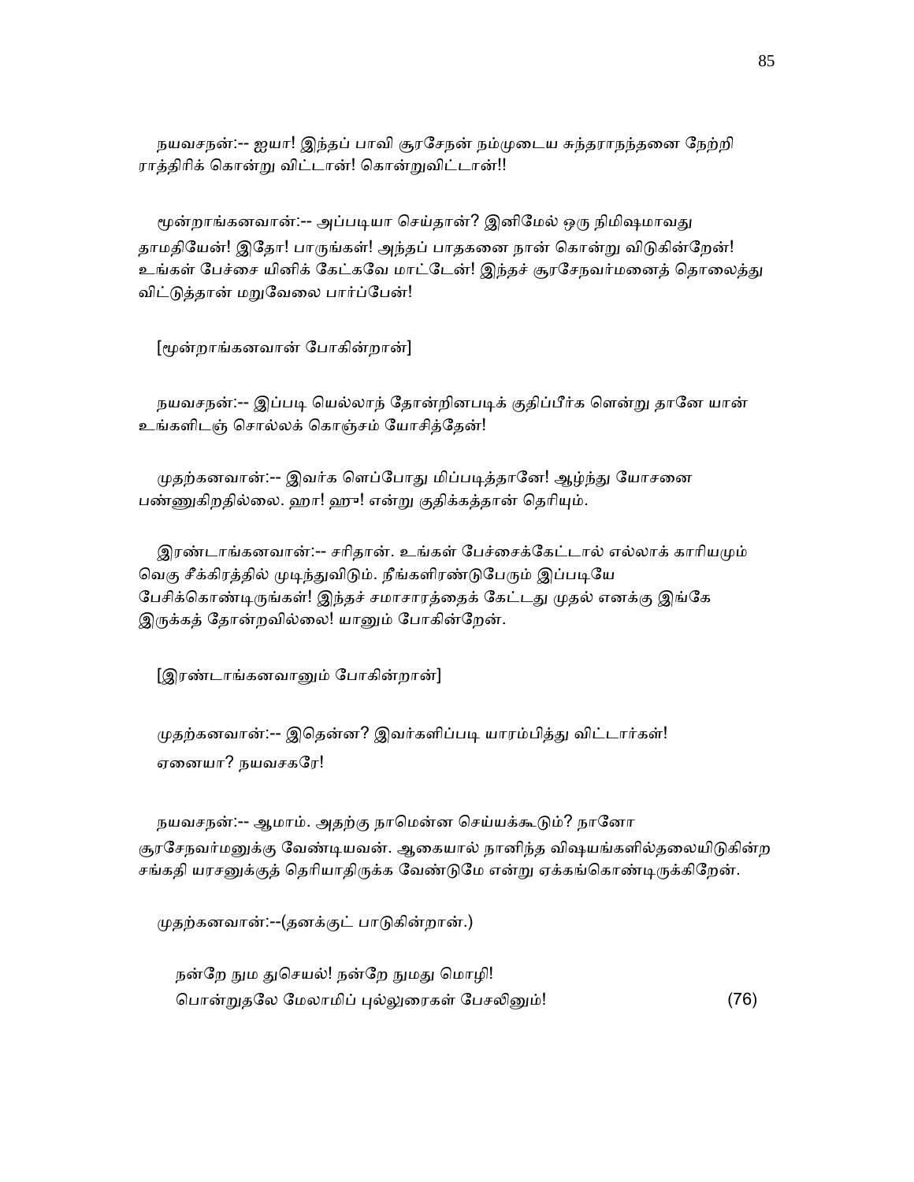நயவசநன்:-- ஐயா! இந்தப் பாவி சூரசேநன் நம்முடைய சுந்தராநந்தனை நேற்றி ராத்திரிக் கொன்று விட்டான்! கொன்றுவிட்டான்!!

மூன்றாங்கனவான்:-- அப்படியா செய்தான்? இனிமேல் ஒரு நிமிஷமாவது தாமதியேன்! இதோ! பாருங்கள்! அந்தப் பாதகனை நான் கொன்று விடுகின்றேன்! உங்கள் பேச்சை யினிக் கேட்கவே மாட்டேன்! இந்தச் சூரசேநவர்மனைத் தொலைத்து விட்டுத்தான் மறுவேலை பார்ப்பேன்!

[மூன்றாங்கனவான் போகின்றான்]

நயவசநன்:-- இப்படி யெல்லாந் தோன்றினபடிக் குதிப்பீர்க ளென்று தானே யான் உங்களிடஞ் சொல்லக் கொஞ்சம் யோசித்தேன்!

முதற்கனவான்:-- இவர்க ளெப்போது மிப்படித்தானே! ஆழ்ந்து யோசனை பண்ணுகிறதில்லை. ஹா! ஹுா! என்று குதிக்கத்தான் தெரியும்.

இரண்டாங்கனவான்:-- சரிதான். உங்கள் பேச்சைக்கேட்டால் எல்லாக் காரியமும் வெகு சீக்கிரத்தில் முடிந்துவிடும். நீங்களிரண்டுபேரும் இப்படியே பேசிக்கொண்டிருங்கள்! இந்தச் சமாசாரத்தைக் கேட்டது முதல் எனக்கு இங்கே இருக்கத் தோன்றவில்லை! யானும் போகின்றேன்.

[இரண்டாங்கனவானும் போகின்றான்]

முதற்கனவான்:-- இதென்ன? இவர்களிப்படி யாரம்பித்து விட்டார்கள்! ஏனையா? நயவசகரே!

நயவசநன்:-- ஆமாம். அதற்கு நாமென்ன செய்யக்கூடும்? நானோ சூரசேநவர்மனுக்கு வேண்டியவன். ஆகையால் நானிந்த விஷயங்களில்தலையிடுகின்ற சங்கதி யரசனுக்குத் தெரியாதிருக்க வேண்டுமே என்று ஏக்கங்கொண்டிருக்கிறேன்.

முதற்கனவான்:--(தனக்குட் பாடுகின்றான்.)

நன்றே நும துசெயல்! நன்றே நுமது மொழி!
பொன்றுதலே மேலாமிப் புல்லுரைகள் பேசலினும்! (76)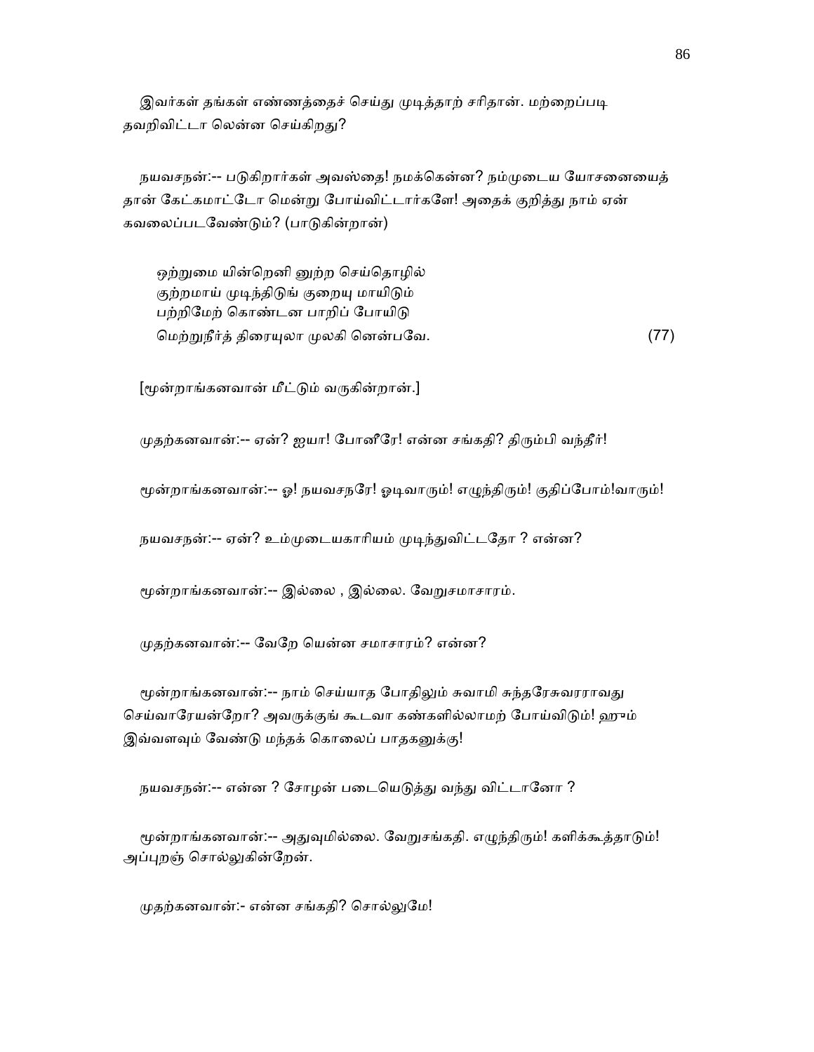இவர்கள் தங்கள் எண்ணத்தைச் செய்து முடித்தாற் சரிதான். மற்றைப்படி தவறிவிட்டா லென்ன செய்கிறது?

நயவசநன்:-- படுகிறார்கள் அவஸ்தை! நமக்கென்ன? நம்முடைய யோசனையைத் தான் கேட்கமாட்டோ மென்று போய்விட்டார்களே! அதைக் குறித்து நாம் ஏன் கவலைப்படவேண்டும்? (பாடுகின்றான்)

ஒற்றுமை யின்றெனி னுற்ற செய்தொழில்
குற்றமாய் முடிந்திடுங் குறையு மாயிடும்
பற்றிமேற் கொண்டன பாறிப் போயிடு
மெற்றுநீர்த் திரையுலா முலகி னென்பவே. (77)

[மூன்றாங்கனவான் மீட்டும் வருகின்றான்.]

முதற்கனவான்:-- ஏன்? ஐயா! போனீரே! என்ன சங்கதி? திரும்பி வந்தீர்!

மூன்றாங்கனவான்:-- ஓ! நயவசநரே! ஓடிவாரும்! எழுந்திரும்! குதிப்போம்!வாரும்!

நயவசநன்:-- ஏன்? உம்முடையகாரியம் முடிந்துவிட்டதோ ? என்ன?

மூன்றாங்கனவான்:-- இல்லை , இல்லை. வேறுசமாசாரம்.

முதற்கனவான்:-- வேறே யென்ன சமாசாரம்? என்ன?

மூன்றாங்கனவான்:-- நாம் செய்யாத போதிலும் சுவாமி சுந்தரேசுவரராவது செய்வாரேயன்றோ? அவருக்குங் கூடவா கண்களில்லாமற் போய்விடும்! ஹும் இவ்வளவும் வேண்டு மந்தக் கொலைப் பாதகனுக்கு!

நயவசநன்:-- என்ன ? சோழன் படையெடுத்து வந்து விட்டானோ ?

மூன்றாங்கனவான்:-- அதுவுமில்லை. வேறுசங்கதி. எழுந்திரும்! களிக்கூத்தாடும்! அப்புறஞ் சொல்லுகின்றேன்.

முதற்கனவான்:- என்ன சங்கதி? சொல்லுமே!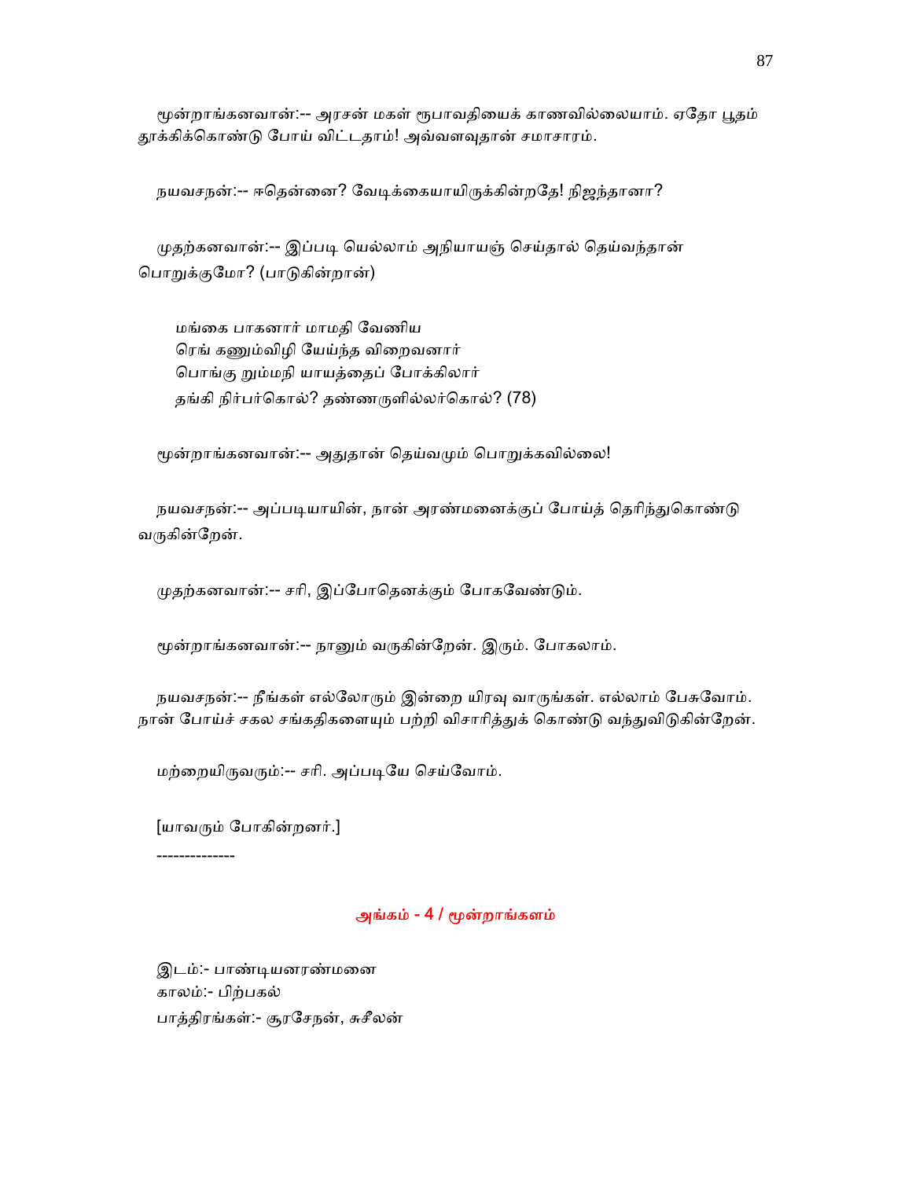மூன்றாங்கனவான்:-- அரசன் மகள் ரூபாவதியைக் காணவில்லையாம். ஏதோ பூதம் தூக்கிக்கொண்டு போய் விட்டதாம்! அவ்வளவுதான் சமாசாரம்.

நயவசநன்:-- ஈதென்னை? வேடிக்கையாயிருக்கின்றதே! நிஜந்தானா?

முதற்கனவான்:-- இப்படி யெல்லாம் அநியாயஞ் செய்தால் தெய்வந்தான் பொறுக்குமோ? (பாடுகின்றான்)

மங்கை பாகனார் மாமதி வேணிய
ரெங் கணும்விழி யேய்ந்த விறைவனார்
பொங்கு றும்மநி யாயத்தைப் போக்கிலார்
தங்கி நிர்பர்கொல்? தண்ணருளில்லர்கொல்? (78)

மூன்றாங்கனவான்:-- அதுதான் தெய்வமும் பொறுக்கவில்லை!

நயவசநன்:-- அப்படியாயின், நான் அரண்மனைக்குப் போய்த் தெரிந்துகொண்டு வருகின்றேன்.

முதற்கனவான்:-- சரி, இப்போதெனக்கும் போகவேண்டும்.

மூன்றாங்கனவான்:-- நானும் வருகின்றேன். இரும். போகலாம்.

நயவசநன்:-- நீங்கள் எல்லோரும் இன்றை யிரவு வாருங்கள். எல்லாம் பேசுவோம். நான் போய்ச் சகல சங்கதிகளையும் பற்றி விசாரித்துக் கொண்டு வந்துவிடுகின்றேன்.

மற்றையிருவரும்:-- சரி. அப்படியே செய்வோம்.

[யாவரும் போகின்றனர்.]

--------------

## அங்கம் - 4 / மூன்றாங்களம்

இடம்:- பாண்டியனரண்மனை
காலம்:- பிற்பகல்
பாத்திரங்கள்:- சூரசேநன், சுசீலன்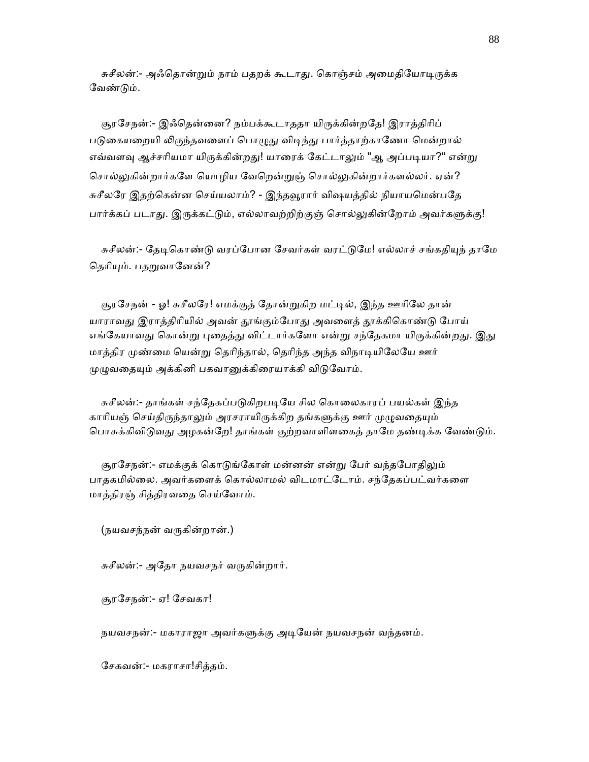சுசீலன்:- அஃதொன்றும் நாம் பதறக் கூடாது. கொஞ்சம் அமைதியோடிருக்க வேண்டும்.

சூரசேநன்:- இஃதென்னை? நம்பக்கூடாததா யிருக்கின்றதே! இராத்திரிப் படுகையறையி லிருந்தவளைப் பொழுது விடிந்து பார்த்தாற்காணோ மென்றால் எவ்வளவு ஆச்சரியமா யிருக்கின்றது! யாரைக் கேட்டாலும் "ஆ அப்படியா?" என்று சொல்லுகின்றார்களே யொழிய வேறென்றுஞ் சொல்லுகின்றார்களல்லர். ஏன்? சுசீலரே இதற்கென்ன செய்யலாம்? - இந்தவூரார் விஷயத்தில் நியாயமென்பதே பார்க்கப் படாது. இருக்கட்டும், எல்லாவற்றிற்குஞ் சொல்லுகின்றோம் அவர்களுக்கு!

சுசீலன்:- தேடிகொண்டு வரப்போன சேவர்கள் வரட்டுமே! எல்லாச் சங்கதியுந் தாமே தெரியும். பதறுவானேன்?

சூரசேநன் - ஓ! சுசீலரே! எமக்குத் தோன்றுகிற மட்டில், இந்த ஊரிலே தான் யாராவது இராத்திரியில் அவன் தூங்கும்போது அவளைத் தூக்கிகொண்டு போய் எங்கேயாவது கொன்று புதைத்து விட்டார்களோ என்று சந்தேகமா யிருக்கின்றது. இது மாத்திர முண்மை யென்று தெரிந்தால், தெரிந்த அந்த விநாடியிலேயே ஊர் முழுவதையும் அக்கினி பகவானுக்கிரையாக்கி விடுவோம்.

சுசீலன்:- தாங்கள் சந்தேகப்படுகிறபடியே சில கொலைகாரப் பயல்கள் இந்த காரியஞ் செய்திருந்தாலும் அரசராயிருக்கிற தங்களுக்கு ஊர் முழுவதையும் பொசுக்கிவிடுவது அழகன்றே! தாங்கள் குற்றவாளிளகைத் தாமே தண்டிக்க வேண்டும்.

சூரசேநன்:- எமக்குக் கொடுங்கோள் மன்னன் என்று பேர் வந்தபோதிலும் பாதகமில்லை. அவர்களைக் கொல்லாமல் விடமாட்டோம். சந்தேகப்பட்வர்களை மாத்திரஞ் சித்திரவதை செய்வோம்.

(நயவசந்நன் வருகின்றான்.)

சுசீலன்:- அதோ நயவசநர் வருகின்றார்.

சூரசேநன்:- ஏ! சேவகா!

நயவசநன்:- மகாராஜா அவர்களுக்கு அடியேன் நயவசநன் வந்தனம்.

சேகவன்:- மகராசா!சித்தம்.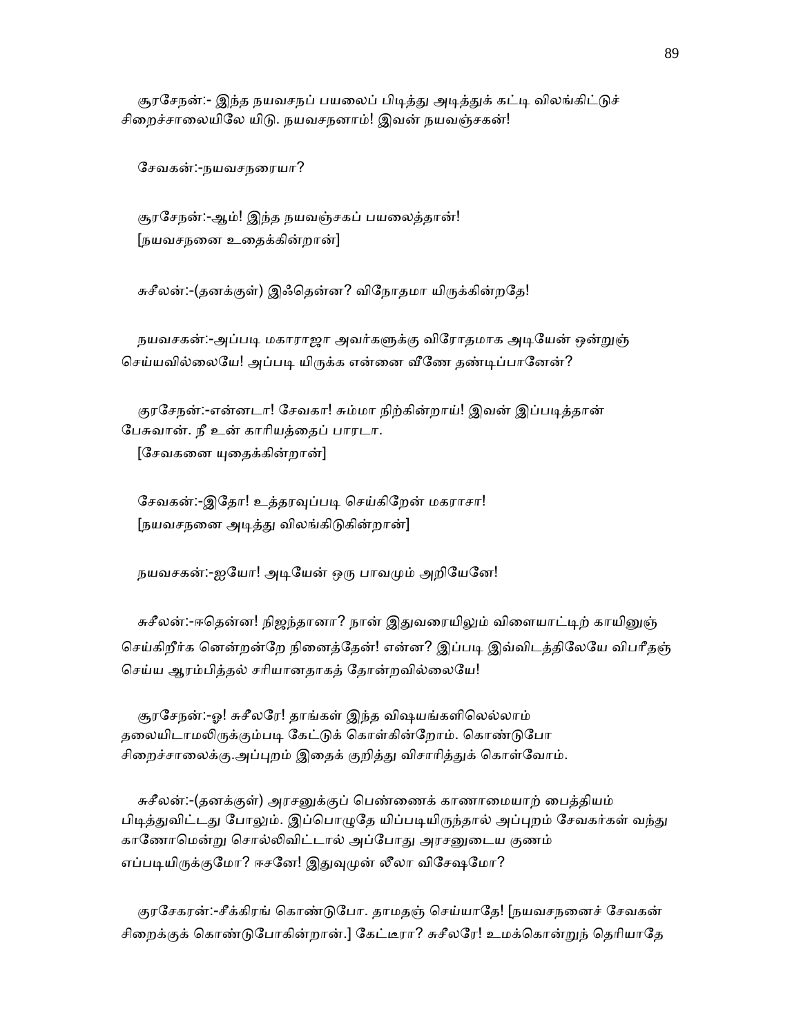சூரசேநன்:- இந்த நயவசநப் பயலைப் பிடித்து அடித்துக் கட்டி விலங்கிட்டுச் சிறைச்சாலையிலே யிடு. நயவசநனாம்! இவன் நயவஞ்சகன்!

சேவகன்:-நயவசநரையா?

சூரசேநன்:-ஆம்! இந்த நயவஞ்சகப் பயலைத்தான்!
[நயவசநனை உதைக்கின்றான்]

சுசீலன்:-(தனக்குள்) இஃதென்ன? விநோதமா யிருக்கின்றதே!

நயவசகன்:-அப்படி மகாராஜா அவர்களுக்கு விரோதமாக அடியேன் ஒன்றுஞ் செய்யவில்லையே! அப்படி யிருக்க என்னை வீணே தண்டிப்பானேன்?

குரசேநன்:-என்னடா! சேவகா! சும்மா நிற்கின்றாய்! இவன் இப்படித்தான் பேசுவான். நீ உன் காரியத்தைப் பாரடா.
[சேவகனை யுதைக்கின்றான்]

சேவகன்:-இதோ! உத்தரவுப்படி செய்கிறேன் மகராசா!
[நயவசநனை அடித்து விலங்கிடுகின்றான்]

நயவசகன்:-ஐயோ! அடியேன் ஒரு பாவமும் அறியேனே!

சுசீலன்:-ஈதென்ன! நிஜந்தானா? நான் இதுவரையிலும் விளையாட்டிற் காயினுஞ் செய்கிறீர்க ளென்றன்றே நினைத்தேன்! என்ன? இப்படி இவ்விடத்திலேயே விபரீதஞ் செய்ய ஆரம்பித்தல் சரியானதாகத் தோன்றவில்லையே!

சூரசேநன்:-ஓ! சுசீலரே! தாங்கள் இந்த விஷயங்களிலெல்லாம் தலையிடாமலிருக்கும்படி கேட்டுக் கொள்கின்றோம். கொண்டுபோ சிறைச்சாலைக்கு.அப்புறம் இதைக் குறித்து விசாரித்துக் கொள்வோம்.

சுசீலன்:-(தனக்குள்) அரசனுக்குப் பெண்ணைக் காணாமையாற் பைத்தியம் பிடித்துவிட்டது போலும். இப்பொழுதே யிப்படியிருந்தால் அப்புறம் சேவகர்கள் வந்து காணோமென்று சொல்லிவிட்டால் அப்போது அரசனுடைய குணம் எப்படியிருக்குமோ? ஈசனே! இதுவுமுன் லீலா விசேஷமோ?

குரசேகரன்:-சீக்கிரங் கொண்டுபோ. தாமதஞ் செய்யாதே! [நயவசநனைச் சேவகன் சிறைக்குக் கொண்டுபோகின்றான்.] கேட்டீரா? சுசீலரே! உமக்கொன்றுந் தெரியாதே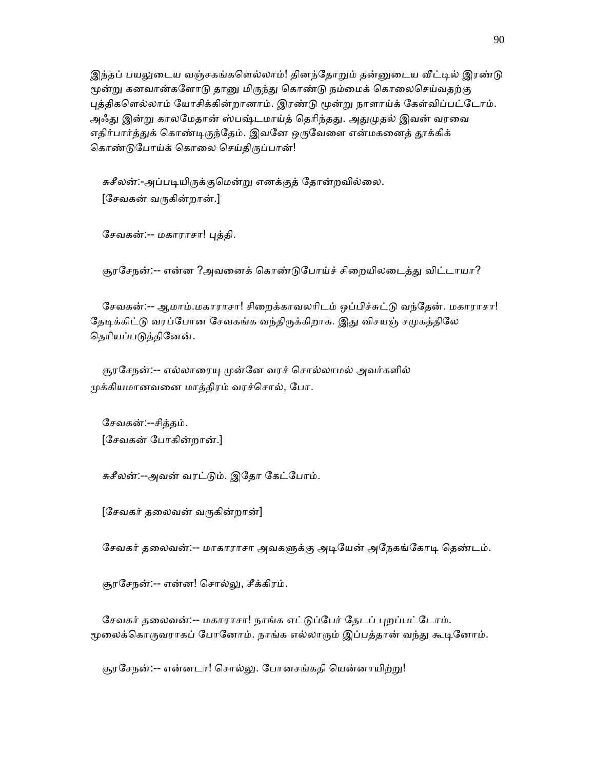இந்தப் பயலுடைய வஞ்சகங்களெல்லாம்! தினந்தோறும் தன்னுடைய வீட்டில் இரண்டு மூன்று கனவான்களோடு தானு மிருந்து கொண்டு நம்மைக் கொலைசெய்வதற்கு புத்திகளெல்லாம் யோசிக்கின்றானாம். இரண்டு மூன்று நாளாய்க் கேள்விப்பட்டோம். அஃது இன்று காலமேதான் ஸ்பஷ்டமாய்த் தெரிந்தது. அதுமுதல் இவன் வரவை எதிர்பார்த்துக் கொண்டிருந்தேம். இவனே ஒருவேளை என்மகனைத் தூக்கிக் கொண்டுபோய்க் கொலை செய்திருப்பான்!

சுசீலன்:-அப்படியிருக்குமென்று எனக்குத் தோன்றவில்லை.
[சேவகன் வருகின்றான்.]

சேவகன்:-- மகாராசா! புத்தி.

சூரசேநன்:-- என்ன ?அவனைக் கொண்டுபோய்ச் சிறையிலடைத்து விட்டாயா?

சேவகன்:-- ஆமாம்.மகாராசா! சிறைக்காவலரிடம் ஒப்பிச்சுட்டு வந்தேன். மகாராசா! தேடிக்கிட்டு வரப்போன சேவகங்க வந்திருக்கிறாக. இது விசயஞ் சமுகத்திலே தெரியப்படுத்தினேன்.

சூரசேநன்:-- எல்லாரையு முன்னே வரச் சொல்லாமல் அவர்களில் முக்கியமானவனை மாத்திரம் வரச்சொல், போ.

சேவகன்:--சித்தம்.
[சேவகன் போகின்றான்.]

சுசீலன்:--அவன் வரட்டும். இதோ கேட்போம்.

[சேவகர் தலைவன் வருகின்றான்]

சேவகர் தலைவன்:-- மாகாராசா அவகளுக்கு அடியேன் அநேகங்கோடி தெண்டம்.

சூரசேநன்:-- என்ன! சொல்லு, சீக்கிரம்.

சேவகர் தலைவன்:-- மகாராசா! நாங்க எட்டுப்பேர் தேடப் புறப்பட்டோம். மூலைக்கொருவராகப் போனோம். நாங்க எல்லாரும் இப்பத்தான் வந்து கூடினோம்.

சூரசேநன்:-- என்னடா! சொல்லு. போனசங்கதி யென்னாயிற்று!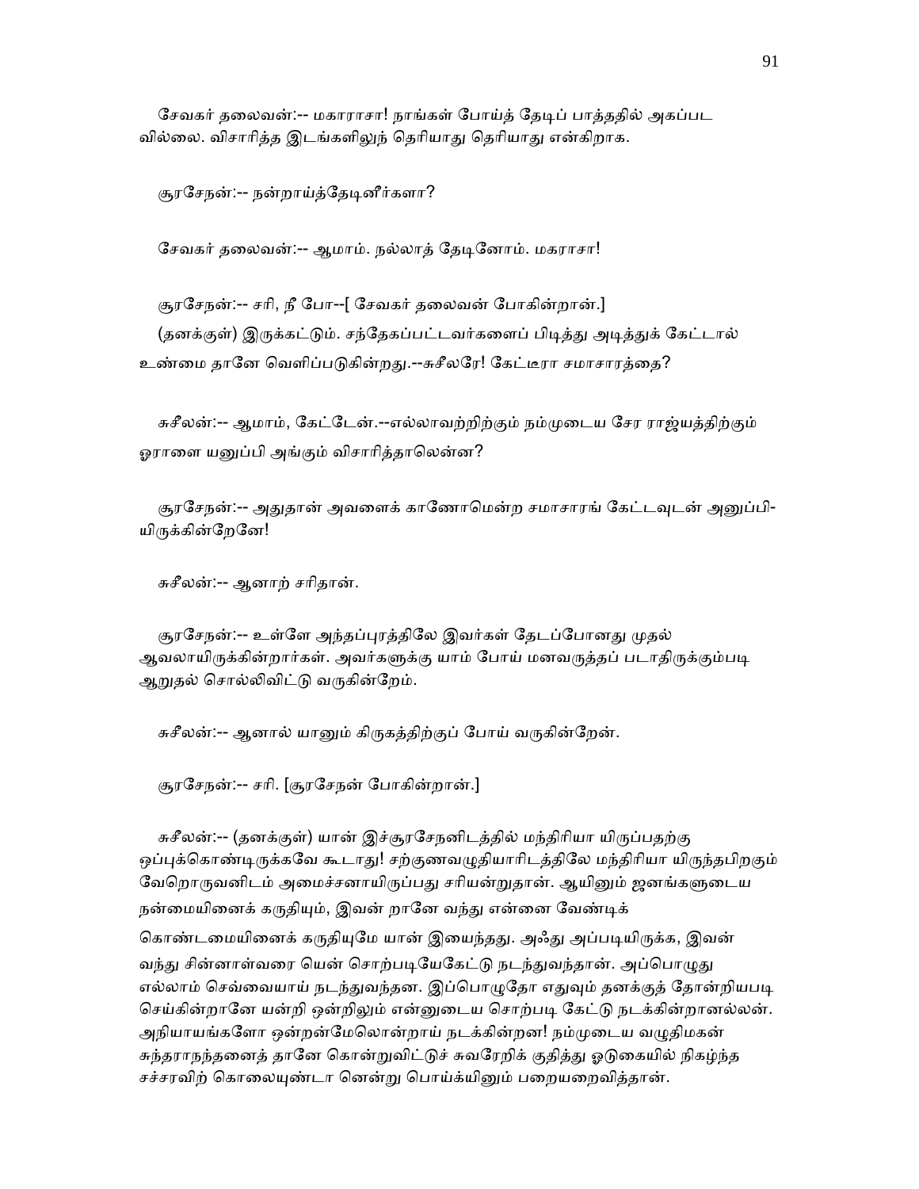சேவகர் தலைவன்:-- மகாராசா! நாங்கள் போய்த் தேடிப் பாத்ததில் அகப்பட வில்லை. விசாரித்த இடங்களிலுந் தெரியாது தெரியாது என்கிறாக.

சூரசேநன்:-- நன்றாய்த்தேடினீர்களா?

சேவகர் தலைவன்:-- ஆமாம். நல்லாத் தேடினோம். மகராசா!

சூரசேநன்:-- சரி, நீ போ--[ சேவகர் தலைவன் போகின்றான்.]
(தனக்குள்) இருக்கட்டும். சந்தேகப்பட்டவர்களைப் பிடித்து அடித்துக் கேட்டால் உண்மை தானே வெளிப்படுகின்றது.--சுசீலரே! கேட்டீரா சமாசாரத்தை?

சுசீலன்:-- ஆமாம், கேட்டேன்.--எல்லாவற்றிற்கும் நம்முடைய சேர ராஜ்யத்திற்கும் ஓராளை யனுப்பி அங்கும் விசாரித்தாலென்ன?

சூரசேநன்:-- அதுதான் அவளைக் காணோமென்ற சமாசாரங் கேட்டவுடன் அனுப்பி-யிருக்கின்றேனே!

சுசீலன்:-- ஆனாற் சரிதான்.

சூரசேநன்:-- உள்ளே அந்தப்புரத்திலே இவர்கள் தேடப்போனது முதல் ஆவலாயிருக்கின்றார்கள். அவர்களுக்கு யாம் போய் மனவருத்தப் படாதிருக்கும்படி ஆறுதல் சொல்லிவிட்டு வருகின்றேம்.

சுசீலன்:-- ஆனால் யானும் கிருகத்திற்குப் போய் வருகின்றேன்.

சூரசேநன்:-- சரி. [சூரசேநன் போகின்றான்.]

சுசீலன்:-- (தனக்குள்) யான் இச்சூரசேநனிடத்தில் மந்திரியா யிருப்பதற்கு ஒப்புக்கொண்டிருக்கவே கூடாது! சற்குணவழுதியாரிடத்திலே மந்திரியா யிருந்தபிறகும் வேறொருவனிடம் அமைச்சனாயிருப்பது சரியன்றுதான். ஆயினும் ஜனங்களுடைய நன்மையினைக் கருதியும், இவன் றானே வந்து என்னை வேண்டிக் கொண்டமையினைக் கருதியுமே யான் இயைந்தது. அஃது அப்படியிருக்க, இவன் வந்து சின்னாள்வரை யென் சொற்படியேகேட்டு நடந்துவந்தான். அப்பொழுது எல்லாம் செவ்வையாய் நடந்துவந்தன. இப்பொழுதோ எதுவும் தனக்குத் தோன்றியபடி செய்கின்றானே யன்றி ஒன்றிலும் என்னுடைய சொற்படி கேட்டு நடக்கின்றானல்லன். அநியாயங்களோ ஒன்றன்மேலொன்றாய் நடக்கின்றன! நம்முடைய வழுதிமகன் சுந்தராநந்தனைத் தானே கொன்றுவிட்டுச் சுவரேறிக் குதித்து ஓடுகையில் நிகழ்ந்த சச்சரவிற் கொலையுண்டா னென்று பொய்க்யினும் பறையறைவித்தான்.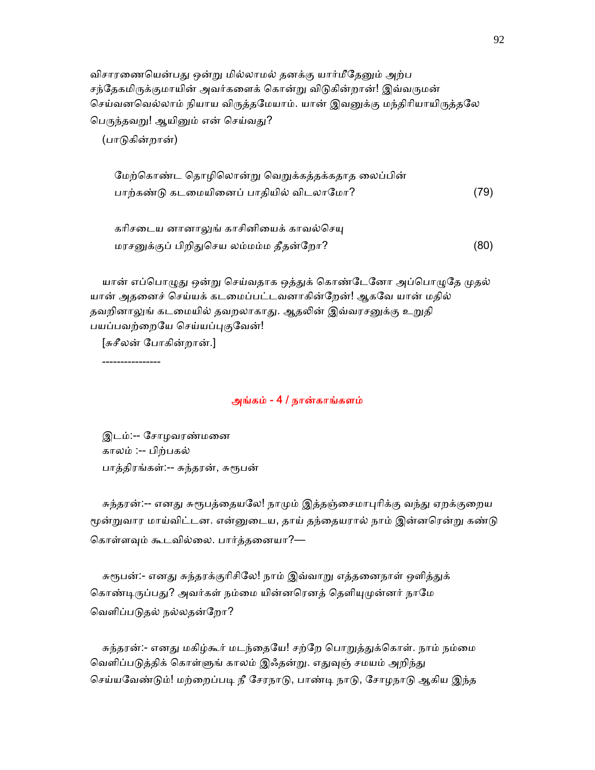விசாரணையென்பது ஒன்று மில்லாமல் தனக்கு யார்மீதேனும் அற்ப சந்தேகமிருக்குமாயின் அவர்களைக் கொன்று விடுகின்றான்! இவ்வருமன் செய்வனவெல்லாம் நியாய விருத்தமேயாம். யான் இவனுக்கு மந்திரியாயிருத்தலே பெருந்தவறு! ஆயினும் என் செய்வது?

(பாடுகின்றான்)

மேற்கொண்ட தொழிலொன்று வெறுக்கத்தக்கதாத லைப்பின்
பாற்கண்டு கடமையினைப் பாதியில் விடலாமோ? (79)

கரிசடைய னானாலுங் காசினியைக் காவல்செயு
மரசனுக்குப் பிறிதுசெய லம்மம்ம தீதன்றோ? (80)

யான் எப்பொழுது ஒன்று செய்வதாக ஒத்துக் கொண்டேனோ அப்பொழுதே முதல் யான் அதனைச் செய்யக் கடமைப்பட்டவனாகின்றேன்! ஆகவே யான் மதில் தவறினாலுங் கடமையில் தவறலாகாது. ஆதலின் இவ்வரசனுக்கு உறுதி பயப்பவற்றையே செய்யப்புகுவேன்!

[சுசீலன் போகின்றான்.]

----------------

## அங்கம் - 4 / நான்காங்களம்

இடம்:-- சோழவரண்மனை
காலம் :-- பிற்பகல்
பாத்திரங்கள்:-- சுந்தரன், சுரூபன்

சுந்தரன்:-- எனது சுரூபத்தையலே! நாமும் இத்தஞ்சைமாபுரிக்கு வந்து ஏறக்குறைய மூன்றுவார மாய்விட்டன. என்னுடைய, தாய் தந்தையரால் நாம் இன்னரென்று கண்டு கொள்ளவும் கூடவில்லை. பார்த்தனையா?—

சுரூபன்:- எனது சுந்தரக்குரிசிலே! நாம் இவ்வாறு எத்தனைநாள் ஒளித்துக் கொண்டிருப்பது? அவர்கள் நம்மை யின்னரெனத் தெளியுமுன்னர் நாமே வெளிப்படுதல் நல்லதன்றோ?

சுந்தரன்:- எனது மகிழ்கூர் மடந்தையே! சற்றே பொறுத்துக்கொள். நாம் நம்மை வெளிப்படுத்திக் கொள்ளுங் காலம் இஃதன்று. எதுவுஞ் சமயம் அறிந்து செய்யவேண்டும்! மற்றைப்படி நீ சேரநாடு, பாண்டி நாடு, சோழநாடு ஆகிய இந்த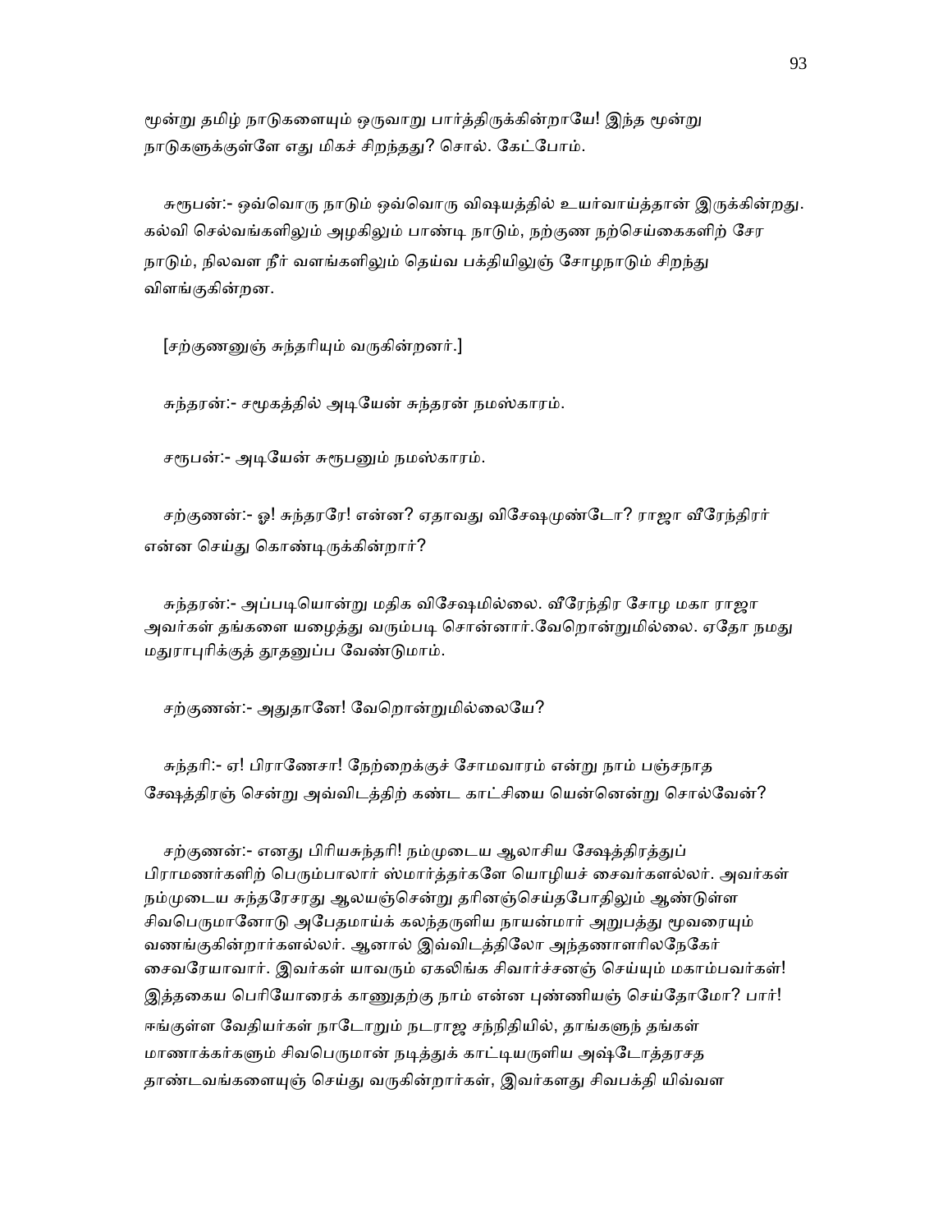மூன்று தமிழ் நாடுகளையும் ஒருவாறு பார்த்திருக்கின்றாயே! இந்த மூன்று நாடுகளுக்குள்ளே எது மிகச் சிறந்தது? சொல். கேட்போம்.

சுரூபன்:- ஒவ்வொரு நாடும் ஒவ்வொரு விஷயத்தில் உயர்வாய்த்தான் இருக்கின்றது. கல்வி செல்வங்களிலும் அழகிலும் பாண்டி நாடும், நற்குண நற்செய்கைகளிற் சேர நாடும், நிலவள நீர் வளங்களிலும் தெய்வ பக்தியிலுஞ் சோழநாடும் சிறந்து விளங்குகின்றன.

[சற்குணனுஞ் சுந்தரியும் வருகின்றனர்.]

சுந்தரன்:- சமூகத்தில் அடியேன் சுந்தரன் நமஸ்காரம்.

சரூபன்:- அடியேன் சுரூபனும் நமஸ்காரம்.

சற்குணன்:- ஓ! சுந்தரரே! என்ன? ஏதாவது விசேஷமுண்டோ? ராஜா வீரேந்திரர் என்ன செய்து கொண்டிருக்கின்றார்?

சுந்தரன்:- அப்படியொன்று மதிக விசேஷமில்லை. வீரேந்திர சோழ மகா ராஜா அவர்கள் தங்களை யழைத்து வரும்படி சொன்னார்.வேறொன்றுமில்லை. ஏதோ நமது மதுராபுரிக்குத் தூதனுப்ப வேண்டுமாம்.

சற்குணன்:- அதுதானே! வேறொன்றுமில்லையே?

சுந்தரி:- ஏ! பிராணேசா! நேற்றைக்குச் சோமவாரம் என்று நாம் பஞ்சநாத க்ஷேத்திரஞ் சென்று அவ்விடத்திற் கண்ட காட்சியை யென்னென்று சொல்வேன்?

சற்குணன்:- எனது பிரியசுந்தரி! நம்முடைய ஆலாசிய க்ஷேத்திரத்துப் பிராமணர்களிற் பெரும்பாலார் ஸ்மார்த்தர்களே யொழியச் சைவர்களல்லர். அவர்கள் நம்முடைய சுந்தரேசரது ஆலயஞ்சென்று தரினஞ்செய்தபோதிலும் ஆண்டுள்ள சிவபெருமானோடு அபேதமாய்க் கலந்தருளிய நாயன்மார் அறுபத்து மூவரையும் வணங்குகின்றார்களல்லர். ஆனால் இவ்விடத்திலோ அந்தணாளரிலநேகேர் சைவரேயாவார். இவர்கள் யாவரும் ஏகலிங்க சிவார்ச்சனஞ் செய்யும் மகாம்பவர்கள்! இத்தகைய பெரியோரைக் காணுதற்கு நாம் என்ன புண்ணியஞ் செய்தோமோ? பார்! ஈங்குள்ள வேதியர்கள் நாடோறும் நடராஜ சந்நிதியில், தாங்களுந் தங்கள் மாணாக்கர்களும் சிவபெருமான் நடித்துக் காட்டியருளிய அஷ்டோத்தரசத தாண்டவங்களையுஞ் செய்து வருகின்றார்கள், இவர்களது சிவபக்தி யிவ்வள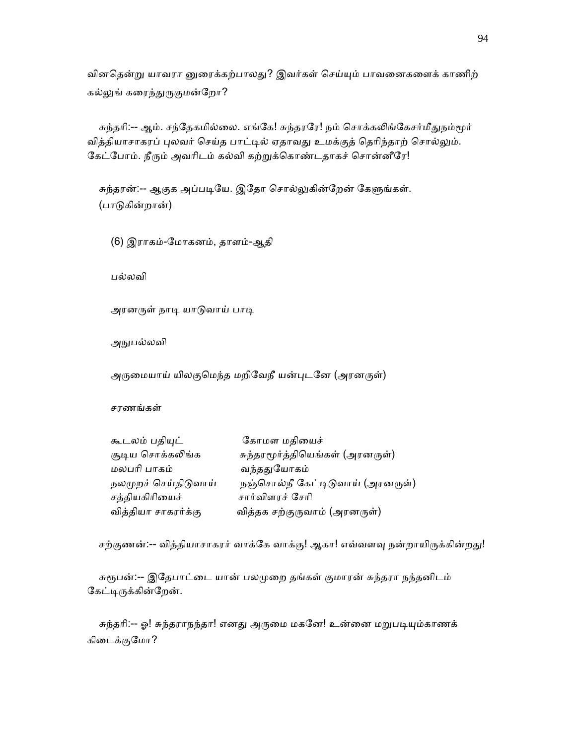வினதென்று யாவரா னுரைக்கற்பாலது? இவர்கள் செய்யும் பாவனைகளைக் காணிற் கல்லுங் கரைந்துருகுமன்றோ?

சுந்தரி:-- ஆம். சந்தேகமில்லை. எங்கே! சுந்தரரே! நம் சொக்கலிங்கேசர்மீதுநம்மூர் வித்தியாசாகரப் புலவர் செய்த பாட்டில் ஏதாவது உமக்குத் தெரிந்தாற் சொல்லும். கேட்போம். நீரும் அவரிடம் கல்வி கற்றுக்கொண்டதாகச் சொன்னீரே!

சுந்தரன்:-- ஆகுக அப்படியே. இதோ சொல்லுகின்றேன் கேளுங்கள். (பாடுகின்றான்)

(6) இராகம்-மோகனம், தாளம்-ஆதி

பல்லவி

அரனருள் நாடி யாடுவாய் பாடி

அநுபல்லவி

அருமையாய் யிலகுமெந்த மறிவேநீ யன்புடனே (அரனருள்)

சரணங்கள்

கூடலம் பதியுட் கோமள மதியைச்
சூடிய சொக்கலிங்க சுந்தரமூர்த்தியெங்கள் (அரனருள்)
மலபரி பாகம் வந்ததுயோகம்
நலமுறச் செய்திடுவாய் நஞ்சொல்நீ கேட்டிடுவாய் (அரனருள்)
சத்தியகிரியைச் சார்விளரச் சேரி
வித்தியா சாகரர்க்கு வித்தக சற்குருவாம் (அரனருள்)

சற்குணன்:-- வித்தியாசாகரர் வாக்கே வாக்கு! ஆகா! எவ்வளவு நன்றாயிருக்கின்றது!

சுரூபன்:-- இதேபாட்டை யான் பலமுறை தங்கள் குமாரன் சுந்தரா நந்தனிடம் கேட்டிருக்கின்றேன்.

சுந்தரி:-- ஓ! சுந்தராநந்தா! எனது அருமை மகனே! உன்னை மறுபடியும்காணக் கிடைக்குமோ?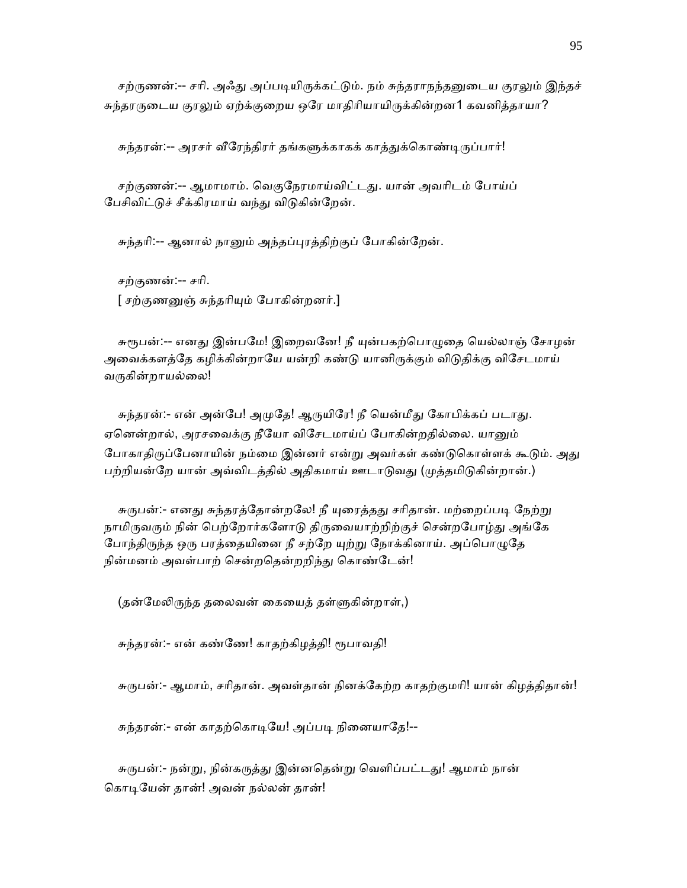சற்ருணன்:-- சரி. அஃது அப்படியிருக்கட்டும். நம் சுந்தராநந்தனுடைய குரலும் இந்தச் சுந்தரருடைய குரலும் ஏறக்குறைய ஒரே மாதிரியாயிருக்கின்றன1 கவனித்தாயா?

சுந்தரன்:-- அரசர் வீரேந்திரர் தங்களுக்காகக் காத்துக்கொண்டிருப்பார்!

சற்குணன்:-- ஆமாமாம். வெகுநேரமாய்விட்டது. யான் அவரிடம் போய்ப் பேசிவிட்டுச் சீக்கிரமாய் வந்து விடுகின்றேன்.

சுந்தரி:-- ஆனால் நானும் அந்தப்புரத்திற்குப் போகின்றேன்.

சற்குணன்:-- சரி.

[ சற்குணனுஞ் சுந்தரியும் போகின்றனர்.]

சுரூபன்:-- எனது இன்பமே! இறைவனே! நீ யுன்பகற்பொழுதை யெல்லாஞ் சோழன் அவைக்களத்தே கழிக்கின்றாயே யன்றி கண்டு யானிருக்கும் விடுதிக்கு விசேடமாய் வருகின்றாயல்லை!

சுந்தரன்:- என் அன்பே! அமுதே! ஆருயிரே! நீ யென்மீது கோபிக்கப் படாது. ஏனென்றால், அரசவைக்கு நீயோ விசேடமாய்ப் போகின்றதில்லை. யானும் போகாதிருப்பேனாயின் நம்மை இன்னர் என்று அவர்கள் கண்டுகொள்ளக் கூடும். அது பற்றியன்றே யான் அவ்விடத்தில் அதிகமாய் ஊடாடுவது (முத்தமிடுகின்றான்.)

சுருபன்:- எனது சுந்தரத்தோன்றலே! நீ யுரைத்தது சரிதான். மற்றைப்படி நேற்று நாமிருவரும் நின் பெற்றோர்களோடு திருவையாற்றிற்குச் சென்றபோழ்து அங்கே போந்திருந்த ஒரு பரத்தையினை நீ சற்றே யுற்று நோக்கினாய். அப்பொழுதே நின்மனம் அவள்பாற் சென்றதென்றறிந்து கொண்டேன்!

(தன்மேலிருந்த தலைவன் கையைத் தள்ளுகின்றாள்,)

சுந்தரன்:- என் கண்ணே! காதற்கிழத்தி! ரூபாவதி!

சுருபன்:- ஆமாம், சரிதான். அவள்தான் நினக்கேற்ற காதற்குமரி! யான் கிழத்திதான்!

சுந்தரன்:- என் காதற்கொடியே! அப்படி நினையாதே!--

சுருபன்:- நன்று, நின்கருத்து இன்னதென்று வெளிப்பட்டது! ஆமாம் நான் கொடியேன் தான்! அவன் நல்லன் தான்!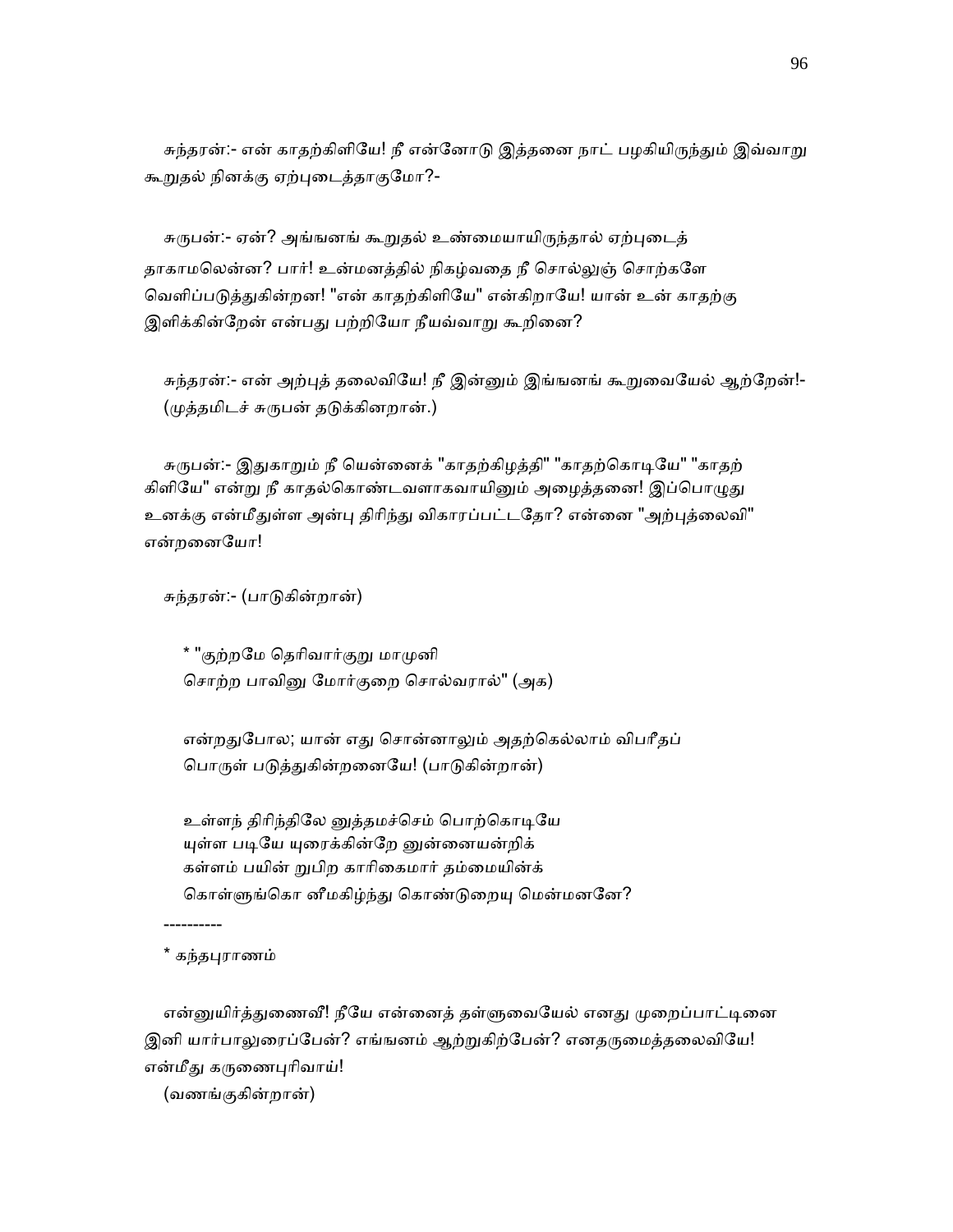சுந்தரன்:- என் காதற்கிளியே! நீ என்னோடு இத்தனை நாட் பழகியிருந்தும் இவ்வாறு கூறுதல் நினக்கு ஏற்புடைத்தாகுமோ?-

சுருபன்:- ஏன்? அங்ஙனங் கூறுதல் உண்மையாயிருந்தால் ஏற்புடைத் தாகாமலென்ன? பார்! உன்மனத்தில் நிகழ்வதை நீ சொல்லுஞ் சொற்களே வெளிப்படுத்துகின்றன! "என் காதற்கிளியே" என்கிறாயே! யான் உன் காதற்கு இளிக்கின்றேன் என்பது பற்றியோ நீயவ்வாறு கூறினை?

சுந்தரன்:- என் அற்புத் தலைவியே! நீ இன்னும் இங்ஙனங் கூறுவையேல் ஆற்றேன்!- (முத்தமிடச் சுருபன் தடுக்கினறான்.)

சுருபன்:- இதுகாறும் நீ யென்னைக் "காதற்கிழத்தி" "காதற்கொடியே" "காதற் கிளியே" என்று நீ காதல்கொண்டவளாகவாயினும் அழைத்தனை! இப்பொழுது உனக்கு என்மீதுள்ள அன்பு திரிந்து விகாரப்பட்டதோ? என்னை "அற்புத்லைவி" என்றனையோ!

சுந்தரன்:- (பாடுகின்றான்)

> * "குற்றமே தெரிவார்குறு மாமுனி
> சொற்ற பாவினு மோர்குறை சொல்வரால்" (அக)
>
> என்றதுபோல; யான் எது சொன்னாலும் அதற்கெல்லாம் விபரீதப் பொருள் படுத்துகின்றனையே! (பாடுகின்றான்)
>
> உள்ளந் திரிந்திலே னுத்தமச்செம் பொற்கொடியே
> யுள்ள படியே யுரைக்கின்றே னுன்னையன்றிக்
> கள்ளம் பயின் றுபிற காரிகைமார் தம்மையின்க்
> கொள்ளுங்கொ னீமகிழ்ந்து கொண்டுறையு மென்மனனே?

----------

* கந்தபுராணம்

என்னுயிர்த்துணைவீ! நீயே என்னைத் தள்ளுவையேல் எனது முறைப்பாட்டினை இனி யார்பாலுரைப்பேன்? எங்ஙனம் ஆற்றுகிற்பேன்? எனதருமைத்தலைவியே! என்மீது கருணைபுரிவாய்!
(வணங்குகின்றான்)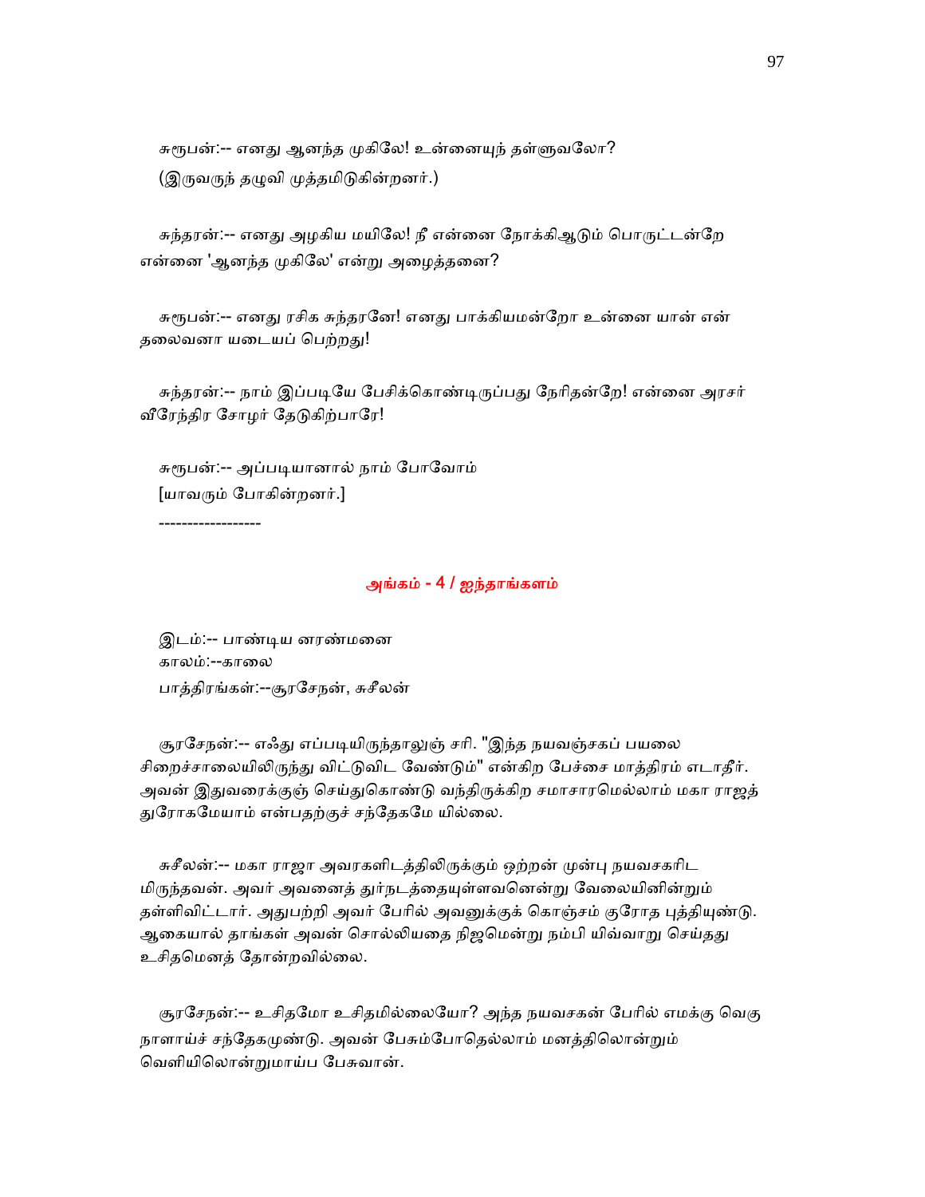சுரூபன்:-- எனது ஆனந்த முகிலே! உன்னையுந் தள்ளுவலோ?
(இருவருந் தழுவி முத்தமிடுகின்றனர்.)

சுந்தரன்:-- எனது அழகிய மயிலே! நீ என்னை நோக்கிஆடும் பொருட்டன்றே என்னை 'ஆனந்த முகிலே' என்று அழைத்தனை?

சுரூபன்:-- எனது ரசிக சுந்தரனே! எனது பாக்கியமன்றோ உன்னை யான் என் தலைவனா யடையப் பெற்றது!

சுந்தரன்:-- நாம் இப்படியே பேசிக்கொண்டிருப்பது நேரிதன்றே! என்னை அரசர் வீரேந்திர சோழர் தேடுகிற்பாரே!

சுரூபன்:-- அப்படியானால் நாம் போவோம்
[யாவரும் போகின்றனர்.]

------------------

## அங்கம் - 4 / ஐந்தாங்களம்

இடம்:-- பாண்டிய னரண்மனை
காலம்:--காலை
பாத்திரங்கள்:--சூரசேநன், சுசீலன்

சூரசேநன்:-- எஃது எப்படியிருந்தாலுஞ் சரி. "இந்த நயவஞ்சகப் பயலை சிறைச்சாலையிலிருந்து விட்டுவிட வேண்டும்" என்கிற பேச்சை மாத்திரம் எடாதீர். அவன் இதுவரைக்குஞ் செய்துகொண்டு வந்திருக்கிற சமாசாரமெல்லாம் மகா ராஜத் துரோகமேயாம் என்பதற்குச் சந்தேகமே யில்லை.

சுசீலன்:-- மகா ராஜா அவரகளிடத்திலிருக்கும் ஒற்றன் முன்பு நயவசகரிட மிருந்தவன். அவர் அவனைத் துர்நடத்தையுள்ளவனென்று வேலையினின்றும் தள்ளிவிட்டார். அதுபற்றி அவர் பேரில் அவனுக்குக் கொஞ்சம் குரோத புத்தியுண்டு. ஆகையால் தாங்கள் அவன் சொல்லியதை நிஜமென்று நம்பி யிவ்வாறு செய்தது உசிதமெனத் தோன்றவில்லை.

சூரசேநன்:-- உசிதமோ உசிதமில்லையோ? அந்த நயவசகன் பேரில் எமக்கு வெகு நாளாய்ச் சந்தேகமுண்டு. அவன் பேசும்போதெல்லாம் மனத்திலொன்றும் வெளியிலொன்றுமாய்ப பேசுவான்.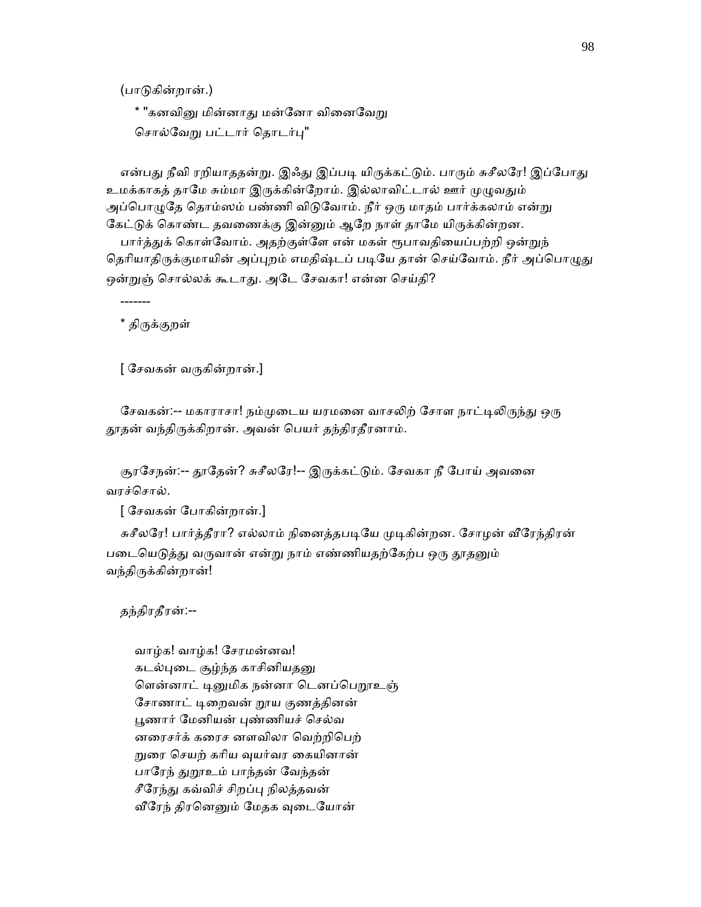(பாடுகின்றான்.)

* "கனவினு மின்னாது மன்னோ வினைவேறு
சொல்வேறு பட்டார் தொடர்பு"

என்பது நீவி ரறியாததன்று. இஃது இப்படி யிருக்கட்டும். பாரும் சுசீலரே! இப்போது உமக்காகத் தாமே சும்மா இருக்கின்றோம். இல்லாவிட்டால் ஊர் முழுவதும் அப்பொழுதே தொம்ஸம் பண்ணி விடுவோம். நீர் ஒரு மாதம் பார்க்கலாம் என்று கேட்டுக் கொண்ட தவணைக்கு இன்னும் ஆறே நாள் தாமே யிருக்கின்றன. பார்த்துக் கொள்வோம். அதற்குள்ளே என் மகள் ரூபாவதியைப்பற்றி ஒன்றுந் தெரியாதிருக்குமாயின் அப்புறம் எமதிஷ்டப் படியே தான் செய்வோம். நீர் அப்பொழுது ஒன்றுஞ் சொல்லக் கூடாது. அடே சேவகா! என்ன செய்தி?

-------

* திருக்குறள்

[ சேவகன் வருகின்றான்.]

சேவகன்:-- மகாராசா! நம்முடைய யரமனை வாசலிற் சோள நாட்டிலிருந்து ஒரு தூதன் வந்திருக்கிறான். அவன் பெயர் தந்திரதீரனாம்.

சூரசேநன்:-- தூதேன்? சுசீலரே!-- இருக்கட்டும். சேவகா நீ போய் அவனை வரச்சொல்.

[ சேவகன் போகின்றான்.]

சுசீலரே! பார்த்தீரா? எல்லாம் நினைத்தபடியே முடிகின்றன. சோழன் வீரேந்திரன் படையெடுத்து வருவான் என்று நாம் எண்ணியதற்கேற்ப ஒரு தூதனும் வந்திருக்கின்றான்!

தந்திரதீரன்:--

வாழ்க! வாழ்க! சேரமன்னவ!
கடல்புடை சூழ்ந்த காசினியதனு
ளென்னாட் டினுமிக நன்னா டெனப்பெறூஉஞ்
சோணாட் டிறைவன் றூய குணத்தினன்
பூணார் மேனியன் புண்ணியச் செல்வ
னரைசர்க் கரைச னளவிலா வெற்றிபெற்
றுரை செயற் கரிய வுயர்வர கையினான்
பாரேந் துறூஉம் பாந்தன் வேந்தன்
சீரேந்து கவ்விச் சிறப்பு நிலத்தவன்
வீரேந் திரனெனும் மேதக வுடையோன்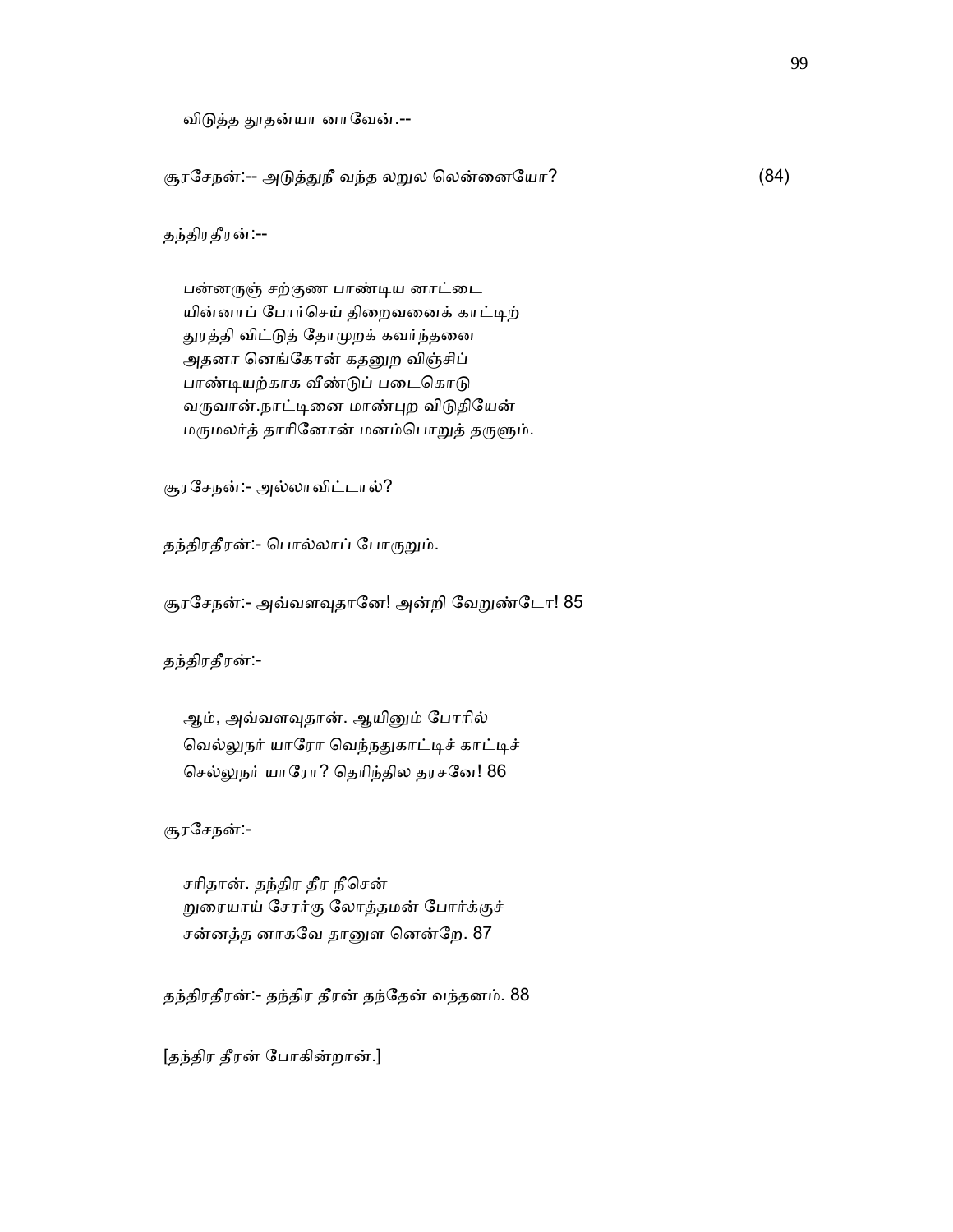விடுத்த தூதன்யா னாவேன்.--

சூரசேநன்:-- அடுத்துநீ வந்த லறுல லென்னையோ? (84)

தந்திரதீரன்:--

பன்னருஞ் சற்குண பாண்டிய னாட்டை
யின்னாப் போர்செய் திறைவனைக் காட்டிற்
துரத்தி விட்டுத் தோமுறக் கவர்ந்தனை
அதனா னெங்கோன் கதனுற விஞ்சிப்
பாண்டியற்காக வீண்டுப் படைகொடு
வருவான்.நாட்டினை மாண்புற விடுதியேன்
மருமலர்த் தாரினோன் மனம்பொறுத் தருளும்.

சூரசேநன்:- அல்லாவிட்டால்?

தந்திரதீரன்:- பொல்லாப் போருறும்.

சூரசேநன்:- அவ்வளவுதானே! அன்றி வேறுண்டோ! 85

தந்திரதீரன்:-

ஆம், அவ்வளவுதான். ஆயினும் போரில்
வெல்லுநர் யாரோ வெந்நதுகாட்டிச் காட்டிச்
செல்லுநர் யாரோ? தெரிந்தில தரசனே! 86

சூரசேநன்:-

சரிதான். தந்திர தீர நீசென்
றுரையாய் சேரர்கு லோத்தமன் போர்க்குச்
சன்னத்த னாகவே தானுள னென்றே. 87

தந்திரதீரன்:- தந்திர தீரன் தந்தேன் வந்தனம். 88

[தந்திர தீரன் போகின்றான்.]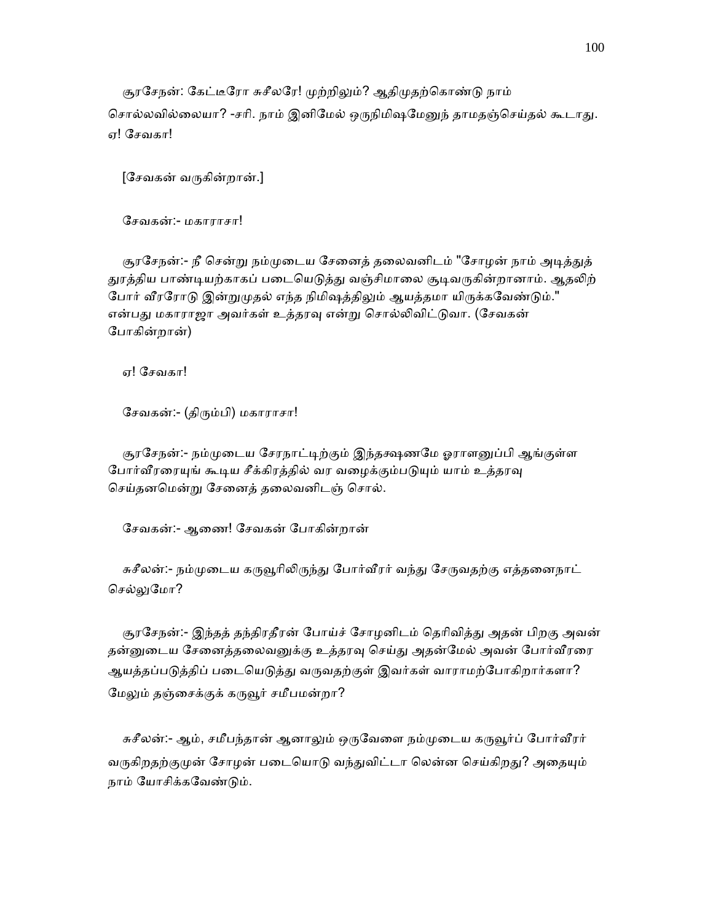சூரசேநன்: கேட்டீரோ சுசீலரே! முற்றிலும்? ஆதிமுதற்கொண்டு நாம் சொல்லவில்லையா? -சரி. நாம் இனிமேல் ஒருநிமிஷமேனுந் தாமதஞ்செய்தல் கூடாது. ஏ! சேவகா!

[சேவகன் வருகின்றான்.]

சேவகன்:- மகாராசா!

சூரசேநன்:- நீ சென்று நம்முடைய சேனைத் தலைவனிடம் "சோழன் நாம் அடித்துத் துரத்திய பாண்டியனுக்காகப் படையெடுத்து வஞ்சிமாலை சூடிவருகின்றானாம். ஆதலிற் போர் வீரரோடு இன்றுமுதல் எந்த நிமிஷத்திலும் ஆயத்தமா யிருக்கவேண்டும்." என்பது மகாராஜா அவர்கள் உத்தரவு என்று சொல்லிவிட்டுவா. (சேவகன் போகின்றான்)

ஏ! சேவகா!

சேவகன்:- (திரும்பி) மகாராசா!

சூரசேநன்:- நம்முடைய சேரநாட்டிற்கும் இந்தக்ஷணமே ஓராளனுப்பி ஆங்குள்ள போர்வீரரையுங் கூடிய சீக்கிரத்தில் வர வழைக்கும்படியும் யாம் உத்தரவு செய்தனமென்று சேனைத் தலைவனிடஞ் சொல்.

சேவகன்:- ஆணை! சேவகன் போகின்றான்

சுசீலன்:- நம்முடைய கருவூரிலிருந்து போர்வீரர் வந்து சேருவதற்கு எத்தனைநாட் செல்லுமோ?

சூரசேநன்:- இந்தத் தந்திரதீரன் போய்ச் சோழனிடம் தெரிவித்து அதன் பிறகு அவன் தன்னுடைய சேனைத்தலைவனுக்கு உத்தரவு செய்து அதன்மேல் அவன் போர்வீரரை ஆயத்தப்படுத்திப் படையெடுத்து வருவதற்குள் இவர்கள் வாராமற்போகிறார்களா? மேலும் தஞ்சைக்குக் கருவூர் சமீபமன்றா?

சுசீலன்:- ஆம், சமீபந்தான் ஆனாலும் ஒருவேளை நம்முடைய கருவூர்ப் போர்வீரர் வருகிறதற்குமுன் சோழன் படையொடு வந்துவிட்டா லென்ன செய்கிறது? அதையும் நாம் யோசிக்கவேண்டும்.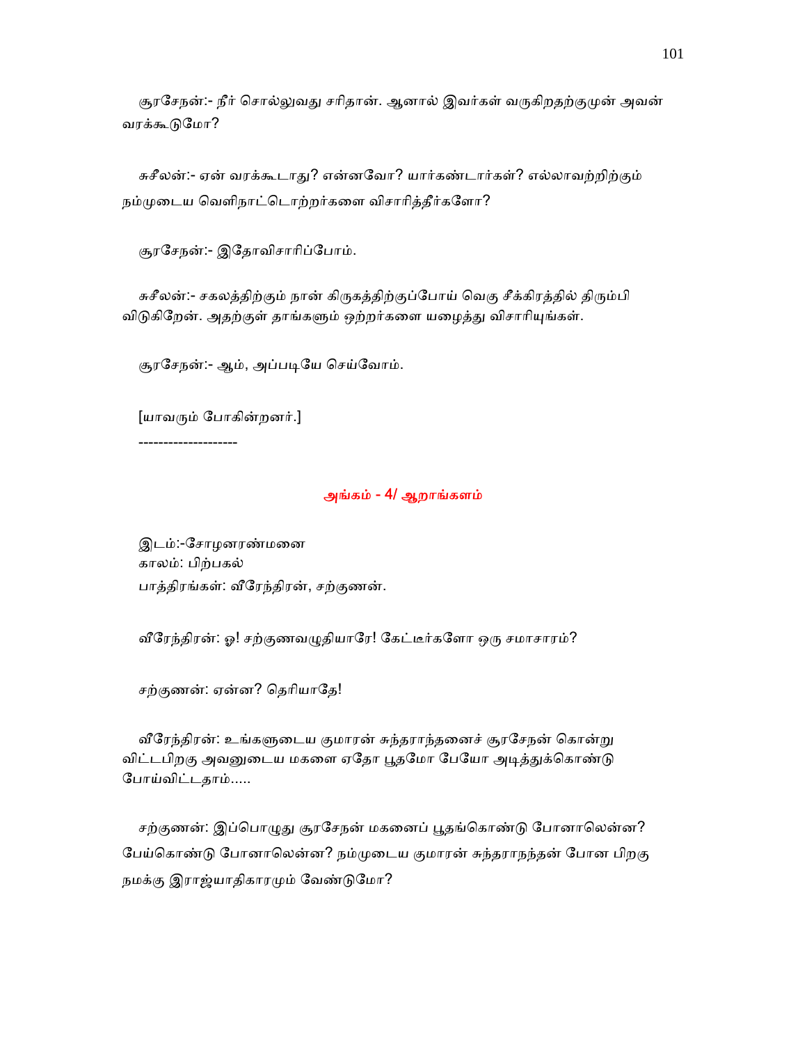சூரசேநன்:- நீர் சொல்லுவது சரிதான். ஆனால் இவர்கள் வருகிறதற்குமுன் அவன் வரக்கூடுமோ?

சுசீலன்:- ஏன் வரக்கூடாது? என்னவோ? யார்கண்டார்கள்? எல்லாவற்றிற்கும் நம்முடைய வெளிநாட்டொற்றர்களை விசாரித்தீர்களோ?

சூரசேநன்:- இதோவிசாரிப்போம்.

சுசீலன்:- சகலத்திற்கும் நான் கிருகத்திற்குப்போய் வெகு சீக்கிரத்தில் திரும்பி விடுகிறேன். அதற்குள் தாங்களும் ஒற்றர்களை யழைத்து விசாரியுங்கள்.

சூரசேநன்:- ஆம், அப்படியே செய்வோம்.

[யாவரும் போகின்றனர்.]

--------------------

## அங்கம் - 4/ ஆறாங்களம்

இடம்:-சோழனரண்மனை
காலம்: பிற்பகல்
பாத்திரங்கள்: வீரேந்திரன், சற்குணன்.

வீரேந்திரன்: ஓ! சற்குணவழுதியாரே! கேட்டீர்களோ ஒரு சமாசாரம்?

சற்குணன்: ஏன்ன? தெரியாதே!

வீரேந்திரன்: உங்களுடைய குமாரன் சுந்தராந்தனைச் சூரசேநன் கொன்று விட்டபிறகு அவனுடைய மகளை ஏதோ பூதமோ பேயோ அடித்துக்கொண்டு போய்விட்டதாம்.....

சற்குணன்: இப்பொழுது சூரசேநன் மகனைப் பூதங்கொண்டு போனாலென்ன? பேய்கொண்டு போனாலென்ன? நம்முடைய குமாரன் சுந்தராநந்தன் போன பிறகு நமக்கு இராஜ்யாதிகாரமும் வேண்டுமோ?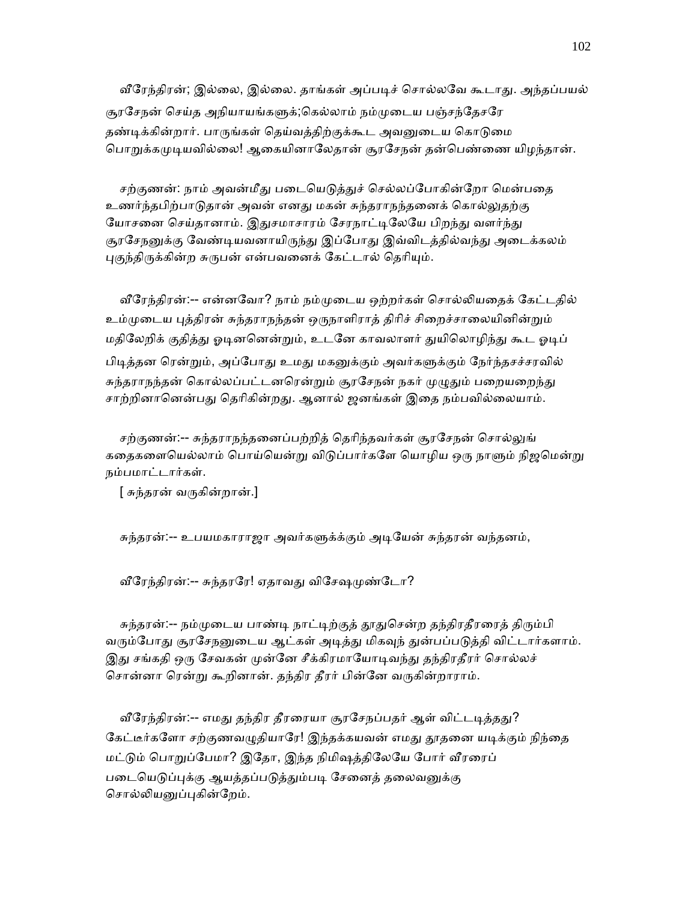வீரேந்திரன்; இல்லை, இல்லை. தாங்கள் அப்படிச் சொல்லவே கூடாது. அந்தப்பயல் சூரசேநன் செய்த அநியாயங்களுக்;கெல்லாம் நம்முடைய பஞ்சந்தேசரே தண்டிக்கின்றார். பாருங்கள் தெய்வத்திற்குக்கூட அவனுடைய கொடுமை பொறுக்கமுடியவில்லை! ஆகையினாலேதான் சூரசேநன் தன்பெண்ணை யிழந்தான்.

சற்குணன்: நாம் அவன்மீது படையெடுத்துச் செல்லப்போகின்றோ மென்பதை உணர்ந்தபிற்பாடுதான் அவன் எனது மகன் சுந்தரானந்தனைக் கொல்லுதற்கு யோசனை செய்தானாம். இதுசமாசாரம் சேரநாட்டிலேயே பிறந்து வளர்ந்து சூரசேநனுக்கு வேண்டியவனாயிருந்து இப்போது இவ்விடத்தில்வந்து அடைக்கலம் புகுந்திருக்கின்ற சுருபன் என்பவனைக் கேட்டால் தெரியும்.

வீரேந்திரன்:-- என்னவோ? நாம் நம்முடைய ஒற்றர்கள் சொல்லியதைக் கேட்டதில் உம்முடைய புத்திரன் சுந்தரானந்தன் ஒருநாளிராத் திரிச் சிறைச்சாலையினின்றும் மதிலேறிக் குதித்து ஓடினனென்றும், உடனே காவலாளர் துயிலொழிந்து கூட ஓடிப் பிடித்தன ரென்றும், அப்போது உமது மகனுக்கும் அவர்களுக்கும் நேர்ந்தசச்சரவில் சுந்தரானந்தன் கொல்லப்பட்டனரென்றும் சூரசேநன் நகர் முழுதும் பறையறைந்து சாற்றினானென்பது தெரிகின்றது. ஆனால் ஜனங்கள் இதை நம்பவில்லையாம்.

சற்குணன்:-- சுந்தரானந்தனைப்பற்றித் தெரிந்தவர்கள் சூரசேநன் சொல்லுங் கதைகளையெல்லாம் பொய்யென்று விடுப்பார்களே யொழிய ஒரு நாளும் நிஜமென்று நம்பமாட்டார்கள்.

[ சுந்தரன் வருகின்றான்.]

சுந்தரன்:-- உபயமகாராஜா அவர்களுக்கும் அடியேன் சுந்தரன் வந்தனம்,

வீரேந்திரன்:-- சுந்தரரே! ஏதாவது விசேஷமுண்டோ?

சுந்தரன்:-- நம்முடைய பாண்டி நாட்டிற்குத் தூதுசென்ற தந்திரதீரரைத் திரும்பி வரும்போது சூரசேநனுடைய ஆட்கள் அடித்து மிகவுந் துன்பப்படுத்தி விட்டார்களாம். இது சங்கதி ஒரு சேவகன் முன்னே சீக்கிரமாயோடிவந்து தந்திரதீரர் சொல்லச் சொன்னா ரென்று கூறினான். தந்திர தீரர் பின்னே வருகின்றாராம்.

வீரேந்திரன்:-- எமது தந்திர தீரரையா சூரசேநப்பதர் ஆள் விட்டடித்தது? கேட்டீர்களோ சற்குணவழுதியாரே! இந்தக்கயவன் எமது தூதனை யடிக்கும் நிந்தை மட்டும் பொறுப்பேமா? இதோ, இந்த நிமிஷத்திலேயே போர் வீரரைப் படையெடுப்புக்கு ஆயத்தப்படுத்தும்படி சேனைத் தலைவனுக்கு சொல்லியனுப்புகின்றேம்.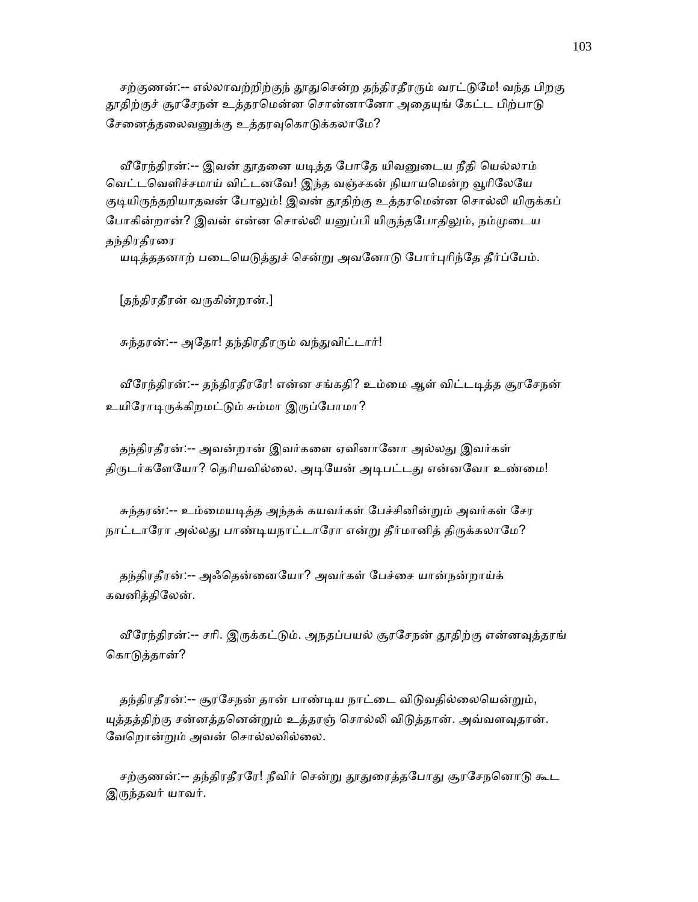சற்குணன்:-- எல்லாவற்றிற்குந் தூதுசென்ற தந்திரதீரரும் வரட்டுமே! வந்த பிறகு தூதிற்குச் சூரசேநன் உத்தரமென்ன சொன்னானோ அதையுங் கேட்ட பிற்பாடு சேனைத்தலைவனுக்கு உத்தரவுகொடுக்கலாமே?

வீரேந்திரன்:-- இவன் தூதனை யடித்த போதே யிவனுடைய நீதி யெல்லாம் வெட்டவெளிச்சமாய் விட்டனவே! இந்த வஞ்சகன் நியாயமென்ற வூரிலேயே குடியிருந்தறியாதவன் போலும்! இவன் தூதிற்கு உத்தரமென்ன சொல்லி யிருக்கப் போகின்றான்? இவன் என்ன சொல்லி யனுப்பி யிருந்தபோதிலும், நம்முடைய தந்திரதீரரை
யடித்ததனாற் படையெடுத்துச் சென்று அவனோடு போர்புரிந்தே தீர்ப்பேம்.

[தந்திரதீரன் வருகின்றான்.]

சுந்தரன்:-- அதோ! தந்திரதீரரும் வந்துவிட்டார்!

வீரேந்திரன்:-- தந்திரதீரரே! என்ன சங்கதி? உம்மை ஆள் விட்டடித்த சூரசேநன் உயிரோடிருக்கிறமட்டும் சும்மா இருப்போமா?

தந்திரதீரன்:-- அவன்றான் இவர்களை ஏவினானோ அல்லது இவர்கள் திருடர்களேயோ? தெரியவில்லை. அடியேன் அடிபட்டது என்னவோ உண்மை!

சுந்தரன்:-- உம்மையடித்த அந்தக் கயவர்கள் பேச்சினின்றும் அவர்கள் சேர நாட்டாரோ அல்லது பாண்டியநாட்டாரோ என்று தீர்மானித் திருக்கலாமே?

தந்திரதீரன்:-- அஃதென்னையோ? அவர்கள் பேச்சை யான்நன்றாய்க் கவனித்திலேன்.

வீரேந்திரன்:-- சரி. இருக்கட்டும். அநதப்பயல் சூரசேநன் தூதிற்கு என்னவுத்தரங் கொடுத்தான்?

தந்திரதீரன்:-- சூரசேநன் தான் பாண்டிய நாட்டை விடுவதில்லையென்றும், யுத்தத்திற்கு சன்னத்தனென்றும் உத்தரஞ் சொல்லி விடுத்தான். அவ்வளவுதான். வேறொன்றும் அவன் சொல்லவில்லை.

சற்குணன்:-- தந்திரதீரரே! நீவிர் சென்று தூதுரைத்தபோது சூரசேநனொடு கூட இருந்தவர் யாவர்.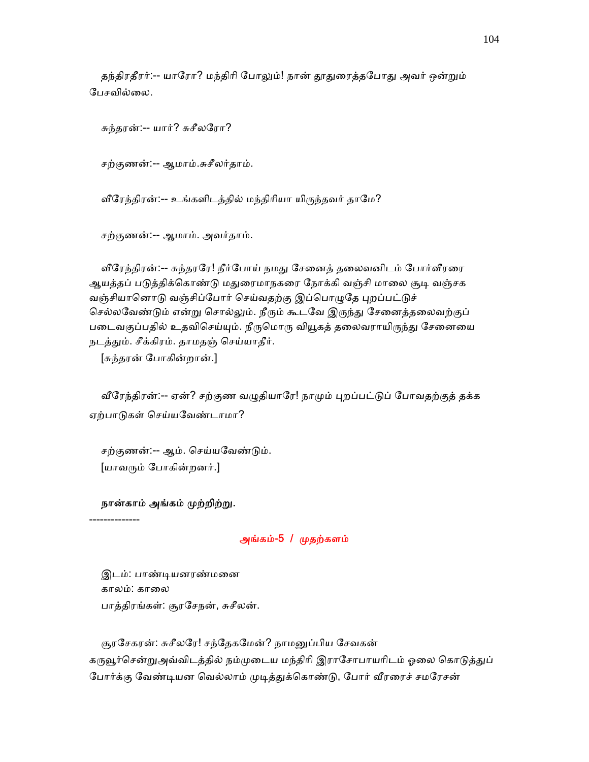தந்திரதீரர்:-- யாரோ? மந்திரி போலும்! நான் தூதுரைத்தபோது அவர் ஒன்றும் பேசவில்லை.

சுந்தரன்:-- யார்? சுசீலரோ?

சற்குணன்:-- ஆமாம்.சுசீலர்தாம்.

வீரேந்திரன்:-- உங்களிடத்தில் மந்திரியா யிருந்தவர் தாமே?

சற்குணன்:-- ஆமாம். அவர்தாம்.

வீரேந்திரன்:-- சுந்தரரே! நீர்போய் நமது சேனைத் தலைவனிடம் போர்வீரரை ஆயத்தப் படுத்திக்கொண்டு மதுரைமாநகரை நோக்கி வஞ்சி மாலை சூடி வஞ்சக வஞ்சியானொடு வஞ்சிப்போர் செய்வதற்கு இப்பொழுதே புறப்பட்டுச் செல்லவேண்டும் என்று சொல்லும். நீரும் கூடவே இருந்து சேனைத்தலைவற்குப் படைவகுப்பதில் உதவிசெய்யும். நீருமொரு வியூகத் தலைவராயிருந்து சேனையை நடத்தும். சீக்கிரம். தாமதஞ் செய்யாதீர்.

[சுந்தரன் போகின்றான்.]

வீரேந்திரன்:-- ஏன்? சற்குண வழுதியாரே! நாமும் புறப்பட்டுப் போவதற்குத் தக்க ஏற்பாடுகள் செய்யவேண்டாமா?

சற்குணன்:-- ஆம். செய்யவேண்டும்.

[யாவரும் போகின்றனர்.]

**நான்காம் அங்கம் முற்றிற்று.**

-------------

## அங்கம்-5 / முதற்களம்

இடம்: பாண்டியனரண்மனை
காலம்: காலை
பாத்திரங்கள்: சூரசேநன், சுசீலன்.

சூரசேகரன்: சுசீலரே! சந்தேகமேன்? நாமனுப்பிய சேவகன் கருவூர்சென்றுஅவ்விடத்தில் நம்முடைய மந்திரி இராசோபாயரிடம் ஓலை கொடுத்துப் போர்க்கு வேண்டியன வெல்லாம் முடித்துக்கொண்டு, போர் வீரரைச் சமரேசன்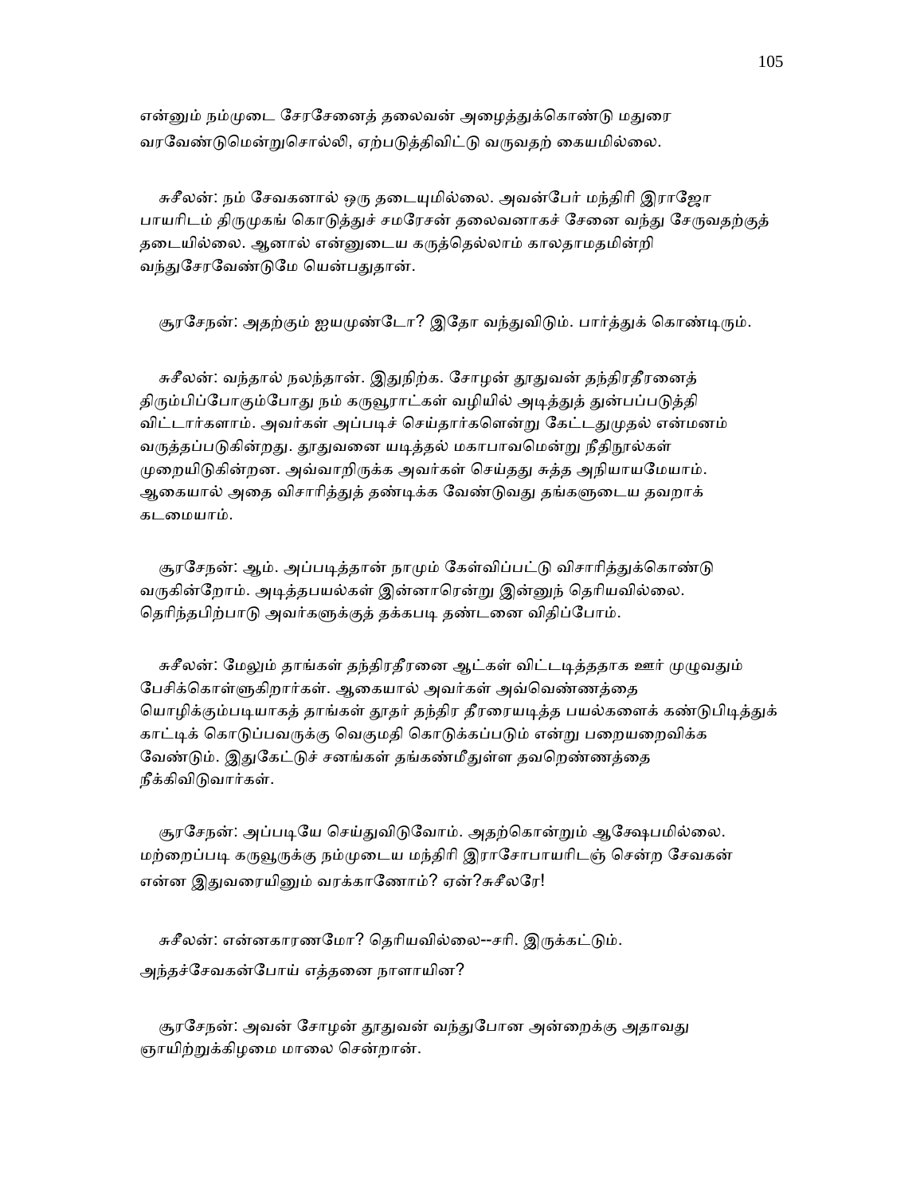என்னும் நம்முடை சேரசேனைத் தலைவன் அழைத்துக்கொண்டு மதுரை வரவேண்டுமென்றுசொல்லி, ஏற்படுத்திவிட்டு வருவதற் கையமில்லை.

சுசீலன்: நம் சேவகனால் ஒரு தடையுமில்லை. அவன்பேர் மந்திரி இராஜோ பாயரிடம் திருமுகங் கொடுத்துச் சமரேசன் தலைவனாகச் சேனை வந்து சேருவதற்குத் தடையில்லை. ஆனால் என்னுடைய கருத்தெல்லாம் காலதாமதமின்றி வந்துசேரவேண்டுமே யென்பதுதான்.

சூரசேநன்: அதற்கும் ஐயமுண்டோ? இதோ வந்துவிடும். பார்த்துக் கொண்டிரும்.

சுசீலன்: வந்தால் நலந்தான். இதுநிற்க. சோழன் தூதுவன் தந்திரதீரனைத் திரும்பிப்போகும்போது நம் கருவூராட்கள் வழியில் அடித்துத் துன்பப்படுத்தி விட்டார்களாம். அவர்கள் அப்படிச் செய்தார்களென்று கேட்டதுமுதல் என்மனம் வருத்தப்படுகின்றது. தூதுவனை யடித்தல் மகாபாவமென்று நீதிநூல்கள் முறையிடுகின்றன. அவ்வாறிருக்க அவர்கள் செய்தது சுத்த அநியாயமேயாம். ஆகையால் அதை விசாரித்துத் தண்டிக்க வேண்டுவது தங்களுடைய தவறாக் கடமையாம்.

சூரசேநன்: ஆம். அப்படித்தான் நாமும் கேள்விப்பட்டு விசாரித்துக்கொண்டு வருகின்றோம். அடித்தபயல்கள் இன்னாரென்று இன்னுந் தெரியவில்லை. தெரிந்தபிற்பாடு அவர்களுக்குத் தக்கபடி தண்டனை விதிப்போம்.

சுசீலன்: மேலும் தாங்கள் தந்திரதீரனை ஆட்கள் விட்டடித்ததாக ஊர் முழுவதும் பேசிக்கொள்ளுகிறார்கள். ஆகையால் அவர்கள் அவ்வெண்ணத்தை யொழிக்கும்படியாகத் தாங்கள் தூதர் தந்திர தீரரையடித்த பயல்களைக் கண்டுபிடித்துக் காட்டிக் கொடுப்பவருக்கு வெகுமதி கொடுக்கப்படும் என்று பறையறைவிக்க வேண்டும். இதுகேட்டுச் சனங்கள் தங்கண்மீதுள்ள தவறெண்ணத்தை நீக்கிவிடுவார்கள்.

சூரசேநன்: அப்படியே செய்துவிடுவோம். அதற்கொன்றும் ஆக்ஷேபமில்லை. மற்றைப்படி கருவூருக்கு நம்முடைய மந்திரி இராசோபாயரிடஞ் சென்ற சேவகன் என்ன இதுவரையினும் வரக்காணோம்? ஏன்?சுசீலரே!

சுசீலன்: என்னகாரணமோ? தெரியவில்லை--சரி. இருக்கட்டும். அந்தச்சேவகன்போய் எத்தனை நாளாயின?

சூரசேநன்: அவன் சோழன் தூதுவன் வந்துபோன அன்றைக்கு அதாவது ஞாயிற்றுக்கிழமை மாலை சென்றான்.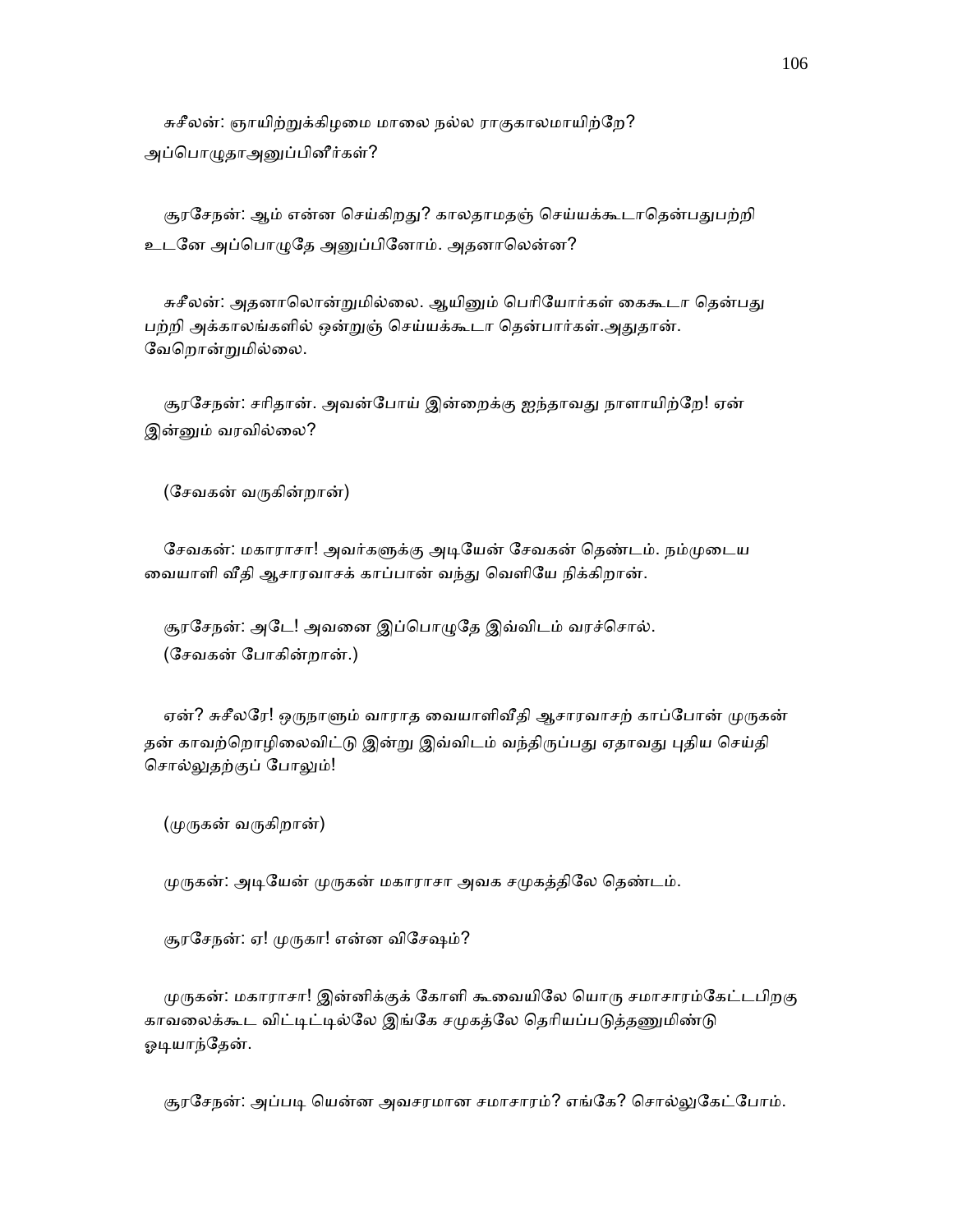சுசீலன்: ஞாயிற்றுக்கிழமை மாலை நல்ல ராகுகாலமாயிற்றே? அப்பொழுதாஅனுப்பினீர்கள்?

சூரசேநன்: ஆம் என்ன செய்கிறது? காலதாமதஞ் செய்யக்கூடாதென்பதுபற்றி உடனே அப்பொழுதே அனுப்பினோம். அதனாலென்ன?

சுசீலன்: அதனாலொன்றுமில்லை. ஆயினும் பெரியோர்கள் கைகூடா தென்பது பற்றி அக்காலங்களில் ஒன்றுஞ் செய்யக்கூடா தென்பார்கள்.அதுதான். வேறொன்றுமில்லை.

சூரசேநன்: சரிதான். அவன்போய் இன்றைக்கு ஐந்தாவது நாளாயிற்றே! ஏன் இன்னும் வரவில்லை?

(சேவகன் வருகின்றான்)

சேவகன்: மகாராசா! அவர்களுக்கு அடியேன் சேவகன் தெண்டம். நம்முடைய வையாளி வீதி ஆசாரவாசக் காப்பான் வந்து வெளியே நிக்கிறான்.

சூரசேநன்: அடே! அவனை இப்பொழுதே இவ்விடம் வரச்சொல்.
(சேவகன் போகின்றான்.)

ஏன்? சுசீலரே! ஒருநாளும் வாராத வையாளிவீதி ஆசாரவாசற் காப்போன் முருகன் தன் காவற்றொழிலைவிட்டு இன்று இவ்விடம் வந்திருப்பது ஏதாவது புதிய செய்தி சொல்லுதற்குப் போலும்!

(முருகன் வருகிறான்)

முருகன்: அடியேன் முருகன் மகாராசா அவக சமுகத்திலே தெண்டம்.

சூரசேநன்: ஏ! முருகா! என்ன விசேஷம்?

முருகன்: மகாராசா! இன்னிக்குக் கோளி கூவையிலே யொரு சமாசாரம்கேட்டபிறகு காவலைக்கூட விட்டிட்டில்லே இங்கே சமுகத்லே தெரியப்படுத்தணுமிண்டு ஓடியாந்தேன்.

சூரசேநன்: அப்படி யென்ன அவசரமான சமாசாரம்? எங்கே? சொல்லுகேட்போம்.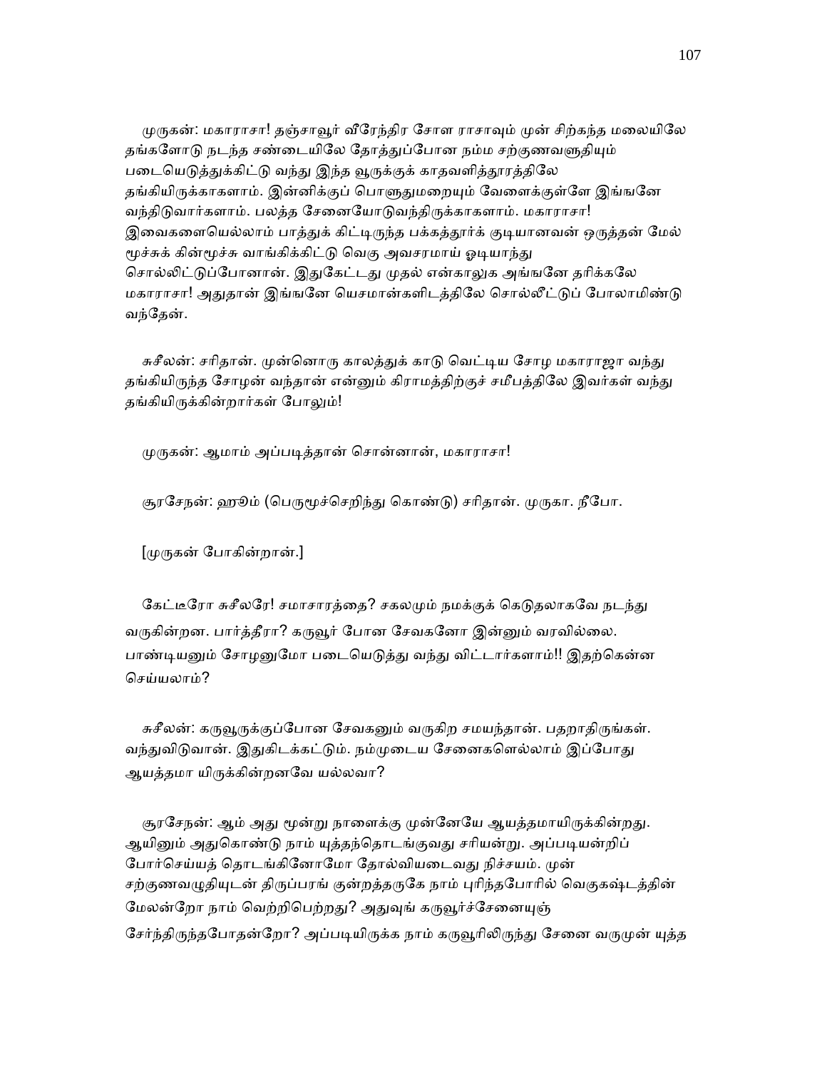முருகன்: மகாராசா! தஞ்சாவூர் வீரேந்திர சோள ராசாவும் முன் சிற்கந்த மலையிலே தங்களோடு நடந்த சண்டையிலே தோத்துப்போன நம்ம சற்குணவளுதியும் படையெடுத்துக்கிட்டு வந்து இந்த வூருக்குக் காதவளித்தூரத்திலே தங்கியிருக்காகளாம். இன்னிக்குப் பொளுதுமறையும் வேளைக்குள்ளே இங்ஙனே வந்திடுவார்களாம். பலத்த சேனையோடுவந்திருக்காகளாம். மகாராசா! இவைகளையெல்லாம் பாத்துக் கிட்டிருந்த பக்கத்தூர்க் குடியானவன் ஒருத்தன் மேல் மூச்சுக் கின்மூச்சு வாங்கிக்கிட்டு வெகு அவசரமாய் ஓடியாந்து சொல்லிட்டுப்போனான். இதுகேட்டது முதல் என்காலுக அங்ஙனே தரிக்கலே மகாராசா! அதுதான் இங்ஙனே யெசமான்களிடத்திலே சொல்லீட்டுப் போலாமிண்டு வந்தேன்.

சுசீலன்: சரிதான். முன்னொரு காலத்துக் காடு வெட்டிய சோழ மகாராஜா வந்து தங்கியிருந்த சோழன் வந்தான் என்னும் கிராமத்திற்குச் சமீபத்திலே இவர்கள் வந்து தங்கியிருக்கின்றார்கள் போலும்!

முருகன்: ஆமாம் அப்படித்தான் சொன்னான், மகாராசா!

சூரசேநன்: ஹும் (பெருமூச்செறிந்து கொண்டு) சரிதான். முருகா. நீபோ.

[முருகன் போகின்றான்.]

கேட்டீரோ சுசீலரே! சமாசாரத்தை? சகலமும் நமக்குக் கெடுதலாகவே நடந்து வருகின்றன. பார்த்தீரா? கருவூர் போன சேவகனோ இன்னும் வரவில்லை. பாண்டியனும் சோழனுமோ படையெடுத்து வந்து விட்டார்களாம்!! இதற்கென்ன செய்யலாம்?

சுசீலன்: கருவூருக்குப்போன சேவகனும் வருகிற சமயந்தான். பதறாதிருங்கள். வந்துவிடுவான். இதுகிடக்கட்டும். நம்முடைய சேனைகளெல்லாம் இப்போது ஆயத்தமா யிருக்கின்றனவே யல்லவா?

சூரசேநன்: ஆம் அது மூன்று நாளைக்கு முன்னேயே ஆயத்தமாயிருக்கின்றது. ஆயினும் அதுகொண்டு நாம் யுத்தந்தொடங்குவது சரியன்று. அப்படியன்றிப் போர்செய்யத் தொடங்கினோமோ தோல்வியடைவது நிச்சயம். முன் சற்குணவழுதியுடன் திருப்பரங் குன்றத்தருகே நாம் புரிந்தபோரில் வெகுகஷ்டத்தின் மேலன்றோ நாம் வெற்றிபெற்றது? அதுவுங் கருவூர்ச்சேனையுஞ் சேர்ந்திருந்தபோதன்றோ? அப்படியிருக்க நாம் கருவூரிலிருந்து சேனை வருமுன் யுத்த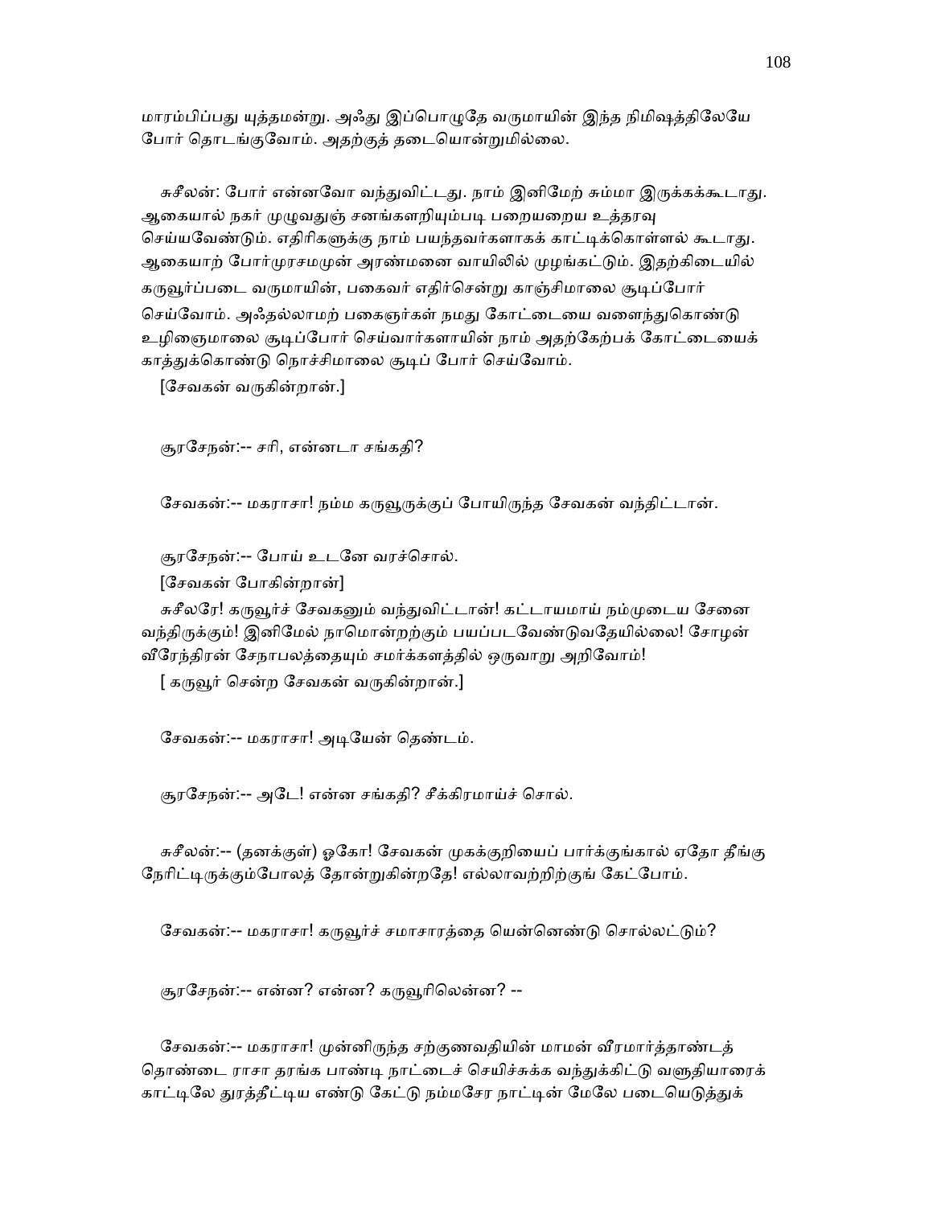மாரம்பிப்பது யுத்தமன்று. அஃது இப்பொழுதே வருமாயின் இந்த நிமிஷத்திலேயே போர் தொடங்குவோம். அதற்குத் தடையொன்றுமில்லை.

சுசீலன்: போர் என்னவோ வந்துவிட்டது. நாம் இனிமேற் சும்மா இருக்கக்கூடாது. ஆகையால் நகர் முழுவதுஞ் சனங்களறியும்படி பறையறைய உத்தரவு செய்யவேண்டும். எதிரிகளுக்கு நாம் பயந்தவர்களாகக் காட்டிக்கொள்ளல் கூடாது. ஆகையாற் போர்முரசமமுன் அரண்மனை வாயிலில் முழங்கட்டும். இதற்கிடையில் கருவூர்ப்படை வருமாயின், பகைவர் எதிர்சென்று காஞ்சிமாலை சூடிப்போர் செய்வோம். அஃதல்லாமற் பகைஞர்கள் நமது கோட்டையை வளைந்துகொண்டு உழிஞைமாலை சூடிப்போர் செய்வார்களாயின் நாம் அதற்கேற்பக் கோட்டையைக் காத்துக்கொண்டு நொச்சிமாலை சூடிப் போர் செய்வோம்.

[சேவகன் வருகின்றான்.]

சூரசேநன்:-- சரி, என்னடா சங்கதி?

சேவகன்:-- மகராசா! நம்ம கருவூருக்குப் போயிருந்த சேவகன் வந்திட்டான்.

சூரசேநன்:-- போய் உடனே வரச்சொல்.

[சேவகன் போகின்றான்]

சுசீலரே! கருவூர்ச் சேவகனும் வந்துவிட்டான்! கட்டாயமாய் நம்முடைய சேனை வந்திருக்கும்! இனிமேல் நாமொன்றற்கும் பயப்படவேண்டுவதேயில்லை! சோழன் வீரேந்திரன் சேநாபலத்தையும் சமர்க்களத்தில் ஒருவாறு அறிவோம்!

[ கருவூர் சென்ற சேவகன் வருகின்றான்.]

சேவகன்:-- மகராசா! அடியேன் தெண்டம்.

சூரசேநன்:-- அடே! என்ன சங்கதி? சீக்கிரமாய்ச் சொல்.

சுசீலன்:-- (தனக்குள்) ஓகோ! சேவகன் முகக்குறியைப் பார்க்குங்கால் ஏதோ தீங்கு நேரிட்டிருக்கும்போலத் தோன்றுகின்றதே! எல்லாவற்றிற்குங் கேட்போம்.

சேவகன்:-- மகராசா! கருவூர்ச் சமாசாரத்தை யென்னெண்டு சொல்லட்டும்?

சூரசேநன்:-- என்ன? என்ன? கருவூரிலென்ன? --

சேவகன்:-- மகராசா! முன்னிருந்த சற்குணவதியின் மாமன் வீரமார்த்தாண்டத் தொண்டை ராசா தரங்க பாண்டி நாட்டைச் செயிச்சுக்க வந்துக்கிட்டு வளுதியாரைக் காட்டிலே துரத்தீட்டிய எண்டு கேட்டு நம்மசேர நாட்டின் மேலே படையெடுத்துக்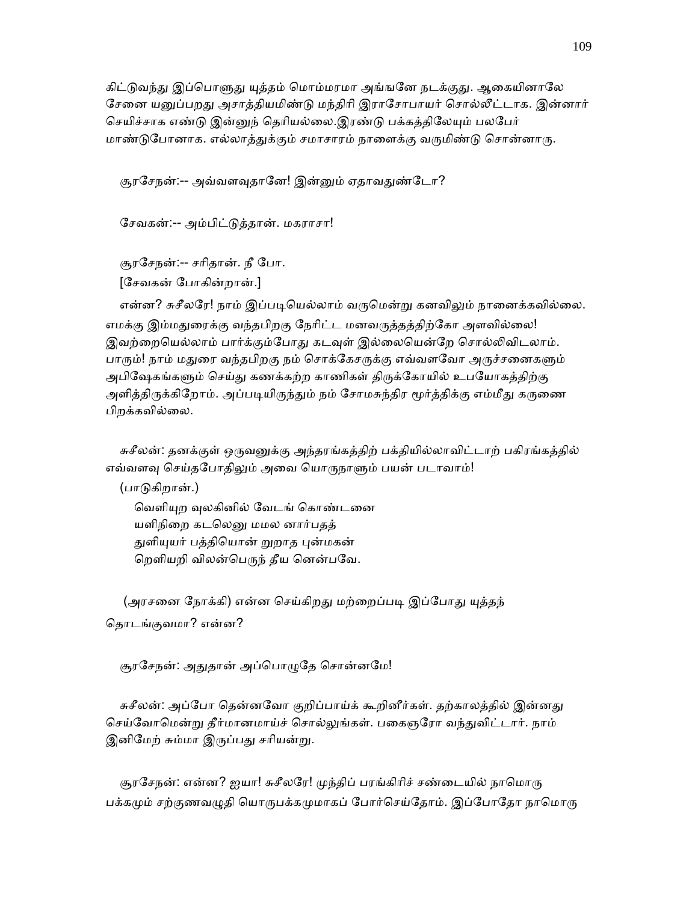கிட்டுவந்து இப்பொளுது யுத்தம் மொம்மரமா அங்ஙனே நடக்குது. ஆகையினாலே சேனை யனுப்பறது அசாத்தியமிண்டு மந்திரி இராசோபாயர் சொல்லீட்டாக. இன்னார் செயிச்சாக எண்டு இன்னுந் தெரியல்லை.இரண்டு பக்கத்திலேயும் பலபேர் மாண்டுபோனாக. எல்லாத்துக்கும் சமாசாரம் நாளைக்கு வருமிண்டு சொன்னாரு.

சூரசேநன்:-- அவ்வளவுதானே! இன்னும் ஏதாவதுண்டோ?

சேவகன்:-- அம்பிட்டுத்தான். மகராசா!

சூரசேநன்:-- சரிதான். நீ போ.

[சேவகன் போகின்றான்.]

என்ன? சுசீலரே! நாம் இப்படியெல்லாம் வருமென்று கனவிலும் நானைக்கவில்லை. எமக்கு இம்மதுரைக்கு வந்தபிறகு நேரிட்ட மனவருத்தத்திற்கோ அளவில்லை! இவற்றையெல்லாம் பார்க்கும்போது கடவுள் இல்லையென்றே சொல்லிவிடலாம். பாரும்! நாம் மதுரை வந்தபிறகு நம் சொக்கேசருக்கு எவ்வளவோ அருச்சனைகளும் அபிஷேகங்களும் செய்து கணக்கற்ற காணிகள் திருக்கோயில் உபயோகத்திற்கு அளித்திருக்கிறோம். அப்படியிருந்தும் நம் சோமசுந்திர மூர்த்திக்கு எம்மீது கருணை பிறக்கவில்லை.

சுசீலன்: தனக்குள் ஒருவனுக்கு அந்தரங்கத்திற் பக்தியில்லாவிட்டாற் பகிரங்கத்தில் எவ்வளவு செய்தபோதிலும் அவை யொருநாளும் பயன் படாவாம்!

(பாடுகிறான்.)

வெளியுற வுலகினில் வேடங் கொண்டனை
யளிநிறை கடலெனு மமல னார்பதத்
துளியுயர் பத்தியொன் றுறாத புன்மகன்
றெளியறி விலன்பெருந் தீய னென்பவே.

(அரசனை நோக்கி) என்ன செய்கிறது மற்றைப்படி இப்போது யுத்தந் தொடங்குவமா? என்ன?

சூரசேநன்: அதுதான் அப்பொழுதே சொன்னமே!

சுசீலன்: அப்போ தென்னவோ குறிப்பாய்க் கூறினீர்கள். தற்காலத்தில் இன்னது செய்வோமென்று தீர்மானமாய்ச் சொல்லுங்கள். பகைஞரோ வந்துவிட்டார். நாம் இனிமேற் சும்மா இருப்பது சரியன்று.

சூரசேநன்: என்ன? ஐயா! சுசீலரே! முந்திப் பரங்கிரிச் சண்டையில் நாமொரு பக்கமும் சற்குணவழுதி யொருபக்கமுமாகப் போர்செய்தோம். இப்போதோ நாமொரு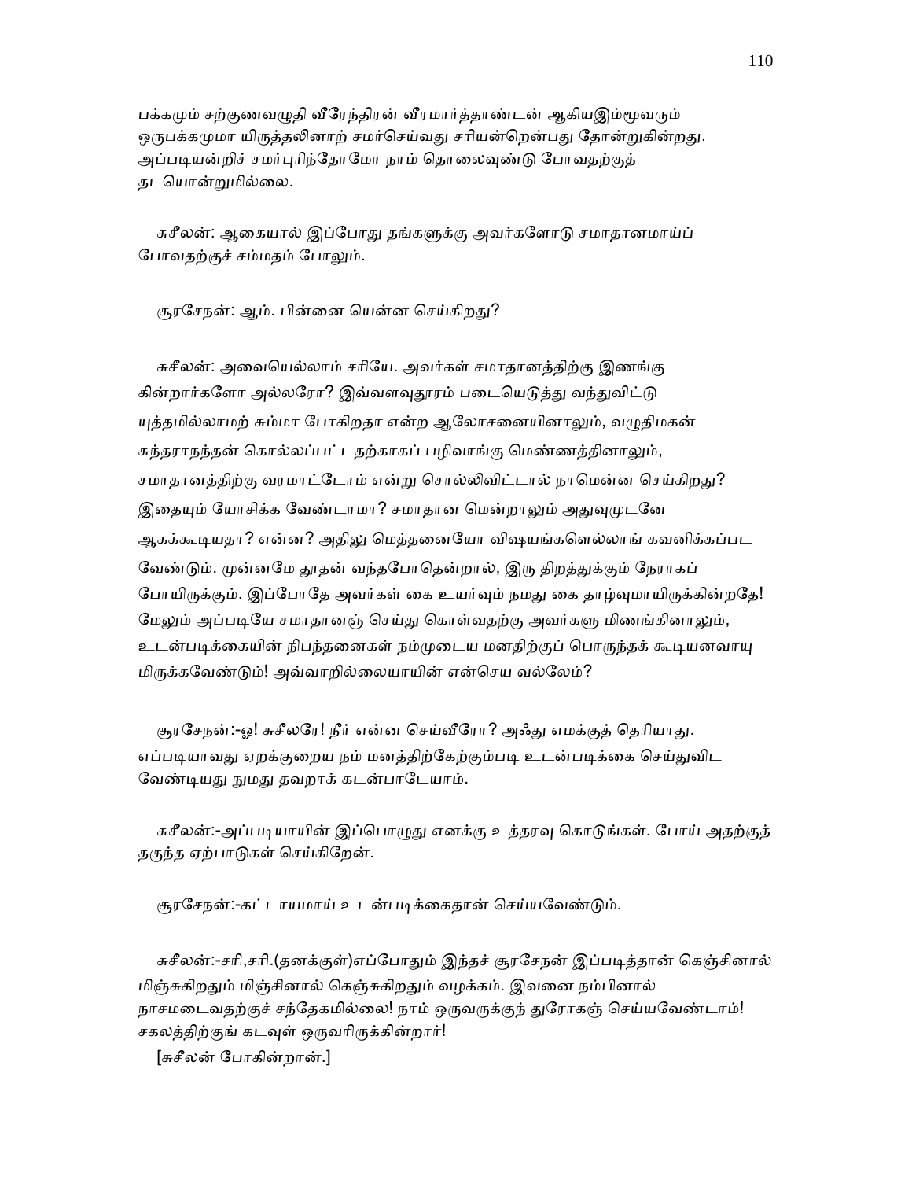பக்கமும் சற்குணவழுதி வீரேந்திரன் வீரமார்த்தாண்டன் ஆகியஇம்மூவரும் ஒருபக்கமுமா யிருத்தலினாற் சமர்செய்வது சரியன்றென்பது தோன்றுகின்றது. அப்படியன்றிச் சமர்புரிந்தோமோ நாம் தொலைவுண்டு போவதற்குத் தடயொன்றுமில்லை.

சுசீலன்: ஆகையால் இப்போது தங்களுக்கு அவர்களோடு சமாதானமாய்ப் போவதற்குச் சம்மதம் போலும்.

சூரசேநன்: ஆம். பின்னை யென்ன செய்கிறது?

சுசீலன்: அவையெல்லாம் சரியே. அவர்கள் சமாதானத்திற்கு இணங்கு கின்றார்களோ அல்லரோ? இவ்வளவுதூரம் படையெடுத்து வந்துவிட்டு யுத்தமில்லாமற் சும்மா போகிறதா என்ற ஆலோசனையினாலும், வழுதிமகன் சுந்தராநந்தன் கொல்லப்பட்டதற்காகப் பழிவாங்கு மெண்ணத்தினாலும், சமாதானத்திற்கு வரமாட்டோம் என்று சொல்லிவிட்டால் நாமென்ன செய்கிறது? இதையும் யோசிக்க வேண்டாமா? சமாதான மென்றாலும் அதுவுமுடனே ஆகக்கூடியதா? என்ன? அதிலு மெத்தனையோ விஷயங்களெல்லாங் கவனிக்கப்பட வேண்டும். முன்னமே தூதன் வந்தபோதென்றால், இரு திறத்துக்கும் நேராகப் போயிருக்கும். இப்போதே அவர்கள் கை உயர்வும் நமது கை தாழ்வுமாயிருக்கின்றதே! மேலும் அப்படியே சமாதானஞ் செய்து கொள்வதற்கு அவர்களு மிணங்கினாலும், உடன்படிக்கையின் நிபந்தனைகள் நம்முடைய மனதிற்குப் பொருந்தக் கூடியனவாயு மிருக்கவேண்டும்! அவ்வாறில்லையாயின் என்செய வல்லேம்?

சூரசேநன்:-ஓ! சுசீலரே! நீர் என்ன செய்வீரோ? அஃது எமக்குத் தெரியாது. எப்படியாவது ஏறக்குறைய நம் மனத்திற்கேற்கும்படி உடன்படிக்கை செய்துவிட வேண்டியது நுமது தவறாக் கடன்பாடேயாம்.

சுசீலன்:-அப்படியாயின் இப்பொழுது எனக்கு உத்தரவு கொடுங்கள். போய் அதற்குத் தகுந்த ஏற்பாடுகள் செய்கிறேன்.

சூரசேநன்:-கட்டாயமாய் உடன்படிக்கைதான் செய்யவேண்டும்.

சுசீலன்:-சரி,சரி.(தனக்குள்)எப்போதும் இந்தச் சூரசேநன் இப்படித்தான் கெஞ்சினால் மிஞ்சுகிறதும் மிஞ்சினால் கெஞ்சுகிறதும் வழக்கம். இவனை நம்பினால் நாசமடைவதற்குச் சந்தேகமில்லை! நாம் ஒருவருக்குந் துரோகஞ் செய்யவேண்டாம்! சகலத்திற்குங் கடவுள் ஒருவரிருக்கின்றார்!

[சுசீலன் போகின்றான்.]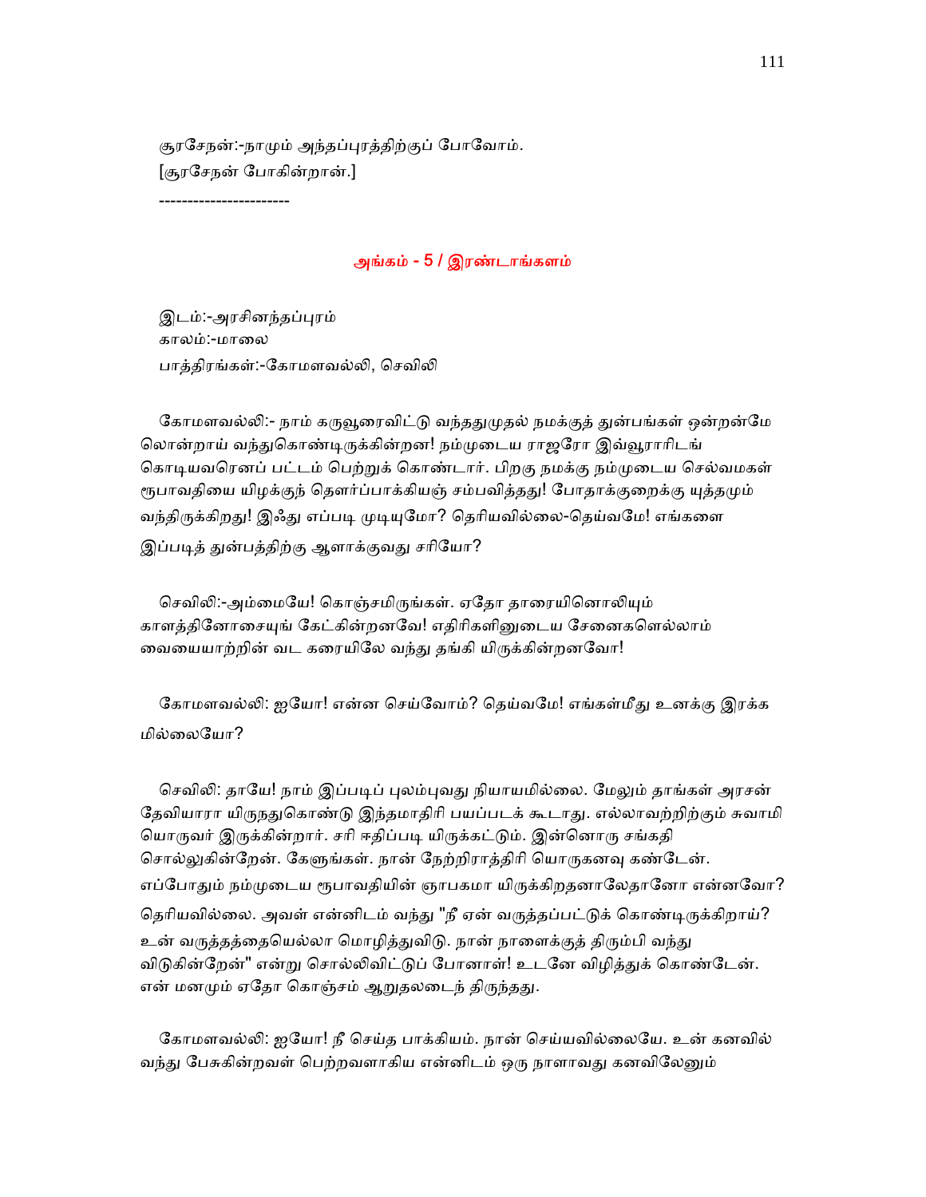சூரசேநன்:-நாமும் அந்தப்புரத்திற்குப் போவோம்.
[சூரசேநன் போகின்றான்.]

-----------------------

## அங்கம் - 5 / இரண்டாங்களம்

இடம்:-அரசினந்தப்புரம்
காலம்:-மாலை
பாத்திரங்கள்:-கோமளவல்லி, செவிலி

கோமளவல்லி:- நாம் கருவூரைவிட்டு வந்ததுமுதல் நமக்குத் துன்பங்கள் ஒன்றன்மே லொன்றாய் வந்துகொண்டிருக்கின்றன! நம்முடைய ராஜரோ இவ்வூராரிடங் கொடியவரெனப் பட்டம் பெற்றுக் கொண்டார். பிறகு நமக்கு நம்முடைய செல்வமகள் ரூபாவதியை யிழக்குந் தௌர்ப்பாக்கியஞ் சம்பவித்தது! போதாக்குறைக்கு யுத்தமும் வந்திருக்கிறது! இஃது எப்படி முடியுமோ? தெரியவில்லை-தெய்வமே! எங்களை இப்படித் துன்பத்திற்கு ஆளாக்குவது சரியோ?

செவிலி:-அம்மையே! கொஞ்சமிருங்கள். ஏதோ தாரையினொலியும் காளத்தினோசையுங் கேட்கின்றனவே! எதிரிகளினுடைய சேனைகளெல்லாம் வையையாற்றின் வட கரையிலே வந்து தங்கி யிருக்கின்றனவோ!

கோமளவல்லி: ஐயோ! என்ன செய்வோம்? தெய்வமே! எங்கள்மீது உனக்கு இரக்க மில்லையோ?

செவிலி: தாயே! நாம் இப்படிப் புலம்புவது நியாயமில்லை. மேலும் தாங்கள் அரசன் தேவியாரா யிருநதுகொண்டு இந்தமாதிரி பயப்படக் கூடாது. எல்லாவற்றிற்கும் சுவாமி யொருவர் இருக்கின்றார். சரி ஈதிப்படி யிருக்கட்டும். இன்னொரு சங்கதி சொல்லுகின்றேன். கேளுங்கள். நான் நேற்றிராத்திரி யொருகனவு கண்டேன். எப்போதும் நம்முடைய ரூபாவதியின் ஞாபகமா யிருக்கிறதனாலேதானோ என்னவோ? தெரியவில்லை. அவள் என்னிடம் வந்து "நீ ஏன் வருத்தப்பட்டுக் கொண்டிருக்கிறாய்? உன் வருத்தத்தையெல்லா மொழித்துவிடு. நான் நாளைக்குத் திரும்பி வந்து விடுகின்றேன்" என்று சொல்லிவிட்டுப் போனாள்! உடனே விழித்துக் கொண்டேன். என் மனமும் ஏதோ கொஞ்சம் ஆறுதலடைந் திருந்தது.

கோமளவல்லி: ஐயோ! நீ செய்த பாக்கியம். நான் செய்யவில்லையே. உன் கனவில் வந்து பேசுகின்றவள் பெற்றவளாகிய என்னிடம் ஒரு நாளாவது கனவிலேனும்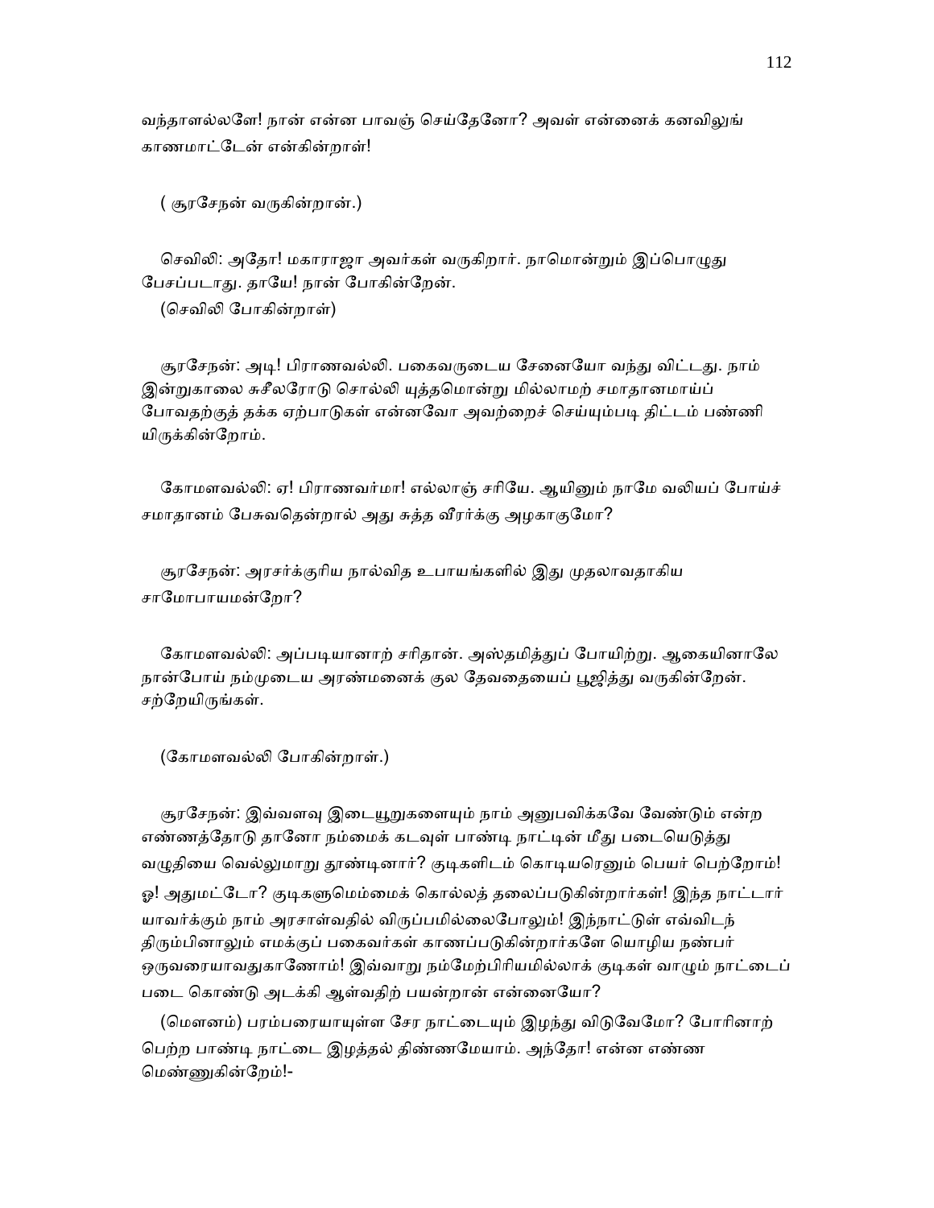வந்தாளல்லளே! நான் என்ன பாவஞ் செய்தேனோ? அவள் என்னைக் கனவிலுங் காணமாட்டேன் என்கின்றாள்!

( சூரசேநன் வருகின்றான்.)

செவிலி: அதோ! மகாராஜா அவர்கள் வருகிறார். நாமொன்றும் இப்பொழுது பேசப்படாது. தாயே! நான் போகின்றேன்.

(செவிலி போகின்றாள்)

சூரசேநன்: அடி! பிராணவல்லி. பகைவருடைய சேனையோ வந்து விட்டது. நாம் இன்றுகாலை சுசீலரோடு சொல்லி யுத்தமொன்று மில்லாமற் சமாதானமாய்ப் போவதற்குத் தக்க ஏற்பாடுகள் என்னவோ அவற்றைச் செய்யும்படி திட்டம் பண்ணி யிருக்கின்றோம்.

கோமளவல்லி: ஏ! பிராணவர்மா! எல்லாஞ் சரியே. ஆயினும் நாமே வலியப் போய்ச் சமாதானம் பேசுவதென்றால் அது சுத்த வீரர்க்கு அழகாகுமோ?

சூரசேநன்: அரசர்க்குரிய நால்வித உபாயங்களில் இது முதலாவதாகிய சாமோபாயமன்றோ?

கோமளவல்லி: அப்படியானாற் சரிதான். அஸ்தமித்துப் போயிற்று. ஆகையினாலே நான்போய் நம்முடைய அரண்மனைக் குல தேவதையைப் பூஜித்து வருகின்றேன். சற்றேயிருங்கள்.

(கோமளவல்லி போகின்றாள்.)

சூரசேநன்: இவ்வளவு இடையூறுகளையும் நாம் அனுபவிக்கவே வேண்டும் என்ற எண்ணத்தோடு தானோ நம்மைக் கடவுள் பாண்டி நாட்டின் மீது படையெடுத்து வழுதியை வெல்லுமாறு தூண்டினார்? குடிகளிடம் கொடியரெனும் பெயர் பெற்றோம்! ஓ! அதுமட்டோ? குடிகளுமெம்மைக் கொல்லத் தலைப்படுகின்றார்கள்! இந்த நாட்டார் யாவர்க்கும் நாம் அரசாள்வதில் விருப்பமில்லைபோலும்! இந்நாட்டுள் எவ்விடந் திரும்பினாலும் எமக்குப் பகைவர்கள் காணப்படுகின்றார்களே யொழிய நண்பர் ஒருவரையாவதுகாணோம்! இவ்வாறு நம்மேற்பிரியமில்லாக் குடிகள் வாழும் நாட்டைப் படை கொண்டு அடக்கி ஆள்வதிற் பயன்றான் என்னையோ?

(மௌனம்) பரம்பரையாயுள்ள சேர நாட்டையும் இழந்து விடுவேமோ? போரினாற் பெற்ற பாண்டி நாட்டை இழத்தல் திண்ணமேயாம். அந்தோ! என்ன எண்ண மெண்ணுகின்றேம்!-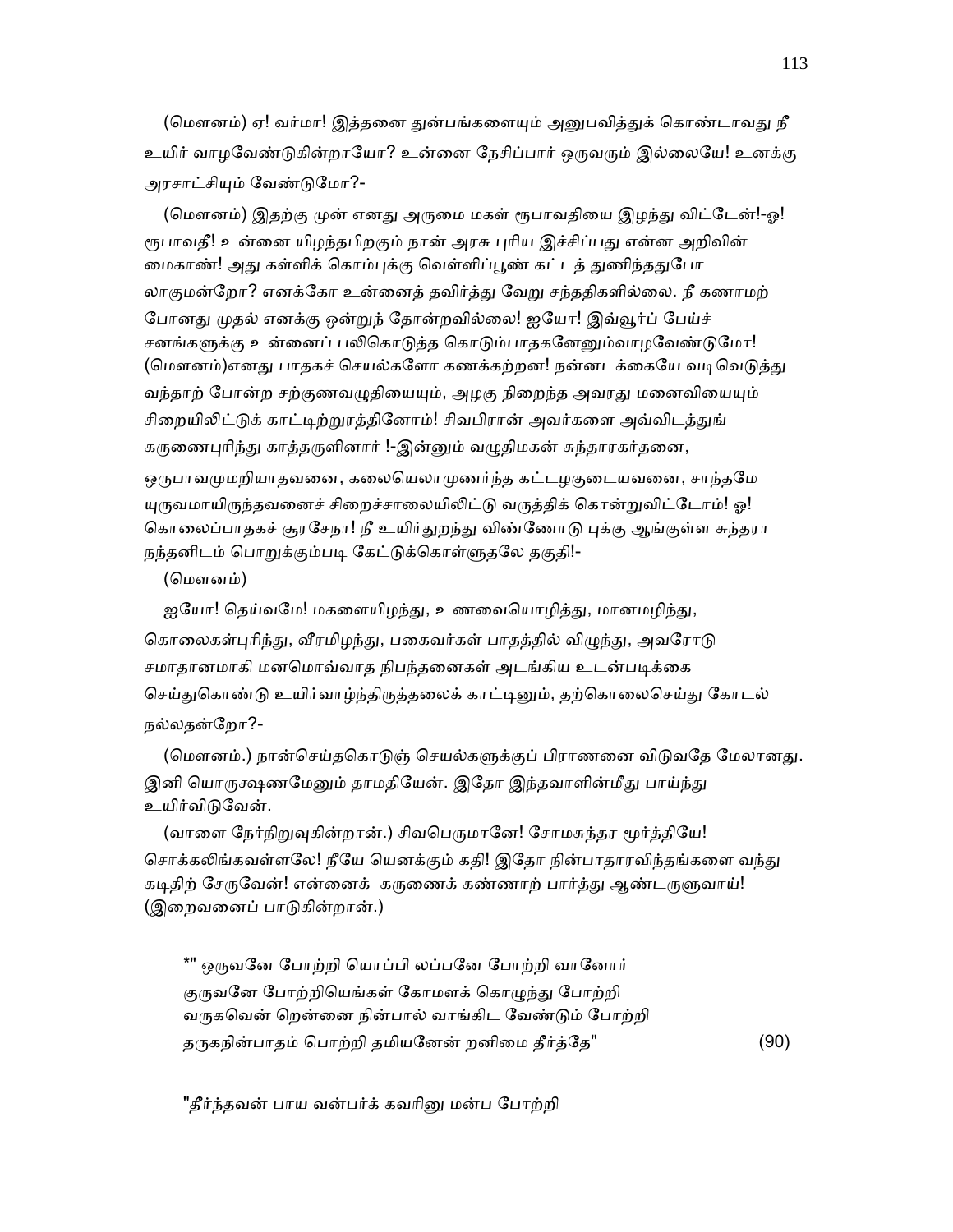(மௌனம்) ஏ! வர்மா! இத்தனை துன்பங்களையும் அனுபவித்துக் கொண்டாவது நீ உயிர் வாழவேண்டுகின்றாயோ? உன்னை நேசிப்பார் ஒருவரும் இல்லையே! உனக்கு அரசாட்சியும் வேண்டுமோ?-

(மௌனம்) இதற்கு முன் எனது அருமை மகள் ரூபாவதியை இழந்து விட்டேன்!-ஓ! ரூபாவதீ! உன்னை யிழந்தபிறகும் நான் அரசு புரிய இச்சிப்பது என்ன அறிவின் மைகாண்! அது கள்ளிக் கொம்புக்கு வெள்ளிப்பூண் கட்டத் துணிந்ததுபோ லாகுமன்றோ? எனக்கோ உன்னைத் தவிர்த்து வேறு சந்ததிகளில்லை. நீ கணாமற் போனது முதல் எனக்கு ஒன்றுந் தோன்றவில்லை! ஐயோ! இவ்வூர்ப் பேய்ச் சனங்களுக்கு உன்னைப் பலிகொடுத்த கொடும்பாதகனேனும்வாழவேண்டுமோ! (மௌனம்)எனது பாதகச் செயல்களோ கணக்கற்றன! நன்னடக்கையே வடிவெடுத்து வந்தாற் போன்ற சற்குணவழுதியையும், அழகு நிறைந்த அவரது மனைவியையும் சிறையிலிட்டுக் காட்டிற்றுரத்தினோம்! சிவபிரான் அவர்களை அவ்விடத்துங் கருணைபுரிந்து காத்தருளினார் !-இன்னும் வழுதிமகன் சுந்தாரகர்தனை, ஒருபாவமுமறியாதவனை, கலையெலாமுணர்ந்த கட்டழகுடையவனை, சாந்தமே யுருவமாயிருந்தவனைச் சிறைச்சாலையிலிட்டு வருத்திக் கொன்றுவிட்டோம்! ஓ! கொலைப்பாதகச் சூரசேநா! நீ உயிர்துறந்து விண்ணோடு புக்கு ஆங்குள்ள சுந்தரா நந்தனிடம் பொறுக்கும்படி கேட்டுக்கொள்ளுதலே தகுதி!-

(மௌனம்)

ஐயோ! தெய்வமே! மகளையிழந்து, உணவையொழித்து, மானமழிந்து, கொலைகள்புரிந்து, வீரமிழந்து, பகைவர்கள் பாதத்தில் விழுந்து, அவரோடு சமாதானமாகி மனமொவ்வாத நிபந்தனைகள் அடங்கிய உடன்படிக்கை செய்துகொண்டு உயிர்வாழ்ந்திருத்தலைக் காட்டினும், தற்கொலைசெய்து கோடல் நல்லதன்றோ?-

(மௌனம்.) நான்செய்தகொடுஞ் செயல்களுக்குப் பிராணனை விடுவதே மேலானது. இனி யொருக்ஷணமேனும் தாமதியேன். இதோ இந்தவாளின்மீது பாய்ந்து உயிர்விடுவேன்.

(வாளை நேர்நிறுவுகின்றான்.) சிவபெருமானே! சோமசுந்தர மூர்த்தியே! சொக்கலிங்கவள்ளலே! நீயே யெனக்கும் கதி! இதோ நின்பாதாரவிந்தங்களை வந்து கடிதிற் சேருவேன்! என்னைக் கருணைக் கண்ணாற் பார்த்து ஆண்டருளுவாய்! (இறைவனைப் பாடுகின்றான்.)

*" ஒருவனே போற்றி யொப்பி லப்பனே போற்றி வானோர்
குருவனே போற்றியெங்கள் கோமளக் கொழுந்து போற்றி
வருகவென் றென்னை நின்பால் வாங்கிட வேண்டும் போற்றி
தருகநின்பாதம் பொற்றி தமியனேன் றனிமை தீர்த்தே" (90)

"தீர்ந்தவன் பாய வன்பர்க் கவரினு மன்ப போற்றி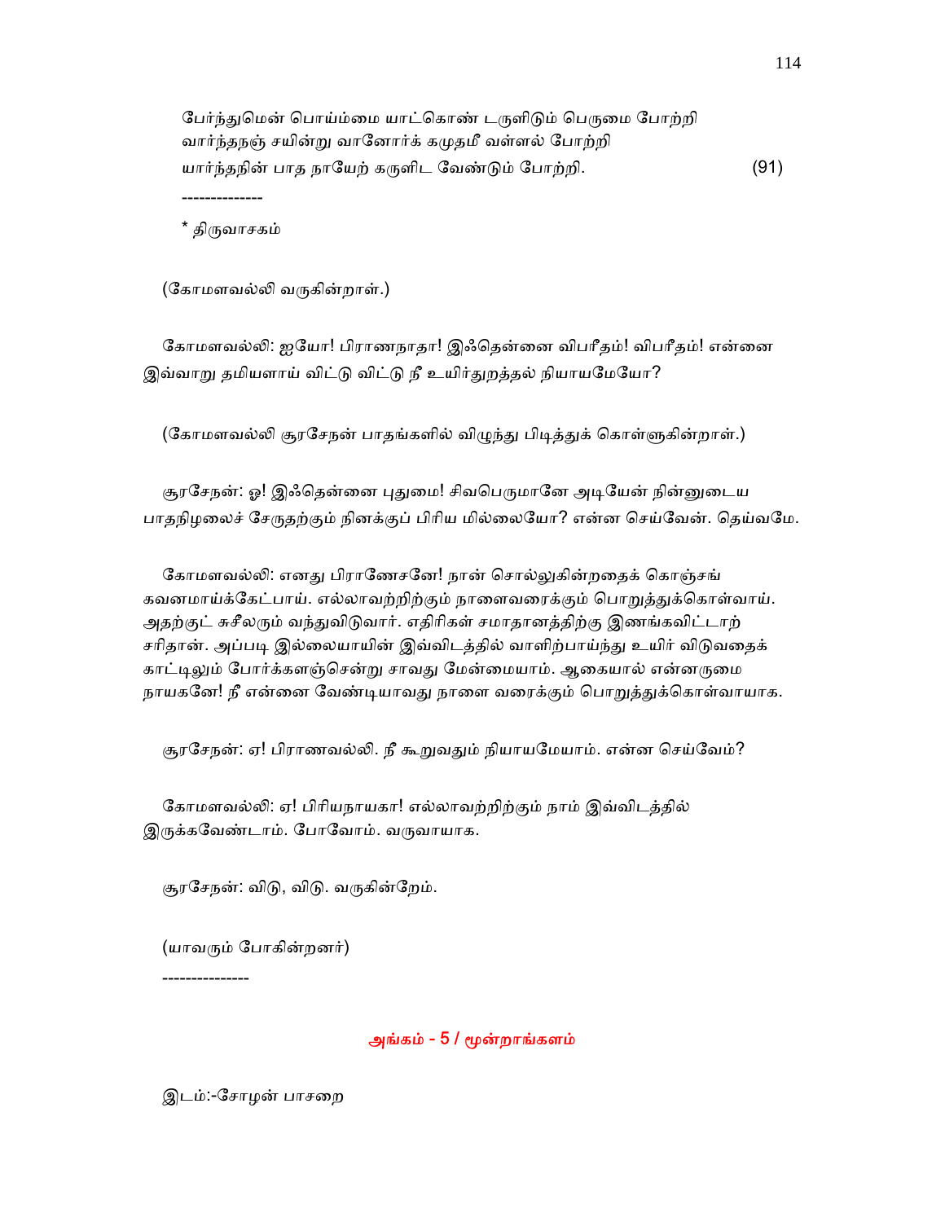பேர்ந்துமென் பொய்ம்மை யாட்கொண் டருளிடும் பெருமை போற்றி
வார்ந்தநஞ் சயின்று வானோர்க் கமுதமீ வள்ளல் போற்றி
யார்ந்தநின் பாத நாயேற் கருளிட வேண்டும் போற்றி. (91)

--------------

* திருவாசகம்

(கோமளவல்லி வருகின்றாள்.)

கோமளவல்லி: ஐயோ! பிராணநாதா! இஃதென்னை விபரீதம்! விபரீதம்! என்னை இவ்வாறு தமியளாய் விட்டு விட்டு நீ உயிர்துறத்தல் நியாயமேயோ?

(கோமளவல்லி சூரசேநன் பாதங்களில் விழுந்து பிடித்துக் கொள்ளுகின்றாள்.)

சூரசேநன்: ஓ! இஃதென்னை புதுமை! சிவபெருமானே அடியேன் நின்னுடைய பாதநிழலைச் சேருதற்கும் நினக்குப் பிரிய மில்லையோ? என்ன செய்வேன். தெய்வமே.

கோமளவல்லி: எனது பிராணேசனே! நான் சொல்லுகின்றதைக் கொஞ்சங் கவனமாய்க்கேட்பாய். எல்லாவற்றிற்கும் நாளைவரைக்கும் பொறுத்துக்கொள்வாய். அதற்குட் சுசீலரும் வந்துவிடுவார். எதிரிகள் சமாதானத்திற்கு இணங்கவிட்டாற் சரிதான். அப்படி இல்லையாயின் இவ்விடத்தில் வாளிற்பாய்ந்து உயிர் விடுவதைக் காட்டிலும் போர்க்களஞ்சென்று சாவது மேன்மையாம். ஆகையால் என்னருமை நாயகனே! நீ என்னை வேண்டியாவது நாளை வரைக்கும் பொறுத்துக்கொள்வாயாக.

சூரசேநன்: ஏ! பிராணவல்லி. நீ கூறுவதும் நியாயமேயாம். என்ன செய்வேம்?

கோமளவல்லி: ஏ! பிரியநாயகா! எல்லாவற்றிற்கும் நாம் இவ்விடத்தில் இருக்கவேண்டாம். போவோம். வருவாயாக.

சூரசேநன்: விடு, விடு. வருகின்றேம்.

(யாவரும் போகின்றனர்)

---------------

## அங்கம் - 5 / மூன்றாங்களம்

இடம்:-சோழன் பாசறை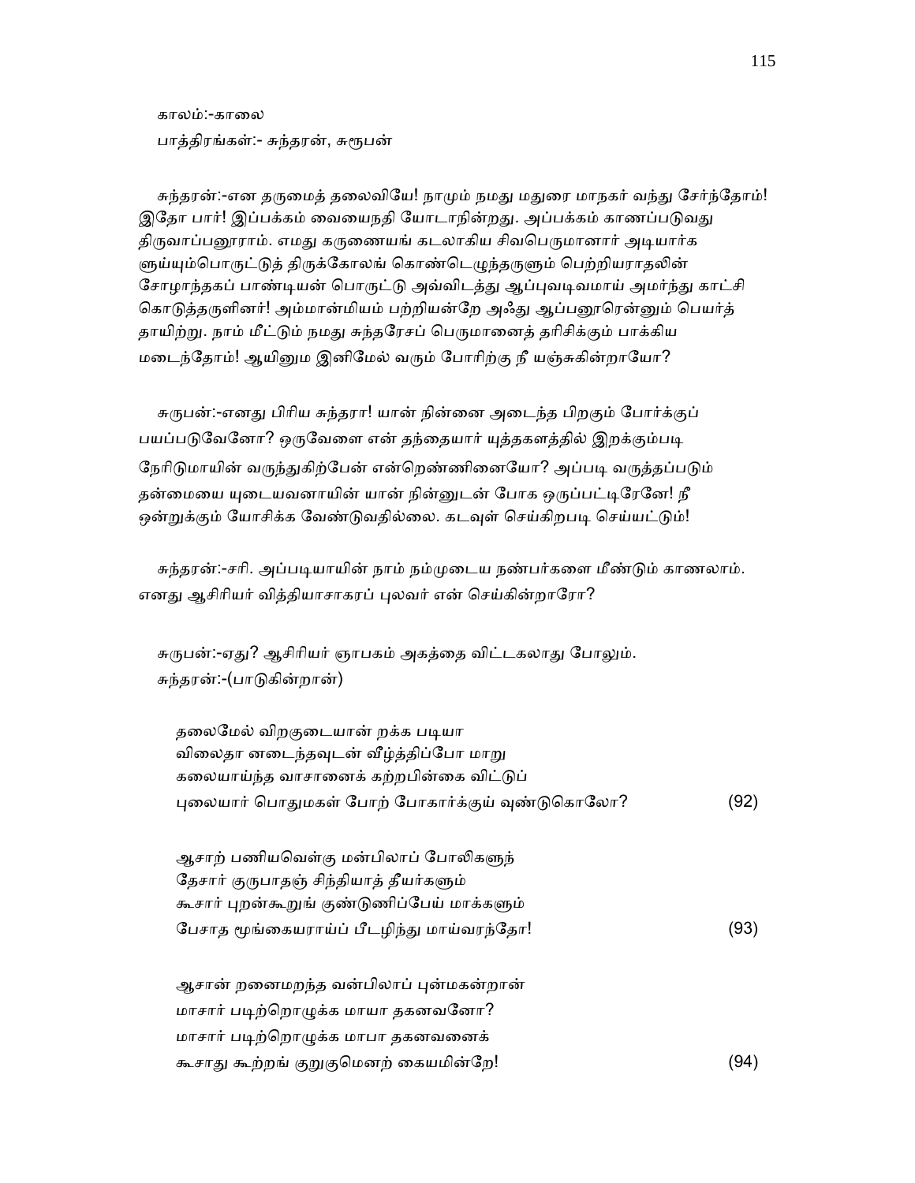காலம்:-காலை

பாத்திரங்கள்:- சுந்தரன், சுரூபன்

சுந்தரன்:-என தருமைத் தலைவியே! நாமும் நமது மதுரை மாநகர் வந்து சேர்ந்தோம்! இதோ பார்! இப்பக்கம் வையைநதி யோடாநின்றது. அப்பக்கம் காணப்படுவது திருவாப்பனூராம். எமது கருணையங் கடலாகிய சிவபெருமானார் அடியார்க ளுய்யும்பொருட்டுத் திருக்கோலங் கொண்டெழுந்தருளும் பெற்றியராதலின் சோழாந்தகப் பாண்டியன் பொருட்டு அவ்விடத்து ஆப்புவடிவமாய் அமர்ந்து காட்சி கொடுத்தருளினர்! அம்மான்மியம் பற்றியன்றே அஃது ஆப்பனூரென்னும் பெயர்த் தாயிற்று. நாம் மீட்டும் நமது சுந்தரேசப் பெருமானைத் தரிசிக்கும் பாக்கிய மடைந்தோம்! ஆயினும இனிமேல் வரும் போரிற்கு நீ யஞ்சுகின்றாயோ?

சுருபன்:-எனது பிரிய சுந்தரா! யான் நின்னை அடைந்த பிறகும் போர்க்குப் பயப்படுவேனோ? ஒருவேளை என் தந்தையார் யுத்தகளத்தில் இறக்கும்படி நேரிடுமாயின் வருந்துகிற்பேன் என்றெண்ணினையோ? அப்படி வருத்தப்படும் தன்மையை யுடையவனாயின் யான் நின்னுடன் போக ஒருப்பட்டிரேனே! நீ ஒன்றுக்கும் யோசிக்க வேண்டுவதில்லை. கடவுள் செய்கிறபடி செய்யட்டும்!

சுந்தரன்:-சரி. அப்படியாயின் நாம் நம்முடைய நண்பர்களை மீண்டும் காணலாம். எனது ஆசிரியர் வித்தியாசாகரப் புலவர் என் செய்கின்றாரோ?

சுருபன்:-ஏது? ஆசிரியர் ஞாபகம் அகத்தை விட்டகலாது போலும்.

சுந்தரன்:-(பாடுகின்றான்)

தலைமேல் விறகுடையான் றக்க படியா
விலைதா னடைந்தவுடன் வீழ்த்திப்போ மாறு
கலையாய்ந்த வாசானைக் கற்றபின்கை விட்டுப்
புலையார் பொதுமகள் போற் போகார்க்குய் வுண்டுகொலோ? (92)

ஆசாற் பணியவெள்கு மன்பிலாப் போலிகளுந்
தேசார் குருபாதஞ் சிந்தியாத் தீயர்களும்
கூசார் புறன்கூறுங் குண்டுணிப்பேய் மாக்களும்
பேசாத மூங்கையராய்ப் பீடழிந்து மாய்வரந்தோ! (93)

ஆசான் றனைமறந்த வன்பிலாப் புன்மகன்றான்
மாசார் படிற்றொழுக்க மாயா தகனவனோ?
மாசார் படிற்றொழுக்க மாபா தகனவனைக்
கூசாது கூற்றங் குறுகுமெனற் கையமின்றே! (94)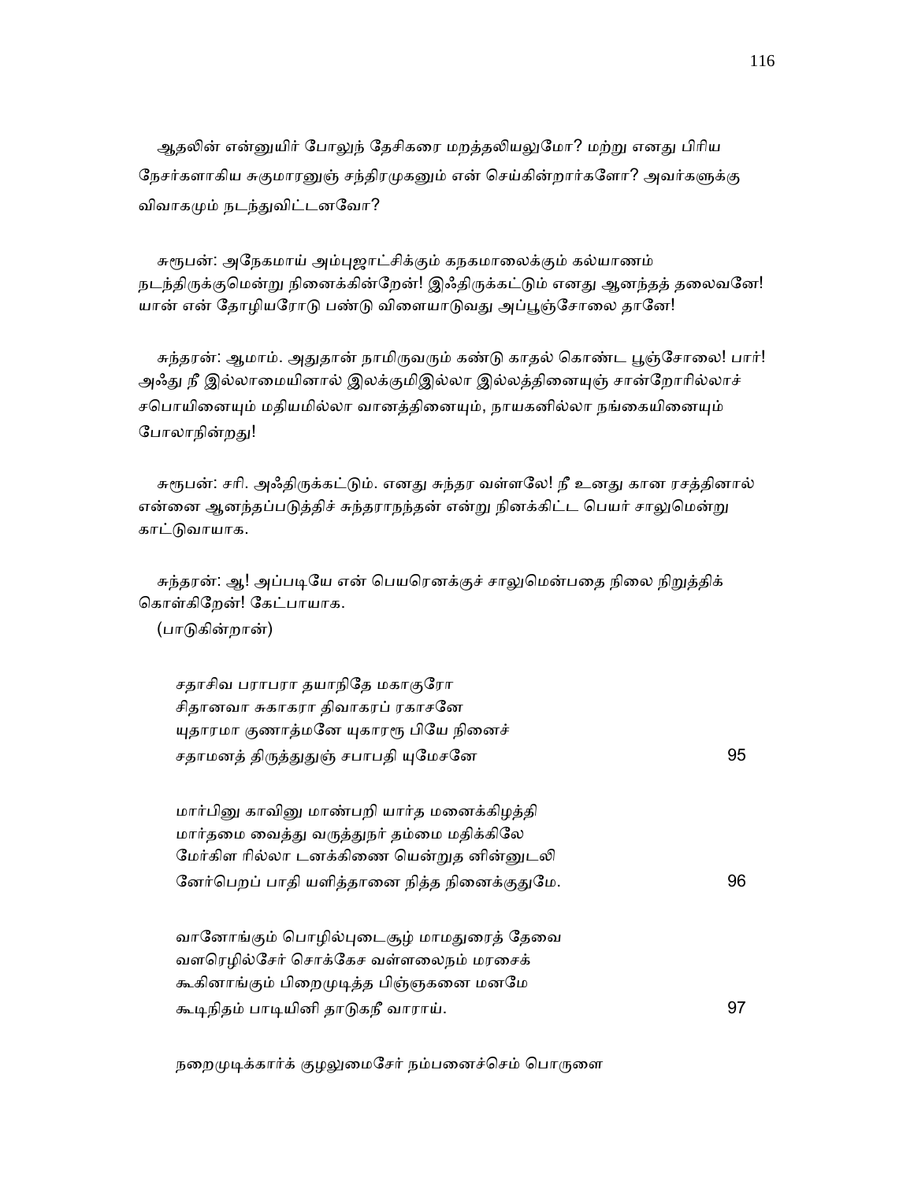ஆதலின் என்னுயிர் போலுந் தேசிகரை மறத்தலியலுமோ? மற்று எனது பிரிய நேசர்களாகிய சுகுமாரனுஞ் சந்திரமுகனும் என் செய்கின்றார்களோ? அவர்களுக்கு விவாகமும் நடந்துவிட்டனவோ?

சுரூபன்: அநேகமாய் அம்புஜாட்சிக்கும் கநகமாலைக்கும் கல்யாணம் நடந்திருக்குமென்று நினைக்கின்றேன்! இஃதிருக்கட்டும் எனது ஆனந்தத் தலைவனே! யான் என் தோழியரோடு பண்டு விளையாடுவது அப்பூஞ்சோலை தானே!

சுந்தரன்: ஆமாம். அதுதான் நாமிருவரும் கண்டு காதல் கொண்ட பூஞ்சோலை! பார்! அஃது நீ இல்லாமையினால் இலக்குமிஇல்லா இல்லத்தினையுஞ் சான்றோரில்லாச் சபொயினையும் மதியமில்லா வானத்தினையும், நாயகனில்லா நங்கையினையும் போலாநின்றது!

சுரூபன்: சரி. அஃதிருக்கட்டும். எனது சுந்தர வள்ளலே! நீ உனது கான ரசத்தினால் என்னை ஆனந்தப்படுத்திச் சுந்தரானந்தன் என்று நினக்கிட்ட பெயர் சாலுமென்று காட்டுவாயாக.

சுந்தரன்: ஆ! அப்படியே என் பெயரெனக்குச் சாலுமென்பதை நிலை நிறுத்திக் கொள்கிறேன்! கேட்பாயாக.

(பாடுகின்றான்)

சதாசிவ பராபரா தயாநிதே மகாகுரோ
சிதானவா சுகாகரா திவாகரப் ரகாசனே
யுதாரமா குணாத்மனே யுகாரரூ பியே நினைச்
சதாமனத் திருத்துதுஞ் சபாபதி யுமேசனே 95

மார்பினு காவினு மாண்பறி யார்த மனைக்கிழத்தி
மார்தமை வைத்து வருத்துநர் தம்மை மதிக்கிலே
மேர்கிள ரில்லா டனக்கிணை யென்றுத னின்னுடலி
னேர்பெறப் பாதி யளித்தானை நித்த நினைக்குதுமே. 96

வானோங்கும் பொழில்புடைசூழ் மாமதுரைத் தேவை
வளரெழில்சேர் சொக்கேச வள்ளலைநம் மரசைக்
கூகினாங்கும் பிறைமுடித்த பிஞ்ஞகனை மனமே
கூடிநிதம் பாடியினி தாடுகநீ வாராய். 97

நறைமுடிக்கார்க் குழலுமைசேர் நம்பனைச்செம் பொருளை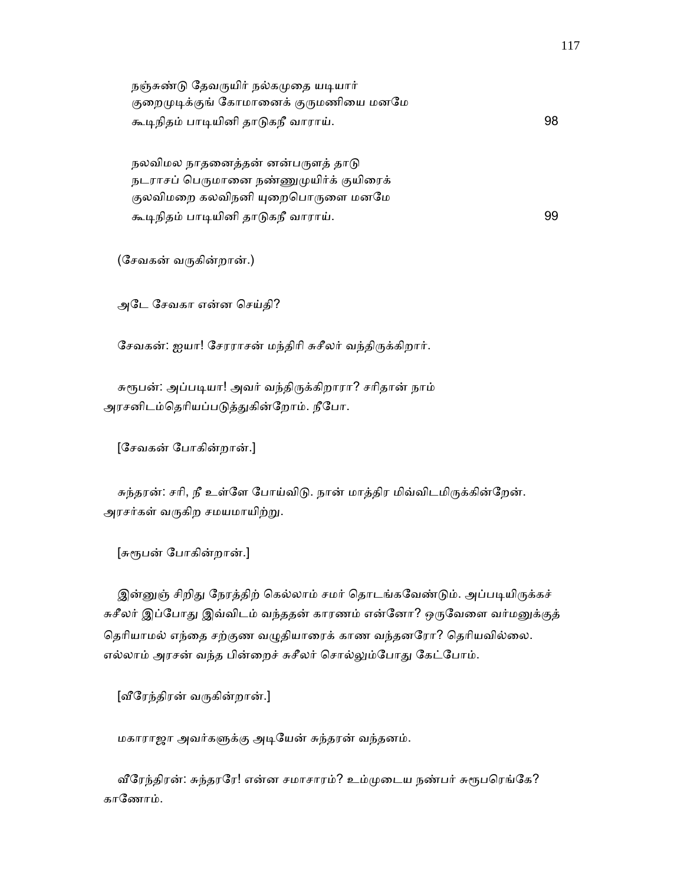நஞ்சுண்டு தேவருயிர் நல்கமுதை யடியார்
குறைமுடிக்குங் கோமானைக் குருமணியை மனமே
கூடிநிதம் பாடியினி தாடுகநீ வாராய். 98

நலவிமல நாதனைத்தன் னன்பருளத் தாடு
நடராசப் பெருமானை நண்ணுமுயிர்க் குயிரைக்
குலவிமறை கலவிநனி யுறைபொருளை மனமே
கூடிநிதம் பாடியினி தாடுகநீ வாராய். 99

(சேவகன் வருகின்றான்.)

அடே சேவகா என்ன செய்தி?

சேவகன்: ஐயா! சேரராசன் மந்திரி சுசீலர் வந்திருக்கிறார்.

சுரூபன்: அப்படியா! அவர் வந்திருக்கிறாரா? சரிதான் நாம் அரசனிடம்தெரியப்படுத்துகின்றோம். நீபோ.

[சேவகன் போகின்றான்.]

சுந்தரன்: சரி, நீ உள்ளே போய்விடு. நான் மாத்திர மிவ்விடமிருக்கின்றேன். அரசர்கள் வருகிற சமயமாயிற்று.

[சுரூபன் போகின்றான்.]

இன்னுஞ் சிறிது நேரத்திற் கெல்லாம் சமர் தொடங்கவேண்டும். அப்படியிருக்கச் சுசீலர் இப்போது இவ்விடம் வந்ததன் காரணம் என்னோ? ஒருவேளை வர்மனுக்குத் தெரியாமல் எந்தை சற்குண வழுதியாரைக் காண வந்தனரோ? தெரியவில்லை. எல்லாம் அரசன் வந்த பின்றைச் சுசீலர் சொல்லும்போது கேட்போம்.

[வீரேந்திரன் வருகின்றான்.]

மகாராஜா அவர்களுக்கு அடியேன் சுந்தரன் வந்தனம்.

வீரேந்திரன்: சுந்தரரே! என்ன சமாசாரம்? உம்முடைய நண்பர் சுரூபரெங்கே? காணோம்.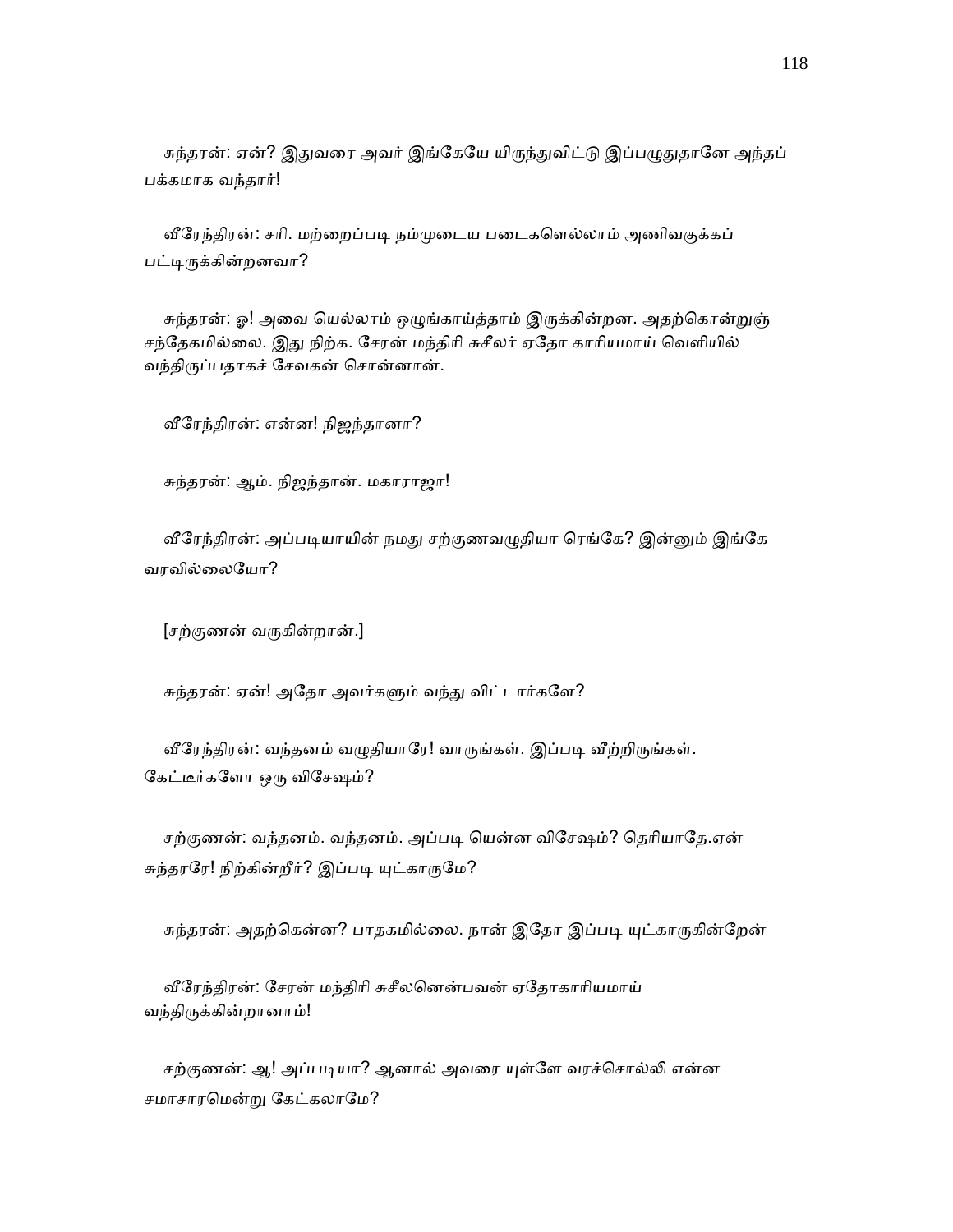சுந்தரன்: ஏன்? இதுவரை அவர் இங்கேயே யிருந்துவிட்டு இப்பழுதுதானே அந்தப் பக்கமாக வந்தார்!

வீரேந்திரன்: சரி. மற்றைப்படி நம்முடைய படைகளெல்லாம் அணிவகுக்கப் பட்டிருக்கின்றனவா?

சுந்தரன்: ஓ! அவை யெல்லாம் ஒழுங்காய்த்தாம் இருக்கின்றன. அதற்கொன்றுஞ் சந்தேகமில்லை. இது நிற்க. சேரன் மந்திரி சுசீலர் ஏதோ காரியமாய் வெளியில் வந்திருப்பதாகச் சேவகன் சொன்னான்.

வீரேந்திரன்: என்ன! நிஜந்தானா?

சுந்தரன்: ஆம். நிஜந்தான். மகாராஜா!

வீரேந்திரன்: அப்படியாயின் நமது சற்குணவழுதியா ரெங்கே? இன்னும் இங்கே வரவில்லையோ?

[சற்குணன் வருகின்றான்.]

சுந்தரன்: ஏன்! அதோ அவர்களும் வந்து விட்டார்களே?

வீரேந்திரன்: வந்தனம் வழுதியாரே! வாருங்கள். இப்படி வீற்றிருங்கள். கேட்டீர்களோ ஒரு விசேஷம்?

சற்குணன்: வந்தனம். வந்தனம். அப்படி யென்ன விசேஷம்? தெரியாதே.ஏன் சுந்தரரே! நிற்கின்றீர்? இப்படி யுட்காருமே?

சுந்தரன்: அதற்கென்ன? பாதகமில்லை. நான் இதோ இப்படி யுட்காருகின்றேன்

வீரேந்திரன்: சேரன் மந்திரி சுசீலனென்பவன் ஏதோகாரியமாய் வந்திருக்கின்றானாம்!

சற்குணன்: ஆ! அப்படியா? ஆனால் அவரை யுள்ளே வரச்சொல்லி என்ன சமாசாரமென்று கேட்கலாமே?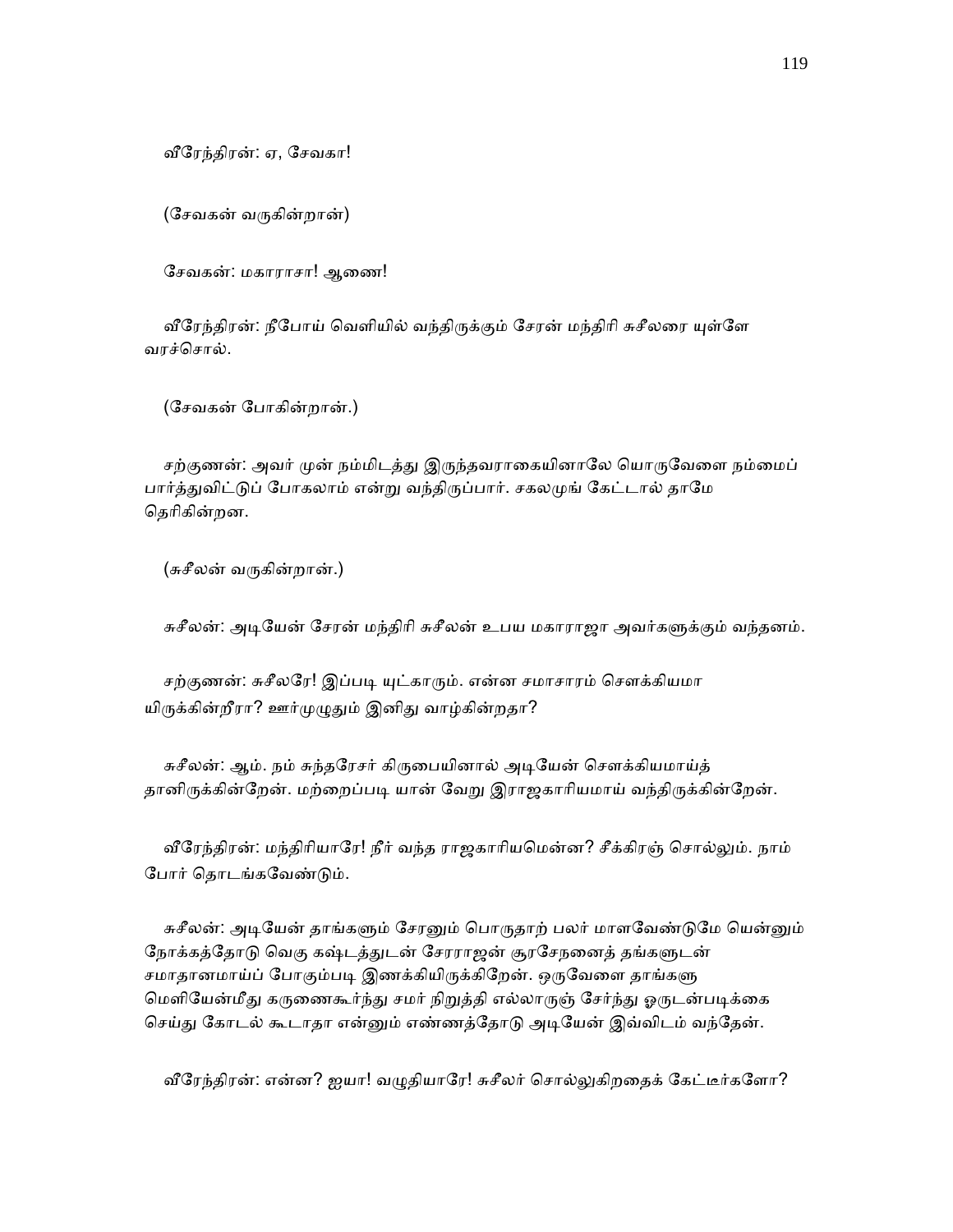வீரேந்திரன்: ஏ, சேவகா!

(சேவகன் வருகின்றான்)

சேவகன்: மகாராசா! ஆணை!

வீரேந்திரன்: நீபோய் வெளியில் வந்திருக்கும் சேரன் மந்திரி சுசீலரை யுள்ளே வரச்சொல்.

(சேவகன் போகின்றான்.)

சற்குணன்: அவர் முன் நம்மிடத்து இருந்தவராகையினாலே யொருவேளை நம்மைப் பார்த்துவிட்டுப் போகலாம் என்று வந்திருப்பார். சகலமுங் கேட்டால் தாமே தெரிகின்றன.

(சுசீலன் வருகின்றான்.)

சுசீலன்: அடியேன் சேரன் மந்திரி சுசீலன் உபய மகாராஜா அவர்களுக்கும் வந்தனம்.

சற்குணன்: சுசீலரே! இப்படி யுட்காரும். என்ன சமாசாரம் சௌக்கியமா யிருக்கின்றீரா? ஊர்முழுதும் இனிது வாழ்கின்றதா?

சுசீலன்: ஆம். நம் சுந்தரேசர் கிருபையினால் அடியேன் சௌக்கியமாய்த் தானிருக்கின்றேன். மற்றைப்படி யான் வேறு இராஜகாரியமாய் வந்திருக்கின்றேன்.

வீரேந்திரன்: மந்திரியாரே! நீர் வந்த ராஜகாரியமென்ன? சீக்கிரஞ் சொல்லும். நாம் போர் தொடங்கவேண்டும்.

சுசீலன்: அடியேன் தாங்களும் சேரனும் பொருதாற் பலர் மாளவேண்டுமே யென்னும் நோக்கத்தோடு வெகு கஷ்டத்துடன் சேரராஜன் சூரசேநனைத் தங்களுடன் சமாதானமாய்ப் போகும்படி இணக்கியிருக்கிறேன். ஒருவேளை தாங்களு மெளியேன்மீது கருணைகூர்ந்து சமர் நிறுத்தி எல்லாருஞ் சேர்ந்து ஓருடன்படிக்கை செய்து கோடல் கூடாதா என்னும் எண்ணத்தோடு அடியேன் இவ்விடம் வந்தேன்.

வீரேந்திரன்: என்ன? ஐயா! வழுதியாரே! சுசீலர் சொல்லுகிறதைக் கேட்டீர்களோ?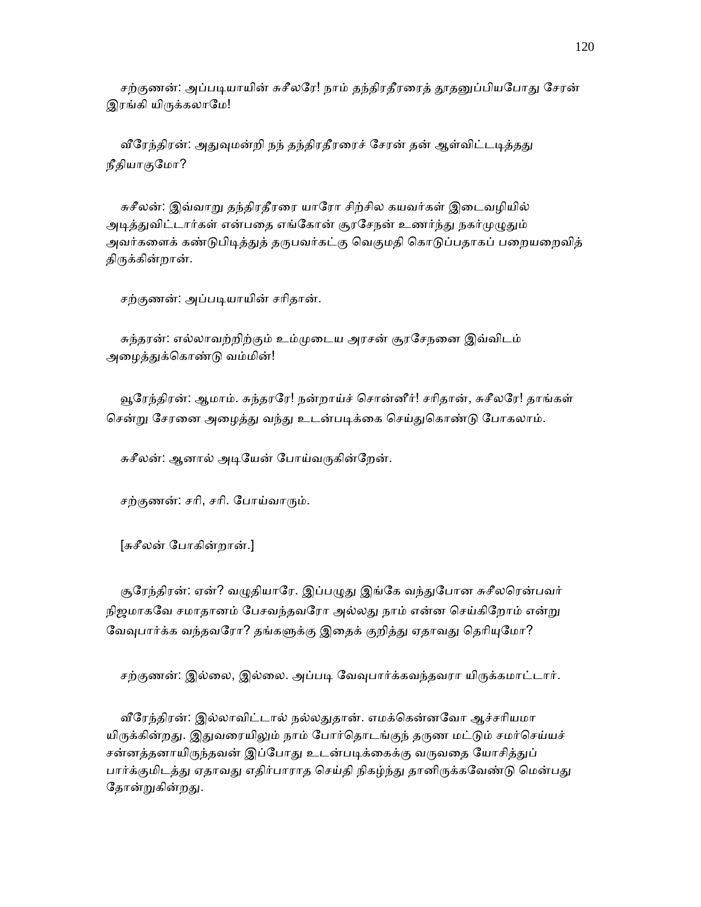சற்குணன்: அப்படியாயின் சுசீலரே! நாம் தந்திரதீரரைத் தூதனுப்பியபோது சேரன் இரங்கி யிருக்கலாமே!

வீரேந்திரன்: அதுவுமன்றி நந் தந்திரதீரரைச் சேரன் தன் ஆள்விட்டடித்தது நீதியாகுமோ?

சுசீலன்: இவ்வாறு தந்திரதீரரை யாரோ சிற்சில கயவர்கள் இடைவழியில் அடித்துவிட்டார்கள் என்பதை எங்கோன் சூரசேநன் உணர்ந்து நகர்முழுதும் அவர்களைக் கண்டுபிடித்துத் தருபவர்கட்கு வெகுமதி கொடுப்பதாகப் பறையறைவித் திருக்கின்றான்.

சற்குணன்: அப்படியாயின் சரிதான்.

சுந்தரன்: எல்லாவற்றிற்கும் உம்முடைய அரசன் சூரசேநனை இவ்விடம் அழைத்துக்கொண்டு வம்மின்!

வூரேந்திரன்: ஆமாம். சுந்தரரே! நன்றாய்ச் சொன்னீர்! சரிதான், சுசீலரே! தாங்கள் சென்று சேரனை அழைத்து வந்து உடன்படிக்கை செய்துகொண்டு போகலாம்.

சுசீலன்: ஆனால் அடியேன் போய்வருகின்றேன்.

சற்குணன்: சரி, சரி. போய்வாரும்.

[சுசீலன் போகின்றான்.]

சூரேந்திரன்: ஏன்? வழுதியாரே. இப்பமுது இங்கே வந்துபோன சுசீலரென்பவர் நிஜமாகவே சமாதானம் பேசவந்தவரோ அல்லது நாம் என்ன செய்கிறோம் என்று வேவுபார்க்க வந்தவரோ? தங்களுக்கு இதைக் குறித்து ஏதாவது தெரியுமோ?

சற்குணன்: இல்லை, இல்லை. அப்படி வேவுபார்க்கவந்தவரா யிருக்கமாட்டார்.

வீரேந்திரன்: இல்லாவிட்டால் நல்லதுதான். எமக்கென்னவோ ஆச்சரியமா யிருக்கின்றது. இதுவரையிலும் நாம் போர்தொடங்குந் தருண மட்டும் சமர்செய்யச் சன்னத்தனாயிருந்தவன் இப்போது உடன்படிக்கைக்கு வருவதை யோசித்துப் பார்க்குமிடத்து ஏதாவது எதிர்பாராத செய்தி நிகழ்ந்து தானிருக்கவேண்டு மென்பது தோன்றுகின்றது.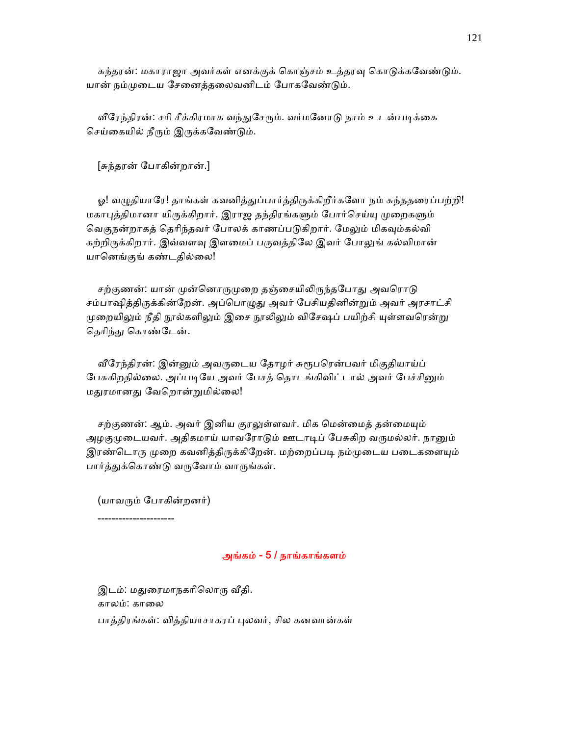சுந்தரன்: மகாராஜா அவர்கள் எனக்குக் கொஞ்சம் உத்தரவு கொடுக்கவேண்டும். யான் நம்முடைய சேனைத்தலைவனிடம் போகவேண்டும்.

வீரேந்திரன்: சரி சீக்கிரமாக வந்துசேரும். வர்மனோடு நாம் உடன்படிக்கை செய்கையில் நீரும் இருக்கவேண்டும்.

[சுந்தரன் போகின்றான்.]

ஓ! வழுதியாரே! தாங்கள் கவனித்துப்பார்த்திருக்கிறீர்களோ நம் சுந்ததரைப்பற்றி! மகாபுத்திமானா யிருக்கிறார். இராஜ தந்திரங்களும் போர்செய்யு முறைகளும் வெகுநன்றாகத் தெரிந்தவர் போலக் காணப்படுகிறார். மேலும் மிகவும்கல்வி கற்றிருக்கிறார். இவ்வளவு இளமைப் பருவத்திலே இவர் போலுங் கல்விமான் யானெங்குங் கண்டதில்லை!

சற்குணன்: யான் முன்னொருமுறை தஞ்சையிலிருந்தபோது அவரொடு சம்பாஷித்திருக்கின்றேன். அப்பொழுது அவர் பேசியதினின்றும் அவர் அரசாட்சி முறையிலும் நீதி நூல்களிலும் இசை நூலிலும் விசேஷப் பயிற்சி யுள்ளவரென்று தெரிந்து கொண்டேன்.

வீரேந்திரன்: இன்னும் அவருடைய தோழர் சுரூபரென்பவர் மிகுதியாய்ப் பேசுகிறதில்லை. அப்படியே அவர் பேசத் தொடங்கிவிட்டால் அவர் பேச்சினும் மதுரமானது வேறொன்றுமில்லை!

சற்குணன்: ஆம். அவர் இனிய குரலுள்ளவர். மிக மென்மைத் தன்மையும் அழகுமுடையவர். அதிகமாய் யாவரோடும் ஊடாடிப் பேசுகிற வருமல்லர். நானும் இரண்டொரு முறை கவனித்திருக்கிறேன். மற்றைப்படி நம்முடைய படைகளையும் பார்த்துக்கொண்டு வருவோம் வாருங்கள்.

(யாவரும் போகின்றனர்)

----------------------

## அங்கம் - 5 / நாங்காங்களம்

இடம்: மதுரைமாநகரிலொரு வீதி.
காலம்: காலை
பாத்திரங்கள்: வித்தியாசாகரப் புலவர், சில கனவான்கள்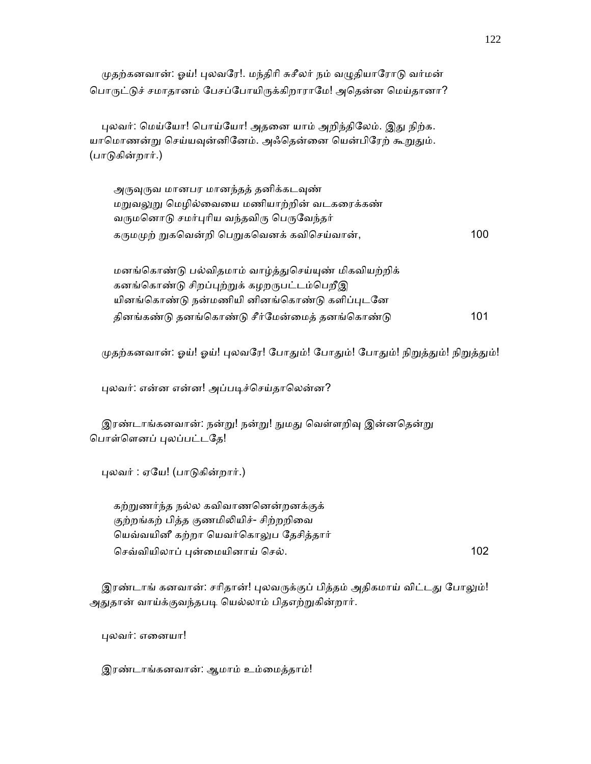முதற்கனவான்: ஓய்! புலவரே!. மந்திரி சுசீலர் நம் வழுதியாரோடு வர்மன் பொருட்டுச் சமாதானம் பேசப்போயிருக்கிறாராமே! அதென்ன மெய்தானா?

புலவர்: மெய்யோ! பொய்யோ! அதனை யாம் அறிந்திலேம். இது நிற்க. யாமொணன்று செய்யவுன்னினேம். அஃதென்னை யென்பிரேற் கூறுதும். (பாடுகின்றார்.)

அருவுருவ மானபர மானந்தத் தனிக்கடவுண்
மறுவலுறு மெழில்வையை மணியாற்றின் வடகரைக்கண்
வருமனொடு சமர்புரிய வந்தவிரு பெருவேந்தர்
கருமமுற் றுகவென்றி பெறுகவெனக் கவிசெய்வான், 100

மனங்கொண்டு பல்விதமாம் வாழ்த்துசெய்யுண் மிகவியற்றிக்
கனங்கொண்டு சிறப்புற்றுக் கழறருபட்டம்பெறீஇ
யினங்கொண்டு நன்மணியி னினங்கொண்டு களிப்புடனே
தினங்கண்டு தனங்கொண்டு சீர்மேன்மைத் தனங்கொண்டு 101

முதற்கனவான்: ஓய்! ஓய்! புலவரே! போதும்! போதும்! போதும்! நிறுத்தும்! நிறுத்தும்!

புலவர்: என்ன என்ன! அப்படிச்செய்தாலென்ன?

இரண்டாங்கனவான்: நன்று! நன்று! நுமது வெள்ளறிவு இன்னதென்று பொள்ளெனப் புலப்பட்டதே!

புலவர் : ஏயே! (பாடுகின்றார்.)

கற்றுணர்ந்த நல்ல கவிவாணனென்றனக்குக்
குற்றங்கற் பித்த குணமிலியிச்- சிற்றறிவை
யெவ்வயினீ கற்றா யெவர்கொலுப தேசித்தார்
செவ்வியிலாப் புன்மையினாய் செல். 102

இரண்டாங் கனவான்: சரிதான்! புலவருக்குப் பித்தம் அதிகமாய் விட்டது போலும்! அதுதான் வாய்க்குவந்தபடி யெல்லாம் பிதஏற்றுகின்றார்.

புலவர்: எனையா!

இரண்டாங்கனவான்: ஆமாம் உம்மைத்தாம்!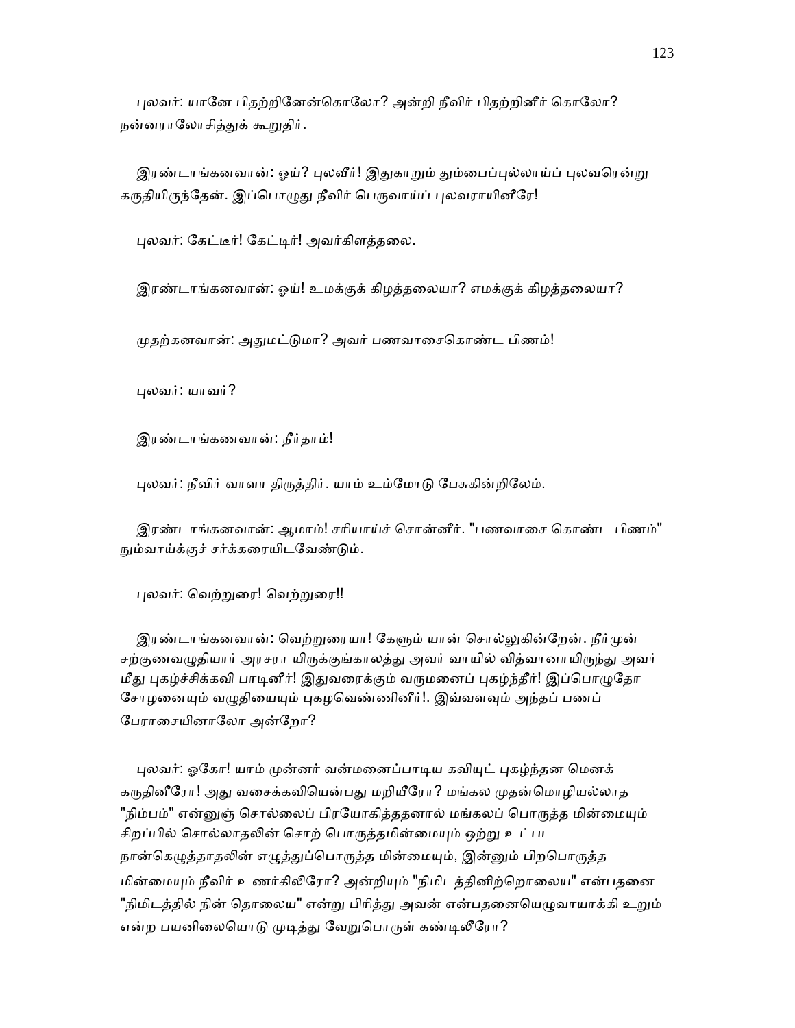புலவர்: யானே பிதற்றினேன்கொலோ? அன்றி நீவிர் பிதற்றினீர் கொலோ? நன்னராலோசித்துக் கூறுதிர்.

இரண்டாங்கனவான்: ஓய்? புலவீர்! இதுகாறும் தும்பைப்புல்லாய்ப் புலவரென்று கருதியிருந்தேன். இப்பொழுது நீவிர் பெருவாய்ப் புலவராயினீரே!

புலவர்: கேட்டீர்! கேட்டிர்! அவர்கிளத்தலை.

இரண்டாங்கனவான்: ஓய்! உமக்குக் கிழத்தலையா? எமக்குக் கிழத்தலையா?

முதற்கனவான்: அதுமட்டுமா? அவர் பணவாசைகொண்ட பிணம்!

புலவர்: யாவர்?

இரண்டாங்கணவான்: நீர்தாம்!

புலவர்: நீவிர் வாளா திருத்திர். யாம் உம்மோடு பேசுகின்றிலேம்.

இரண்டாங்கனவான்: ஆமாம்! சரியாய்ச் சொன்னீர். "பணவாசை கொண்ட பிணம்" நும்வாய்க்குச் சர்க்கரையிடவேண்டும்.

புலவர்: வெற்றுரை! வெற்றுரை!!

இரண்டாங்கனவான்: வெற்றுரையா! கேளும் யான் சொல்லுகின்றேன். நீர்முன் சற்குணவழுதியார் அரசரா யிருக்குங்காலத்து அவர் வாயில் வித்வானாயிருந்து அவர் மீது புகழ்ச்சிக்கவி பாடினீர்! இதுவரைக்கும் வருமனைப் புகழ்ந்தீர்! இப்பொழுதோ சோழனையும் வழுதியையும் புகழவெண்ணினீர்!. இவ்வளவும் அந்தப் பணப் பேராசையினாலோ அன்றோ?

புலவர்: ஓகோ! யாம் முன்னர் வன்மனைப்பாடிய கவியுட் புகழ்ந்தன மெனக் கருதினீரோ! அது வசைக்கவியென்பது மறியீரோ? மங்கல முதன்மொழியல்லாத "நிம்பம்" என்னுஞ் சொல்லைப் பிரயோகித்ததனால் மங்கலப் பொருத்த மின்மையும் சிறப்பில் சொல்லாதலின் சொற் பொருத்தமின்மையும் ஒற்று உட்பட நான்கெழுத்தாதலின் எழுத்துப்பொருத்த மின்மையும், இன்னும் பிறபொருத்த மின்மையும் நீவிர் உணர்கிலிரோ? அன்றியும் "நிமிடத்தினிற்றொலைய" என்பதனை "நிமிடத்தில் நின் தொலைய" என்று பிரித்து அவன் என்பதனையெழுவாயாக்கி உறும் என்ற பயனிலையொடு முடித்து வேறுபொருள் கண்டிலீரோ?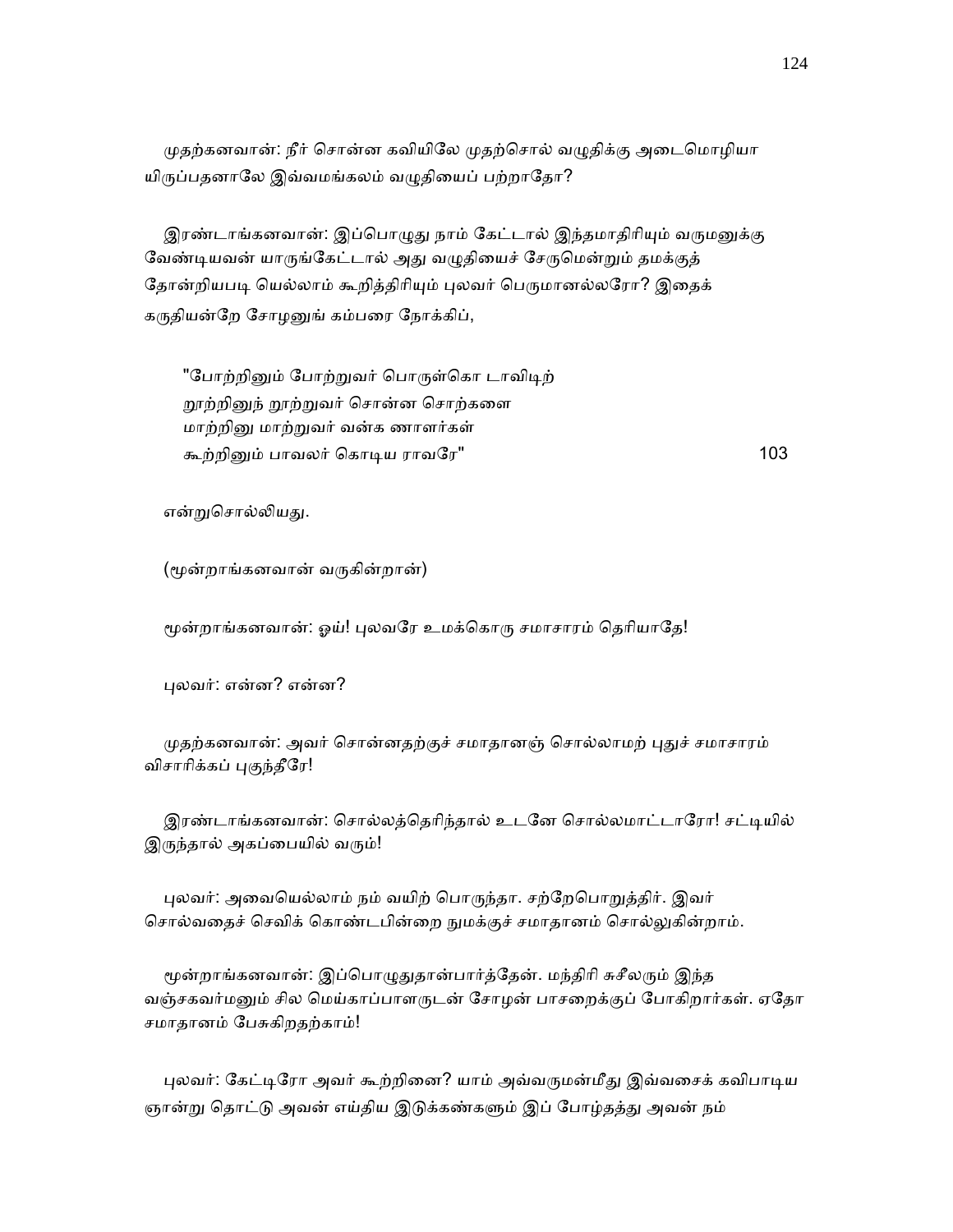முதற்கனவான்: நீர் சொன்ன கவியிலே முதற்சொல் வழுதிக்கு அடைமொழியா யிருப்பதனாலே இவ்வமங்கலம் வழுதியைப் பற்றாதோ?

இரண்டாங்கனவான்: இப்பொழுது நாம் கேட்டால் இந்தமாதிரியும் வருமனுக்கு வேண்டியவன் யாருங்கேட்டால் அது வழுதியைச் சேருமென்றும் தமக்குத் தோன்றியபடி யெல்லாம் கூறித்திரியும் புலவர் பெருமானல்லரோ? இதைக் கருதியன்றே சோழனுங் கம்பரை நோக்கிப்,

"போற்றினும் போற்றுவர் பொருள்கொ டாவிடிற்
றூற்றினுந் தூற்றுவர் சொன்ன சொற்களை
மாற்றினு மாற்றுவர் வன்க ணாளர்கள்
கூற்றினும் பாவலர் கொடிய ராவரே" 103

என்றுசொல்லியது.

(மூன்றாங்கனவான் வருகின்றான்)

மூன்றாங்கனவான்: ஓய்! புலவரே உமக்கொரு சமாசாரம் தெரியாதே!

புலவர்: என்ன? என்ன?

முதற்கனவான்: அவர் சொன்னதற்குச் சமாதானஞ் சொல்லாமற் புதுச் சமாசாரம் விசாரிக்கப் புகுந்தீரே!

இரண்டாங்கனவான்: சொல்லத்தெரிந்தால் உடனே சொல்லமாட்டாரோ! சட்டியில் இருந்தால் அகப்பையில் வரும்!

புலவர்: அவையெல்லாம் நம் வயிற் பொருந்தா. சற்றேபொறுத்திர். இவர் சொல்வதைச் செவிக் கொண்டபின்றை நுமக்குச் சமாதானம் சொல்லுகின்றாம்.

மூன்றாங்கனவான்: இப்பொழுதுதான்பார்த்தேன். மந்திரி சுசீலரும் இந்த வஞ்சகவர்மனும் சில மெய்காப்பாளருடன் சோழன் பாசறைக்குப் போகிறார்கள். ஏதோ சமாதானம் பேசுகிறதற்காம்!

புலவர்: கேட்டிரோ அவர் கூற்றினை? யாம் அவ்வருமன்மீது இவ்வசைக் கவிபாடிய ஞான்று தொட்டு அவன் எய்திய இடுக்கண்களும் இப் போழ்தத்து அவன் நம்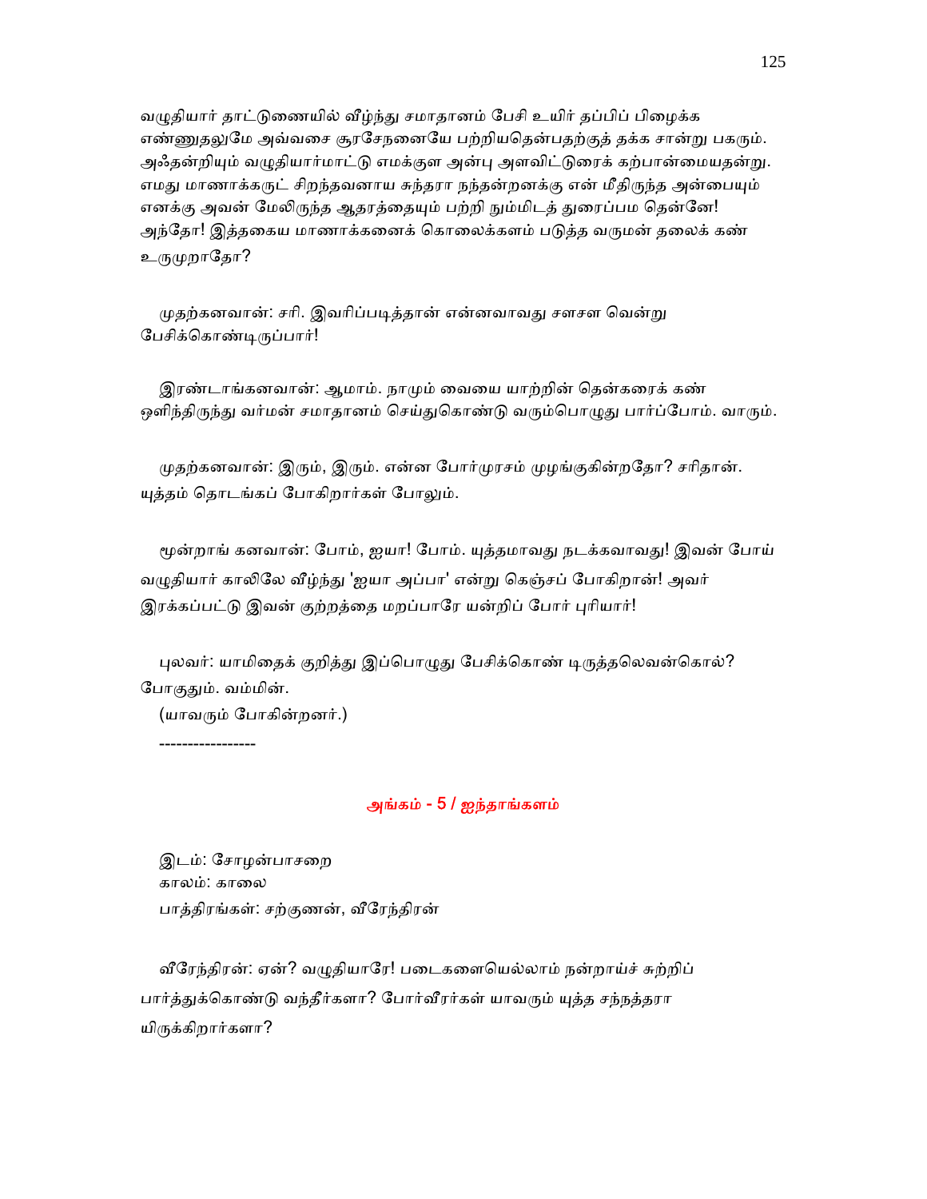வழுதியார் தாட்டுணையில் வீழ்ந்து சமாதானம் பேசி உயிர் தப்பிப் பிழைக்க எண்ணுதலுமே அவ்வசை சூரசேநனையே பற்றியதென்பதற்குத் தக்க சான்று பகரும். அஃதன்றியும் வழுதியார்மாட்டு எமக்குள அன்பு அளவிட்டுரைக் கற்பான்மையதன்று. எமது மாணாக்கருட் சிறந்தவனாய சுந்தரா நந்தன்றனக்கு என் மீதிருந்த அன்பையும் எனக்கு அவன் மேலிருந்த ஆதரத்தையும் பற்றி நும்மிடத் துரைப்பம தென்னே! அந்தோ! இத்தகைய மாணாக்கனைக் கொலைக்களம் படுத்த வருமன் தலைக் கண் உருமுறாதோ?

முதற்கனவான்: சரி. இவரிப்படித்தான் என்னவாவது சளசள வென்று பேசிக்கொண்டிருப்பார்!

இரண்டாங்கனவான்: ஆமாம். நாமும் வையை யாற்றின் தென்கரைக் கண் ஒளிந்திருந்து வர்மன் சமாதானம் செய்துகொண்டு வரும்பொழுது பார்ப்போம். வாரும்.

முதற்கனவான்: இரும், இரும். என்ன போர்முரசம் முழங்குகின்றதோ? சரிதான். யுத்தம் தொடங்கப் போகிறார்கள் போலும்.

மூன்றாங் கனவான்: போம், ஐயா! போம். யுத்தமாவது நடக்கவாவது! இவன் போய் வழுதியார் காலிலே வீழ்ந்து 'ஐயா அப்பா' என்று கெஞ்சப் போகிறான்! அவர் இரக்கப்பட்டு இவன் குற்றத்தை மறப்பாரே யன்றிப் போர் புரியார்!

புலவர்: யாமிதைக் குறித்து இப்பொழுது பேசிக்கொண் டிருத்தலெவன்கொல்? போகுதும். வம்மின்.

(யாவரும் போகின்றனர்.)

-----------------

## அங்கம் - 5 / ஐந்தாங்களம்

இடம்: சோழன்பாசறை
காலம்: காலை
பாத்திரங்கள்: சற்குணன், வீரேந்திரன்

வீரேந்திரன்: ஏன்? வழுதியாரே! படைகளையெல்லாம் நன்றாய்ச் சுற்றிப் பார்த்துக்கொண்டு வந்தீர்களா? போர்வீரர்கள் யாவரும் யுத்த சந்நத்தரா யிருக்கிறார்களா?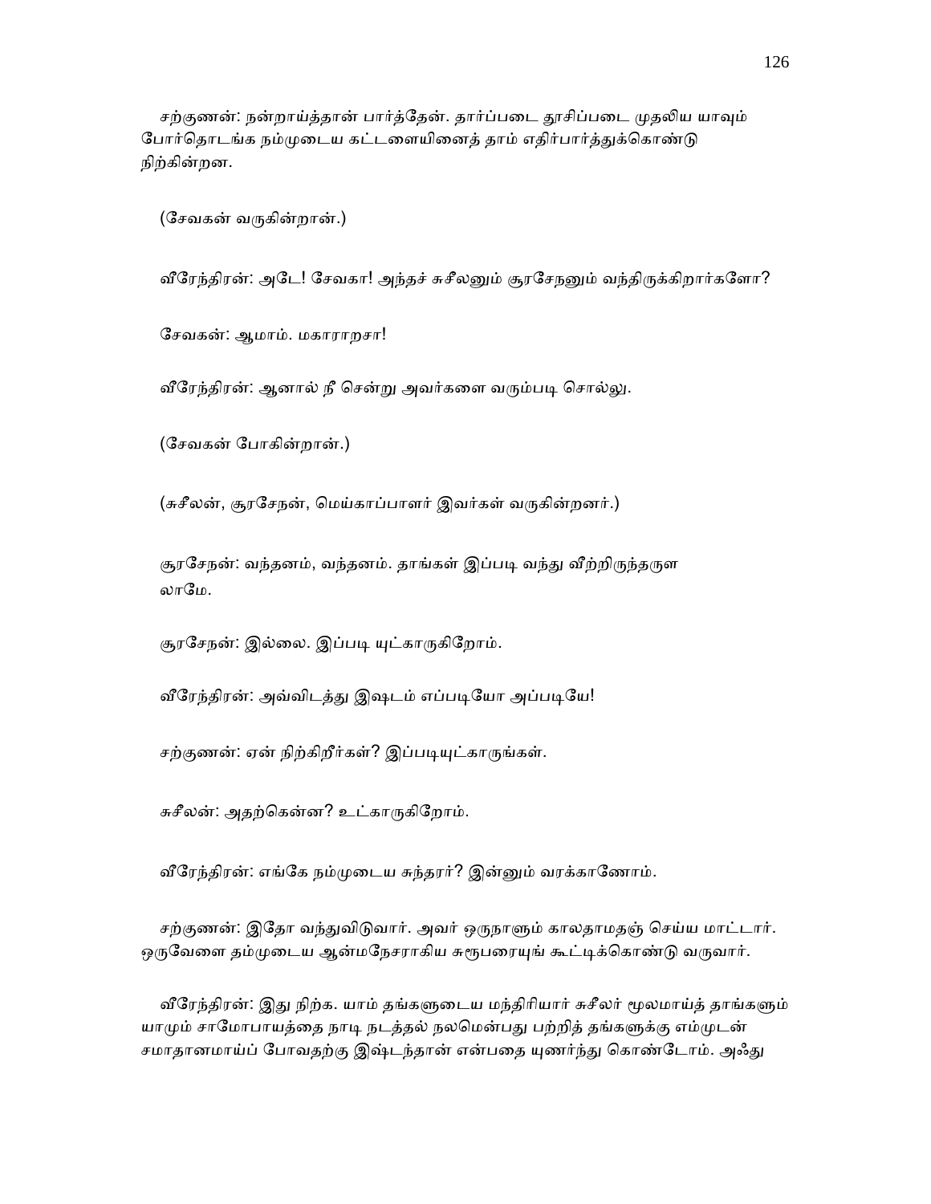சற்குணன்: நன்றாய்த்தான் பார்த்தேன். தார்ப்படை தூசிப்படை முதலிய யாவும் போர்தொடங்க நம்முடைய கட்டளையினைத் தாம் எதிர்பார்த்துக்கொண்டு நிற்கின்றன.

(சேவகன் வருகின்றான்.)

வீரேந்திரன்: அடே! சேவகா! அந்தச் சுசீலனும் சூரசேநனும் வந்திருக்கிறார்களோ?

சேவகன்: ஆமாம். மகாராறசா!

வீரேந்திரன்: ஆனால் நீ சென்று அவர்களை வரும்படி சொல்லு.

(சேவகன் போகின்றான்.)

(சுசீலன், சூரசேநன், மெய்காப்பாளர் இவர்கள் வருகின்றனர்.)

சூரசேநன்: வந்தனம், வந்தனம். தாங்கள் இப்படி வந்து வீற்றிருந்தருள லாமே.

சூரசேநன்: இல்லை. இப்படி யுட்காருகிறோம்.

வீரேந்திரன்: அவ்விடத்து இஷடம் எப்படியோ அப்படியே!

சற்குணன்: ஏன் நிற்கிறீர்கள்? இப்படியுட்காருங்கள்.

சுசீலன்: அதற்கென்ன? உட்காருகிறோம்.

வீரேந்திரன்: எங்கே நம்முடைய சுந்தரர்? இன்னும் வரக்காணோம்.

சற்குணன்: இதோ வந்துவிடுவார். அவர் ஒருநாளும் காலதாமதஞ் செய்ய மாட்டார். ஒருவேளை தம்முடைய ஆன்மநேசராகிய சுரூபரையுங் கூட்டிக்கொண்டு வருவார்.

வீரேந்திரன்: இது நிற்க. யாம் தங்களுடைய மந்திரியார் சுசீலர் மூலமாய்த் தாங்களும் யாமும் சாமோபாயத்தை நாடி நடத்தல் நலமென்பது பற்றித் தங்களுக்கு எம்முடன் சமாதானமாய்ப் போவதற்கு இஷ்டந்தான் என்பதை யுணர்ந்து கொண்டோம். அஃது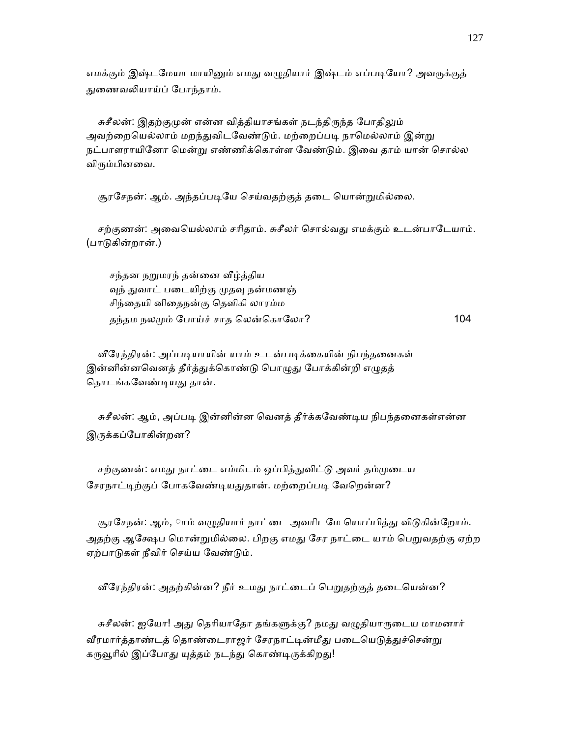எமக்கும் இஷ்டமேயா மாயினும் எமது வழுதியார் இஷ்டம் எப்படியோ? அவருக்குத் துணைவலியாய்ப் போந்தாம்.

சுசீலன்: இதற்குமுன் என்ன வித்தியாசங்கள் நடந்திருந்த போதிலும் அவற்றையெல்லாம் மறந்துவிடவேண்டும். மற்றைப்படி நாமெல்லாம் இன்று நட்பாளராயினோ மென்று எண்ணிக்கொள்ள வேண்டும். இவை தாம் யான் சொல்ல விரும்பினவை.

சூரசேநன்: ஆம். அந்தப்படியே செய்வதற்குத் தடை யொன்றுமில்லை.

சற்குணன்: அவையெல்லாம் சரிதாம். சுசீலர் சொல்வது எமக்கும் உடன்பாடேயாம். (பாடுகின்றான்.)

சந்தன நறுமரந் தன்னை வீழ்த்திய
வுந் துவாட் படையிற்கு முதவு நன்மணஞ்
சிந்தையி னிதைநன்கு தெளிகி லாரம்ம
தந்தம நலமும் போய்ச் சாத லென்கொலோ? 104

வீரேந்திரன்: அப்படியாயின் யாம் உடன்படிக்கையின் நிபந்தனைகள் இன்னின்னவெனத் தீர்த்துக்கொண்டு பொழுது போக்கின்றி எழுதத் தொடங்கவேண்டியது தான்.

சுசீலன்: ஆம், அப்படி இன்னின்ன வெனத் தீர்க்கவேண்டிய நிபந்தனைகள்என்ன இருக்கப்போகின்றன?

சற்குணன்: எமது நாட்டை எம்மிடம் ஒப்பித்துவிட்டு அவர் தம்முடைய சேரநாட்டிற்குப் போகவேண்டியதுதான். மற்றைப்படி வேறென்ன?

சூரசேநன்: ஆம், ாம் வழுதியார் நாட்டை அவரிடமே யொப்பித்து விடுகின்றோம். அதற்கு ஆக்ஷேப மொன்றுமில்லை. பிறகு எமது சேர நாட்டை யாம் பெறுவதற்கு ஏற்ற ஏற்பாடுகள் நீவிர் செய்ய வேண்டும்.

வீரேந்திரன்: அதற்கின்ன? நீர் உமது நாட்டைப் பெறுதற்குத் தடையென்ன?

சுசீலன்: ஐயோ! அது தெரியாதோ தங்களுக்கு? நமது வழுதியாருடைய மாமனார் வீரமார்த்தாண்டத் தொண்டைராஜர் சேரநாட்டின்மீது படையெடுத்துச்சென்று கருவூரில் இப்போது யுத்தம் நடந்து கொண்டிருக்கிறது!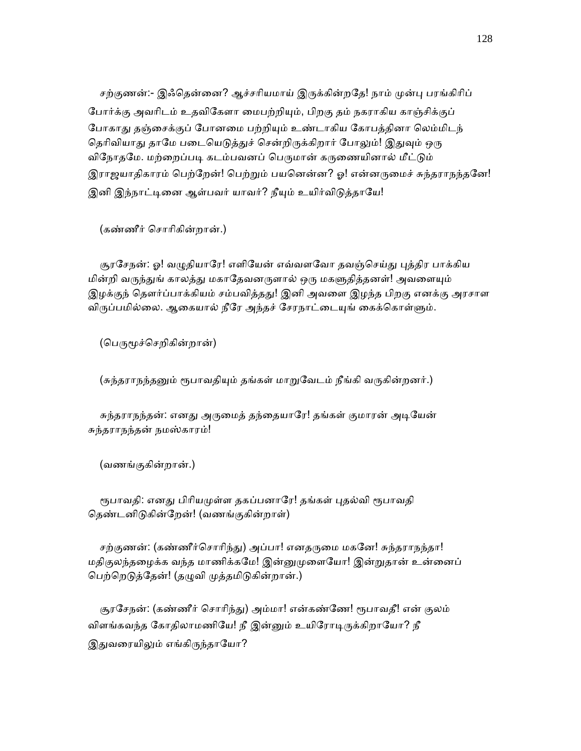சற்குணன்:- இஃதென்னை? ஆச்சரியமாய் இருக்கின்றதே! நாம் முன்பு பரங்கிரிப் போர்க்கு அவரிடம் உதவிகேளா மைபற்றியும், பிறகு தம் நகராகிய காஞ்சிக்குப் போகாது தஞ்சைக்குப் போனமை பற்றியும் உண்டாகிய கோபத்தினா லெம்மிடந் தெரிவியாது தாமே படையெடுத்துச் சென்றிருக்கிறார் போலும்! இதுவும் ஒரு விநோதமே. மற்றைப்படி கடம்பவனப் பெருமான் கருணையினால் மீட்டும் இராஜயாதிகாரம் பெற்றேன்! பெற்றும் பயனென்ன? ஓ! என்னருமைச் சுந்தராநந்தனே! இனி இந்நாட்டினை ஆள்பவர் யாவர்? நீயும் உயிர்விடுத்தாயே!

(கண்ணீர் சொரிகின்றான்.)

சூரசேநன்: ஓ! வழுதியாரே! எளியேன் எவ்வளவோ தவஞ்செய்து புத்திர பாக்கிய மின்றி வருந்துங் காலத்து மகாதேவனருளால் ஒரு மகளுதித்தனள்! அவளையும் இழக்குந் தௌர்ப்பாக்கியம் சம்பவித்தது! இனி அவளை இழந்த பிறகு எனக்கு அரசாள விருப்பமில்லை. ஆகையால் நீரே அந்தச் சேரநாட்டையுங் கைக்கொள்ளும்.

(பெருமூச்செறிகின்றான்)

(சுந்தராநந்தனும் ரூபாவதியும் தங்கள் மாறுவேடம் நீங்கி வருகின்றனர்.)

சுந்தராநந்தன்: எனது அருமைத் தந்தையாரே! தங்கள் குமாரன் அடியேன் சுந்தராநந்தன் நமஸ்காரம்!

(வணங்குகின்றான்.)

ரூபாவதி: எனது பிரியமுள்ள தகப்பனாரே! தங்கள் புதல்வி ரூபாவதி தெண்டனிடுகின்றேன்! (வணங்குகின்றாள்)

சற்குணன்: (கண்ணீர்சொரிந்து) அப்பா! எனதருமை மகனே! சுந்தராநந்தா! மதிகுலந்தழைக்க வந்த மாணிக்கமே! இன்னுமுளையோ! இன்றுதான் உன்னைப் பெற்றெடுத்தேன்! (தழுவி முத்தமிடுகின்றான்.)

சூரசேநன்: (கண்ணீர் சொரிந்து) அம்மா! என்கண்ணே! ரூபாவதீ! என் குலம் விளங்கவந்த கோதிலாமணியே! நீ இன்னும் உயிரோடிருக்கிறாயோ? நீ இதுவரையிலும் எங்கிருந்தாயோ?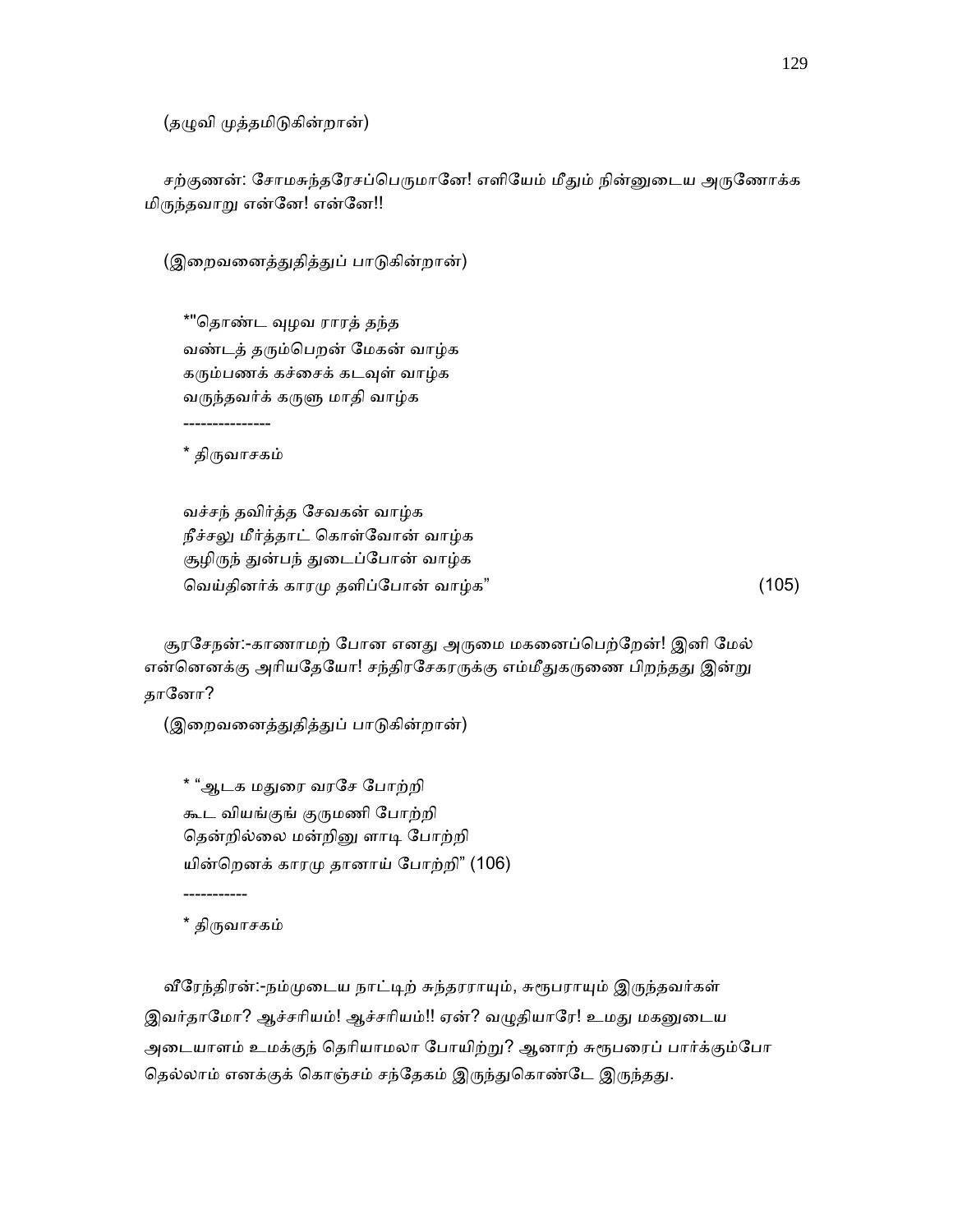(தழுவி முத்தமிடுகின்றான்)

சற்குணன்: சோமசுந்தரேசப்பெருமானே! எளியேம் மீதும் நின்னுடைய அருணோக்க மிருந்தவாறு என்னே! என்னே!!

(இறைவனைத்துதித்துப் பாடுகின்றான்)

*"தொண்ட வுழவ ராரத் தந்த
வண்டத் தரும்பெறன் மேகன் வாழ்க
கரும்பணக் கச்சைக் கடவுள் வாழ்க
வருந்தவர்க் கருளு மாதி வாழ்க

---------------

* திருவாசகம்

வச்சந் தவிர்த்த சேவகன் வாழ்க
நீச்சலு மீர்த்தாட் கொள்வோன் வாழ்க
சூழிருந் துன்பந் துடைப்போன் வாழ்க
வெய்தினர்க் காரமு தளிப்போன் வாழ்க" (105)

சூரசேநன்:-காணாமற் போன எனது அருமை மகனைப்பெற்றேன்! இனி மேல் என்னெனக்கு அரியதேயோ! சந்திரசேகரருக்கு எம்மீதுகருணை பிறந்தது இன்று தானோ?

(இறைவனைத்துதித்துப் பாடுகின்றான்)

* "ஆடக மதுரை வரசே போற்றி
கூட வியங்குங் குருமணி போற்றி
தென்றில்லை மன்றினு ளாடி போற்றி
யின்றெனக் காரமு தானாய் போற்றி" (106)

-----------

* திருவாசகம்

வீரேந்திரன்:-நம்முடைய நாட்டிற் சுந்தரராயும், சுரூபராயும் இருந்தவர்கள் இவர்தாமோ? ஆச்சரியம்! ஆச்சரியம்!! ஏன்? வழுதியாரே! உமது மகனுடைய அடையாளம் உமக்குந் தெரியாமலா போயிற்று? ஆனாற் சுரூபரைப் பார்க்கும்போ தெல்லாம் எனக்குக் கொஞ்சம் சந்தேகம் இருந்துகொண்டே இருந்தது.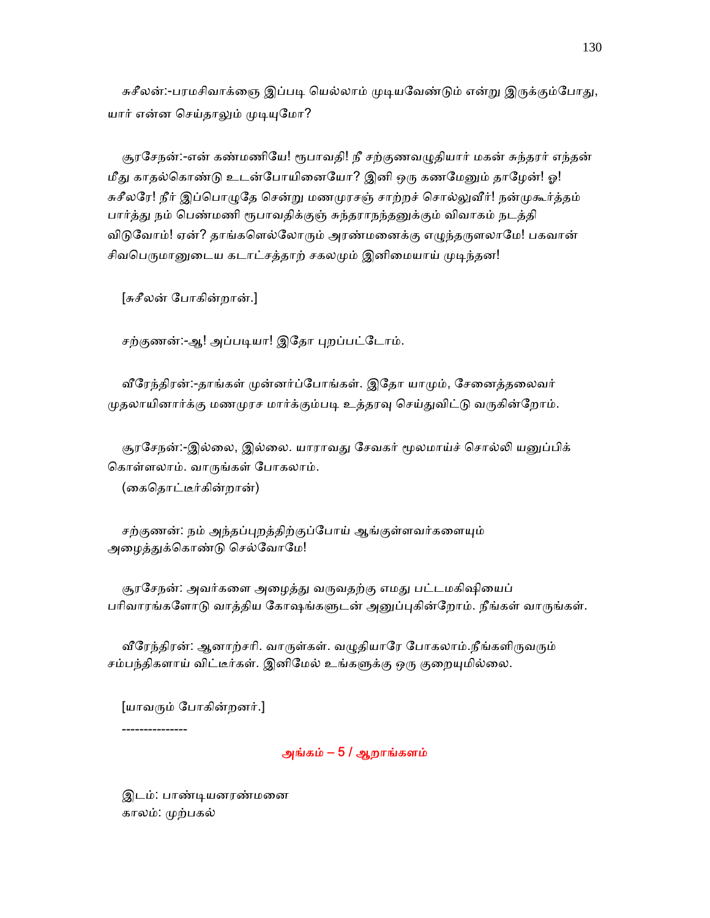சுசீலன்:-பரமசிவாக்ஞை இப்படி யெல்லாம் முடியவேண்டும் என்று இருக்கும்போது, யார் என்ன செய்தாலும் முடியுமோ?

சூரசேநன்:-என் கண்மணியே! ரூபாவதி! நீ சற்குணவழுதியார் மகன் சுந்தரர் எந்தன் மீது காதல்கொண்டு உடன்போயினையோ? இனி ஒரு கணமேனும் தாழேன்! ஓ! சுசீலரே! நீர் இப்பொழுதே சென்று மணமுரசஞ் சாற்றச் சொல்லுவீர்! நன்முகூர்த்தம் பார்த்து நம் பெண்மணி ரூபாவதிக்குஞ் சுந்தரானந்தனுக்கும் விவாகம் நடத்தி விடுவோம்! ஏன்? தாங்களெல்லோரும் அரண்மனைக்கு எழுந்தருளலாமே! பகவான் சிவபெருமானுடைய கடாட்சத்தாற் சகலமும் இனிமையாய் முடிந்தன!

[சுசீலன் போகின்றான்.]

சற்குணன்:-ஆ! அப்படியா! இதோ புறப்பட்டோம்.

வீரேந்திரன்:-தாங்கள் முன்னர்ப்போங்கள். இதோ யாமும், சேனைத்தலைவர் முதலாயினார்க்கு மணமுரச மார்க்கும்படி உத்தரவு செய்துவிட்டு வருகின்றோம்.

சூரசேநன்:-இல்லை, இல்லை. யாராவது சேவகர் மூலமாய்ச் சொல்லி யனுப்பிக் கொள்ளலாம். வாருங்கள் போகலாம்.
(கைதொட்டீர்கின்றான்)

சற்குணன்: நம் அந்தப்புறத்திற்குப்போய் ஆங்குள்ளவர்களையும் அழைத்துக்கொண்டு செல்வோமே!

சூரசேநன்: அவர்களை அழைத்து வருவதற்கு எமது பட்டமகிஷியைப் பரிவாரங்களோடு வாத்திய கோஷங்களுடன் அனுப்புகின்றோம். நீங்கள் வாருங்கள்.

வீரேந்திரன்: ஆனாற்சரி. வாருள்கள். வழுதியாரே போகலாம்.நீங்களிருவரும் சம்பந்திகளாய் விட்டீர்கள். இனிமேல் உங்களுக்கு ஒரு குறையுமில்லை.

[யாவரும் போகின்றனர்.]

---------------

## அங்கம் – 5 / ஆறாங்களம்

இடம்: பாண்டியனரண்மனை
காலம்: முற்பகல்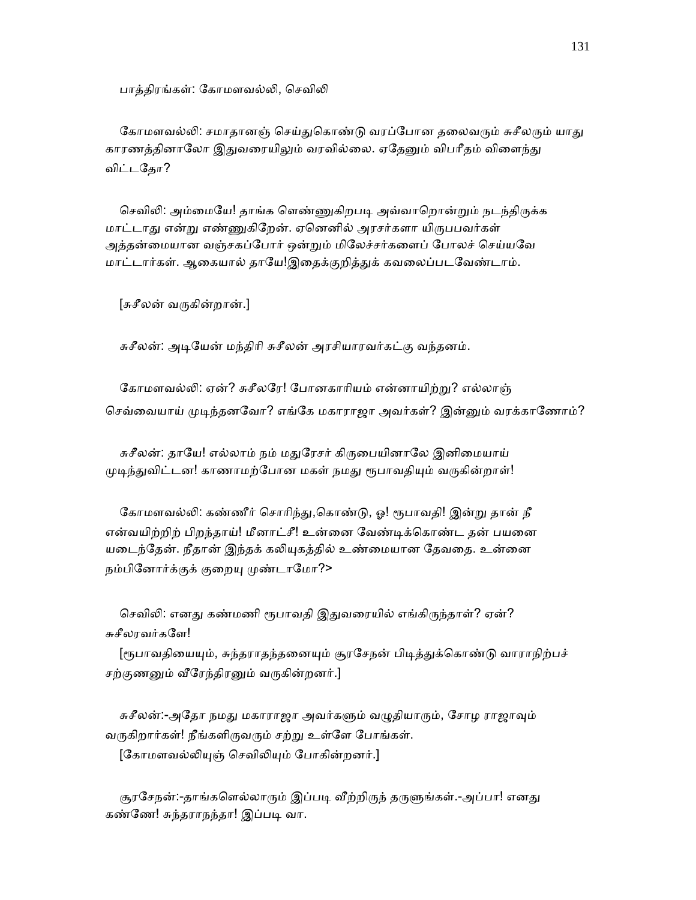பாத்திரங்கள்: கோமளவல்லி, செவிலி

கோமளவல்லி: சமாதானஞ் செய்துகொண்டு வரப்போன தலைவரும் சுசீலரும் யாது காரணத்தினாலோ இதுவரையிலும் வரவில்லை. ஏதேனும் விபரீதம் விளைந்து விட்டதோ?

செவிலி: அம்மையே! தாங்க ளெண்ணுகிறபடி அவ்வாறொன்றும் நடந்திருக்க மாட்டாது என்று எண்ணுகிறேன். ஏனெனில் அரசர்களா யிருபபவர்கள் அத்தன்மையான வஞ்சகப்போர் ஒன்றும் மிலேச்சர்களைப் போலச் செய்யவே மாட்டார்கள். ஆகையால் தாயே!இதைக்குறித்துக் கவலைப்படவேண்டாம்.

[சுசீலன் வருகின்றான்.]

சுசீலன்: அடியேன் மந்திரி சுசீலன் அரசியாரவர்கட்கு வந்தனம்.

கோமளவல்லி: ஏன்? சுசீலரே! போனகாரியம் என்னாயிற்று? எல்லாஞ் செவ்வையாய் முடிந்தனவோ? எங்கே மகாராஜா அவர்கள்? இன்னும் வரக்காணோம்?

சுசீலன்: தாயே! எல்லாம் நம் மதுரேசர் கிருபையினாலே இனிமையாய் முடிந்துவிட்டன! காணாமற்போன மகள் நமது ரூபாவதியும் வருகின்றாள்!

கோமளவல்லி: கண்ணீர் சொரிந்து,கொண்டு, ஓ! ரூபாவதி! இன்று தான் நீ என்வயிற்றிற் பிறந்தாய்! மீனாட்சீ! உன்னை வேண்டிக்கொண்ட தன் பயனை யடைந்தேன். நீதான் இந்தக் கலியுகத்தில் உண்மையான தேவதை. உன்னை நம்பினோர்க்குக் குறையு முண்டாமோ?>

செவிலி: எனது கண்மணி ரூபாவதி இதுவரையில் எங்கிருந்தாள்? ஏன்? சுசீலரவர்களே!

[ரூபாவதியையும், சுந்தராதந்தனையும் சூரசேநன் பிடித்துக்கொண்டு வாராநிற்பச் சற்குணனும் வீரேந்திரனும் வருகின்றனர்.]

சுசீலன்:-அதோ நமது மகாராஜா அவர்களும் வழுதியாரும், சோழ ராஜாவும் வருகிறார்கள்! நீங்களிருவரும் சற்று உள்ளே போங்கள்.

[கோமளவல்லியுஞ் செவிலியும் போகின்றனர்.]

சூரசேநன்:-தாங்களெல்லாரும் இப்படி வீற்றிருந் தருளுங்கள்.-அப்பா! எனது கண்ணே! சுந்தராநந்தா! இப்படி வா.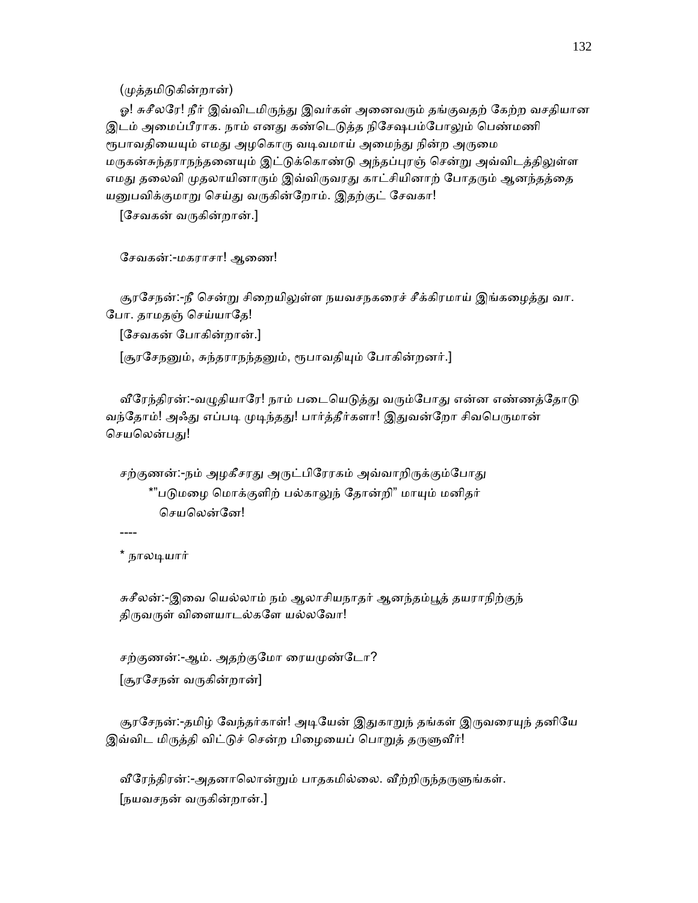(முத்தமிடுகின்றான்)

ஓ! சுசீலரே! நீர் இவ்விடமிருந்து இவர்கள் அனைவரும் தங்குவதற் கேற்ற வசதியான இடம் அமைப்பீராக. நாம் எனது கண்டெடுத்த நிசேஷபம்போலும் பெண்மணி ரூபாவதியையும் எமது அழகொரு வடிவமாய் அமைந்து நின்ற அருமை மருகன்சுந்தரானந்தனையும் இட்டுக்கொண்டு அந்தப்புரஞ் சென்று அவ்விடத்திலுள்ள எமது தலைவி முதலாயினாரும் இவ்விருவரது காட்சியினாற் போதரும் ஆனந்தத்தை யனுபவிக்குமாறு செய்து வருகின்றோம். இதற்குட் சேவகா!

[சேவகன் வருகின்றான்.]

சேவகன்:-மகராசா! ஆணை!

சூரசேநன்:-நீ சென்று சிறையிலுள்ள நயவசநகரைச் சீக்கிரமாய் இங்கழைத்து வா. போ. தாமதஞ் செய்யாதே!

[சேவகன் போகின்றான்.]

[சூரசேநனும், சுந்தரானந்தனும், ரூபாவதியும் போகின்றனர்.]

வீரேந்திரன்:-வழுதியாரே! நாம் படையெடுத்து வரும்போது என்ன எண்ணத்தோடு வந்தோம்! அஃது எப்படி முடிந்தது! பார்த்தீர்களா! இதுவன்றோ சிவபெருமான் செயலென்பது!

சற்குணன்:-நம் அழகீசரது அருட்பிரேரகம் அவ்வாறிருக்கும்போது
*"படுமழை மொக்குளிற் பல்காலுந் தோன்றி" மாயும் மனிதர்
செயலென்னே!

----

* நாலடியார்

சுசீலன்:-இவை யெல்லாம் நம் ஆலாசியநாதர் ஆனந்தம்பூத் தயராநிற்குந் திருவருள் விளையாடல்களே யல்லவோ!

சற்குணன்:-ஆம். அதற்குமோ ரையமுண்டோ?

[சூரசேநன் வருகின்றான்]

சூரசேநன்:-தமிழ் வேந்தர்காள்! அடியேன் இதுகாறுந் தங்கள் இருவரையுந் தனியே இவ்விட மிருத்தி விட்டுச் சென்ற பிழையைப் பொறுத் தருளுவீர்!

வீரேந்திரன்:-அதனாலொன்றும் பாதகமில்லை. வீற்றிருந்தருளுங்கள்.

[நயவசநன் வருகின்றான்.]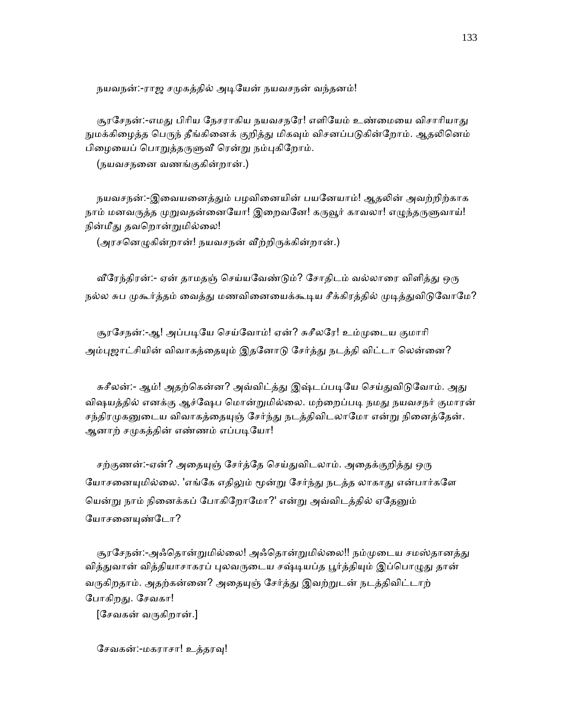நயவநன்:-ராஜ சமுகத்தில் அடியேன் நயவசநன் வந்தனம்!

சூரசேநன்:-எமது பிரிய நேசராகிய நயவசநரே! எளியேம் உண்மையை விசாரியாது நுமக்கிழைத்த பெருந் தீங்கினைக் குறித்து மிகவும் விசனப்படுகின்றோம். ஆதலினெம் பிழையைப் பொறுத்தருளுவீ ரென்று நம்புகிறோம்.

(நயவசநனை வணங்குகின்றான்.)

நயவசநன்:-இவையனைத்தும் பழவினையின் பயனேயாம்! ஆதலின் அவற்றிற்காக நாம் மனவருத்த முறுவதன்னையோ! இறைவனே! கருவூர் காவலா! எழுந்தருளுவாய்! நின்மீது தவறொன்றுமில்லை!

(அரசனெழுகின்றான்! நயவசநன் வீற்றிருக்கின்றான்.)

வீரேந்திரன்:- ஏன் தாமதஞ் செய்யவேண்டும்? சோதிடம் வல்லாரை விளித்து ஒரு நல்ல சுப முகூர்த்தம் வைத்து மணவினையைக்கூடிய சீக்கிரத்தில் முடித்துவிடுவோமே?

சூரசேநன்:-ஆ! அப்படியே செய்வோம்! ஏன்? சுசீலரே! உம்முடைய குமாரி அம்புஜாட்சியின் விவாகத்தையும் இதனோடு சேர்த்து நடத்தி விட்டா லென்னை?

சுசீலன்:- ஆம்! அதற்கென்ன? அவ்விட்த்து இஷ்டப்படியே செய்துவிடுவோம். அது விஷயத்தில் எனக்கு ஆச்ஷேப மொன்றுமில்லை. மற்றைப்படி நமது நயவசநர் குமாரன் சந்திரமுகனுடைய விவாகத்தையுஞ் சேர்ந்து நடத்திவிடலாமோ என்று நினைத்தேன். ஆனாற் சமுகத்தின் எண்ணம் எப்படியோ!

சற்குணன்:-ஏன்? அதையுஞ் சேர்த்தே செய்துவிடலாம். அதைக்குறித்து ஒரு யோசனையுமில்லை. 'எங்கே எதிலும் மூன்று சேர்ந்து நடத்த லாகாது என்பார்களே யென்று நாம் நினைக்கப் போகிறோமோ?' என்று அவ்விடத்தில் ஏதேனும் யோசனையுண்டோ?

சூரசேநன்:-அஃதொன்றுமில்லை! அஃதொன்றுமில்லை!! நம்முடைய சமஸ்தானத்து வித்துவான் வித்தியாசாகரப் புலவருடைய சஷ்டியப்த பூர்த்தியும் இப்பொழுது தான் வருகிறதாம். அதற்கன்னை? அதையுஞ் சேர்த்து இவற்றுடன் நடத்திவிட்டாற் போகிறது. சேவகா!

[சேவகன் வருகிறான்.]

சேவகன்:-மகராசா! உத்தரவு!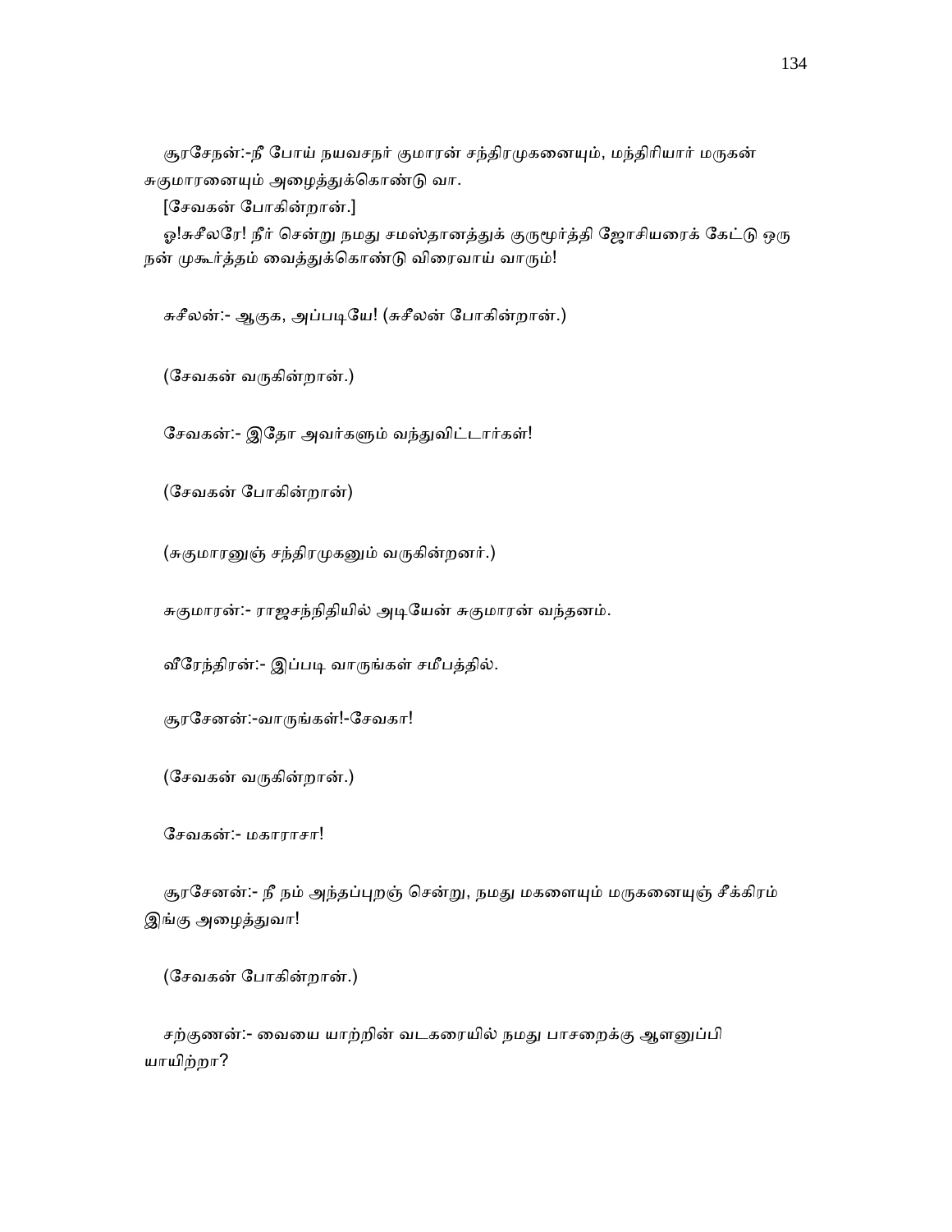சூரசேநன்:-நீ போய் நயவசநர் குமாரன் சந்திரமுகனையும், மந்திரியார் மருகன் சுகுமாரனையும் அழைத்துக்கொண்டு வா.

[சேவகன் போகின்றான்.]

ஓ!சுசீலரே! நீர் சென்று நமது சமஸ்தானத்துக் குருமூர்த்தி ஜோசியரைக் கேட்டு ஒரு நன் முகூர்த்தம் வைத்துக்கொண்டு விரைவாய் வாரும்!

சுசீலன்:- ஆகுக, அப்படியே! (சுசீலன் போகின்றான்.)

(சேவகன் வருகின்றான்.)

சேவகன்:- இதோ அவர்களும் வந்துவிட்டார்கள்!

(சேவகன் போகின்றான்)

(சுகுமாரனுஞ் சந்திரமுகனும் வருகின்றனர்.)

சுகுமாரன்:- ராஜசந்நிதியில் அடியேன் சுகுமாரன் வந்தனம்.

வீரேந்திரன்:- இப்படி வாருங்கள் சமீபத்தில்.

சூரசேனன்:-வாருங்கள்!-சேவகா!

(சேவகன் வருகின்றான்.)

சேவகன்:- மகாராசா!

சூரசேனன்:- நீ நம் அந்தப்புறஞ் சென்று, நமது மகளையும் மருகனையுஞ் சீக்கிரம் இங்கு அழைத்துவா!

(சேவகன் போகின்றான்.)

சற்குணன்:- வையை யாற்றின் வடகரையில் நமது பாசறைக்கு ஆளனுப்பி யாயிற்றா?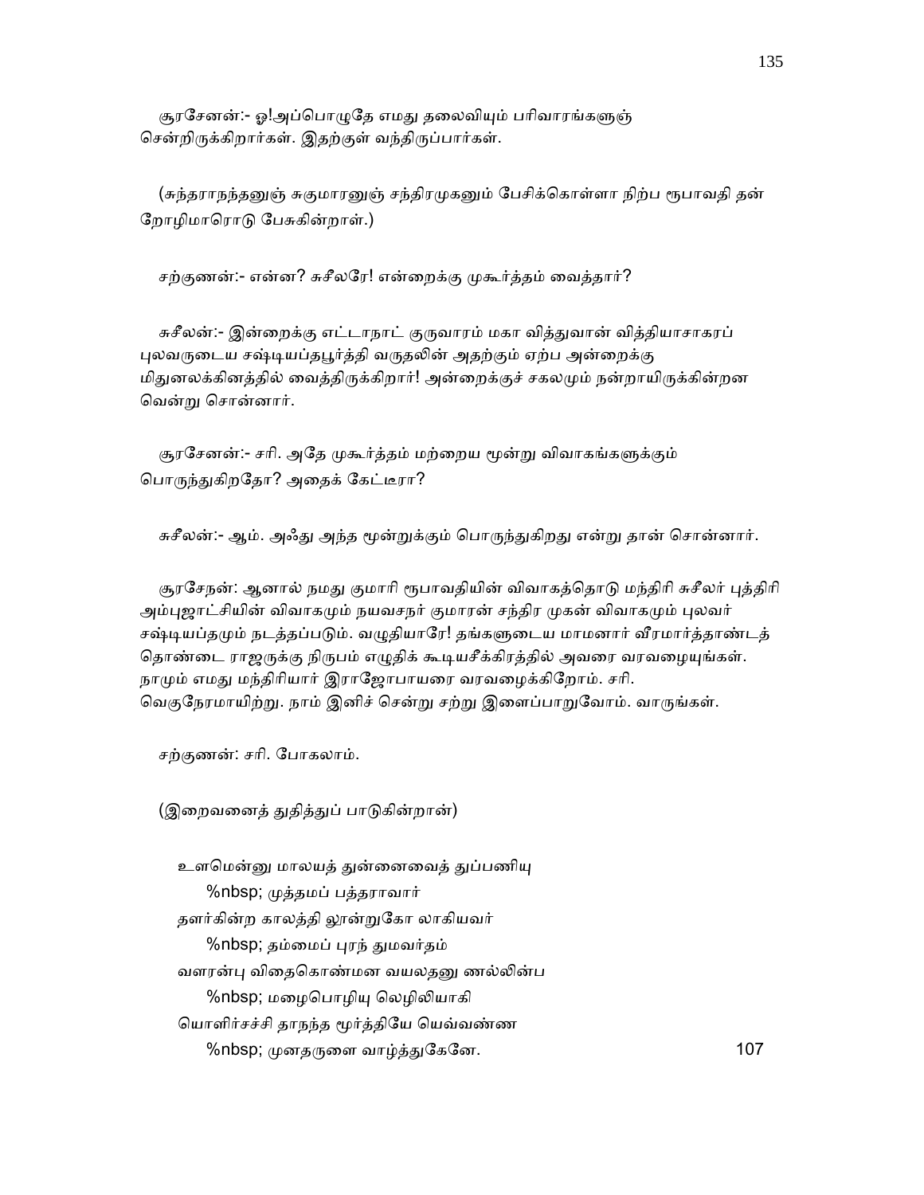சூரசேனன்:- ஓ!அப்பொழுதே எமது தலைவியும் பரிவாரங்களுஞ் சென்றிருக்கிறார்கள். இதற்குள் வந்திருப்பார்கள்.

(சுந்தராநந்தனுஞ் சுகுமாரனுஞ் சந்திரமுகனும் பேசிக்கொள்ளா நிற்ப ரூபாவதி தன் றோழிமாரொடு பேசுகின்றாள்.)

சற்குணன்:- என்ன? சுசீலரே! என்றைக்கு முகூர்த்தம் வைத்தார்?

சுசீலன்:- இன்றைக்கு எட்டாநாட் குருவாரம் மகா வித்துவான் வித்தியாசாகரப் புலவருடைய சஷ்டியப்தபூர்த்தி வருதலின் அதற்கும் ஏற்ப அன்றைக்கு மிதுனலக்கினத்தில் வைத்திருக்கிறார்! அன்றைக்குச் சகலமும் நன்றாயிருக்கின்றன வென்று சொன்னார்.

சூரசேனன்:- சரி. அதே முகூர்த்தம் மற்றைய மூன்று விவாகங்களுக்கும் பொருந்துகிறதோ? அதைக் கேட்டீரா?

சுசீலன்:- ஆம். அஃது அந்த மூன்றுக்கும் பொருந்துகிறது என்று தான் சொன்னார்.

சூரசேநன்: ஆனால் நமது குமாரி ரூபாவதியின் விவாகத்தொடு மந்திரி சுசீலர் புத்திரி அம்புஜாட்சியின் விவாகமும் நயவசநர் குமாரன் சந்திர முகன் விவாகமும் புலவர் சஷ்டியப்தமும் நடத்தப்படும். வழுதியாரே! தங்களுடைய மாமனார் வீரமார்த்தாண்டத் தொண்டை ராஜருக்கு நிருபம் எழுதிக் கூடியசீக்கிரத்தில் அவரை வரவழையுங்கள். நாமும் எமது மந்திரியார் இராஜோபாயரை வரவழைக்கிறோம். சரி. வெகுநேரமாயிற்று. நாம் இனிச் சென்று சற்று இளைப்பாறுவோம். வாருங்கள்.

சற்குணன்: சரி. போகலாம்.

(இறைவனைத் துதித்துப் பாடுகின்றான்)

உளமென்னு மாலயத் துன்னைவைத் துப்பணியு
%nbsp; முத்தமப் பத்தராவார்
தளர்கின்ற காலத்தி லூன்றுகோ லாகியவர்
%nbsp; தம்மைப் புரந் துமவர்தம்
வளரன்பு விதைகொண்மன வயலதனு ணல்லின்ப
%nbsp; மழைபொழியு லெழிலியாகி
யொளிர்சச்சி தாநந்த மூர்த்தியே யெவ்வண்ண
%nbsp; முனதருளை வாழ்த்துகேனே. 107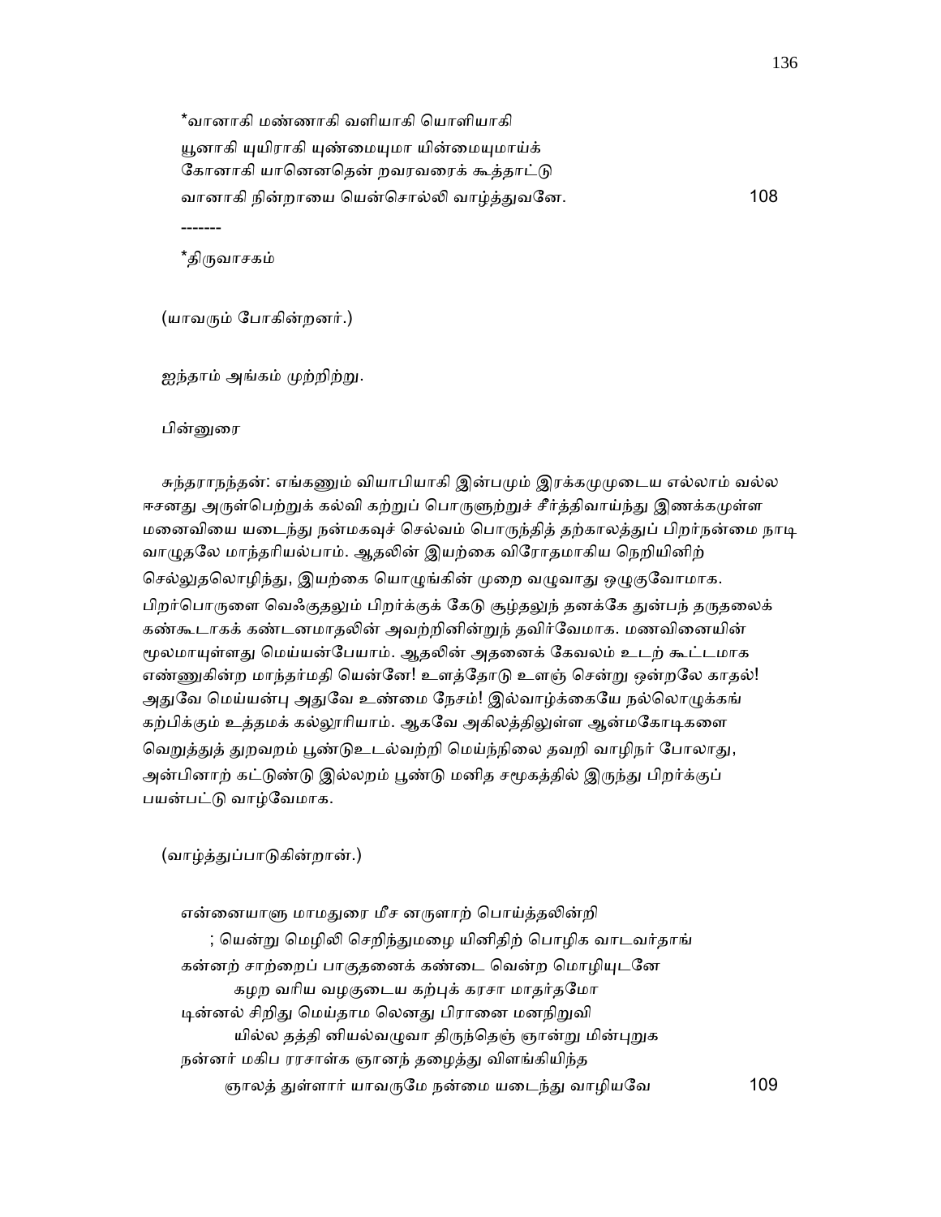*வானாகி மண்ணாகி வளியாகி யொளியாகி  
யூனாகி யுயிராகி யுண்மையுமா யின்மையுமாய்க்  
கோனாகி யானெனதென் றவரவரைக் கூத்தாட்டு  
வானாகி நின்றாயை யென்சொல்லி வாழ்த்துவனே. 108

-------

*திருவாசகம்

(யாவரும் போகின்றனர்.)

ஐந்தாம் அங்கம் முற்றிற்று.

பின்னுரை

சுந்தராநந்தன்: எங்கணும் வியாபியாகி இன்பமும் இரக்கமுமுடைய எல்லாம் வல்ல ஈசனது அருள்பெற்றுக் கல்வி கற்றுப் பொருளுற்றுச் சீர்த்திவாய்ந்து இணக்கமுள்ள மனைவியை யடைந்து நன்மகவுச் செல்வம் பொருந்தித் தற்காலத்துப் பிறர்நன்மை நாடி வாழுதலே மாந்தரியல்பாம். ஆதலின் இயற்கை விரோதமாகிய நெறியினிற் செல்லுதலொழிந்து, இயற்கை யொழுங்கின் முறை வழுவாது ஒழுகுவோமாக. பிறர்பொருளை வெஃகுதலும் பிறர்க்குக் கேடு சூழ்தலுந் தனக்கே துன்பந் தருதலைக் கண்கூடாகக் கண்டனமாதலின் அவற்றினின்றுந் தவிர்வேமாக. மணவினையின் மூலமாயுள்ளது மெய்யன்பேயாம். ஆதலின் அதனைக் கேவலம் உடற் கூட்டமாக எண்ணுகின்ற மாந்தர்மதி யென்னே! உளத்தோடு உளஞ் சென்று ஒன்றலே காதல்! அதுவே மெய்யன்பு அதுவே உண்மை நேசம்! இல்வாழ்க்கையே நல்லொழுக்கங் கற்பிக்கும் உத்தமக் கல்லூரியாம். ஆகவே அகிலத்திலுள்ள ஆன்மகோடிகளை வெறுத்துத் துறவறம் பூண்டுஉடல்வற்றி மெய்ந்நிலை தவறி வாழிநர் போலாது, அன்பினாற் கட்டுண்டு இல்லறம் பூண்டு மனித சமூகத்தில் இருந்து பிறர்க்குப் பயன்பட்டு வாழ்வேமாக.

(வாழ்த்துப்பாடுகின்றான்.)

என்னையாளு மாமதுரை மீச னருளாற் பொய்த்தலின்றி  
; யென்று மெழிலி செறிந்துமழை யினிதிற் பொழிக வாடவர்தாங்  
கன்னற் சாற்றைப் பாகுதனைக் கண்டை வென்ற மொழியுடனே  
கழற வரிய வழகுடைய கற்புக் கரசா மாதர்தமோ  
டின்னல் சிறிது மெய்தாம லெனது பிரானை மனநிறுவி  
யில்ல தத்தி னியல்வழுவா திருந்தெஞ் ஞான்று மின்புறுக  
நன்னர் மகிப ரரசாள்க ஞானந் தழைத்து விளங்கியிந்த  
ஞாலத் துள்ளார் யாவருமே நன்மை யடைந்து வாழியவே 109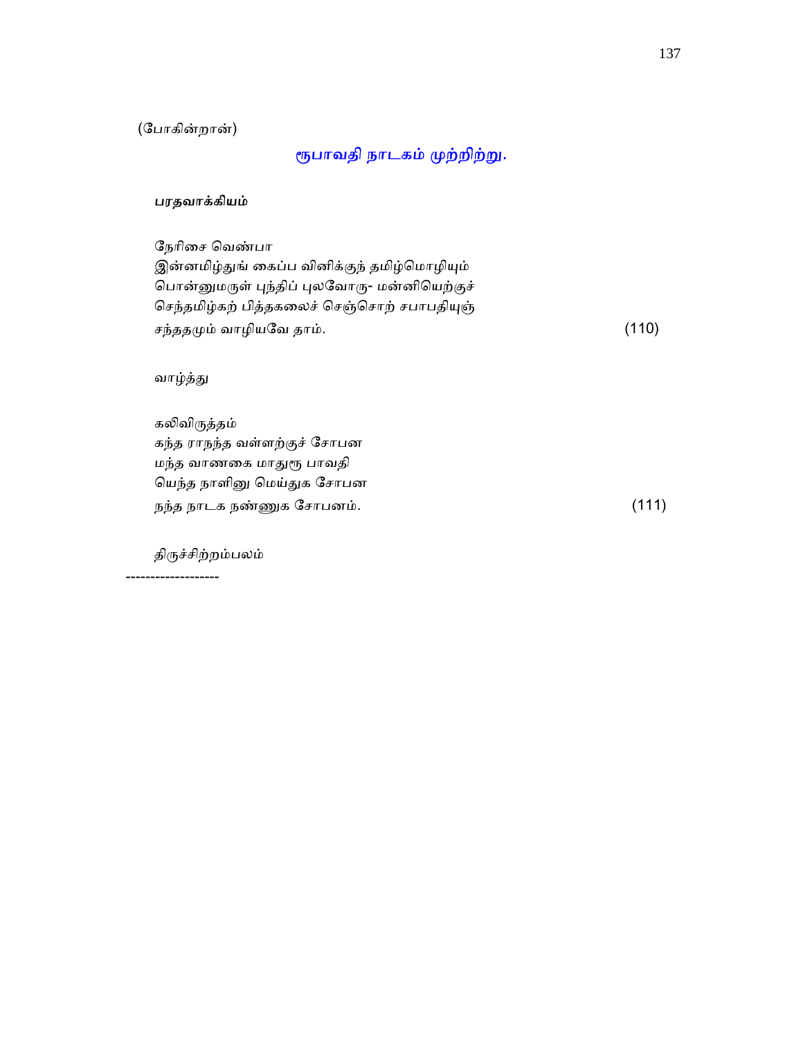(போகின்றான்)

## ரூபாவதி நாடகம் முற்றிற்று.

**பரதவாக்கியம்**

நேரிசை வெண்பா
இன்னமிழ்துங் கைப்ப வினிக்குந் தமிழ்மொழியும்
பொன்னுமருள் புந்திப் புலவோரு- மன்னியெற்குச்
செந்தமிழ்கற் பித்தகலைச் செஞ்சொற் சபாபதியுஞ்
சந்ததமும் வாழியவே தாம். (110)

வாழ்த்து

கலிவிருத்தம்
கந்த ராநந்த வள்ளற்குச் சோபன
மந்த வாணகை மாதுரூ பாவதி
யெந்த நாளினு மெய்துக சோபன
நந்த நாடக நண்ணுக சோபனம். (111)

திருச்சிற்றம்பலம்

------------------